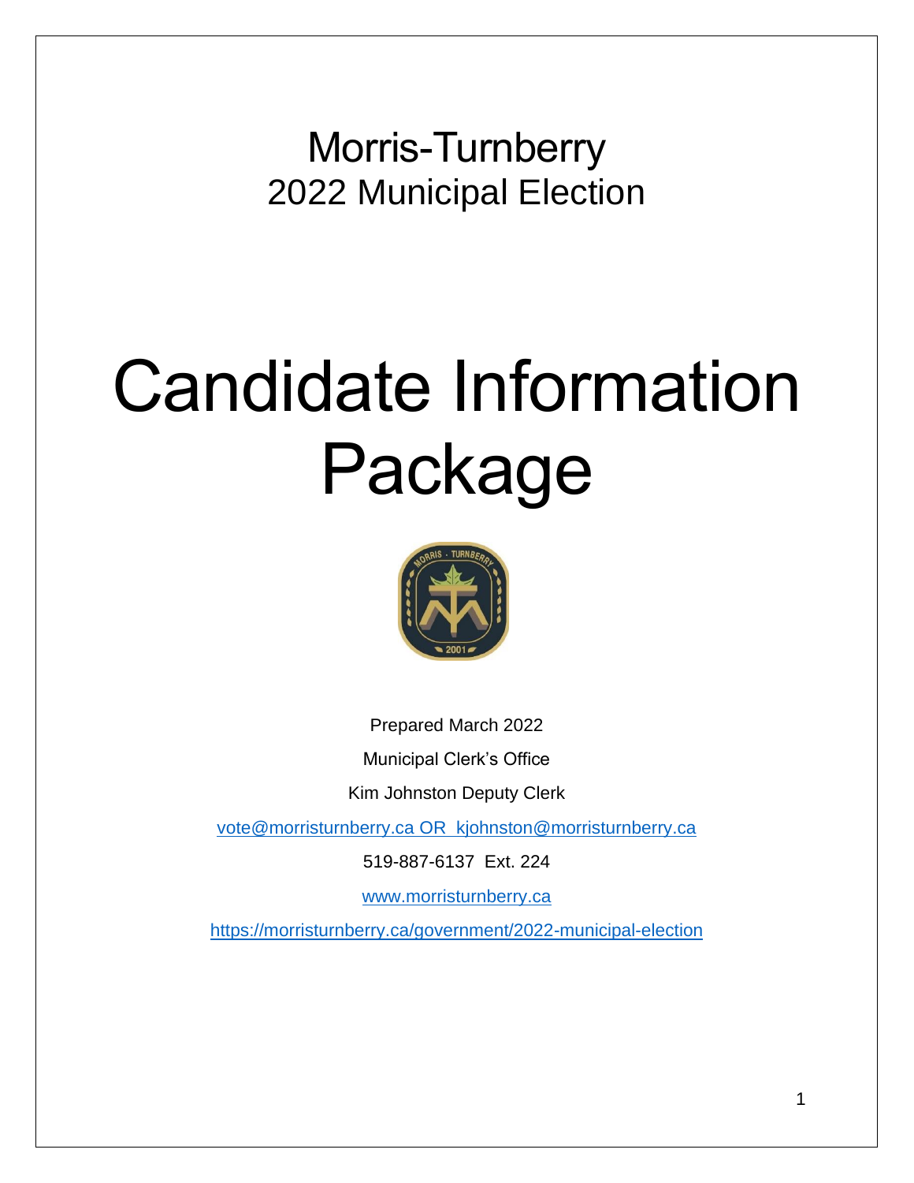# Morris-Turnberry
## 2022 Municipal Election

# Candidate Information Package

Prepared March 2022

Municipal Clerk's Office

Kim Johnston Deputy Clerk

vote@morristurnberry.ca OR kjohnston@morristurnberry.ca

519-887-6137 Ext. 224

www.morristurnberry.ca

https://morristurnberry.ca/government/2022-municipal-election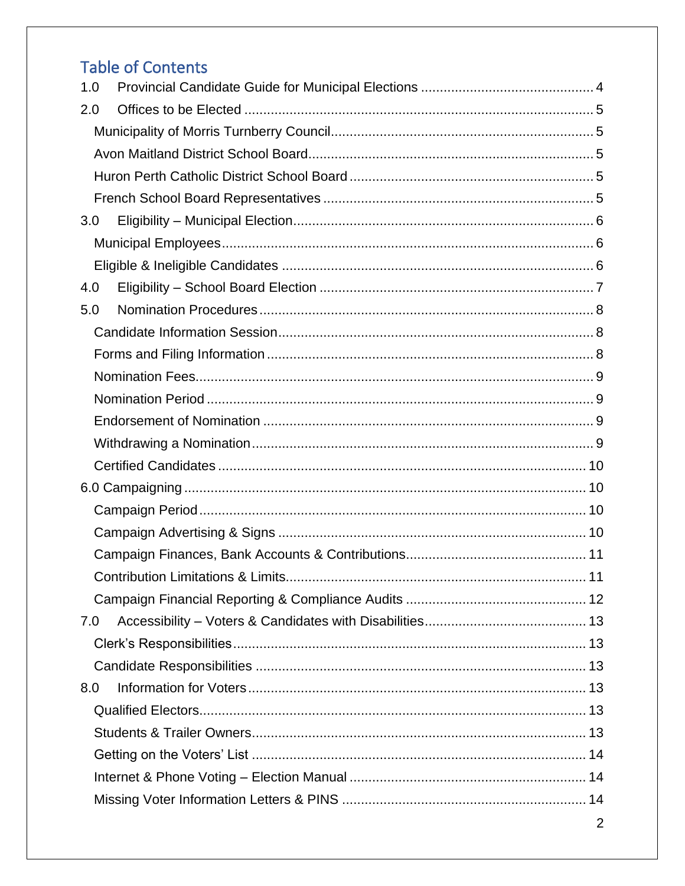## Table of Contents

1.0 Provincial Candidate Guide for Municipal Elections ............................................. 4

2.0 Offices to be Elected ........................................................................................... 5

- Municipality of Morris Turnberry Council .................................................................... 5
- Avon Maitland District School Board .......................................................................... 5
- Huron Perth Catholic District School Board ................................................................ 5
- French School Board Representatives ....................................................................... 5

3.0 Eligibility – Municipal Election ............................................................................... 6

- Municipal Employees .................................................................................................. 6
- Eligible & Ineligible Candidates .................................................................................. 6

4.0 Eligibility – School Board Election ....................................................................... 7

5.0 Nomination Procedures ........................................................................................ 8

- Candidate Information Session ................................................................................... 8
- Forms and Filing Information ...................................................................................... 8
- Nomination Fees ......................................................................................................... 9
- Nomination Period ...................................................................................................... 9
- Endorsement of Nomination ....................................................................................... 9
- Withdrawing a Nomination .......................................................................................... 9
- Certified Candidates ................................................................................................. 10

6.0 Campaigning ......................................................................................................... 10

- Campaign Period ...................................................................................................... 10
- Campaign Advertising & Signs ................................................................................. 10
- Campaign Finances, Bank Accounts & Contributions ............................................... 11
- Contribution Limitations & Limits ............................................................................... 11
- Campaign Financial Reporting & Compliance Audits ............................................... 12

7.0 Accessibility – Voters & Candidates with Disabilities .......................................... 13

- Clerk's Responsibilities ............................................................................................ 13
- Candidate Responsibilities ....................................................................................... 13

8.0 Information for Voters ......................................................................................... 13

- Qualified Electors ..................................................................................................... 13
- Students & Trailer Owners ........................................................................................ 13
- Getting on the Voters' List ........................................................................................ 14
- Internet & Phone Voting – Election Manual .............................................................. 14
- Missing Voter Information Letters & PINS ................................................................ 14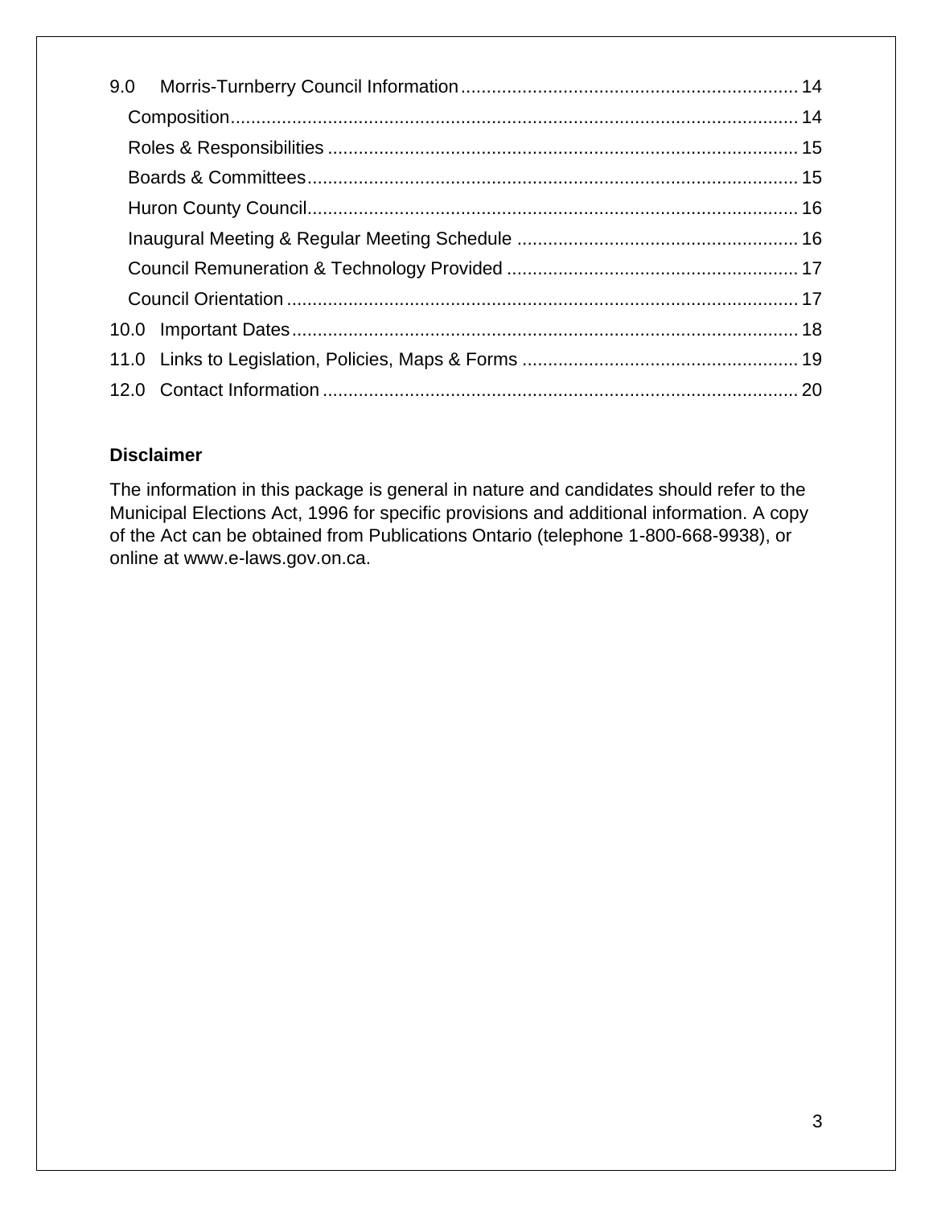9.0 Morris-Turnberry Council Information ..... 14

- Composition ..... 14
- Roles & Responsibilities ..... 15
- Boards & Committees ..... 15
- Huron County Council ..... 16
- Inaugural Meeting & Regular Meeting Schedule ..... 16
- Council Remuneration & Technology Provided ..... 17
- Council Orientation ..... 17

10.0 Important Dates ..... 18

11.0 Links to Legislation, Policies, Maps & Forms ..... 19

12.0 Contact Information ..... 20

**Disclaimer**

The information in this package is general in nature and candidates should refer to the Municipal Elections Act, 1996 for specific provisions and additional information. A copy of the Act can be obtained from Publications Ontario (telephone 1-800-668-9938), or online at www.e-laws.gov.on.ca.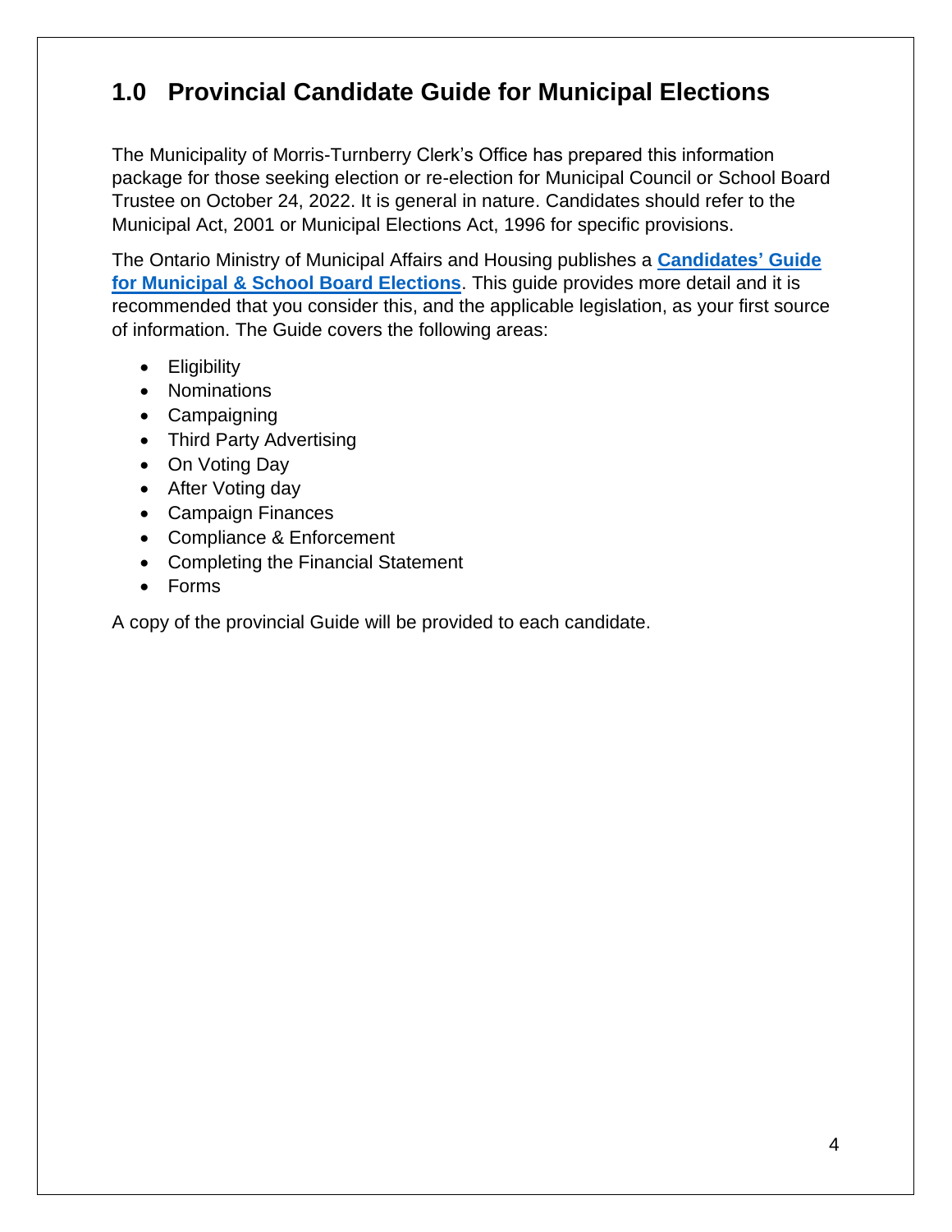## 1.0 Provincial Candidate Guide for Municipal Elections

The Municipality of Morris-Turnberry Clerk's Office has prepared this information package for those seeking election or re-election for Municipal Council or School Board Trustee on October 24, 2022. It is general in nature. Candidates should refer to the Municipal Act, 2001 or Municipal Elections Act, 1996 for specific provisions.

The Ontario Ministry of Municipal Affairs and Housing publishes a **Candidates' Guide for Municipal & School Board Elections**. This guide provides more detail and it is recommended that you consider this, and the applicable legislation, as your first source of information. The Guide covers the following areas:

- Eligibility
- Nominations
- Campaigning
- Third Party Advertising
- On Voting Day
- After Voting day
- Campaign Finances
- Compliance & Enforcement
- Completing the Financial Statement
- Forms

A copy of the provincial Guide will be provided to each candidate.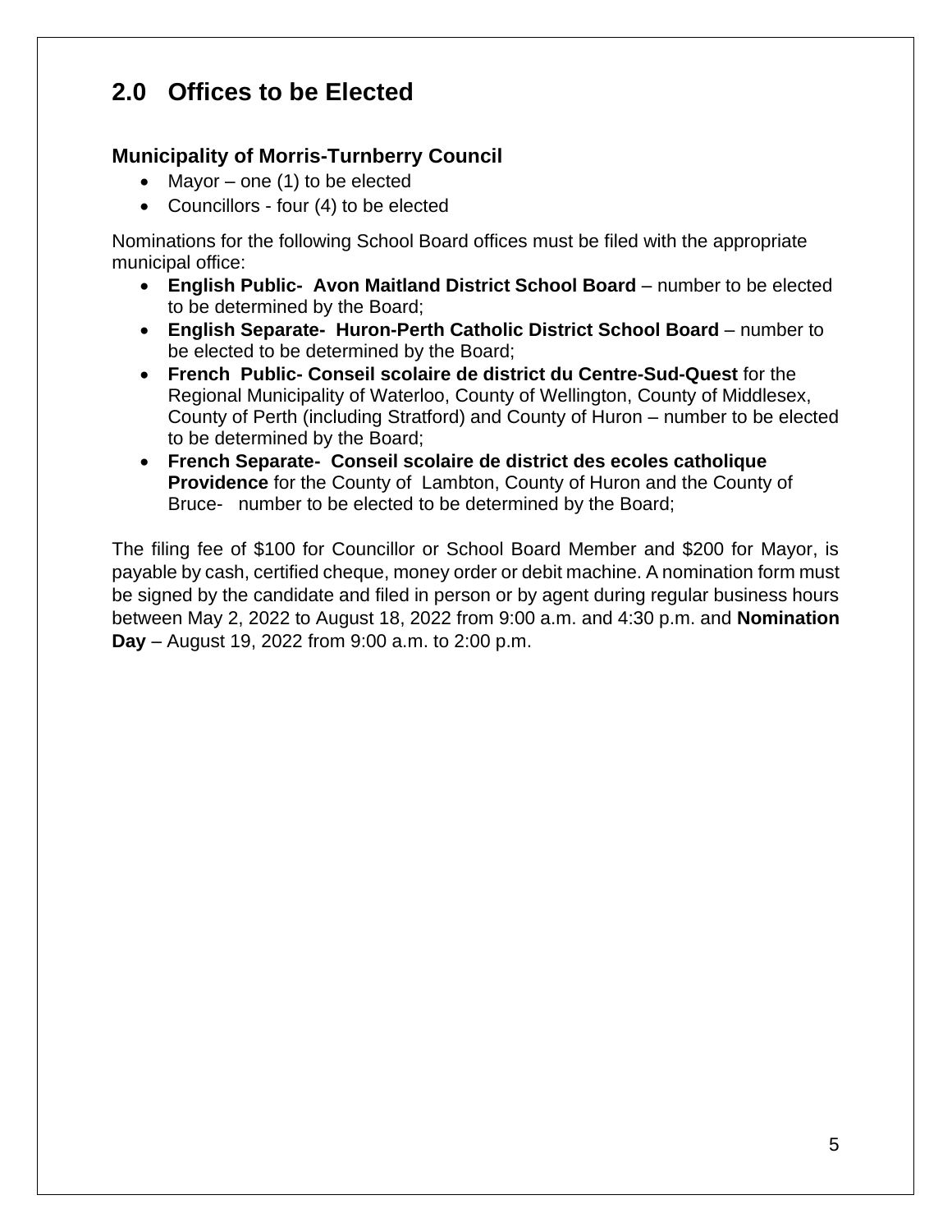## 2.0 Offices to be Elected

### Municipality of Morris-Turnberry Council

- Mayor – one (1) to be elected
- Councillors - four (4) to be elected

Nominations for the following School Board offices must be filed with the appropriate municipal office:

- **English Public- Avon Maitland District School Board** – number to be elected to be determined by the Board;
- **English Separate- Huron-Perth Catholic District School Board** – number to be elected to be determined by the Board;
- **French Public- Conseil scolaire de district du Centre-Sud-Quest** for the Regional Municipality of Waterloo, County of Wellington, County of Middlesex, County of Perth (including Stratford) and County of Huron – number to be elected to be determined by the Board;
- **French Separate- Conseil scolaire de district des ecoles catholique Providence** for the County of Lambton, County of Huron and the County of Bruce- number to be elected to be determined by the Board;

The filing fee of $100 for Councillor or School Board Member and $200 for Mayor, is payable by cash, certified cheque, money order or debit machine. A nomination form must be signed by the candidate and filed in person or by agent during regular business hours between May 2, 2022 to August 18, 2022 from 9:00 a.m. and 4:30 p.m. and **Nomination Day** – August 19, 2022 from 9:00 a.m. to 2:00 p.m.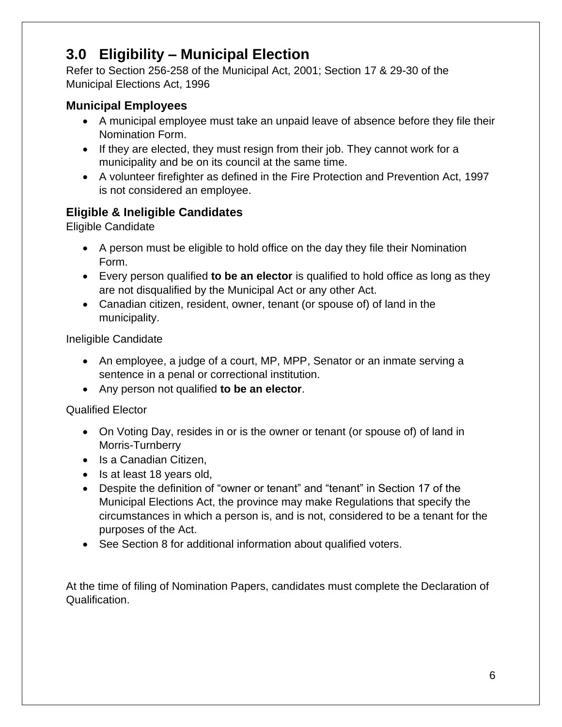# 3.0 Eligibility – Municipal Election

Refer to Section 256-258 of the Municipal Act, 2001; Section 17 & 29-30 of the Municipal Elections Act, 1996

### Municipal Employees

- A municipal employee must take an unpaid leave of absence before they file their Nomination Form.
- If they are elected, they must resign from their job. They cannot work for a municipality and be on its council at the same time.
- A volunteer firefighter as defined in the Fire Protection and Prevention Act, 1997 is not considered an employee.

### Eligible & Ineligible Candidates

Eligible Candidate

- A person must be eligible to hold office on the day they file their Nomination Form.
- Every person qualified **to be an elector** is qualified to hold office as long as they are not disqualified by the Municipal Act or any other Act.
- Canadian citizen, resident, owner, tenant (or spouse of) of land in the municipality.

Ineligible Candidate

- An employee, a judge of a court, MP, MPP, Senator or an inmate serving a sentence in a penal or correctional institution.
- Any person not qualified **to be an elector**.

Qualified Elector

- On Voting Day, resides in or is the owner or tenant (or spouse of) of land in Morris-Turnberry
- Is a Canadian Citizen,
- Is at least 18 years old,
- Despite the definition of "owner or tenant" and "tenant" in Section 17 of the Municipal Elections Act, the province may make Regulations that specify the circumstances in which a person is, and is not, considered to be a tenant for the purposes of the Act.
- See Section 8 for additional information about qualified voters.

At the time of filing of Nomination Papers, candidates must complete the Declaration of Qualification.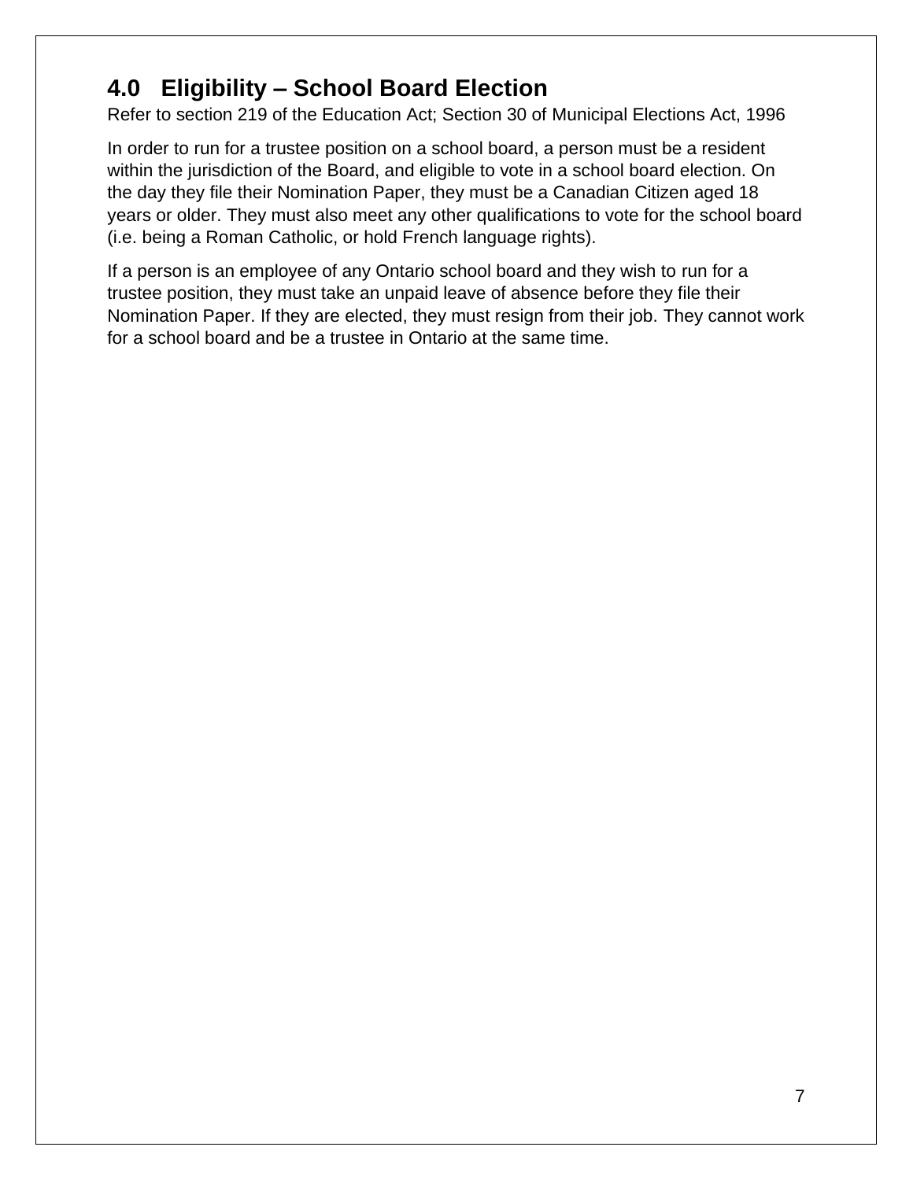## 4.0 Eligibility – School Board Election

Refer to section 219 of the Education Act; Section 30 of Municipal Elections Act, 1996

In order to run for a trustee position on a school board, a person must be a resident within the jurisdiction of the Board, and eligible to vote in a school board election. On the day they file their Nomination Paper, they must be a Canadian Citizen aged 18 years or older. They must also meet any other qualifications to vote for the school board (i.e. being a Roman Catholic, or hold French language rights).

If a person is an employee of any Ontario school board and they wish to run for a trustee position, they must take an unpaid leave of absence before they file their Nomination Paper. If they are elected, they must resign from their job. They cannot work for a school board and be a trustee in Ontario at the same time.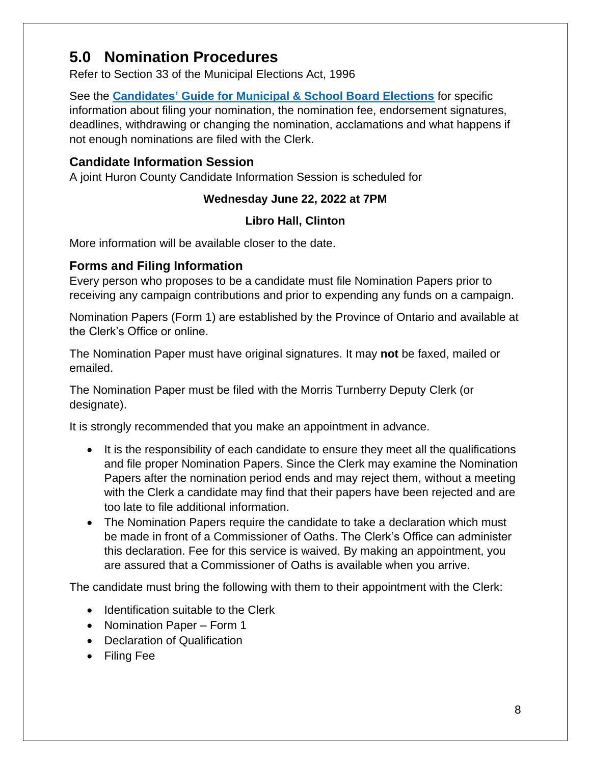# 5.0 Nomination Procedures

Refer to Section 33 of the Municipal Elections Act, 1996

See the **[Candidates' Guide for Municipal & School Board Elections]** for specific information about filing your nomination, the nomination fee, endorsement signatures, deadlines, withdrawing or changing the nomination, acclamations and what happens if not enough nominations are filed with the Clerk.

## Candidate Information Session

A joint Huron County Candidate Information Session is scheduled for

**Wednesday June 22, 2022 at 7PM**

**Libro Hall, Clinton**

More information will be available closer to the date.

## Forms and Filing Information

Every person who proposes to be a candidate must file Nomination Papers prior to receiving any campaign contributions and prior to expending any funds on a campaign.

Nomination Papers (Form 1) are established by the Province of Ontario and available at the Clerk's Office or online.

The Nomination Paper must have original signatures. It may **not** be faxed, mailed or emailed.

The Nomination Paper must be filed with the Morris Turnberry Deputy Clerk (or designate).

It is strongly recommended that you make an appointment in advance.

- It is the responsibility of each candidate to ensure they meet all the qualifications and file proper Nomination Papers. Since the Clerk may examine the Nomination Papers after the nomination period ends and may reject them, without a meeting with the Clerk a candidate may find that their papers have been rejected and are too late to file additional information.
- The Nomination Papers require the candidate to take a declaration which must be made in front of a Commissioner of Oaths. The Clerk's Office can administer this declaration. Fee for this service is waived. By making an appointment, you are assured that a Commissioner of Oaths is available when you arrive.

The candidate must bring the following with them to their appointment with the Clerk:

- Identification suitable to the Clerk
- Nomination Paper – Form 1
- Declaration of Qualification
- Filing Fee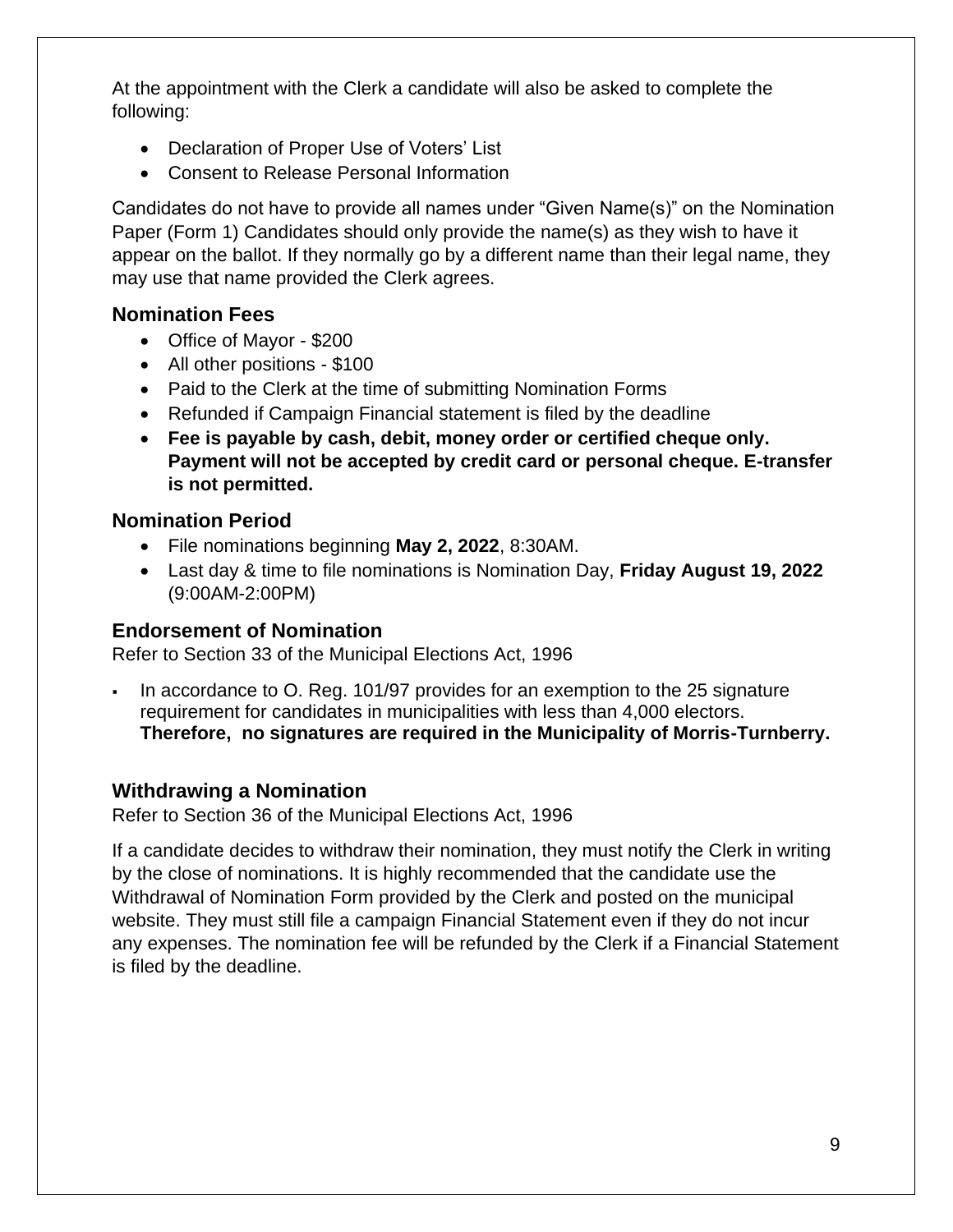At the appointment with the Clerk a candidate will also be asked to complete the following:

- Declaration of Proper Use of Voters' List
- Consent to Release Personal Information

Candidates do not have to provide all names under "Given Name(s)" on the Nomination Paper (Form 1) Candidates should only provide the name(s) as they wish to have it appear on the ballot. If they normally go by a different name than their legal name, they may use that name provided the Clerk agrees.

## Nomination Fees

- Office of Mayor - $200
- All other positions - $100
- Paid to the Clerk at the time of submitting Nomination Forms
- Refunded if Campaign Financial statement is filed by the deadline
- **Fee is payable by cash, debit, money order or certified cheque only. Payment will not be accepted by credit card or personal cheque. E-transfer is not permitted.**

## Nomination Period

- File nominations beginning **May 2, 2022**, 8:30AM.
- Last day & time to file nominations is Nomination Day, **Friday August 19, 2022** (9:00AM-2:00PM)

## Endorsement of Nomination

Refer to Section 33 of the Municipal Elections Act, 1996

- In accordance to O. Reg. 101/97 provides for an exemption to the 25 signature requirement for candidates in municipalities with less than 4,000 electors. **Therefore, no signatures are required in the Municipality of Morris-Turnberry.**

## Withdrawing a Nomination

Refer to Section 36 of the Municipal Elections Act, 1996

If a candidate decides to withdraw their nomination, they must notify the Clerk in writing by the close of nominations. It is highly recommended that the candidate use the Withdrawal of Nomination Form provided by the Clerk and posted on the municipal website. They must still file a campaign Financial Statement even if they do not incur any expenses. The nomination fee will be refunded by the Clerk if a Financial Statement is filed by the deadline.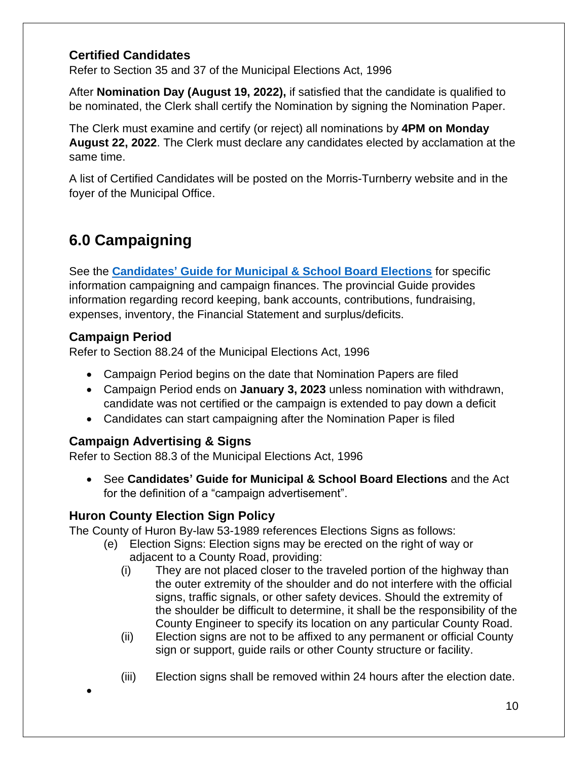### Certified Candidates

Refer to Section 35 and 37 of the Municipal Elections Act, 1996

After **Nomination Day (August 19, 2022),** if satisfied that the candidate is qualified to be nominated, the Clerk shall certify the Nomination by signing the Nomination Paper.

The Clerk must examine and certify (or reject) all nominations by **4PM on Monday August 22, 2022**. The Clerk must declare any candidates elected by acclamation at the same time.

A list of Certified Candidates will be posted on the Morris-Turnberry website and in the foyer of the Municipal Office.

## 6.0 Campaigning

See the **Candidates' Guide for Municipal & School Board Elections** for specific information campaigning and campaign finances. The provincial Guide provides information regarding record keeping, bank accounts, contributions, fundraising, expenses, inventory, the Financial Statement and surplus/deficits.

### Campaign Period

Refer to Section 88.24 of the Municipal Elections Act, 1996

- Campaign Period begins on the date that Nomination Papers are filed
- Campaign Period ends on **January 3, 2023** unless nomination with withdrawn, candidate was not certified or the campaign is extended to pay down a deficit
- Candidates can start campaigning after the Nomination Paper is filed

### Campaign Advertising & Signs

Refer to Section 88.3 of the Municipal Elections Act, 1996

- See **Candidates' Guide for Municipal & School Board Elections** and the Act for the definition of a "campaign advertisement".

### Huron County Election Sign Policy

The County of Huron By-law 53-1989 references Elections Signs as follows:

(e) Election Signs: Election signs may be erected on the right of way or adjacent to a County Road, providing:

(i) They are not placed closer to the traveled portion of the highway than the outer extremity of the shoulder and do not interfere with the official signs, traffic signals, or other safety devices. Should the extremity of the shoulder be difficult to determine, it shall be the responsibility of the County Engineer to specify its location on any particular County Road.

(ii) Election signs are not to be affixed to any permanent or official County sign or support, guide rails or other County structure or facility.

(iii) Election signs shall be removed within 24 hours after the election date.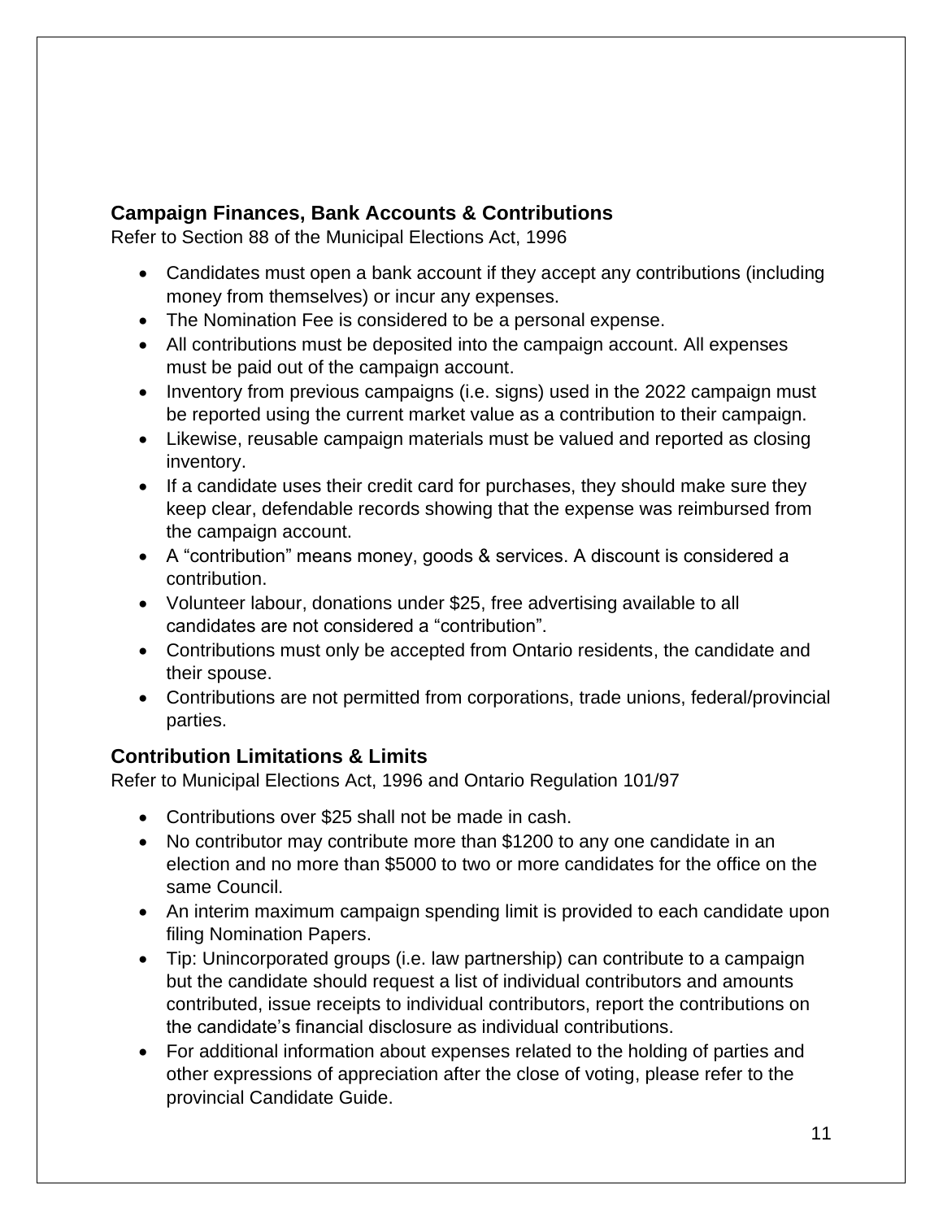## Campaign Finances, Bank Accounts & Contributions

Refer to Section 88 of the Municipal Elections Act, 1996

- Candidates must open a bank account if they accept any contributions (including money from themselves) or incur any expenses.
- The Nomination Fee is considered to be a personal expense.
- All contributions must be deposited into the campaign account. All expenses must be paid out of the campaign account.
- Inventory from previous campaigns (i.e. signs) used in the 2022 campaign must be reported using the current market value as a contribution to their campaign.
- Likewise, reusable campaign materials must be valued and reported as closing inventory.
- If a candidate uses their credit card for purchases, they should make sure they keep clear, defendable records showing that the expense was reimbursed from the campaign account.
- A "contribution" means money, goods & services. A discount is considered a contribution.
- Volunteer labour, donations under $25, free advertising available to all candidates are not considered a "contribution".
- Contributions must only be accepted from Ontario residents, the candidate and their spouse.
- Contributions are not permitted from corporations, trade unions, federal/provincial parties.

## Contribution Limitations & Limits

Refer to Municipal Elections Act, 1996 and Ontario Regulation 101/97

- Contributions over $25 shall not be made in cash.
- No contributor may contribute more than $1200 to any one candidate in an election and no more than $5000 to two or more candidates for the office on the same Council.
- An interim maximum campaign spending limit is provided to each candidate upon filing Nomination Papers.
- Tip: Unincorporated groups (i.e. law partnership) can contribute to a campaign but the candidate should request a list of individual contributors and amounts contributed, issue receipts to individual contributors, report the contributions on the candidate's financial disclosure as individual contributions.
- For additional information about expenses related to the holding of parties and other expressions of appreciation after the close of voting, please refer to the provincial Candidate Guide.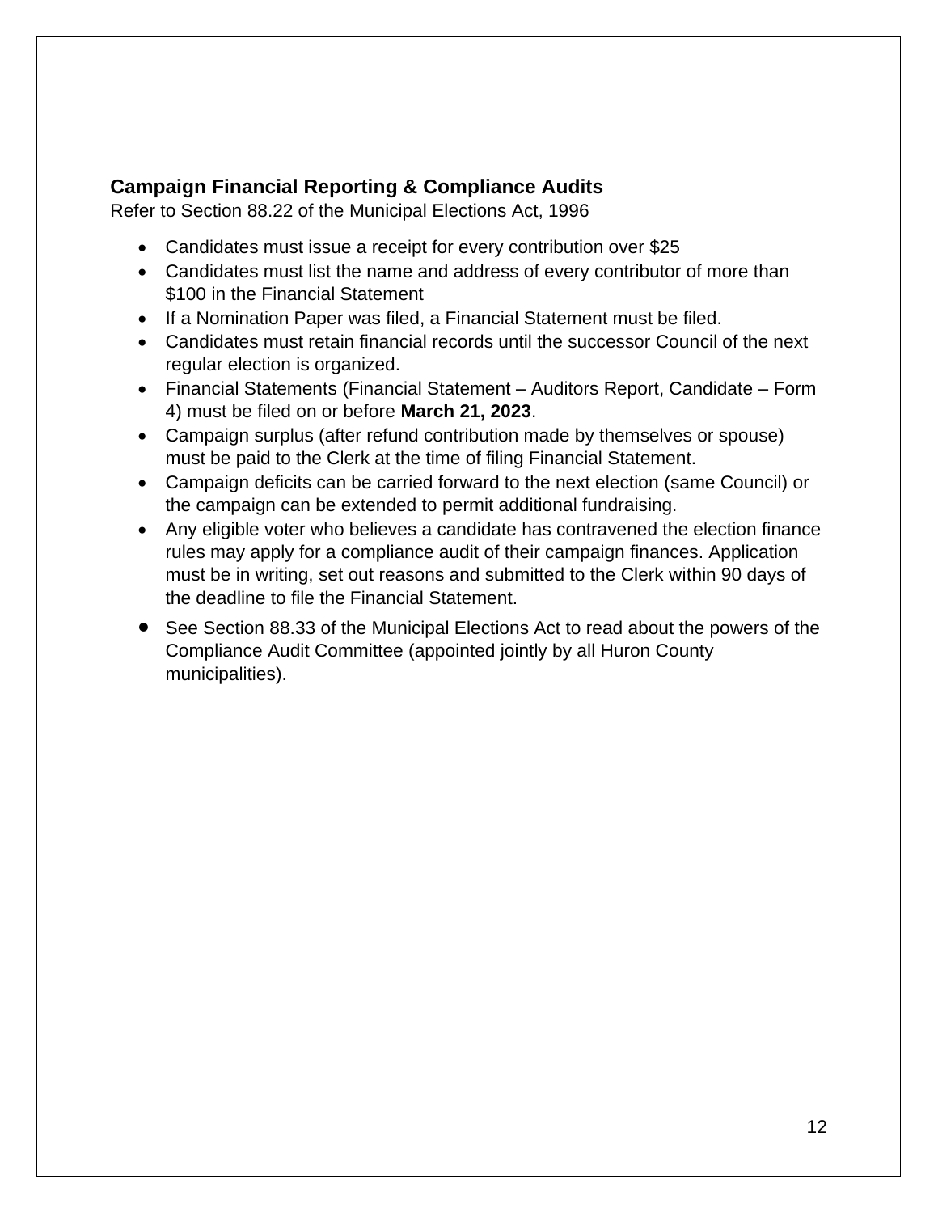## Campaign Financial Reporting & Compliance Audits

Refer to Section 88.22 of the Municipal Elections Act, 1996

- Candidates must issue a receipt for every contribution over $25
- Candidates must list the name and address of every contributor of more than $100 in the Financial Statement
- If a Nomination Paper was filed, a Financial Statement must be filed.
- Candidates must retain financial records until the successor Council of the next regular election is organized.
- Financial Statements (Financial Statement – Auditors Report, Candidate – Form 4) must be filed on or before **March 21, 2023**.
- Campaign surplus (after refund contribution made by themselves or spouse) must be paid to the Clerk at the time of filing Financial Statement.
- Campaign deficits can be carried forward to the next election (same Council) or the campaign can be extended to permit additional fundraising.
- Any eligible voter who believes a candidate has contravened the election finance rules may apply for a compliance audit of their campaign finances. Application must be in writing, set out reasons and submitted to the Clerk within 90 days of the deadline to file the Financial Statement.
- See Section 88.33 of the Municipal Elections Act to read about the powers of the Compliance Audit Committee (appointed jointly by all Huron County municipalities).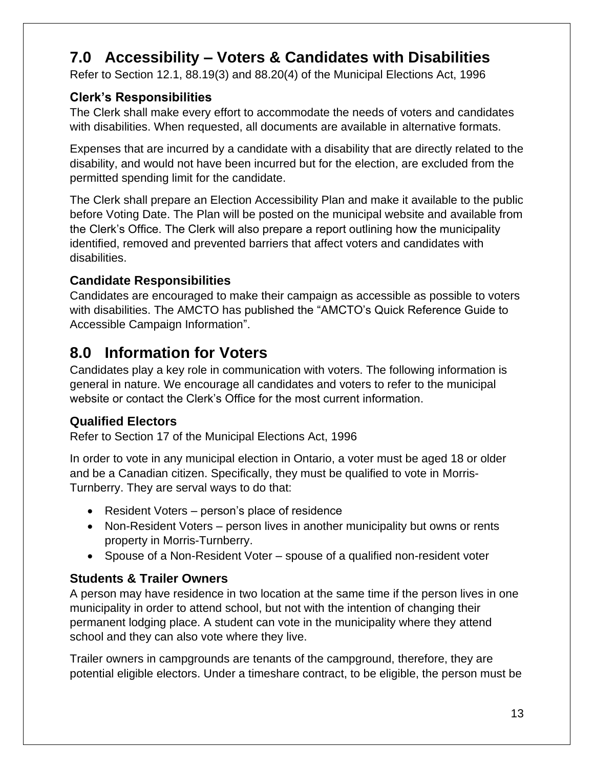## 7.0 Accessibility – Voters & Candidates with Disabilities

Refer to Section 12.1, 88.19(3) and 88.20(4) of the Municipal Elections Act, 1996

### Clerk's Responsibilities

The Clerk shall make every effort to accommodate the needs of voters and candidates with disabilities. When requested, all documents are available in alternative formats.

Expenses that are incurred by a candidate with a disability that are directly related to the disability, and would not have been incurred but for the election, are excluded from the permitted spending limit for the candidate.

The Clerk shall prepare an Election Accessibility Plan and make it available to the public before Voting Date. The Plan will be posted on the municipal website and available from the Clerk's Office. The Clerk will also prepare a report outlining how the municipality identified, removed and prevented barriers that affect voters and candidates with disabilities.

### Candidate Responsibilities

Candidates are encouraged to make their campaign as accessible as possible to voters with disabilities. The AMCTO has published the "AMCTO's Quick Reference Guide to Accessible Campaign Information".

## 8.0 Information for Voters

Candidates play a key role in communication with voters. The following information is general in nature. We encourage all candidates and voters to refer to the municipal website or contact the Clerk's Office for the most current information.

### Qualified Electors

Refer to Section 17 of the Municipal Elections Act, 1996

In order to vote in any municipal election in Ontario, a voter must be aged 18 or older and be a Canadian citizen. Specifically, they must be qualified to vote in Morris-Turnberry. They are serval ways to do that:

- Resident Voters – person's place of residence
- Non-Resident Voters – person lives in another municipality but owns or rents property in Morris-Turnberry.
- Spouse of a Non-Resident Voter – spouse of a qualified non-resident voter

### Students & Trailer Owners

A person may have residence in two location at the same time if the person lives in one municipality in order to attend school, but not with the intention of changing their permanent lodging place. A student can vote in the municipality where they attend school and they can also vote where they live.

Trailer owners in campgrounds are tenants of the campground, therefore, they are potential eligible electors. Under a timeshare contract, to be eligible, the person must be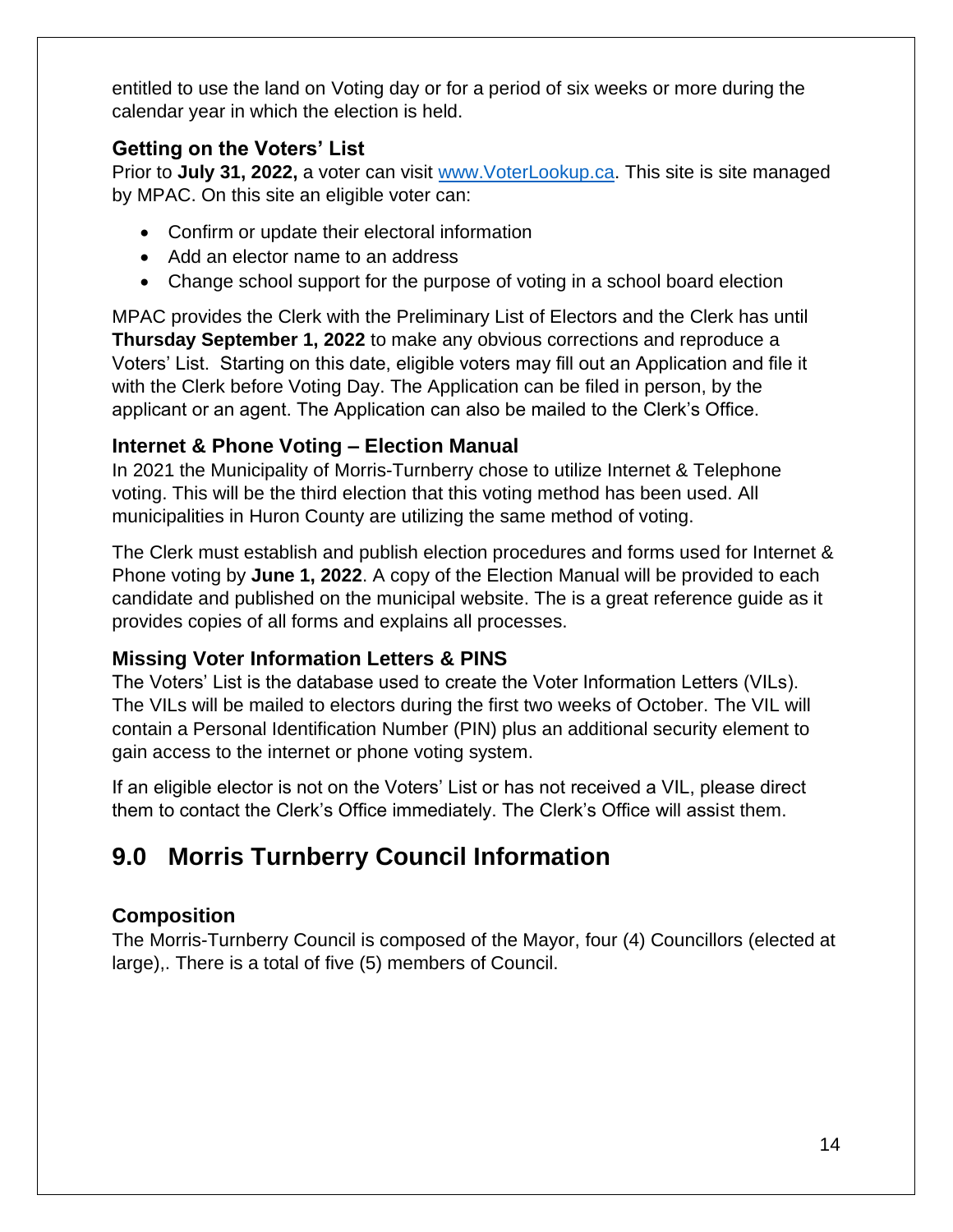entitled to use the land on Voting day or for a period of six weeks or more during the calendar year in which the election is held.

### Getting on the Voters' List

Prior to **July 31, 2022,** a voter can visit [www.VoterLookup.ca](http://www.VoterLookup.ca). This site is site managed by MPAC. On this site an eligible voter can:

- Confirm or update their electoral information
- Add an elector name to an address
- Change school support for the purpose of voting in a school board election

MPAC provides the Clerk with the Preliminary List of Electors and the Clerk has until **Thursday September 1, 2022** to make any obvious corrections and reproduce a Voters' List. Starting on this date, eligible voters may fill out an Application and file it with the Clerk before Voting Day. The Application can be filed in person, by the applicant or an agent. The Application can also be mailed to the Clerk's Office.

### Internet & Phone Voting – Election Manual

In 2021 the Municipality of Morris-Turnberry chose to utilize Internet & Telephone voting. This will be the third election that this voting method has been used. All municipalities in Huron County are utilizing the same method of voting.

The Clerk must establish and publish election procedures and forms used for Internet & Phone voting by **June 1, 2022**. A copy of the Election Manual will be provided to each candidate and published on the municipal website. The is a great reference guide as it provides copies of all forms and explains all processes.

### Missing Voter Information Letters & PINS

The Voters' List is the database used to create the Voter Information Letters (VILs). The VILs will be mailed to electors during the first two weeks of October. The VIL will contain a Personal Identification Number (PIN) plus an additional security element to gain access to the internet or phone voting system.

If an eligible elector is not on the Voters' List or has not received a VIL, please direct them to contact the Clerk's Office immediately. The Clerk's Office will assist them.

## 9.0 Morris Turnberry Council Information

### Composition

The Morris-Turnberry Council is composed of the Mayor, four (4) Councillors (elected at large),. There is a total of five (5) members of Council.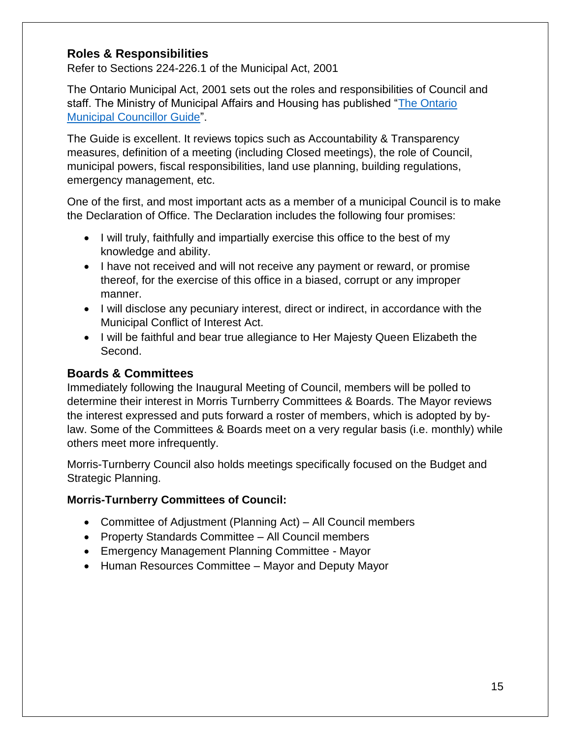## Roles & Responsibilities

Refer to Sections 224-226.1 of the Municipal Act, 2001

The Ontario Municipal Act, 2001 sets out the roles and responsibilities of Council and staff. The Ministry of Municipal Affairs and Housing has published "The Ontario Municipal Councillor Guide".

The Guide is excellent. It reviews topics such as Accountability & Transparency measures, definition of a meeting (including Closed meetings), the role of Council, municipal powers, fiscal responsibilities, land use planning, building regulations, emergency management, etc.

One of the first, and most important acts as a member of a municipal Council is to make the Declaration of Office. The Declaration includes the following four promises:

- I will truly, faithfully and impartially exercise this office to the best of my knowledge and ability.
- I have not received and will not receive any payment or reward, or promise thereof, for the exercise of this office in a biased, corrupt or any improper manner.
- I will disclose any pecuniary interest, direct or indirect, in accordance with the Municipal Conflict of Interest Act.
- I will be faithful and bear true allegiance to Her Majesty Queen Elizabeth the Second.

## Boards & Committees

Immediately following the Inaugural Meeting of Council, members will be polled to determine their interest in Morris Turnberry Committees & Boards. The Mayor reviews the interest expressed and puts forward a roster of members, which is adopted by by-law. Some of the Committees & Boards meet on a very regular basis (i.e. monthly) while others meet more infrequently.

Morris-Turnberry Council also holds meetings specifically focused on the Budget and Strategic Planning.

**Morris-Turnberry Committees of Council:**

- Committee of Adjustment (Planning Act) – All Council members
- Property Standards Committee – All Council members
- Emergency Management Planning Committee - Mayor
- Human Resources Committee – Mayor and Deputy Mayor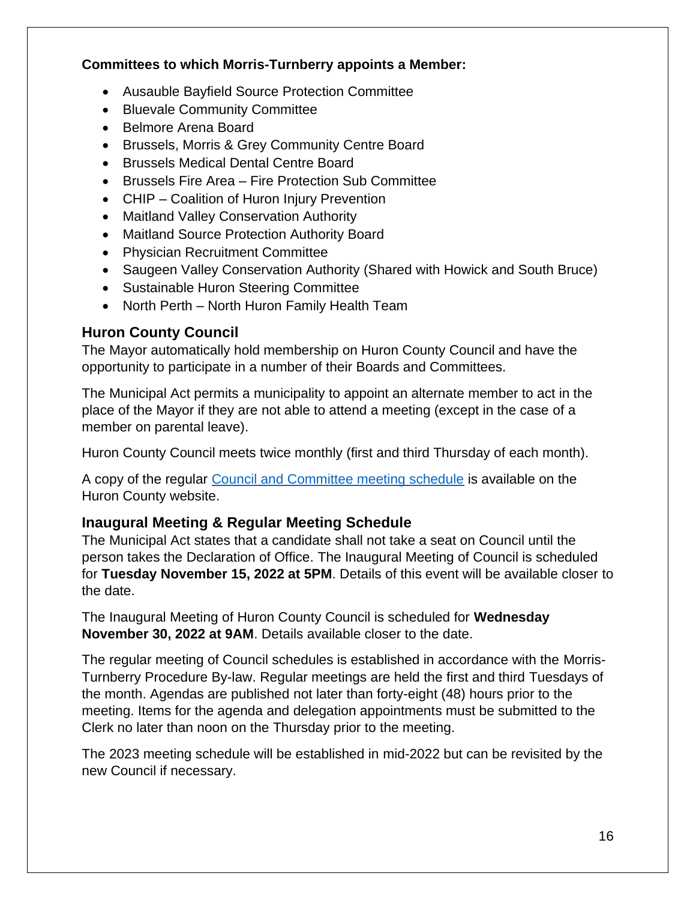**Committees to which Morris-Turnberry appoints a Member:**

- Ausauble Bayfield Source Protection Committee
- Bluevale Community Committee
- Belmore Arena Board
- Brussels, Morris & Grey Community Centre Board
- Brussels Medical Dental Centre Board
- Brussels Fire Area – Fire Protection Sub Committee
- CHIP – Coalition of Huron Injury Prevention
- Maitland Valley Conservation Authority
- Maitland Source Protection Authority Board
- Physician Recruitment Committee
- Saugeen Valley Conservation Authority (Shared with Howick and South Bruce)
- Sustainable Huron Steering Committee
- North Perth – North Huron Family Health Team

## Huron County Council

The Mayor automatically hold membership on Huron County Council and have the opportunity to participate in a number of their Boards and Committees.

The Municipal Act permits a municipality to appoint an alternate member to act in the place of the Mayor if they are not able to attend a meeting (except in the case of a member on parental leave).

Huron County Council meets twice monthly (first and third Thursday of each month).

A copy of the regular Council and Committee meeting schedule is available on the Huron County website.

## Inaugural Meeting & Regular Meeting Schedule

The Municipal Act states that a candidate shall not take a seat on Council until the person takes the Declaration of Office. The Inaugural Meeting of Council is scheduled for **Tuesday November 15, 2022 at 5PM**. Details of this event will be available closer to the date.

The Inaugural Meeting of Huron County Council is scheduled for **Wednesday November 30, 2022 at 9AM**. Details available closer to the date.

The regular meeting of Council schedules is established in accordance with the Morris-Turnberry Procedure By-law. Regular meetings are held the first and third Tuesdays of the month. Agendas are published not later than forty-eight (48) hours prior to the meeting. Items for the agenda and delegation appointments must be submitted to the Clerk no later than noon on the Thursday prior to the meeting.

The 2023 meeting schedule will be established in mid-2022 but can be revisited by the new Council if necessary.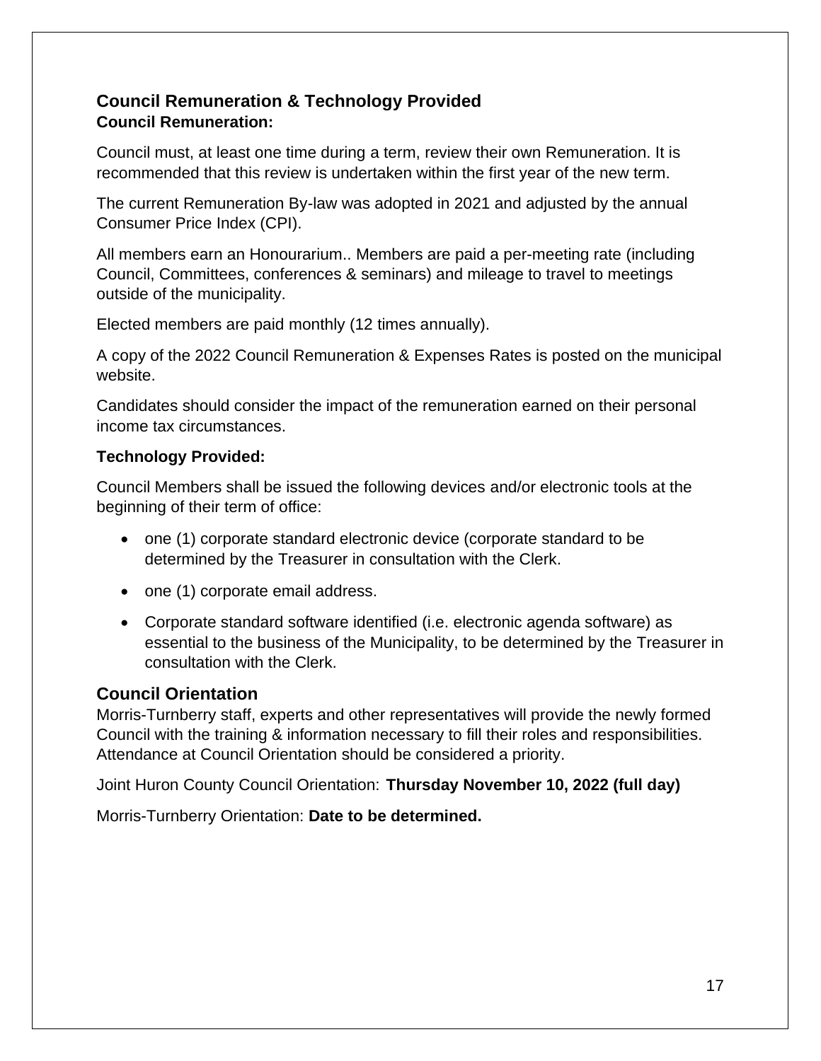## Council Remuneration & Technology Provided

### Council Remuneration:

Council must, at least one time during a term, review their own Remuneration. It is recommended that this review is undertaken within the first year of the new term.

The current Remuneration By-law was adopted in 2021 and adjusted by the annual Consumer Price Index (CPI).

All members earn an Honourarium.. Members are paid a per-meeting rate (including Council, Committees, conferences & seminars) and mileage to travel to meetings outside of the municipality.

Elected members are paid monthly (12 times annually).

A copy of the 2022 Council Remuneration & Expenses Rates is posted on the municipal website.

Candidates should consider the impact of the remuneration earned on their personal income tax circumstances.

### Technology Provided:

Council Members shall be issued the following devices and/or electronic tools at the beginning of their term of office:

- one (1) corporate standard electronic device (corporate standard to be determined by the Treasurer in consultation with the Clerk.
- one (1) corporate email address.
- Corporate standard software identified (i.e. electronic agenda software) as essential to the business of the Municipality, to be determined by the Treasurer in consultation with the Clerk.

## Council Orientation

Morris-Turnberry staff, experts and other representatives will provide the newly formed Council with the training & information necessary to fill their roles and responsibilities. Attendance at Council Orientation should be considered a priority.

Joint Huron County Council Orientation: **Thursday November 10, 2022 (full day)**

Morris-Turnberry Orientation: **Date to be determined.**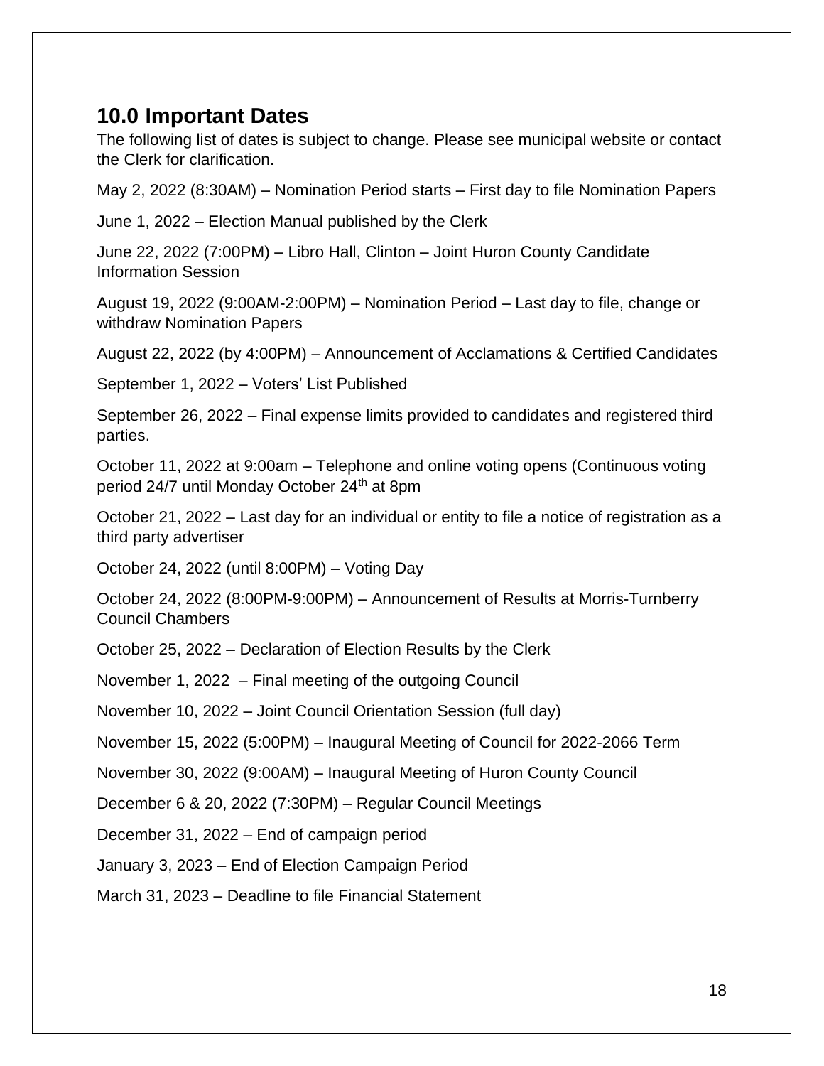## 10.0 Important Dates

The following list of dates is subject to change. Please see municipal website or contact the Clerk for clarification.

May 2, 2022 (8:30AM) – Nomination Period starts – First day to file Nomination Papers

June 1, 2022 – Election Manual published by the Clerk

June 22, 2022 (7:00PM) – Libro Hall, Clinton – Joint Huron County Candidate Information Session

August 19, 2022 (9:00AM-2:00PM) – Nomination Period – Last day to file, change or withdraw Nomination Papers

August 22, 2022 (by 4:00PM) – Announcement of Acclamations & Certified Candidates

September 1, 2022 – Voters' List Published

September 26, 2022 – Final expense limits provided to candidates and registered third parties.

October 11, 2022 at 9:00am – Telephone and online voting opens (Continuous voting period 24/7 until Monday October 24th at 8pm

October 21, 2022 – Last day for an individual or entity to file a notice of registration as a third party advertiser

October 24, 2022 (until 8:00PM) – Voting Day

October 24, 2022 (8:00PM-9:00PM) – Announcement of Results at Morris-Turnberry Council Chambers

October 25, 2022 – Declaration of Election Results by the Clerk

November 1, 2022 – Final meeting of the outgoing Council

November 10, 2022 – Joint Council Orientation Session (full day)

November 15, 2022 (5:00PM) – Inaugural Meeting of Council for 2022-2066 Term

November 30, 2022 (9:00AM) – Inaugural Meeting of Huron County Council

December 6 & 20, 2022 (7:30PM) – Regular Council Meetings

December 31, 2022 – End of campaign period

January 3, 2023 – End of Election Campaign Period

March 31, 2023 – Deadline to file Financial Statement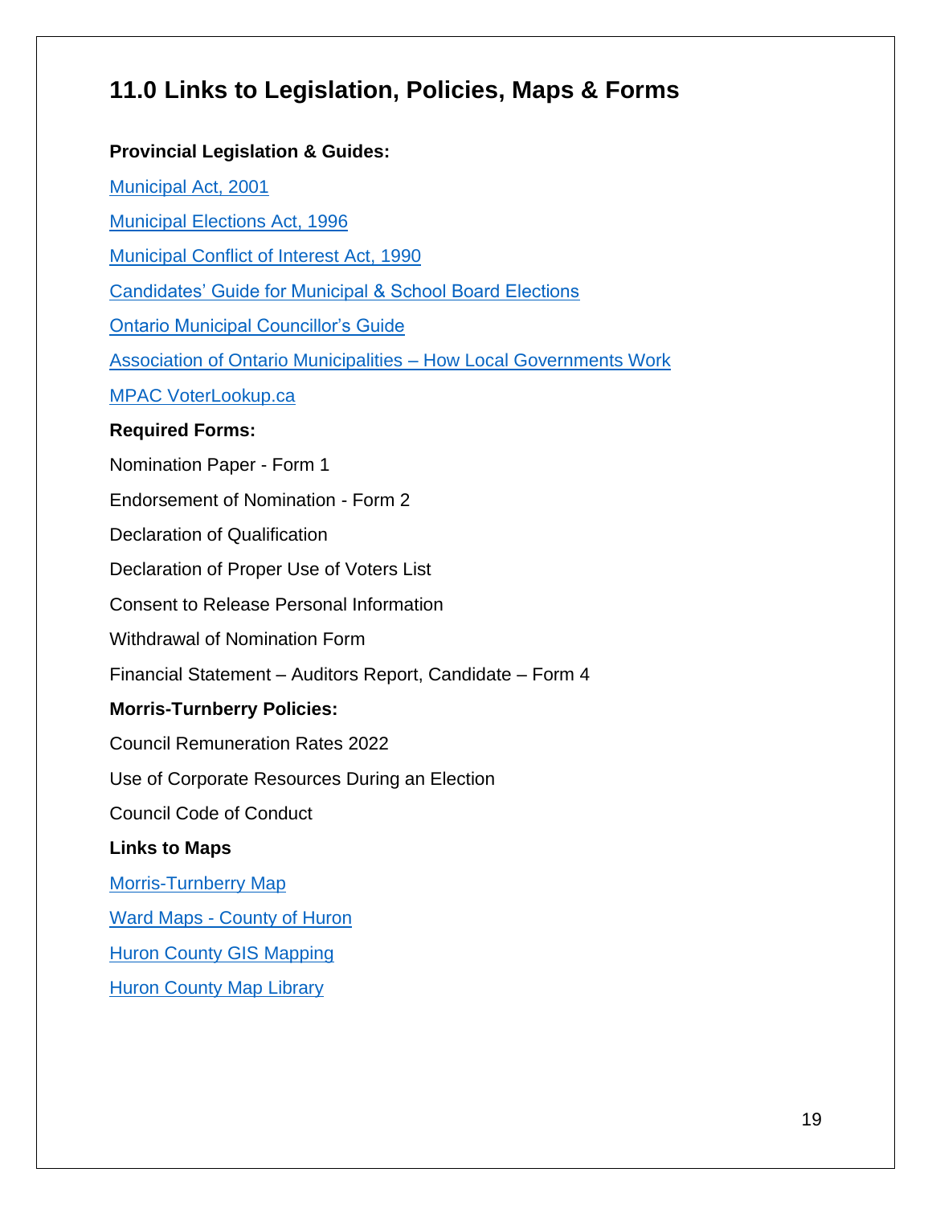## 11.0 Links to Legislation, Policies, Maps & Forms

**Provincial Legislation & Guides:**

Municipal Act, 2001

Municipal Elections Act, 1996

Municipal Conflict of Interest Act, 1990

Candidates' Guide for Municipal & School Board Elections

Ontario Municipal Councillor's Guide

Association of Ontario Municipalities – How Local Governments Work

MPAC VoterLookup.ca

**Required Forms:**

Nomination Paper - Form 1

Endorsement of Nomination - Form 2

Declaration of Qualification

Declaration of Proper Use of Voters List

Consent to Release Personal Information

Withdrawal of Nomination Form

Financial Statement – Auditors Report, Candidate – Form 4

**Morris-Turnberry Policies:**

Council Remuneration Rates 2022

Use of Corporate Resources During an Election

Council Code of Conduct

**Links to Maps**

Morris-Turnberry Map

Ward Maps - County of Huron

Huron County GIS Mapping

Huron County Map Library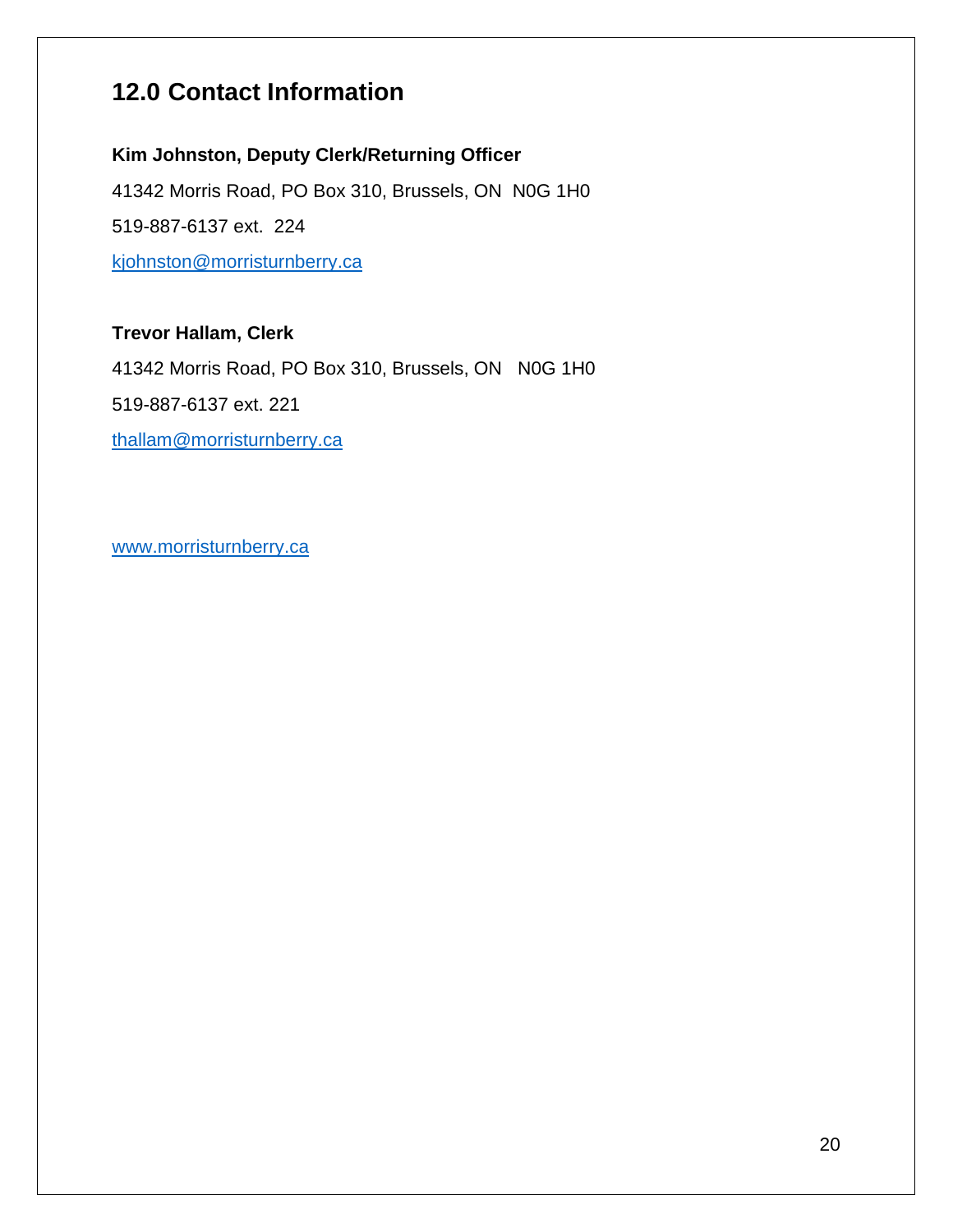## 12.0 Contact Information

**Kim Johnston, Deputy Clerk/Returning Officer**

41342 Morris Road, PO Box 310, Brussels, ON  N0G 1H0

519-887-6137 ext.  224

kjohnston@morristurnberry.ca

**Trevor Hallam, Clerk**

41342 Morris Road, PO Box 310, Brussels, ON   N0G 1H0

519-887-6137 ext. 221

thallam@morristurnberry.ca

www.morristurnberry.ca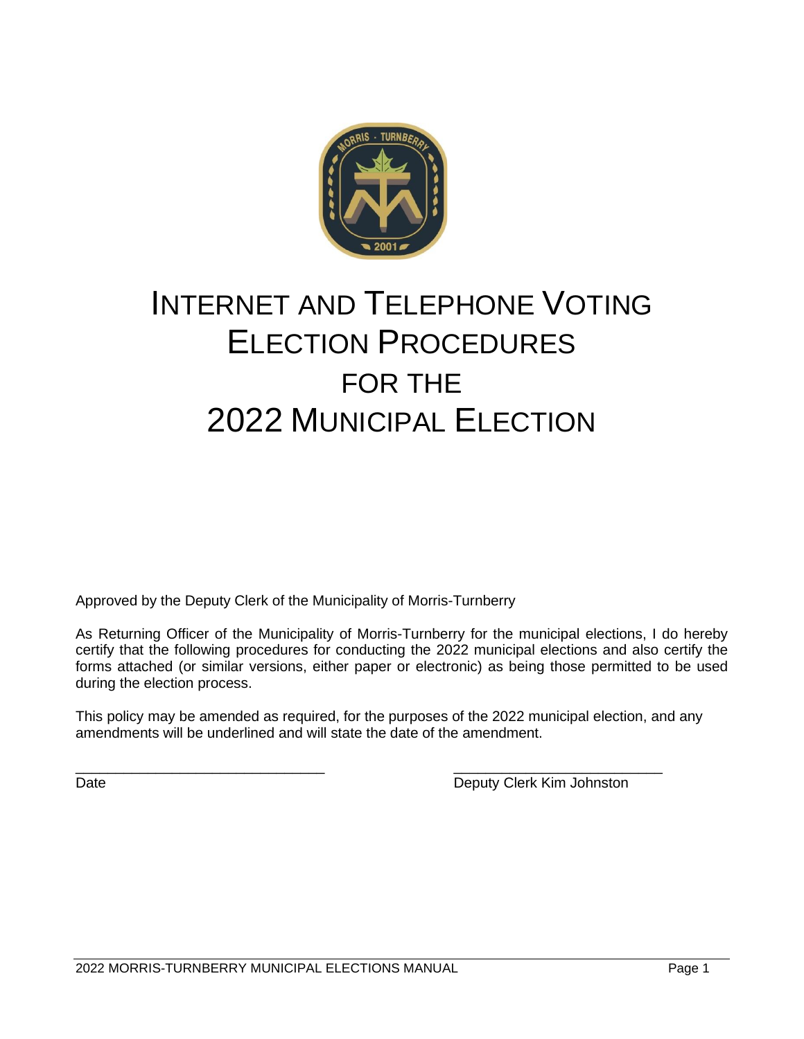# INTERNET AND TELEPHONE VOTING ELECTION PROCEDURES FOR THE 2022 MUNICIPAL ELECTION

Approved by the Deputy Clerk of the Municipality of Morris-Turnberry

As Returning Officer of the Municipality of Morris-Turnberry for the municipal elections, I do hereby certify that the following procedures for conducting the 2022 municipal elections and also certify the forms attached (or similar versions, either paper or electronic) as being those permitted to be used during the election process.

This policy may be amended as required, for the purposes of the 2022 municipal election, and any amendments will be underlined and will state the date of the amendment.

\_\_\_\_\_\_\_\_\_\_\_\_\_\_\_\_\_\_\_\_\_\_\_\_\_\_\_\_\_\_\_\_ \_\_\_\_\_\_\_\_\_\_\_\_\_\_\_\_\_\_\_\_\_\_\_\_\_\_\_\_

Date Deputy Clerk Kim Johnston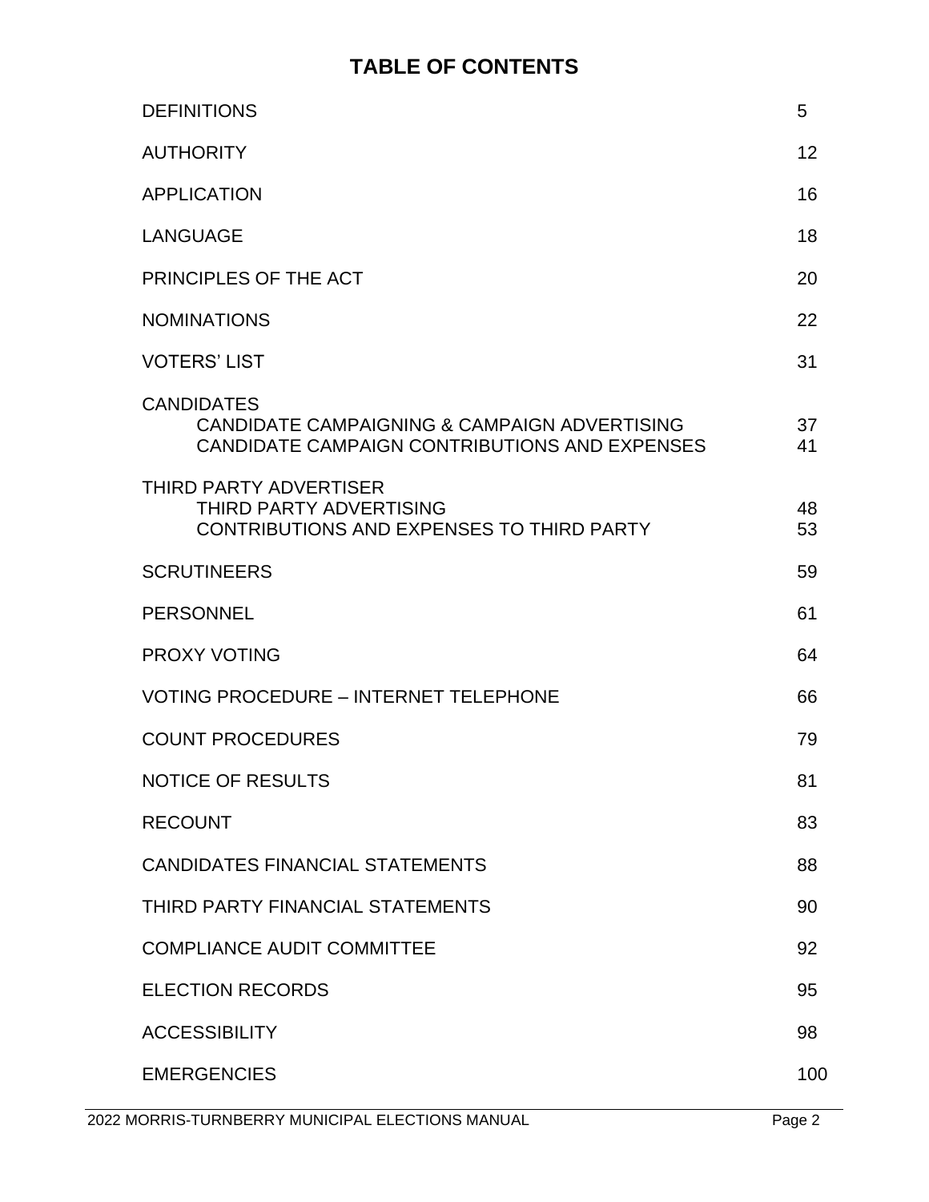# TABLE OF CONTENTS

| | |
|---|---|
| DEFINITIONS | 5 |
| AUTHORITY | 12 |
| APPLICATION | 16 |
| LANGUAGE | 18 |
| PRINCIPLES OF THE ACT | 20 |
| NOMINATIONS | 22 |
| VOTERS' LIST | 31 |
| CANDIDATES | |
| CANDIDATE CAMPAIGNING & CAMPAIGN ADVERTISING | 37 |
| CANDIDATE CAMPAIGN CONTRIBUTIONS AND EXPENSES | 41 |
| THIRD PARTY ADVERTISER | |
| THIRD PARTY ADVERTISING | 48 |
| CONTRIBUTIONS AND EXPENSES TO THIRD PARTY | 53 |
| SCRUTINEERS | 59 |
| PERSONNEL | 61 |
| PROXY VOTING | 64 |
| VOTING PROCEDURE – INTERNET TELEPHONE | 66 |
| COUNT PROCEDURES | 79 |
| NOTICE OF RESULTS | 81 |
| RECOUNT | 83 |
| CANDIDATES FINANCIAL STATEMENTS | 88 |
| THIRD PARTY FINANCIAL STATEMENTS | 90 |
| COMPLIANCE AUDIT COMMITTEE | 92 |
| ELECTION RECORDS | 95 |
| ACCESSIBILITY | 98 |
| EMERGENCIES | 100 |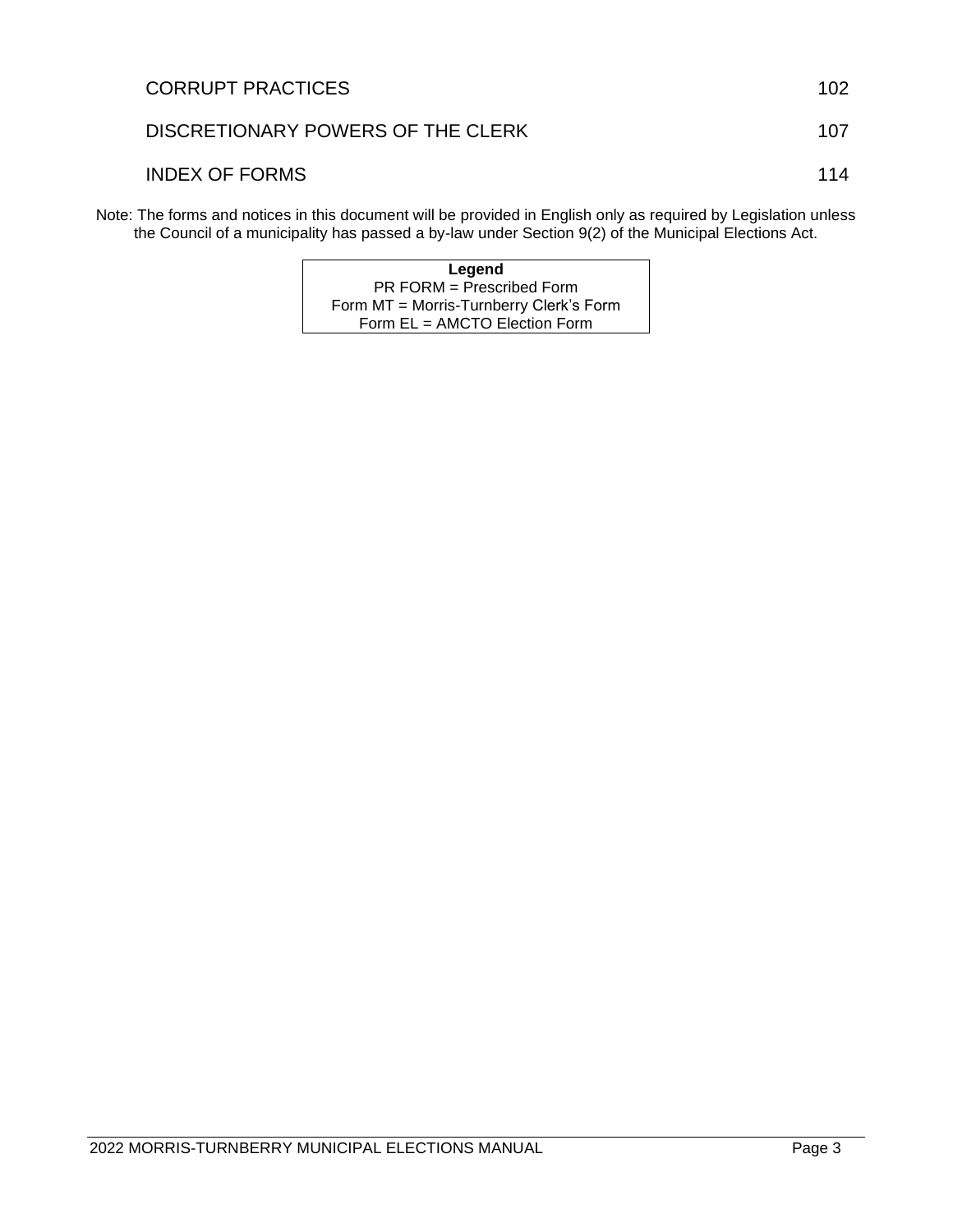| | |
|---|---|
| CORRUPT PRACTICES | 102 |
| DISCRETIONARY POWERS OF THE CLERK | 107 |
| INDEX OF FORMS | 114 |

Note: The forms and notices in this document will be provided in English only as required by Legislation unless the Council of a municipality has passed a by-law under Section 9(2) of the Municipal Elections Act.

| **Legend** |
|---|
| PR FORM = Prescribed Form |
| Form MT = Morris-Turnberry Clerk's Form |
| Form EL = AMCTO Election Form |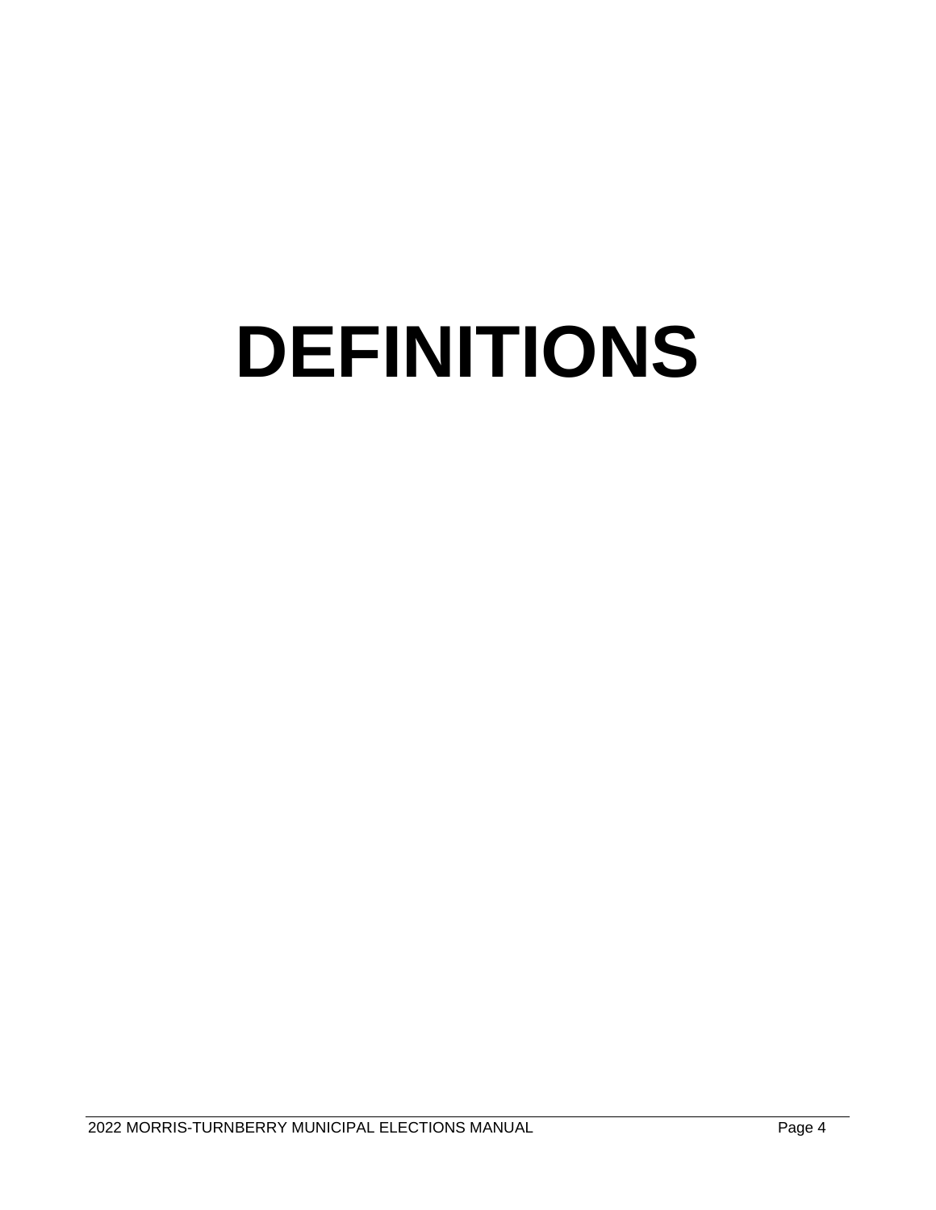# DEFINITIONS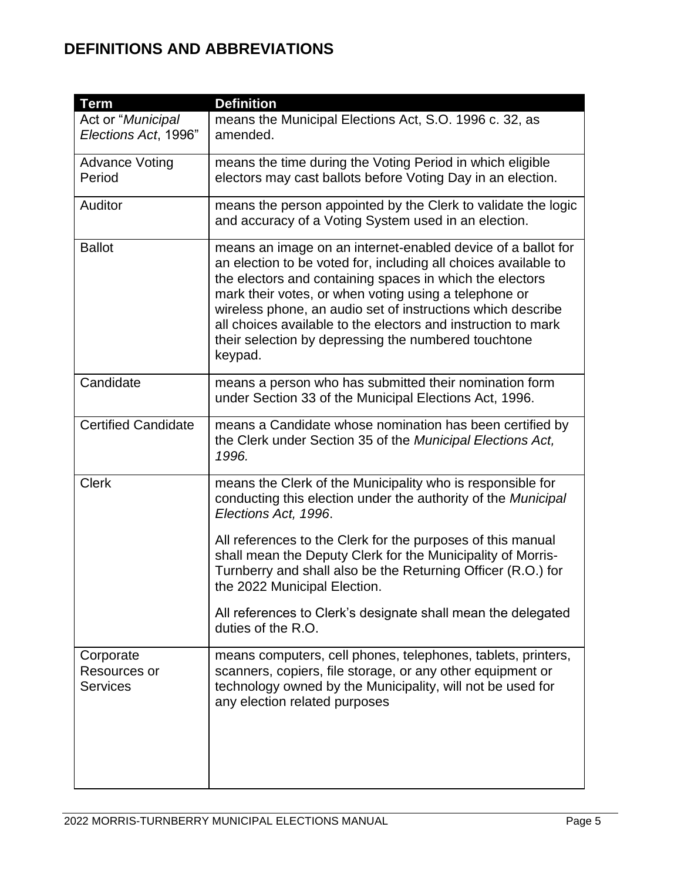# DEFINITIONS AND ABBREVIATIONS

| Term | Definition |
|---|---|
| Act or "*Municipal Elections Act*, 1996" | means the Municipal Elections Act, S.O. 1996 c. 32, as amended. |
| Advance Voting Period | means the time during the Voting Period in which eligible electors may cast ballots before Voting Day in an election. |
| Auditor | means the person appointed by the Clerk to validate the logic and accuracy of a Voting System used in an election. |
| Ballot | means an image on an internet-enabled device of a ballot for an election to be voted for, including all choices available to the electors and containing spaces in which the electors mark their votes, or when voting using a telephone or wireless phone, an audio set of instructions which describe all choices available to the electors and instruction to mark their selection by depressing the numbered touchtone keypad. |
| Candidate | means a person who has submitted their nomination form under Section 33 of the Municipal Elections Act, 1996. |
| Certified Candidate | means a Candidate whose nomination has been certified by the Clerk under Section 35 of the *Municipal Elections Act, 1996.* |
| Clerk | means the Clerk of the Municipality who is responsible for conducting this election under the authority of the *Municipal Elections Act, 1996*.<br><br>All references to the Clerk for the purposes of this manual shall mean the Deputy Clerk for the Municipality of Morris-Turnberry and shall also be the Returning Officer (R.O.) for the 2022 Municipal Election.<br><br>All references to Clerk's designate shall mean the delegated duties of the R.O. |
| Corporate Resources or Services | means computers, cell phones, telephones, tablets, printers, scanners, copiers, file storage, or any other equipment or technology owned by the Municipality, will not be used for any election related purposes |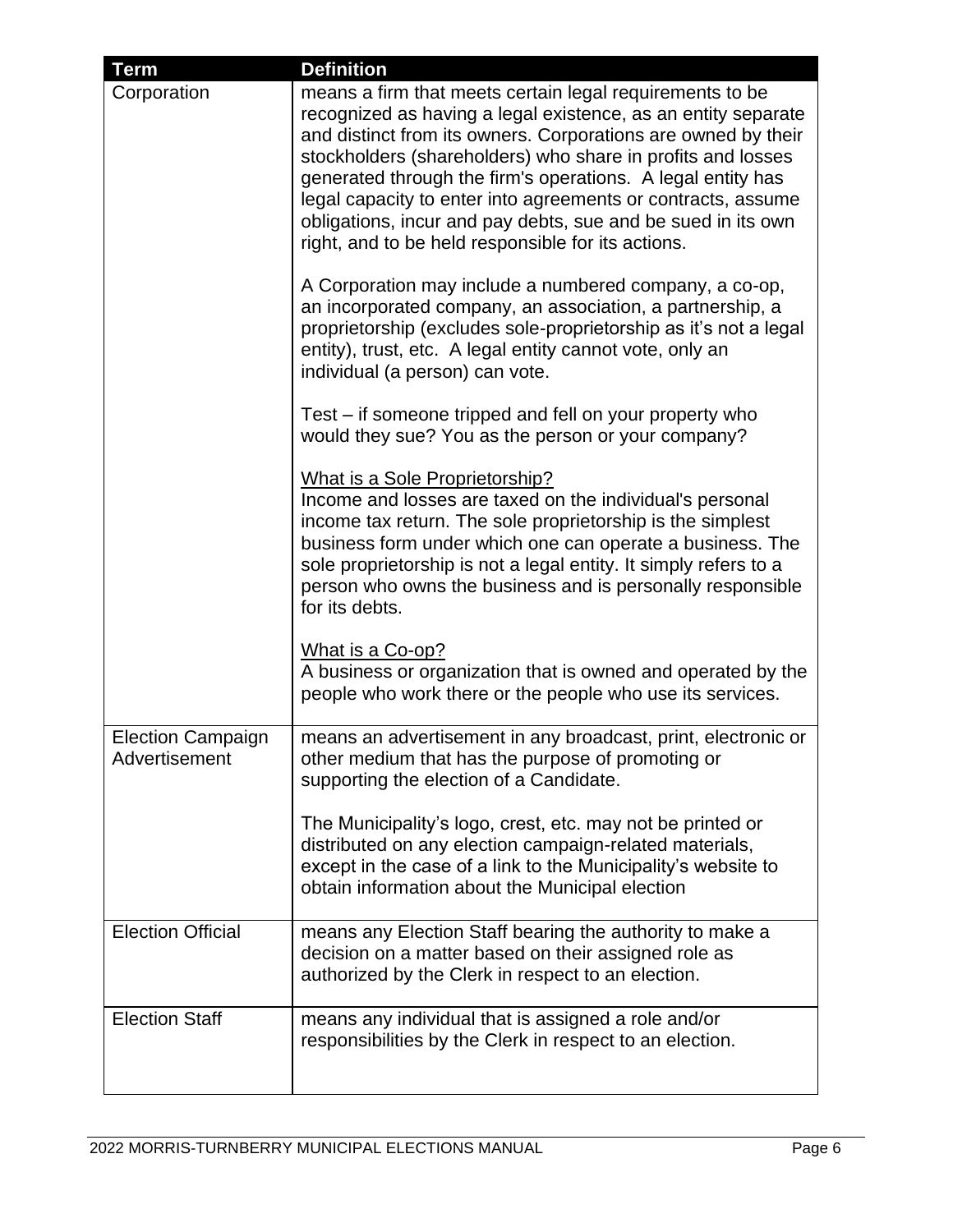| Term | Definition |
| --- | --- |
| Corporation | means a firm that meets certain legal requirements to be recognized as having a legal existence, as an entity separate and distinct from its owners. Corporations are owned by their stockholders (shareholders) who share in profits and losses generated through the firm's operations. A legal entity has legal capacity to enter into agreements or contracts, assume obligations, incur and pay debts, sue and be sued in its own right, and to be held responsible for its actions.<br><br>A Corporation may include a numbered company, a co-op, an incorporated company, an association, a partnership, a proprietorship (excludes sole-proprietorship as it's not a legal entity), trust, etc. A legal entity cannot vote, only an individual (a person) can vote.<br><br>Test – if someone tripped and fell on your property who would they sue? You as the person or your company?<br><br><u>What is a Sole Proprietorship?</u><br>Income and losses are taxed on the individual's personal income tax return. The sole proprietorship is the simplest business form under which one can operate a business. The sole proprietorship is not a legal entity. It simply refers to a person who owns the business and is personally responsible for its debts.<br><br><u>What is a Co-op?</u><br>A business or organization that is owned and operated by the people who work there or the people who use its services. |
| Election Campaign Advertisement | means an advertisement in any broadcast, print, electronic or other medium that has the purpose of promoting or supporting the election of a Candidate.<br><br>The Municipality's logo, crest, etc. may not be printed or distributed on any election campaign-related materials, except in the case of a link to the Municipality's website to obtain information about the Municipal election |
| Election Official | means any Election Staff bearing the authority to make a decision on a matter based on their assigned role as authorized by the Clerk in respect to an election. |
| Election Staff | means any individual that is assigned a role and/or responsibilities by the Clerk in respect to an election. |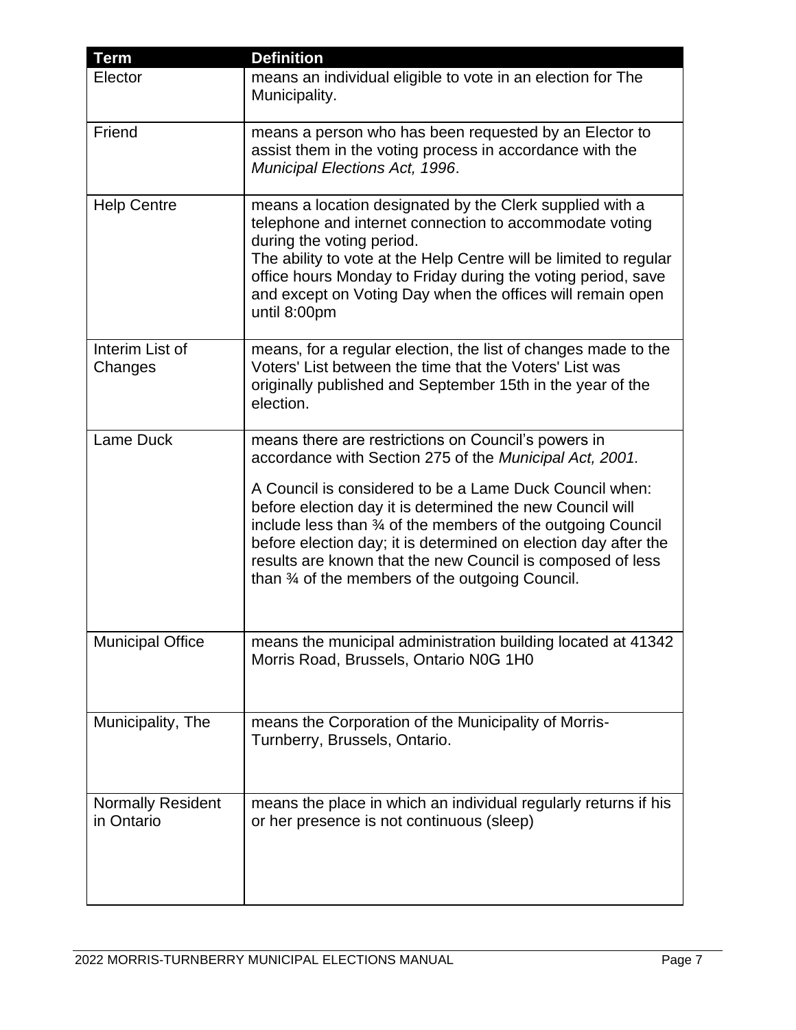| Term | Definition |
| --- | --- |
| Elector | means an individual eligible to vote in an election for The Municipality. |
| Friend | means a person who has been requested by an Elector to assist them in the voting process in accordance with the *Municipal Elections Act, 1996*. |
| Help Centre | means a location designated by the Clerk supplied with a telephone and internet connection to accommodate voting during the voting period.<br>The ability to vote at the Help Centre will be limited to regular office hours Monday to Friday during the voting period, save and except on Voting Day when the offices will remain open until 8:00pm |
| Interim List of Changes | means, for a regular election, the list of changes made to the Voters' List between the time that the Voters' List was originally published and September 15th in the year of the election. |
| Lame Duck | means there are restrictions on Council's powers in accordance with Section 275 of the *Municipal Act, 2001.*<br><br>A Council is considered to be a Lame Duck Council when: before election day it is determined the new Council will include less than ¾ of the members of the outgoing Council before election day; it is determined on election day after the results are known that the new Council is composed of less than ¾ of the members of the outgoing Council. |
| Municipal Office | means the municipal administration building located at 41342 Morris Road, Brussels, Ontario N0G 1H0 |
| Municipality, The | means the Corporation of the Municipality of Morris-Turnberry, Brussels, Ontario. |
| Normally Resident in Ontario | means the place in which an individual regularly returns if his or her presence is not continuous (sleep) |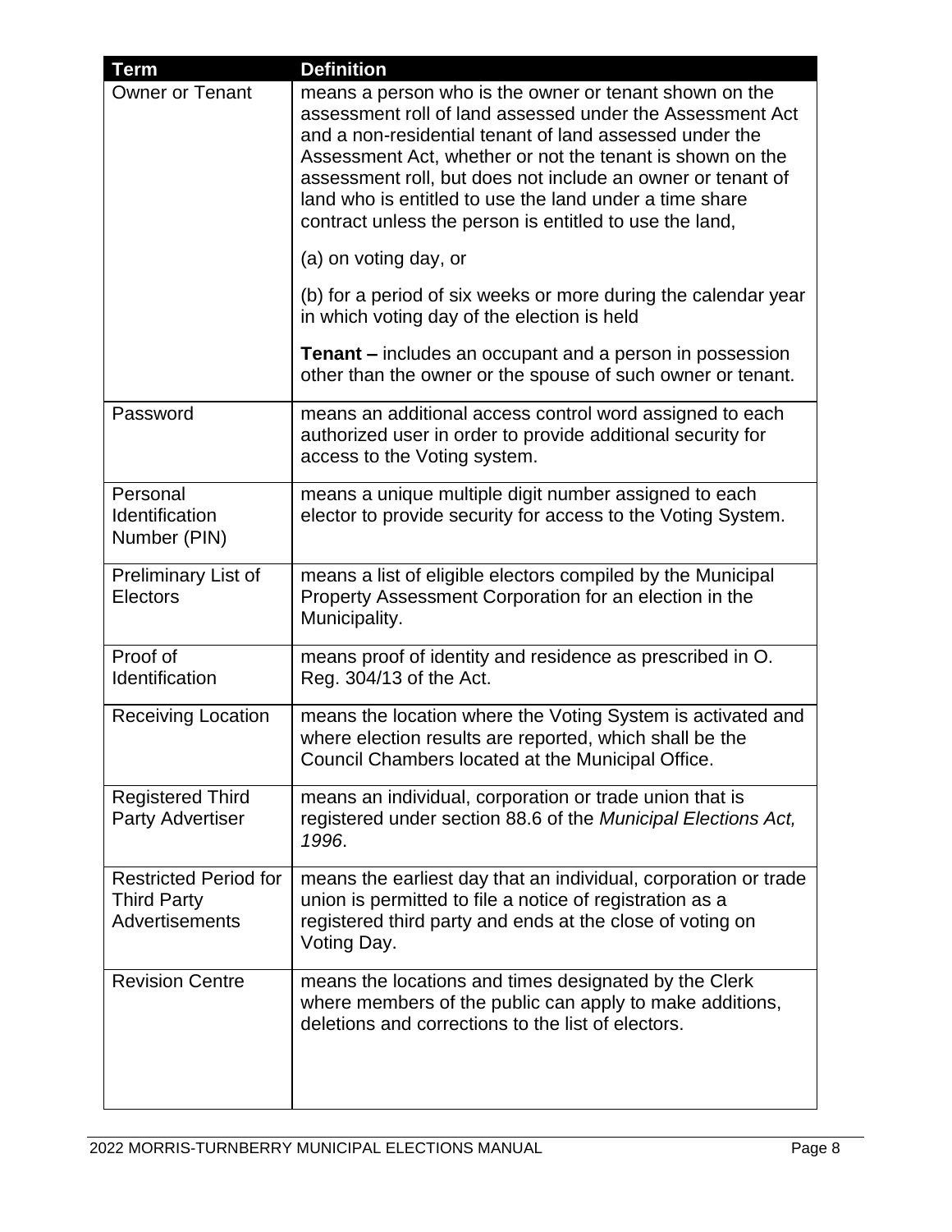| Term | Definition |
| --- | --- |
| Owner or Tenant | means a person who is the owner or tenant shown on the assessment roll of land assessed under the Assessment Act and a non-residential tenant of land assessed under the Assessment Act, whether or not the tenant is shown on the assessment roll, but does not include an owner or tenant of land who is entitled to use the land under a time share contract unless the person is entitled to use the land,<br><br>(a) on voting day, or<br><br>(b) for a period of six weeks or more during the calendar year in which voting day of the election is held<br><br>**Tenant –** includes an occupant and a person in possession other than the owner or the spouse of such owner or tenant. |
| Password | means an additional access control word assigned to each authorized user in order to provide additional security for access to the Voting system. |
| Personal Identification Number (PIN) | means a unique multiple digit number assigned to each elector to provide security for access to the Voting System. |
| Preliminary List of Electors | means a list of eligible electors compiled by the Municipal Property Assessment Corporation for an election in the Municipality. |
| Proof of Identification | means proof of identity and residence as prescribed in O. Reg. 304/13 of the Act. |
| Receiving Location | means the location where the Voting System is activated and where election results are reported, which shall be the Council Chambers located at the Municipal Office. |
| Registered Third Party Advertiser | means an individual, corporation or trade union that is registered under section 88.6 of the *Municipal Elections Act, 1996*. |
| Restricted Period for Third Party Advertisements | means the earliest day that an individual, corporation or trade union is permitted to file a notice of registration as a registered third party and ends at the close of voting on Voting Day. |
| Revision Centre | means the locations and times designated by the Clerk where members of the public can apply to make additions, deletions and corrections to the list of electors. |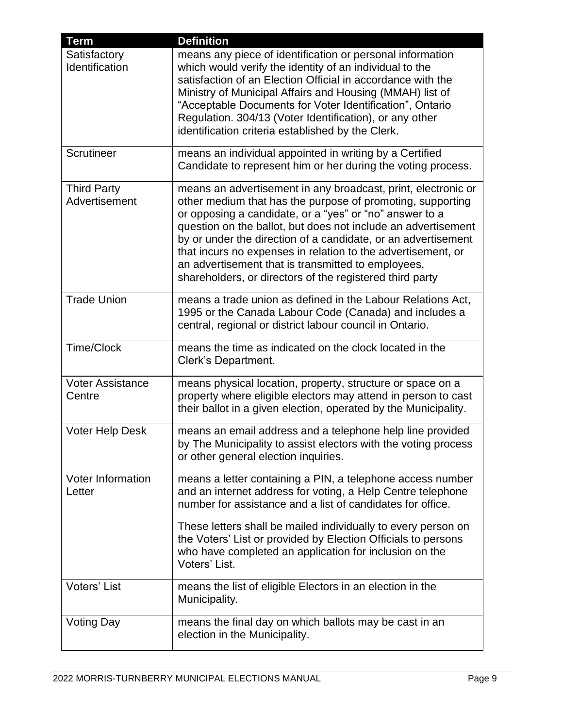| Term | Definition |
|---|---|
| Satisfactory Identification | means any piece of identification or personal information which would verify the identity of an individual to the satisfaction of an Election Official in accordance with the Ministry of Municipal Affairs and Housing (MMAH) list of "Acceptable Documents for Voter Identification", Ontario Regulation. 304/13 (Voter Identification), or any other identification criteria established by the Clerk. |
| Scrutineer | means an individual appointed in writing by a Certified Candidate to represent him or her during the voting process. |
| Third Party Advertisement | means an advertisement in any broadcast, print, electronic or other medium that has the purpose of promoting, supporting or opposing a candidate, or a "yes" or "no" answer to a question on the ballot, but does not include an advertisement by or under the direction of a candidate, or an advertisement that incurs no expenses in relation to the advertisement, or an advertisement that is transmitted to employees, shareholders, or directors of the registered third party |
| Trade Union | means a trade union as defined in the Labour Relations Act, 1995 or the Canada Labour Code (Canada) and includes a central, regional or district labour council in Ontario. |
| Time/Clock | means the time as indicated on the clock located in the Clerk's Department. |
| Voter Assistance Centre | means physical location, property, structure or space on a property where eligible electors may attend in person to cast their ballot in a given election, operated by the Municipality. |
| Voter Help Desk | means an email address and a telephone help line provided by The Municipality to assist electors with the voting process or other general election inquiries. |
| Voter Information Letter | means a letter containing a PIN, a telephone access number and an internet address for voting, a Help Centre telephone number for assistance and a list of candidates for office.<br><br>These letters shall be mailed individually to every person on the Voters' List or provided by Election Officials to persons who have completed an application for inclusion on the Voters' List. |
| Voters' List | means the list of eligible Electors in an election in the Municipality. |
| Voting Day | means the final day on which ballots may be cast in an election in the Municipality. |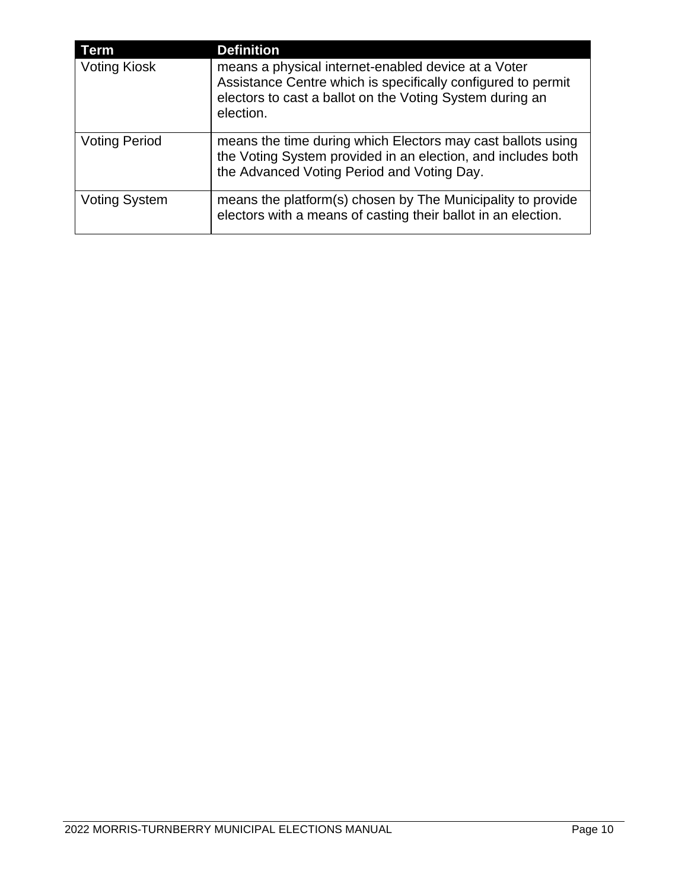| Term | Definition |
|---|---|
| Voting Kiosk | means a physical internet-enabled device at a Voter Assistance Centre which is specifically configured to permit electors to cast a ballot on the Voting System during an election. |
| Voting Period | means the time during which Electors may cast ballots using the Voting System provided in an election, and includes both the Advanced Voting Period and Voting Day. |
| Voting System | means the platform(s) chosen by The Municipality to provide electors with a means of casting their ballot in an election. |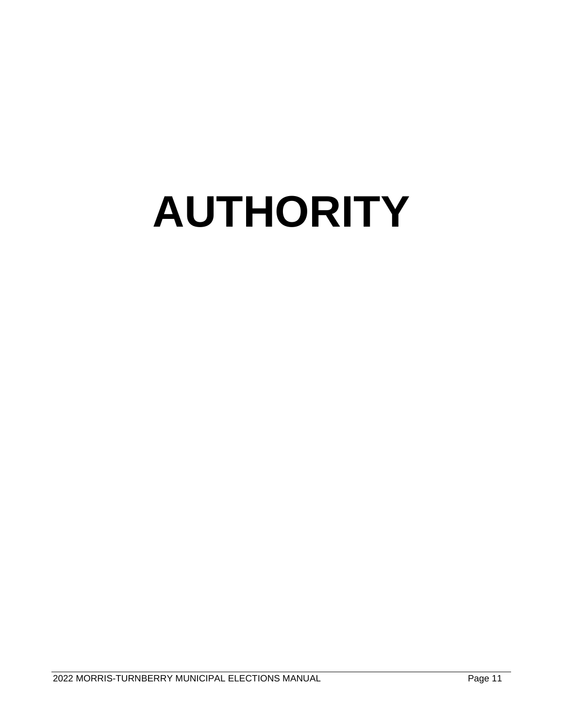# AUTHORITY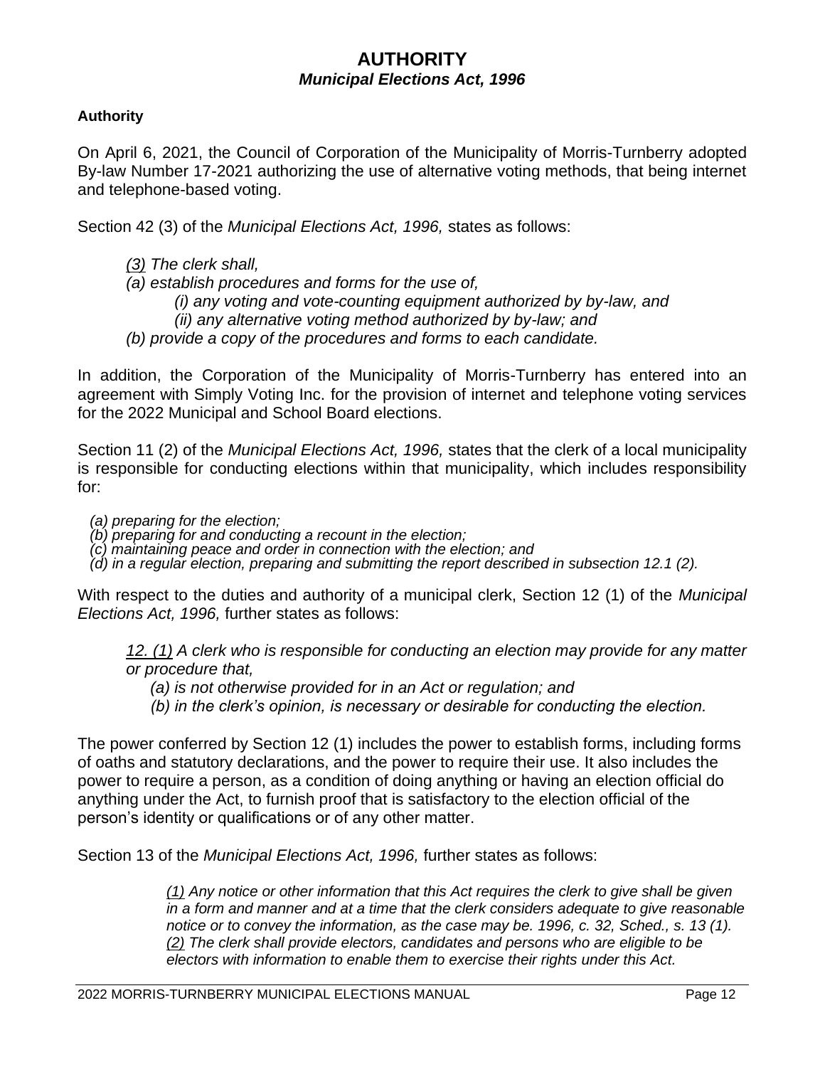# AUTHORITY

***Municipal Elections Act, 1996***

**Authority**

On April 6, 2021, the Council of Corporation of the Municipality of Morris-Turnberry adopted By-law Number 17-2021 authorizing the use of alternative voting methods, that being internet and telephone-based voting.

Section 42 (3) of the *Municipal Elections Act, 1996,* states as follows:

> *(3) The clerk shall,*
> *(a) establish procedures and forms for the use of,*
> *(i) any voting and vote-counting equipment authorized by by-law, and*
> *(ii) any alternative voting method authorized by by-law; and*
> *(b) provide a copy of the procedures and forms to each candidate.*

In addition, the Corporation of the Municipality of Morris-Turnberry has entered into an agreement with Simply Voting Inc. for the provision of internet and telephone voting services for the 2022 Municipal and School Board elections.

Section 11 (2) of the *Municipal Elections Act, 1996,* states that the clerk of a local municipality is responsible for conducting elections within that municipality, which includes responsibility for:

> *(a) preparing for the election;*
> *(b) preparing for and conducting a recount in the election;*
> *(c) maintaining peace and order in connection with the election; and*
> *(d) in a regular election, preparing and submitting the report described in subsection 12.1 (2).*

With respect to the duties and authority of a municipal clerk, Section 12 (1) of the *Municipal Elections Act, 1996,* further states as follows:

> *12. (1) A clerk who is responsible for conducting an election may provide for any matter or procedure that,*
> *(a) is not otherwise provided for in an Act or regulation; and*
> *(b) in the clerk's opinion, is necessary or desirable for conducting the election.*

The power conferred by Section 12 (1) includes the power to establish forms, including forms of oaths and statutory declarations, and the power to require their use. It also includes the power to require a person, as a condition of doing anything or having an election official do anything under the Act, to furnish proof that is satisfactory to the election official of the person's identity or qualifications or of any other matter.

Section 13 of the *Municipal Elections Act, 1996,* further states as follows:

> *(1) Any notice or other information that this Act requires the clerk to give shall be given in a form and manner and at a time that the clerk considers adequate to give reasonable notice or to convey the information, as the case may be. 1996, c. 32, Sched., s. 13 (1).*
> *(2) The clerk shall provide electors, candidates and persons who are eligible to be electors with information to enable them to exercise their rights under this Act.*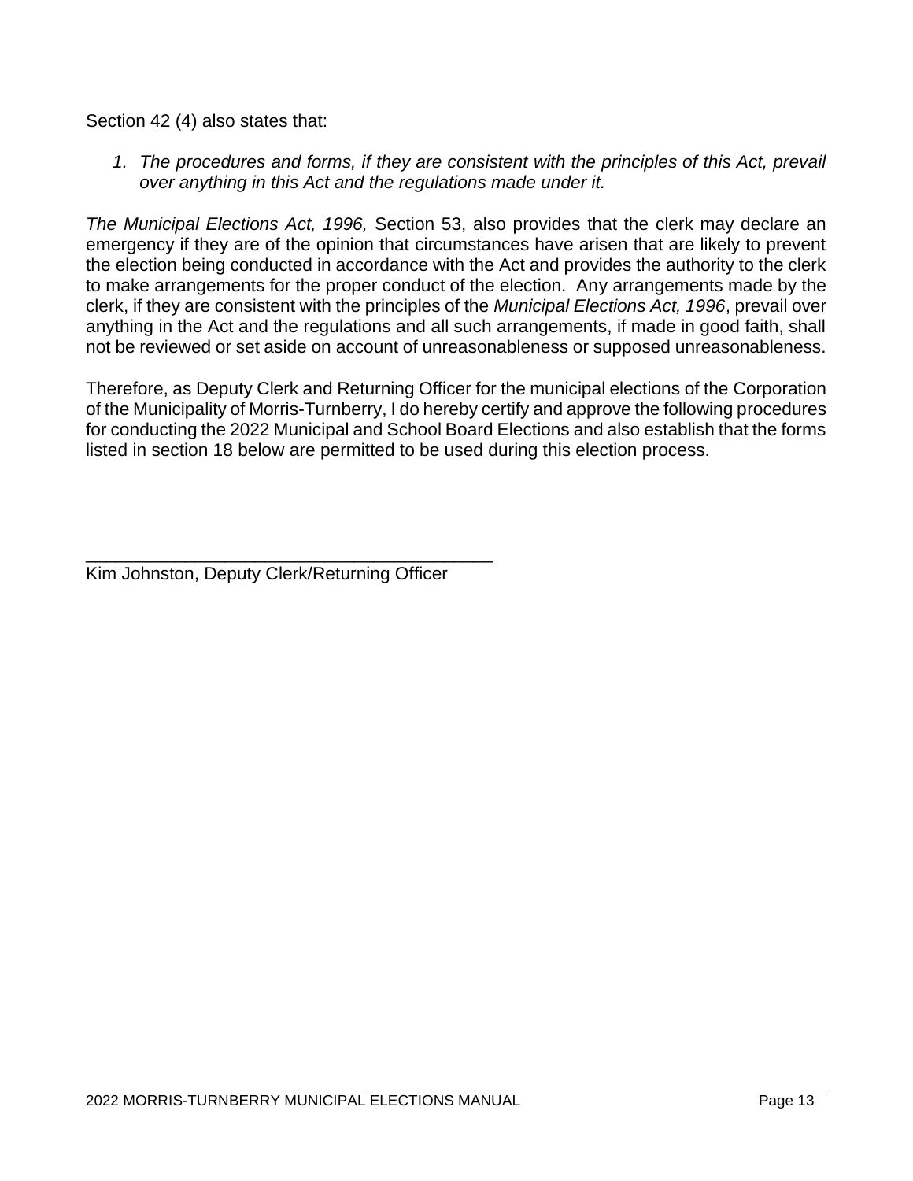Section 42 (4) also states that:

1. *The procedures and forms, if they are consistent with the principles of this Act, prevail over anything in this Act and the regulations made under it.*

*The Municipal Elections Act, 1996,* Section 53, also provides that the clerk may declare an emergency if they are of the opinion that circumstances have arisen that are likely to prevent the election being conducted in accordance with the Act and provides the authority to the clerk to make arrangements for the proper conduct of the election. Any arrangements made by the clerk, if they are consistent with the principles of the *Municipal Elections Act, 1996*, prevail over anything in the Act and the regulations and all such arrangements, if made in good faith, shall not be reviewed or set aside on account of unreasonableness or supposed unreasonableness.

Therefore, as Deputy Clerk and Returning Officer for the municipal elections of the Corporation of the Municipality of Morris-Turnberry, I do hereby certify and approve the following procedures for conducting the 2022 Municipal and School Board Elections and also establish that the forms listed in section 18 below are permitted to be used during this election process.

\_\_\_\_\_\_\_\_\_\_\_\_\_\_\_\_\_\_\_\_\_\_\_\_\_\_\_\_\_\_\_\_\_\_\_\_\_\_\_\_\_\_\_

Kim Johnston, Deputy Clerk/Returning Officer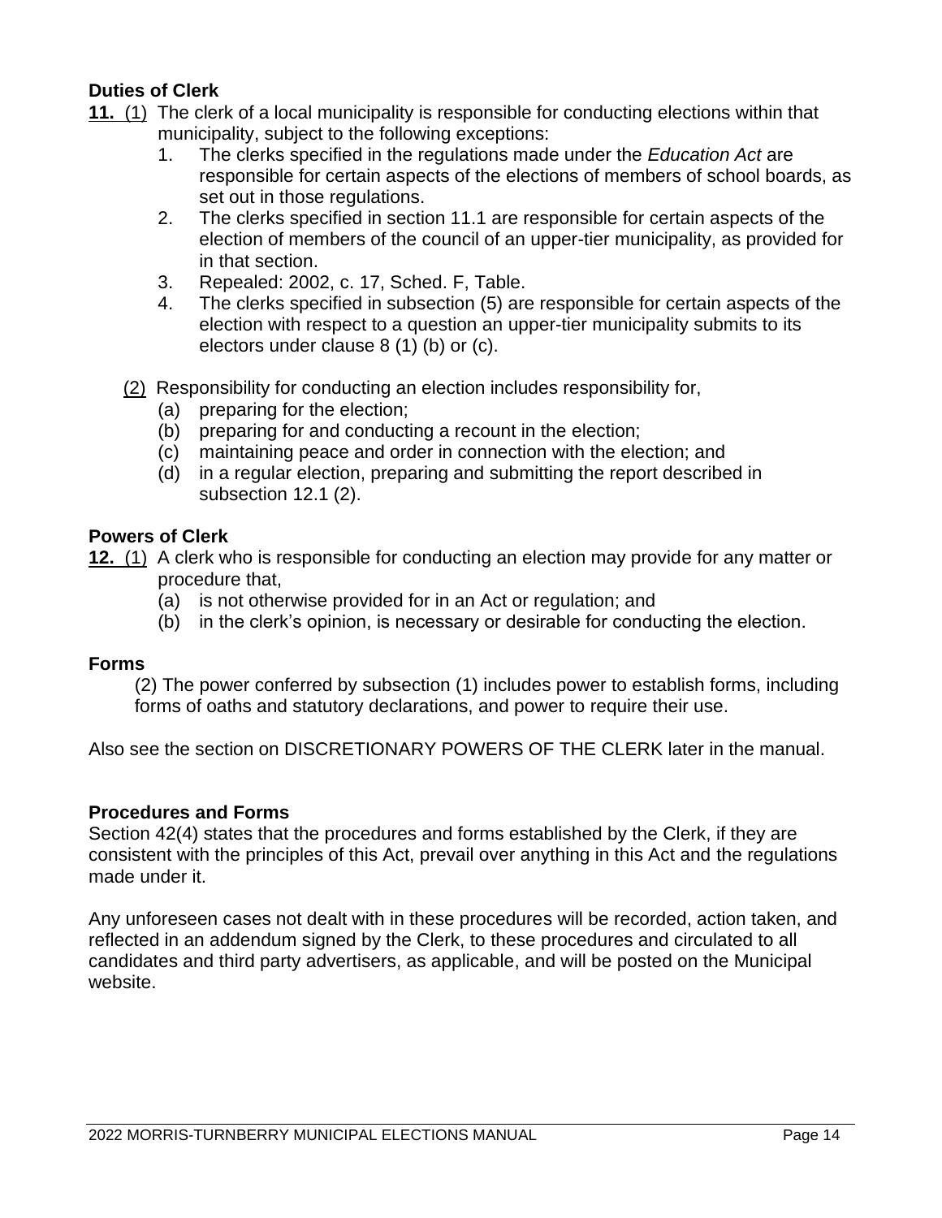### Duties of Clerk

**11.** (1) The clerk of a local municipality is responsible for conducting elections within that municipality, subject to the following exceptions:

1. The clerks specified in the regulations made under the *Education Act* are responsible for certain aspects of the elections of members of school boards, as set out in those regulations.
2. The clerks specified in section 11.1 are responsible for certain aspects of the election of members of the council of an upper-tier municipality, as provided for in that section.
3. Repealed: 2002, c. 17, Sched. F, Table.
4. The clerks specified in subsection (5) are responsible for certain aspects of the election with respect to a question an upper-tier municipality submits to its electors under clause 8 (1) (b) or (c).

(2) Responsibility for conducting an election includes responsibility for,

(a) preparing for the election;
(b) preparing for and conducting a recount in the election;
(c) maintaining peace and order in connection with the election; and
(d) in a regular election, preparing and submitting the report described in subsection 12.1 (2).

### Powers of Clerk

**12.** (1) A clerk who is responsible for conducting an election may provide for any matter or procedure that,

(a) is not otherwise provided for in an Act or regulation; and
(b) in the clerk's opinion, is necessary or desirable for conducting the election.

### Forms

(2) The power conferred by subsection (1) includes power to establish forms, including forms of oaths and statutory declarations, and power to require their use.

Also see the section on DISCRETIONARY POWERS OF THE CLERK later in the manual.

### Procedures and Forms

Section 42(4) states that the procedures and forms established by the Clerk, if they are consistent with the principles of this Act, prevail over anything in this Act and the regulations made under it.

Any unforeseen cases not dealt with in these procedures will be recorded, action taken, and reflected in an addendum signed by the Clerk, to these procedures and circulated to all candidates and third party advertisers, as applicable, and will be posted on the Municipal website.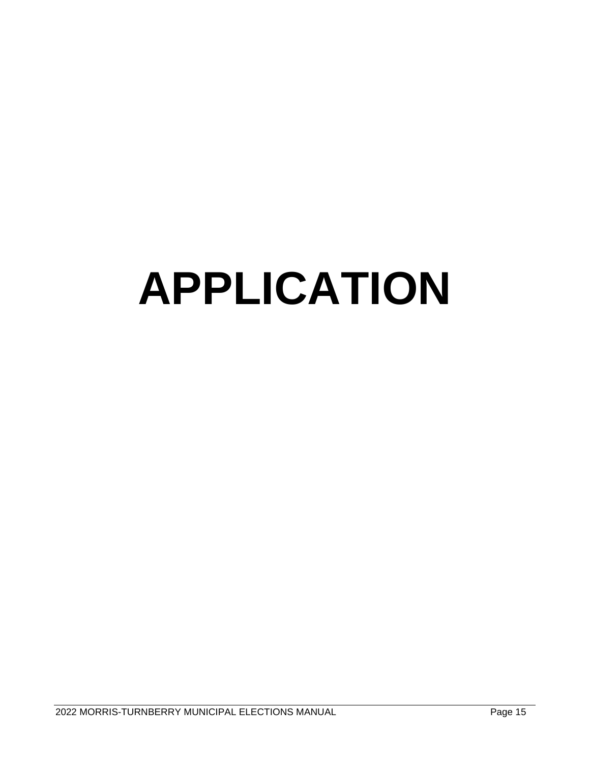# APPLICATION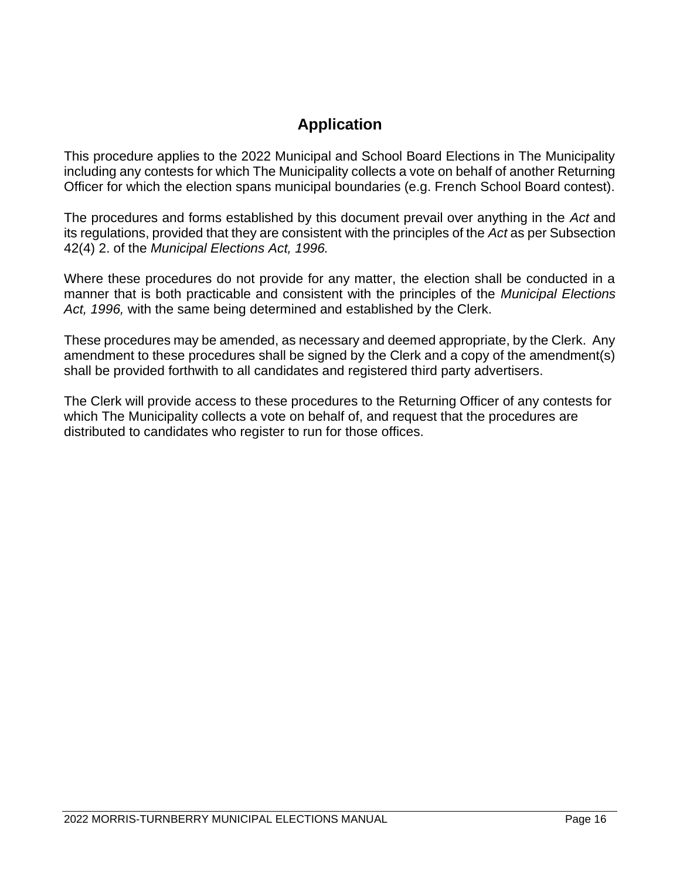## Application

This procedure applies to the 2022 Municipal and School Board Elections in The Municipality including any contests for which The Municipality collects a vote on behalf of another Returning Officer for which the election spans municipal boundaries (e.g. French School Board contest).

The procedures and forms established by this document prevail over anything in the *Act* and its regulations, provided that they are consistent with the principles of the *Act* as per Subsection 42(4) 2. of the *Municipal Elections Act, 1996.*

Where these procedures do not provide for any matter, the election shall be conducted in a manner that is both practicable and consistent with the principles of the *Municipal Elections Act, 1996,* with the same being determined and established by the Clerk.

These procedures may be amended, as necessary and deemed appropriate, by the Clerk. Any amendment to these procedures shall be signed by the Clerk and a copy of the amendment(s) shall be provided forthwith to all candidates and registered third party advertisers.

The Clerk will provide access to these procedures to the Returning Officer of any contests for which The Municipality collects a vote on behalf of, and request that the procedures are distributed to candidates who register to run for those offices.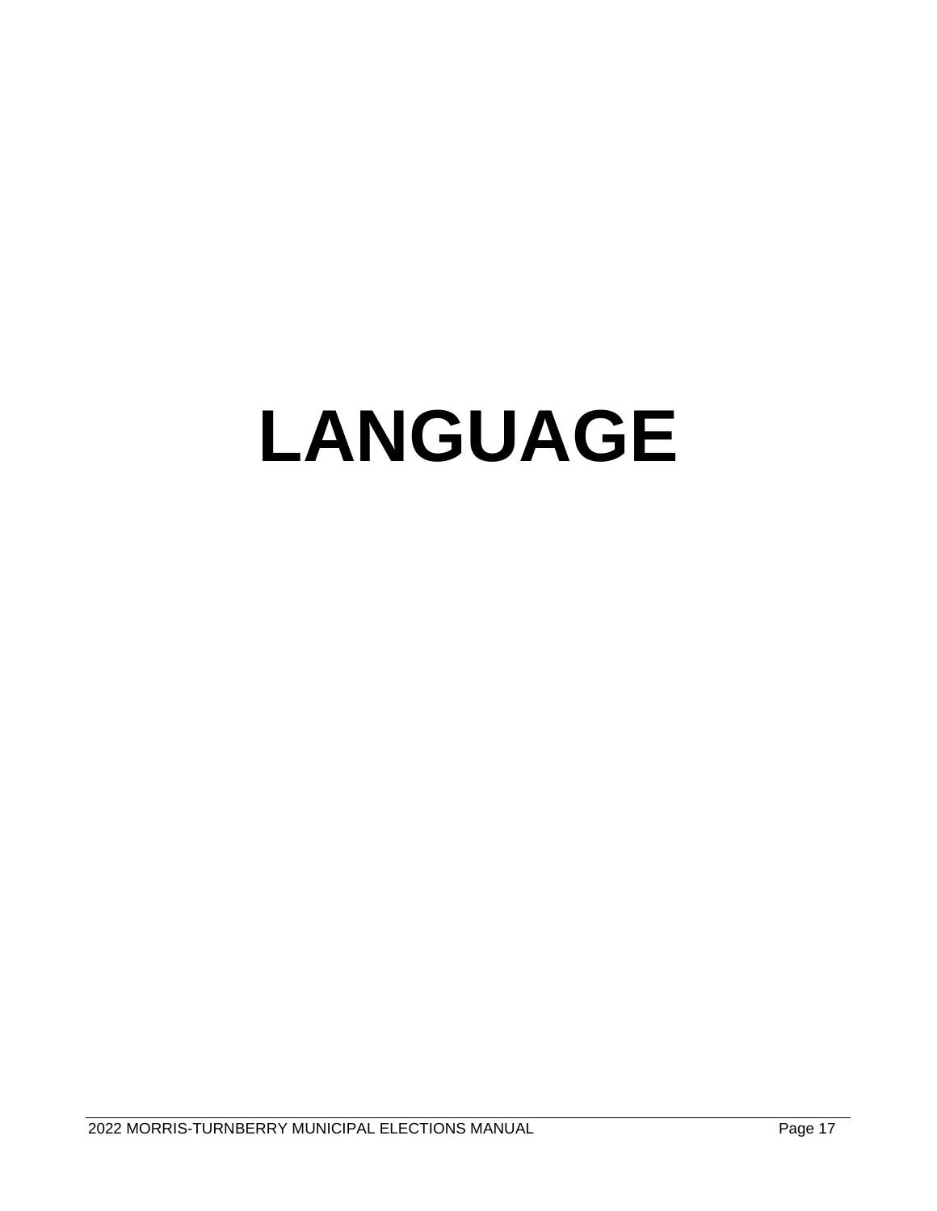# LANGUAGE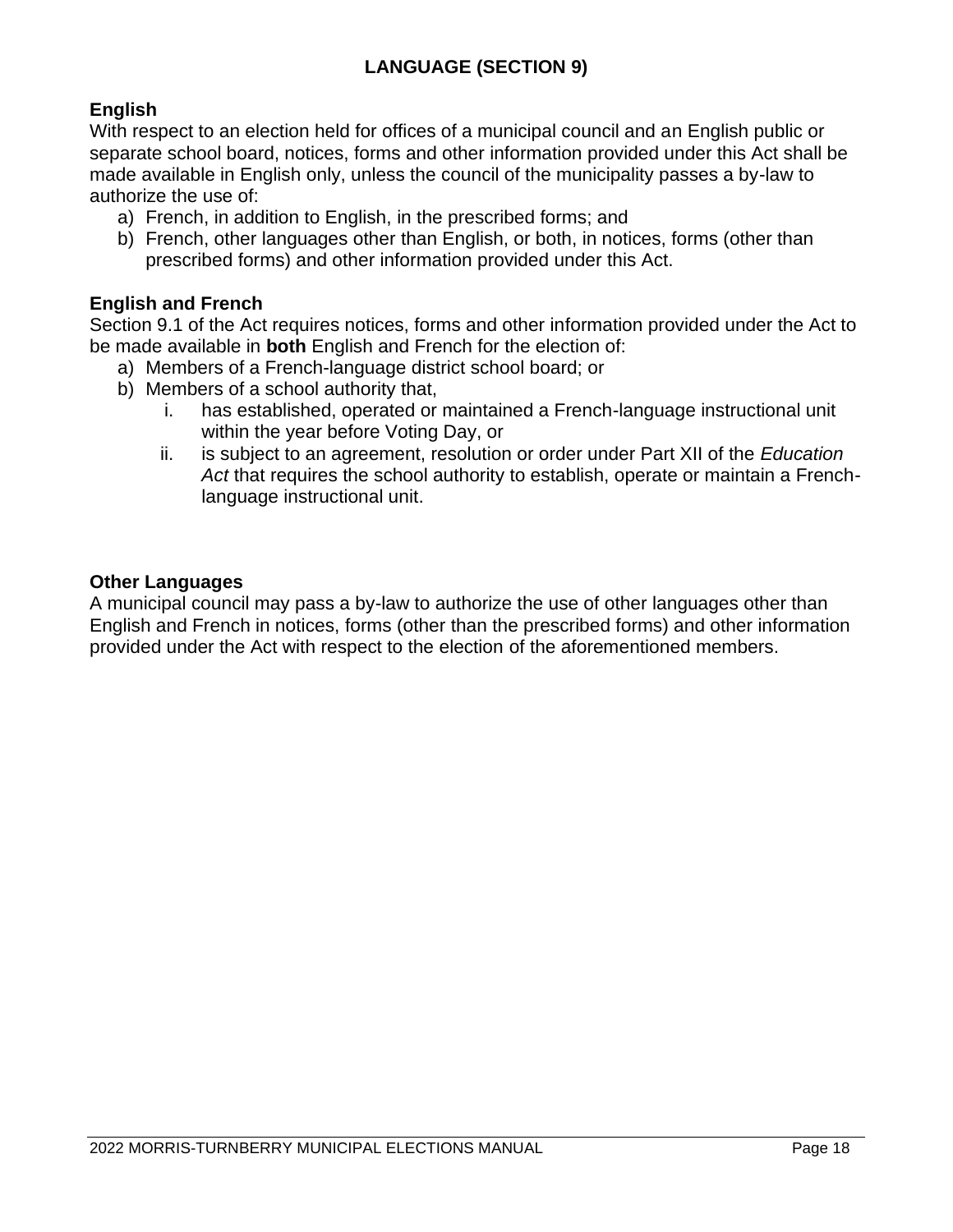## LANGUAGE (SECTION 9)

### English

With respect to an election held for offices of a municipal council and an English public or separate school board, notices, forms and other information provided under this Act shall be made available in English only, unless the council of the municipality passes a by-law to authorize the use of:

a) French, in addition to English, in the prescribed forms; and
b) French, other languages other than English, or both, in notices, forms (other than prescribed forms) and other information provided under this Act.

### English and French

Section 9.1 of the Act requires notices, forms and other information provided under the Act to be made available in **both** English and French for the election of:

a) Members of a French-language district school board; or
b) Members of a school authority that,
   i. has established, operated or maintained a French-language instructional unit within the year before Voting Day, or
   ii. is subject to an agreement, resolution or order under Part XII of the *Education Act* that requires the school authority to establish, operate or maintain a French-language instructional unit.

### Other Languages

A municipal council may pass a by-law to authorize the use of other languages other than English and French in notices, forms (other than the prescribed forms) and other information provided under the Act with respect to the election of the aforementioned members.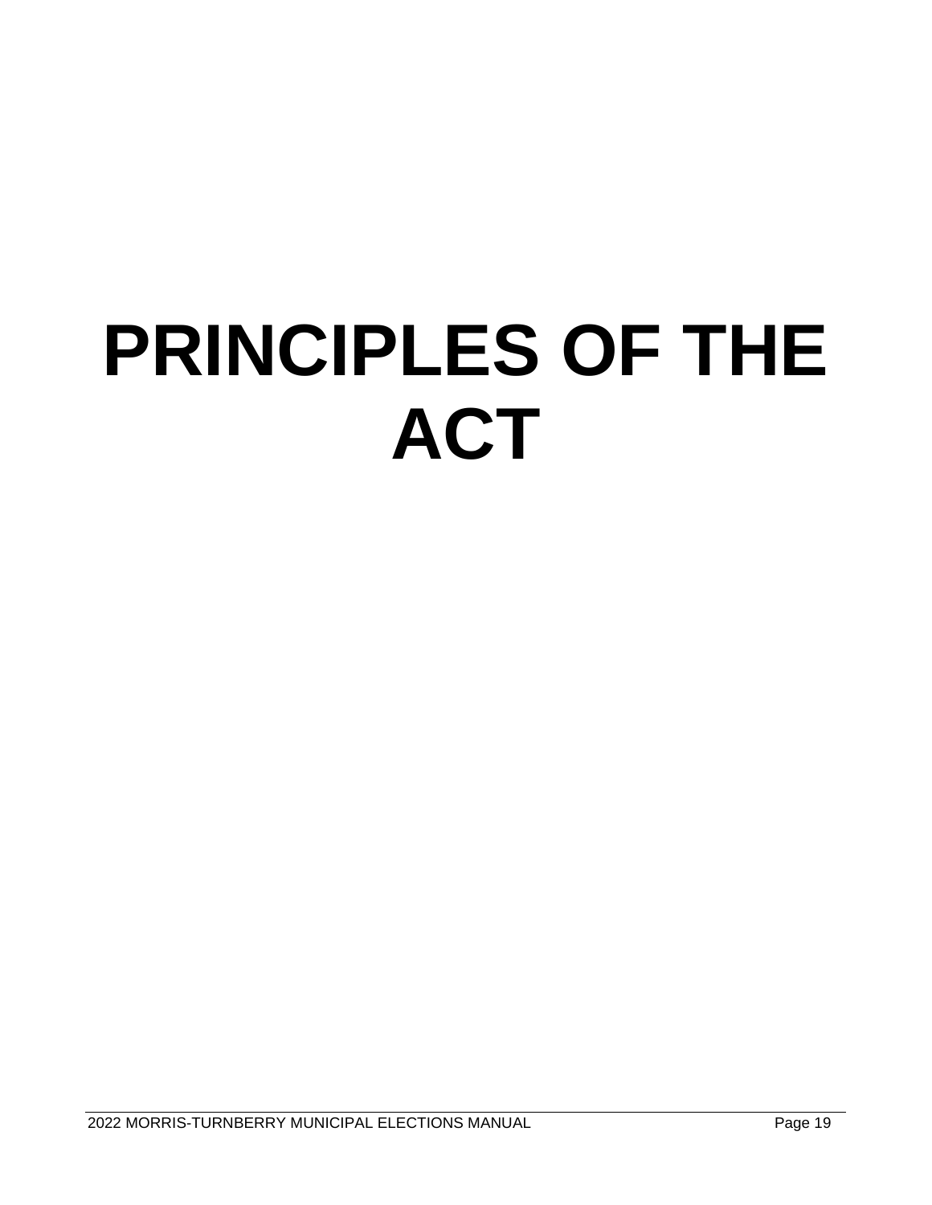# PRINCIPLES OF THE ACT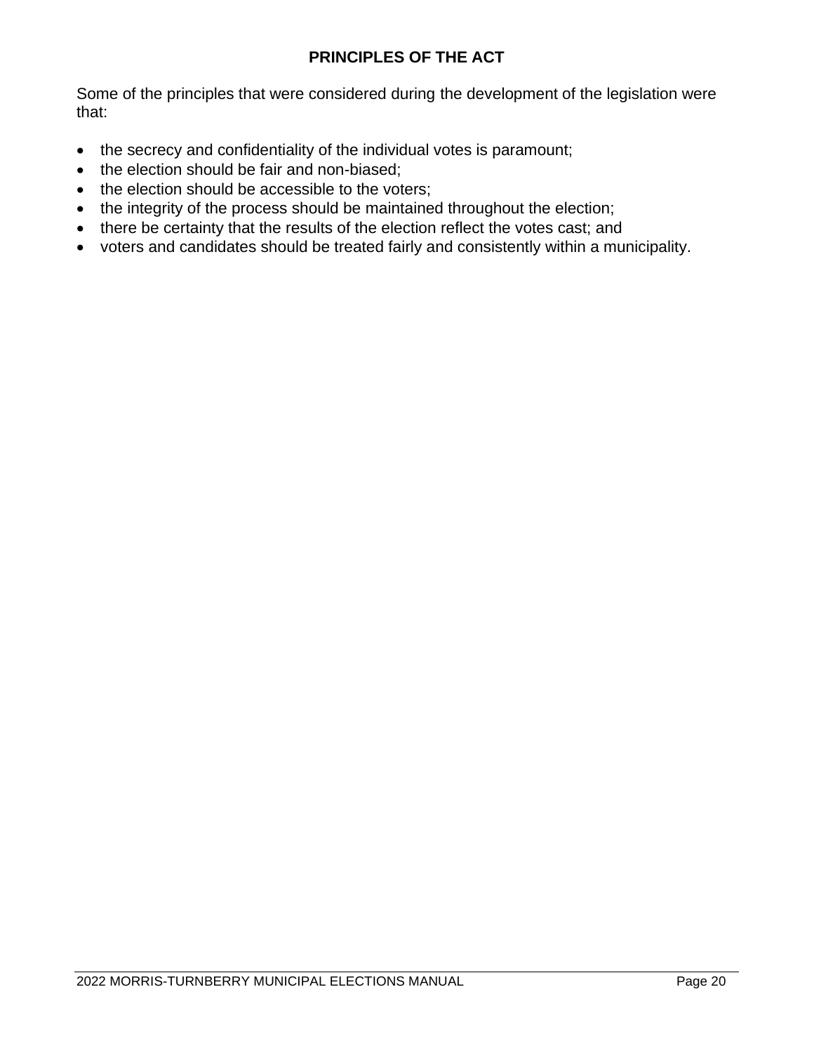## PRINCIPLES OF THE ACT

Some of the principles that were considered during the development of the legislation were that:

- the secrecy and confidentiality of the individual votes is paramount;
- the election should be fair and non-biased;
- the election should be accessible to the voters;
- the integrity of the process should be maintained throughout the election;
- there be certainty that the results of the election reflect the votes cast; and
- voters and candidates should be treated fairly and consistently within a municipality.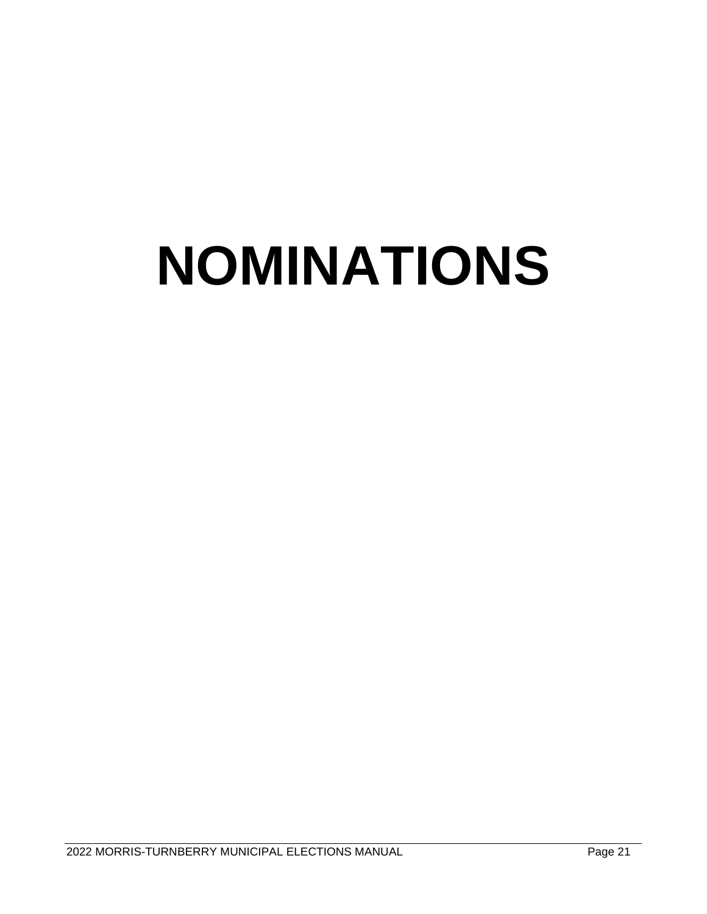# NOMINATIONS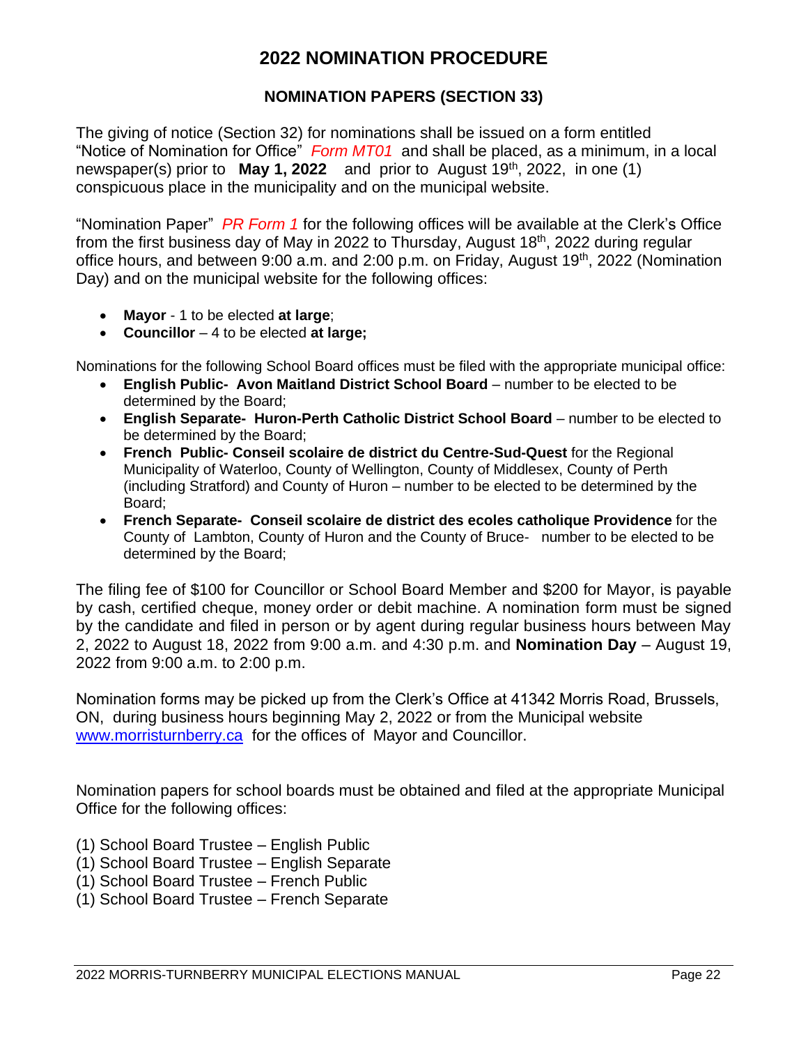# 2022 NOMINATION PROCEDURE

## NOMINATION PAPERS (SECTION 33)

The giving of notice (Section 32) for nominations shall be issued on a form entitled "Notice of Nomination for Office" *Form MT01* and shall be placed, as a minimum, in a local newspaper(s) prior to **May 1, 2022** and prior to August 19th, 2022, in one (1) conspicuous place in the municipality and on the municipal website.

"Nomination Paper" *PR Form 1* for the following offices will be available at the Clerk's Office from the first business day of May in 2022 to Thursday, August 18th, 2022 during regular office hours, and between 9:00 a.m. and 2:00 p.m. on Friday, August 19th, 2022 (Nomination Day) and on the municipal website for the following offices:

- **Mayor** - 1 to be elected **at large**;
- **Councillor** – 4 to be elected **at large;**

Nominations for the following School Board offices must be filed with the appropriate municipal office:

- **English Public- Avon Maitland District School Board** – number to be elected to be determined by the Board;
- **English Separate- Huron-Perth Catholic District School Board** – number to be elected to be determined by the Board;
- **French Public- Conseil scolaire de district du Centre-Sud-Quest** for the Regional Municipality of Waterloo, County of Wellington, County of Middlesex, County of Perth (including Stratford) and County of Huron – number to be elected to be determined by the Board;
- **French Separate- Conseil scolaire de district des ecoles catholique Providence** for the County of Lambton, County of Huron and the County of Bruce- number to be elected to be determined by the Board;

The filing fee of $100 for Councillor or School Board Member and $200 for Mayor, is payable by cash, certified cheque, money order or debit machine. A nomination form must be signed by the candidate and filed in person or by agent during regular business hours between May 2, 2022 to August 18, 2022 from 9:00 a.m. and 4:30 p.m. and **Nomination Day** – August 19, 2022 from 9:00 a.m. to 2:00 p.m.

Nomination forms may be picked up from the Clerk's Office at 41342 Morris Road, Brussels, ON, during business hours beginning May 2, 2022 or from the Municipal website www.morristurnberry.ca for the offices of Mayor and Councillor.

Nomination papers for school boards must be obtained and filed at the appropriate Municipal Office for the following offices:

(1) School Board Trustee – English Public
(1) School Board Trustee – English Separate
(1) School Board Trustee – French Public
(1) School Board Trustee – French Separate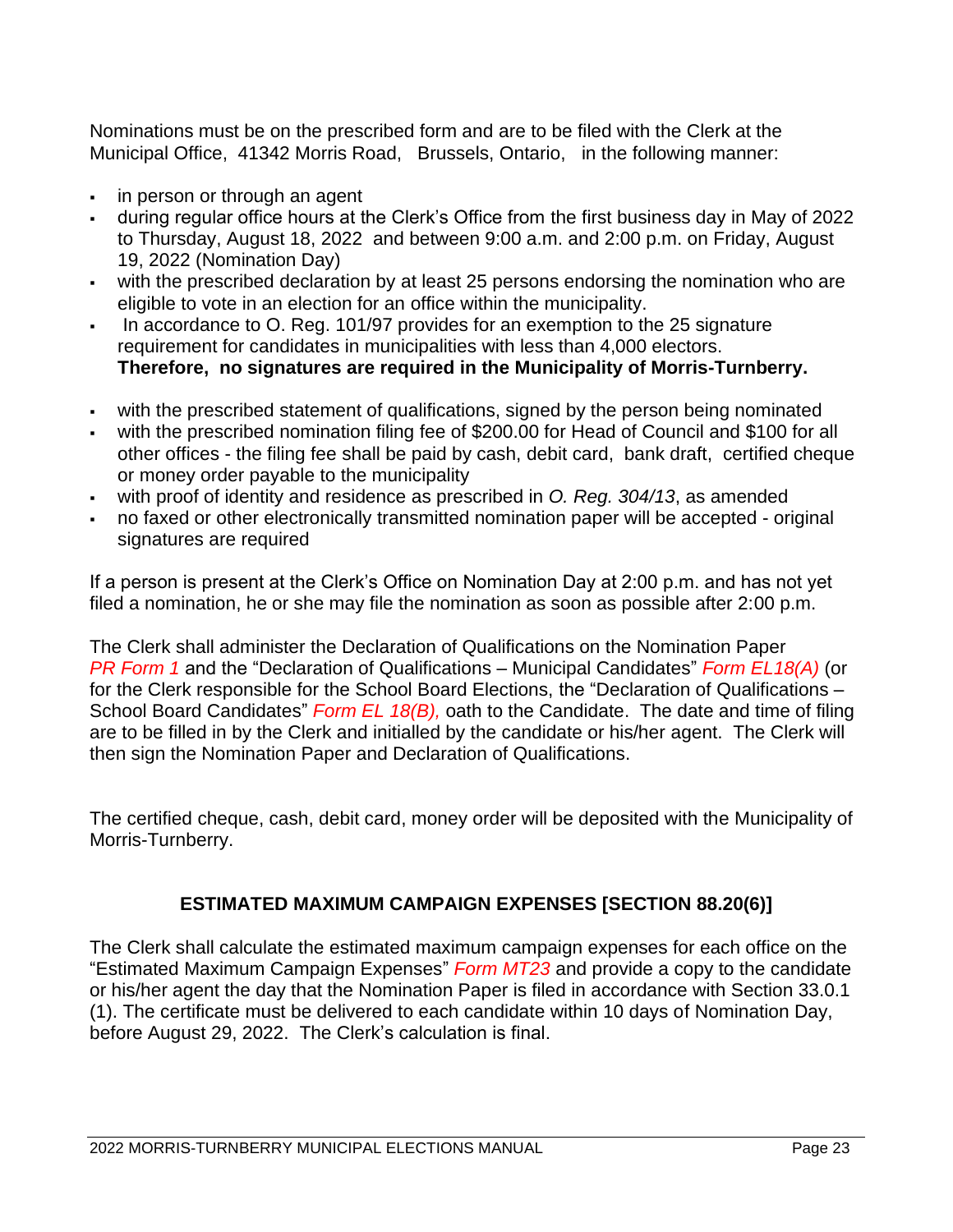Nominations must be on the prescribed form and are to be filed with the Clerk at the Municipal Office, 41342 Morris Road, Brussels, Ontario, in the following manner:

- in person or through an agent
- during regular office hours at the Clerk's Office from the first business day in May of 2022 to Thursday, August 18, 2022 and between 9:00 a.m. and 2:00 p.m. on Friday, August 19, 2022 (Nomination Day)
- with the prescribed declaration by at least 25 persons endorsing the nomination who are eligible to vote in an election for an office within the municipality.
- In accordance to O. Reg. 101/97 provides for an exemption to the 25 signature requirement for candidates in municipalities with less than 4,000 electors. **Therefore, no signatures are required in the Municipality of Morris-Turnberry.**
- with the prescribed statement of qualifications, signed by the person being nominated
- with the prescribed nomination filing fee of $200.00 for Head of Council and $100 for all other offices - the filing fee shall be paid by cash, debit card, bank draft, certified cheque or money order payable to the municipality
- with proof of identity and residence as prescribed in *O. Reg. 304/13*, as amended
- no faxed or other electronically transmitted nomination paper will be accepted - original signatures are required

If a person is present at the Clerk's Office on Nomination Day at 2:00 p.m. and has not yet filed a nomination, he or she may file the nomination as soon as possible after 2:00 p.m.

The Clerk shall administer the Declaration of Qualifications on the Nomination Paper *PR Form 1* and the "Declaration of Qualifications – Municipal Candidates" *Form EL18(A)* (or for the Clerk responsible for the School Board Elections, the "Declaration of Qualifications – School Board Candidates" *Form EL 18(B),* oath to the Candidate. The date and time of filing are to be filled in by the Clerk and initialled by the candidate or his/her agent. The Clerk will then sign the Nomination Paper and Declaration of Qualifications.

The certified cheque, cash, debit card, money order will be deposited with the Municipality of Morris-Turnberry.

## ESTIMATED MAXIMUM CAMPAIGN EXPENSES [SECTION 88.20(6)]

The Clerk shall calculate the estimated maximum campaign expenses for each office on the "Estimated Maximum Campaign Expenses" *Form MT23* and provide a copy to the candidate or his/her agent the day that the Nomination Paper is filed in accordance with Section 33.0.1 (1). The certificate must be delivered to each candidate within 10 days of Nomination Day, before August 29, 2022. The Clerk's calculation is final.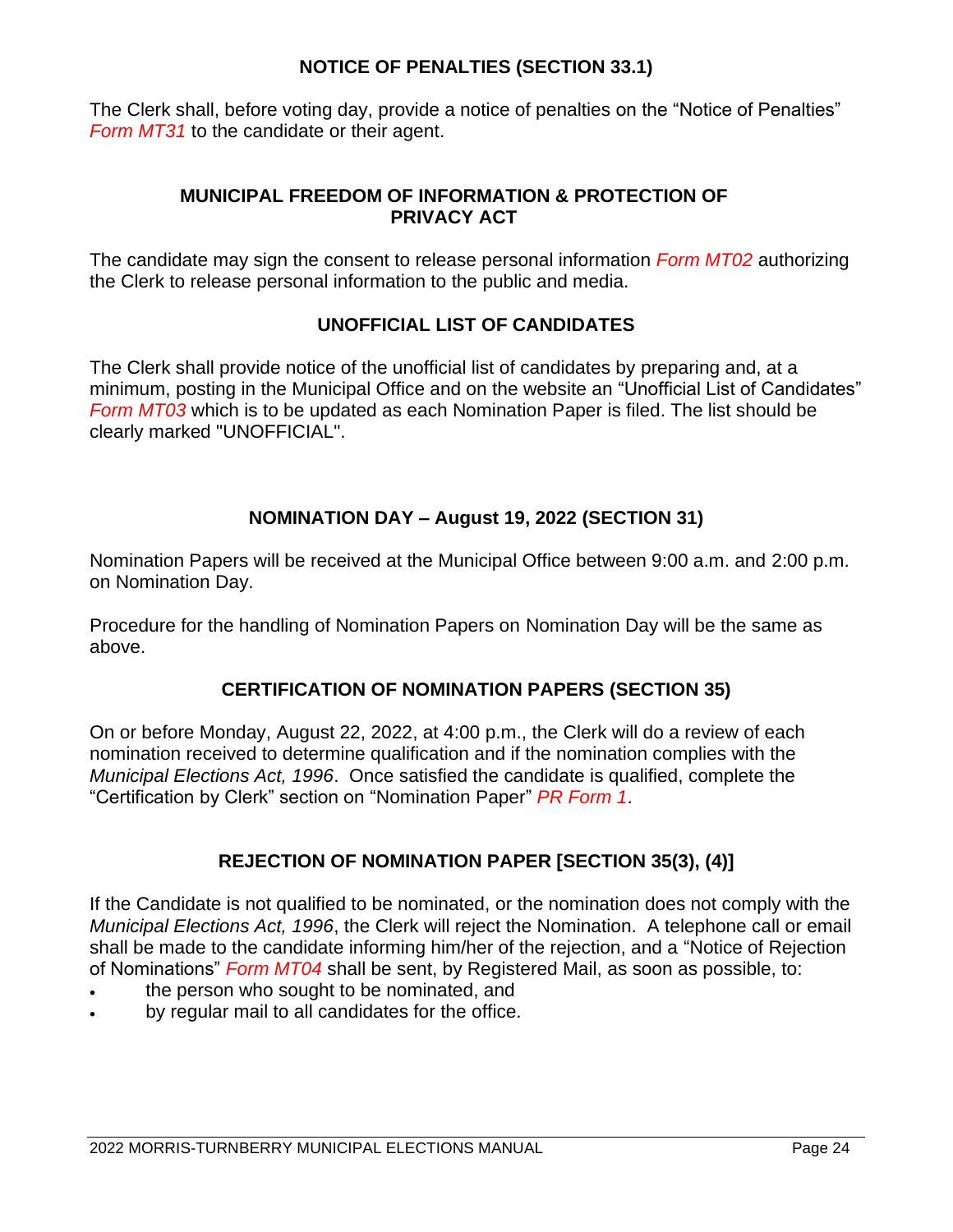## NOTICE OF PENALTIES (SECTION 33.1)

The Clerk shall, before voting day, provide a notice of penalties on the "Notice of Penalties" *Form MT31* to the candidate or their agent.

## MUNICIPAL FREEDOM OF INFORMATION & PROTECTION OF PRIVACY ACT

The candidate may sign the consent to release personal information *Form MT02* authorizing the Clerk to release personal information to the public and media.

## UNOFFICIAL LIST OF CANDIDATES

The Clerk shall provide notice of the unofficial list of candidates by preparing and, at a minimum, posting in the Municipal Office and on the website an "Unofficial List of Candidates" *Form MT03* which is to be updated as each Nomination Paper is filed. The list should be clearly marked "UNOFFICIAL".

## NOMINATION DAY – August 19, 2022 (SECTION 31)

Nomination Papers will be received at the Municipal Office between 9:00 a.m. and 2:00 p.m. on Nomination Day.

Procedure for the handling of Nomination Papers on Nomination Day will be the same as above.

## CERTIFICATION OF NOMINATION PAPERS (SECTION 35)

On or before Monday, August 22, 2022, at 4:00 p.m., the Clerk will do a review of each nomination received to determine qualification and if the nomination complies with the *Municipal Elections Act, 1996*. Once satisfied the candidate is qualified, complete the "Certification by Clerk" section on "Nomination Paper" *PR Form 1*.

## REJECTION OF NOMINATION PAPER [SECTION 35(3), (4)]

If the Candidate is not qualified to be nominated, or the nomination does not comply with the *Municipal Elections Act, 1996*, the Clerk will reject the Nomination. A telephone call or email shall be made to the candidate informing him/her of the rejection, and a "Notice of Rejection of Nominations" *Form MT04* shall be sent, by Registered Mail, as soon as possible, to:

- the person who sought to be nominated, and
- by regular mail to all candidates for the office.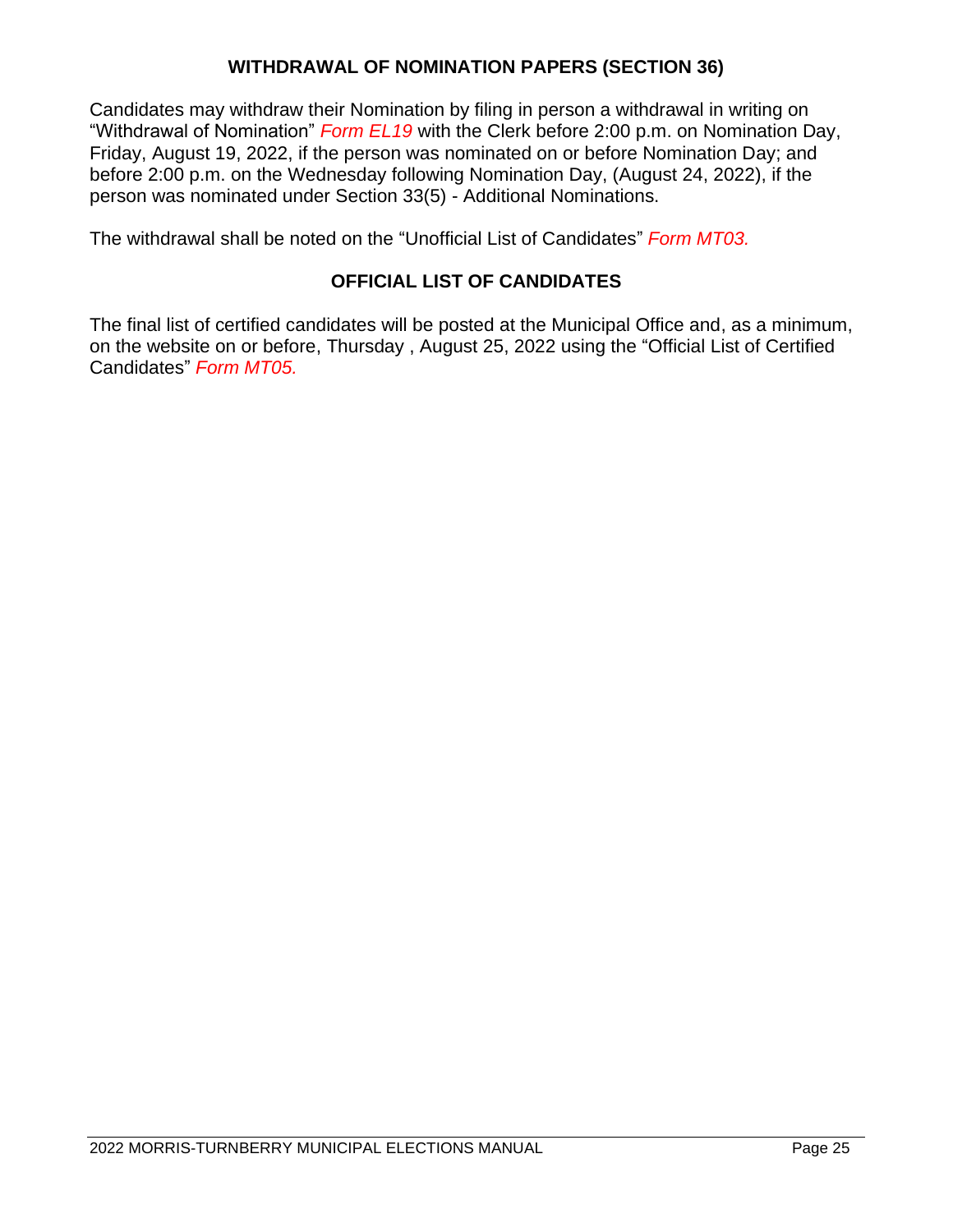## WITHDRAWAL OF NOMINATION PAPERS (SECTION 36)

Candidates may withdraw their Nomination by filing in person a withdrawal in writing on "Withdrawal of Nomination" *Form EL19* with the Clerk before 2:00 p.m. on Nomination Day, Friday, August 19, 2022, if the person was nominated on or before Nomination Day; and before 2:00 p.m. on the Wednesday following Nomination Day, (August 24, 2022), if the person was nominated under Section 33(5) - Additional Nominations.

The withdrawal shall be noted on the "Unofficial List of Candidates" *Form MT03.*

## OFFICIAL LIST OF CANDIDATES

The final list of certified candidates will be posted at the Municipal Office and, as a minimum, on the website on or before, Thursday , August 25, 2022 using the "Official List of Certified Candidates" *Form MT05.*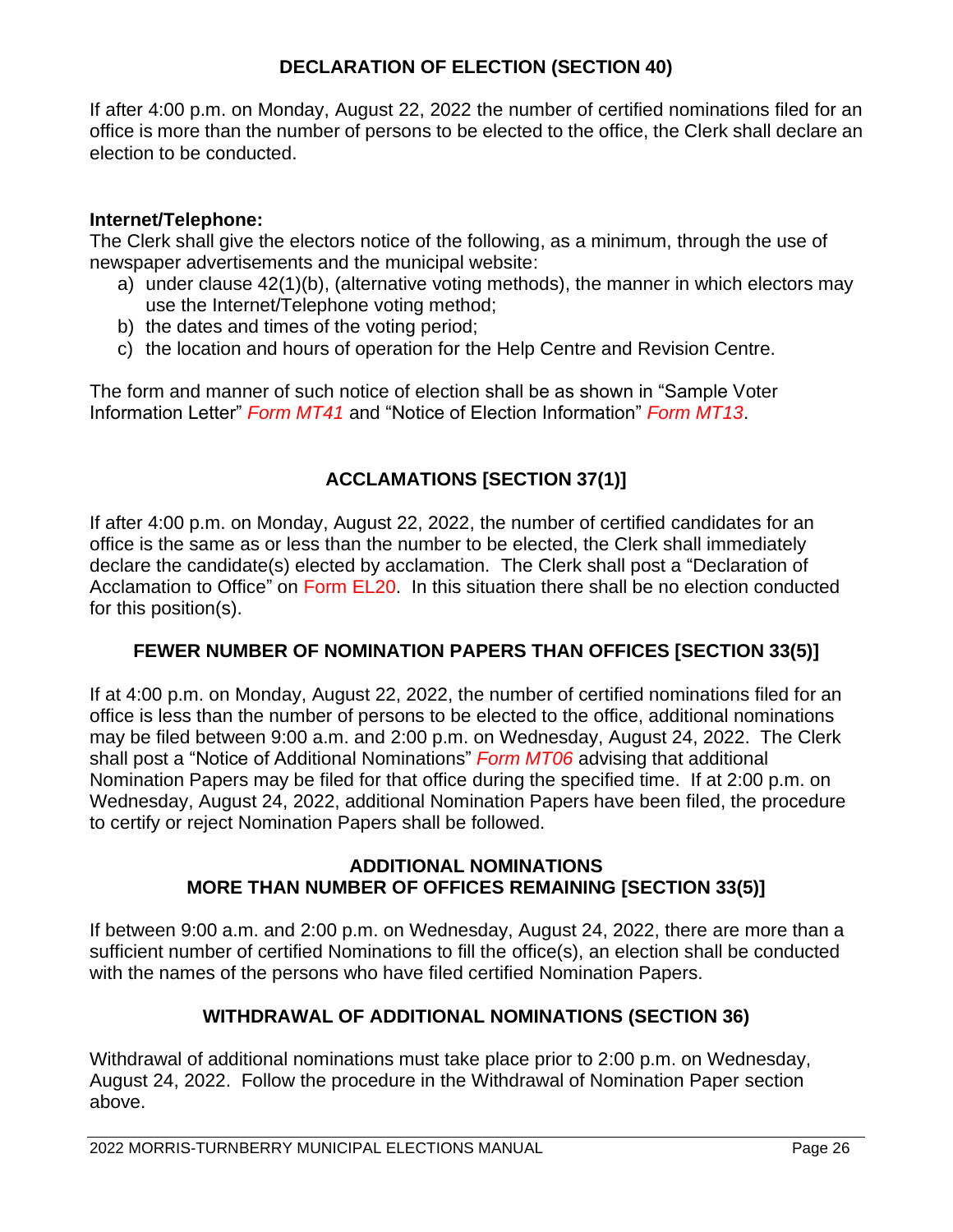## DECLARATION OF ELECTION (SECTION 40)

If after 4:00 p.m. on Monday, August 22, 2022 the number of certified nominations filed for an office is more than the number of persons to be elected to the office, the Clerk shall declare an election to be conducted.

**Internet/Telephone:**

The Clerk shall give the electors notice of the following, as a minimum, through the use of newspaper advertisements and the municipal website:

a) under clause 42(1)(b), (alternative voting methods), the manner in which electors may use the Internet/Telephone voting method;
b) the dates and times of the voting period;
c) the location and hours of operation for the Help Centre and Revision Centre.

The form and manner of such notice of election shall be as shown in "Sample Voter Information Letter" *Form MT41* and "Notice of Election Information" *Form MT13*.

## ACCLAMATIONS [SECTION 37(1)]

If after 4:00 p.m. on Monday, August 22, 2022, the number of certified candidates for an office is the same as or less than the number to be elected, the Clerk shall immediately declare the candidate(s) elected by acclamation. The Clerk shall post a "Declaration of Acclamation to Office" on Form EL20. In this situation there shall be no election conducted for this position(s).

## FEWER NUMBER OF NOMINATION PAPERS THAN OFFICES [SECTION 33(5)]

If at 4:00 p.m. on Monday, August 22, 2022, the number of certified nominations filed for an office is less than the number of persons to be elected to the office, additional nominations may be filed between 9:00 a.m. and 2:00 p.m. on Wednesday, August 24, 2022. The Clerk shall post a "Notice of Additional Nominations" *Form MT06* advising that additional Nomination Papers may be filed for that office during the specified time. If at 2:00 p.m. on Wednesday, August 24, 2022, additional Nomination Papers have been filed, the procedure to certify or reject Nomination Papers shall be followed.

## ADDITIONAL NOMINATIONS MORE THAN NUMBER OF OFFICES REMAINING [SECTION 33(5)]

If between 9:00 a.m. and 2:00 p.m. on Wednesday, August 24, 2022, there are more than a sufficient number of certified Nominations to fill the office(s), an election shall be conducted with the names of the persons who have filed certified Nomination Papers.

## WITHDRAWAL OF ADDITIONAL NOMINATIONS (SECTION 36)

Withdrawal of additional nominations must take place prior to 2:00 p.m. on Wednesday, August 24, 2022. Follow the procedure in the Withdrawal of Nomination Paper section above.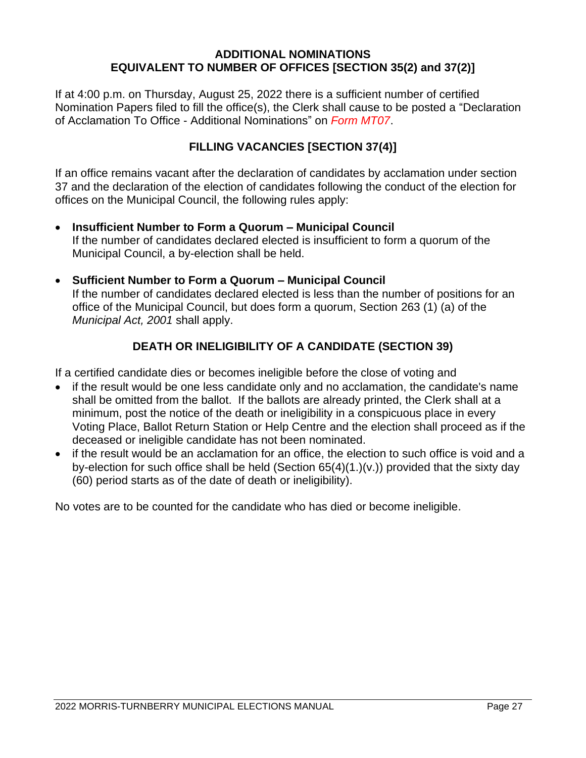## ADDITIONAL NOMINATIONS
## EQUIVALENT TO NUMBER OF OFFICES [SECTION 35(2) and 37(2)]

If at 4:00 p.m. on Thursday, August 25, 2022 there is a sufficient number of certified Nomination Papers filed to fill the office(s), the Clerk shall cause to be posted a "Declaration of Acclamation To Office - Additional Nominations" on *Form MT07*.

## FILLING VACANCIES [SECTION 37(4)]

If an office remains vacant after the declaration of candidates by acclamation under section 37 and the declaration of the election of candidates following the conduct of the election for offices on the Municipal Council, the following rules apply:

- **Insufficient Number to Form a Quorum – Municipal Council**
  If the number of candidates declared elected is insufficient to form a quorum of the Municipal Council, a by-election shall be held.

- **Sufficient Number to Form a Quorum – Municipal Council**
  If the number of candidates declared elected is less than the number of positions for an office of the Municipal Council, but does form a quorum, Section 263 (1) (a) of the *Municipal Act, 2001* shall apply.

## DEATH OR INELIGIBILITY OF A CANDIDATE (SECTION 39)

If a certified candidate dies or becomes ineligible before the close of voting and

- if the result would be one less candidate only and no acclamation, the candidate's name shall be omitted from the ballot. If the ballots are already printed, the Clerk shall at a minimum, post the notice of the death or ineligibility in a conspicuous place in every Voting Place, Ballot Return Station or Help Centre and the election shall proceed as if the deceased or ineligible candidate has not been nominated.
- if the result would be an acclamation for an office, the election to such office is void and a by-election for such office shall be held (Section 65(4)(1.)(v.)) provided that the sixty day (60) period starts as of the date of death or ineligibility).

No votes are to be counted for the candidate who has died or become ineligible.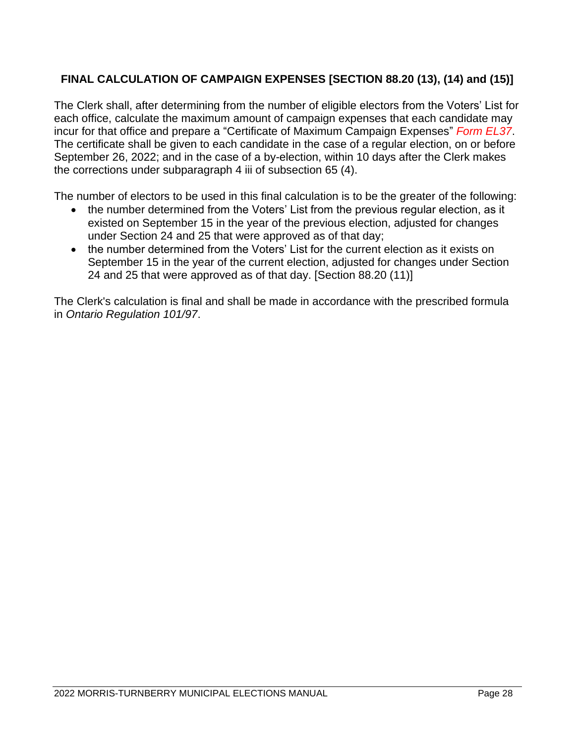## FINAL CALCULATION OF CAMPAIGN EXPENSES [SECTION 88.20 (13), (14) and (15)]

The Clerk shall, after determining from the number of eligible electors from the Voters' List for each office, calculate the maximum amount of campaign expenses that each candidate may incur for that office and prepare a "Certificate of Maximum Campaign Expenses" *Form EL37*. The certificate shall be given to each candidate in the case of a regular election, on or before September 26, 2022; and in the case of a by-election, within 10 days after the Clerk makes the corrections under subparagraph 4 iii of subsection 65 (4).

The number of electors to be used in this final calculation is to be the greater of the following:

- the number determined from the Voters' List from the previous regular election, as it existed on September 15 in the year of the previous election, adjusted for changes under Section 24 and 25 that were approved as of that day;
- the number determined from the Voters' List for the current election as it exists on September 15 in the year of the current election, adjusted for changes under Section 24 and 25 that were approved as of that day. [Section 88.20 (11)]

The Clerk's calculation is final and shall be made in accordance with the prescribed formula in *Ontario Regulation 101/97*.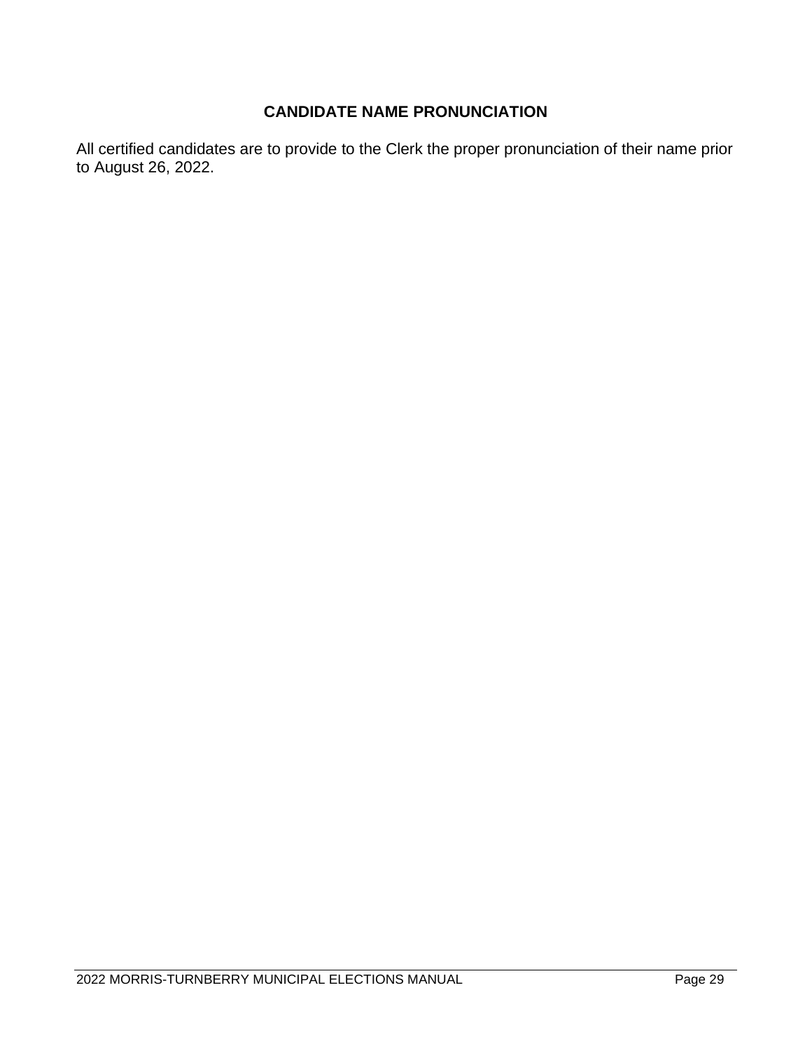## CANDIDATE NAME PRONUNCIATION

All certified candidates are to provide to the Clerk the proper pronunciation of their name prior to August 26, 2022.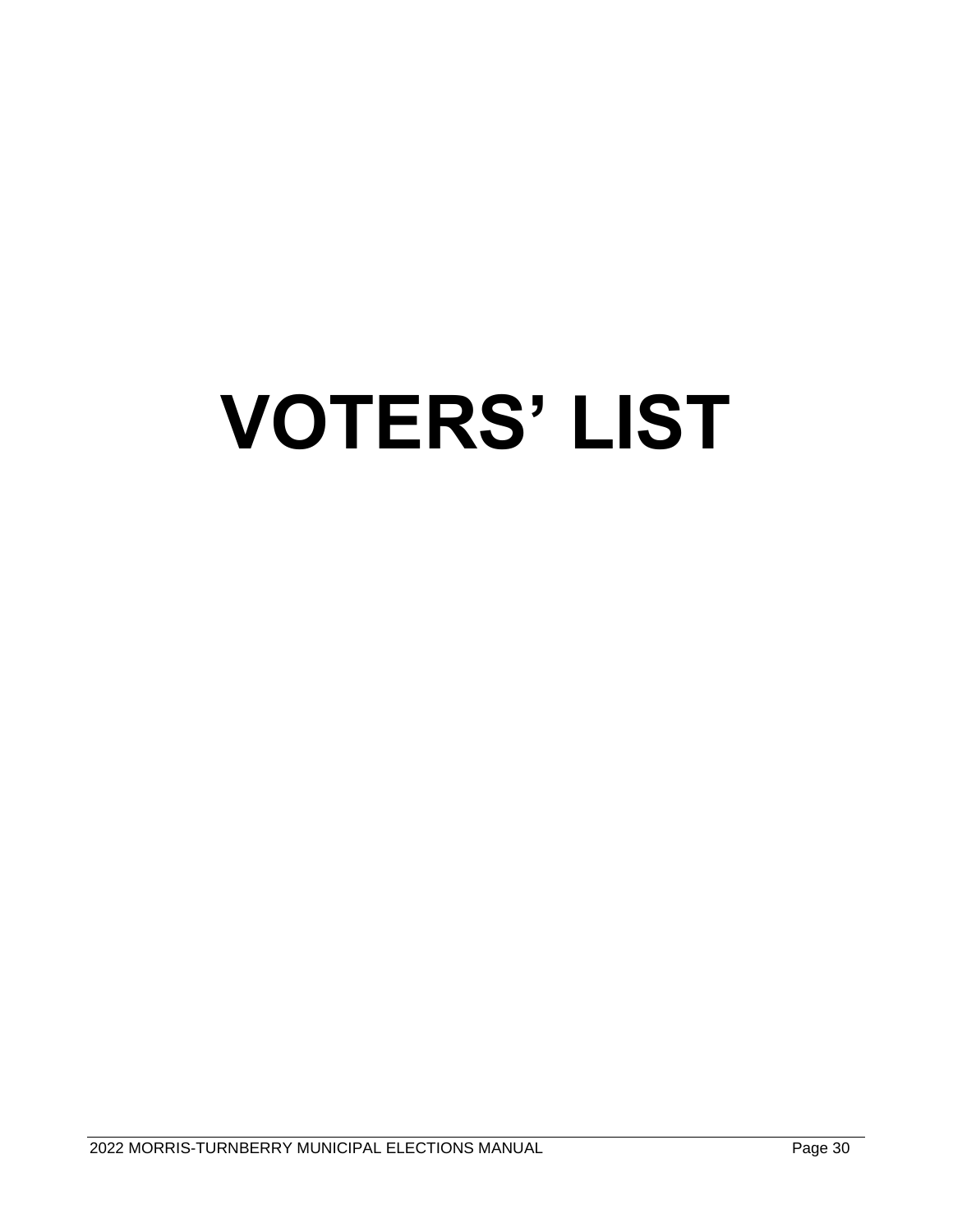# VOTERS' LIST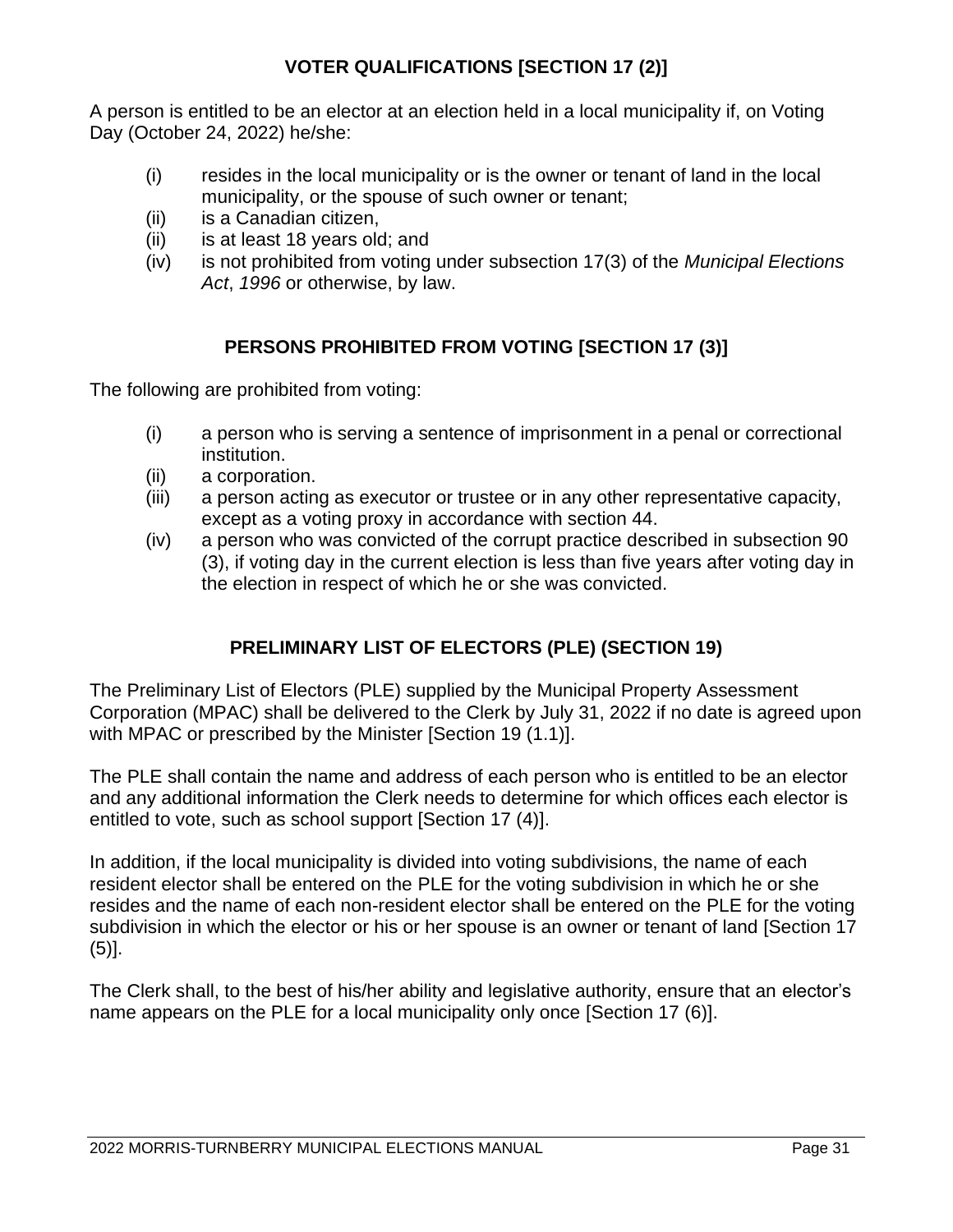## VOTER QUALIFICATIONS [SECTION 17 (2)]

A person is entitled to be an elector at an election held in a local municipality if, on Voting Day (October 24, 2022) he/she:

(i) resides in the local municipality or is the owner or tenant of land in the local municipality, or the spouse of such owner or tenant;
(ii) is a Canadian citizen,
(ii) is at least 18 years old; and
(iv) is not prohibited from voting under subsection 17(3) of the *Municipal Elections Act*, *1996* or otherwise, by law.

## PERSONS PROHIBITED FROM VOTING [SECTION 17 (3)]

The following are prohibited from voting:

(i) a person who is serving a sentence of imprisonment in a penal or correctional institution.
(ii) a corporation.
(iii) a person acting as executor or trustee or in any other representative capacity, except as a voting proxy in accordance with section 44.
(iv) a person who was convicted of the corrupt practice described in subsection 90 (3), if voting day in the current election is less than five years after voting day in the election in respect of which he or she was convicted.

## PRELIMINARY LIST OF ELECTORS (PLE) (SECTION 19)

The Preliminary List of Electors (PLE) supplied by the Municipal Property Assessment Corporation (MPAC) shall be delivered to the Clerk by July 31, 2022 if no date is agreed upon with MPAC or prescribed by the Minister [Section 19 (1.1)].

The PLE shall contain the name and address of each person who is entitled to be an elector and any additional information the Clerk needs to determine for which offices each elector is entitled to vote, such as school support [Section 17 (4)].

In addition, if the local municipality is divided into voting subdivisions, the name of each resident elector shall be entered on the PLE for the voting subdivision in which he or she resides and the name of each non-resident elector shall be entered on the PLE for the voting subdivision in which the elector or his or her spouse is an owner or tenant of land [Section 17 (5)].

The Clerk shall, to the best of his/her ability and legislative authority, ensure that an elector's name appears on the PLE for a local municipality only once [Section 17 (6)].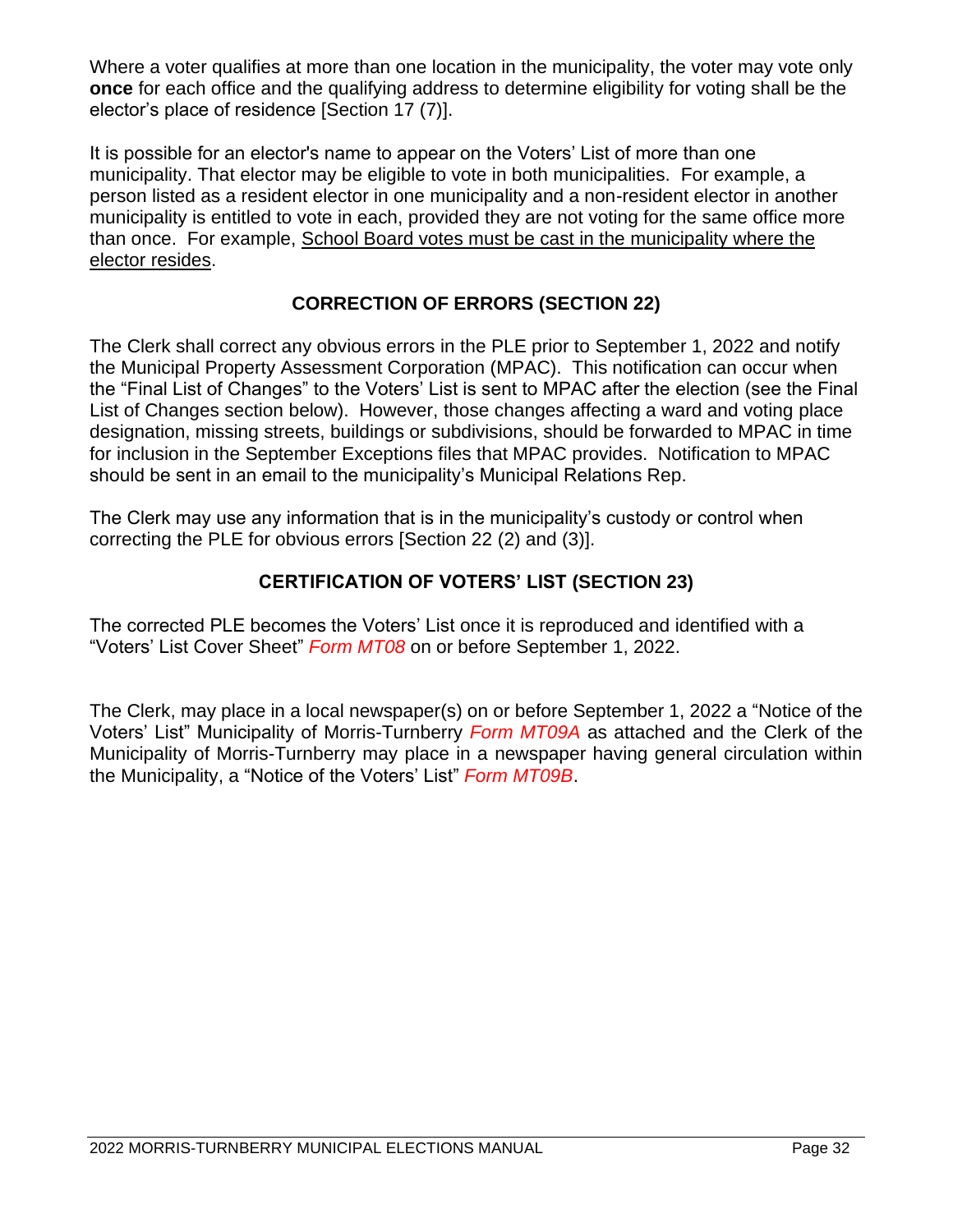Where a voter qualifies at more than one location in the municipality, the voter may vote only **once** for each office and the qualifying address to determine eligibility for voting shall be the elector's place of residence [Section 17 (7)].

It is possible for an elector's name to appear on the Voters' List of more than one municipality. That elector may be eligible to vote in both municipalities. For example, a person listed as a resident elector in one municipality and a non-resident elector in another municipality is entitled to vote in each, provided they are not voting for the same office more than once. For example, <u>School Board votes must be cast in the municipality where the elector resides</u>.

## CORRECTION OF ERRORS (SECTION 22)

The Clerk shall correct any obvious errors in the PLE prior to September 1, 2022 and notify the Municipal Property Assessment Corporation (MPAC). This notification can occur when the "Final List of Changes" to the Voters' List is sent to MPAC after the election (see the Final List of Changes section below). However, those changes affecting a ward and voting place designation, missing streets, buildings or subdivisions, should be forwarded to MPAC in time for inclusion in the September Exceptions files that MPAC provides. Notification to MPAC should be sent in an email to the municipality's Municipal Relations Rep.

The Clerk may use any information that is in the municipality's custody or control when correcting the PLE for obvious errors [Section 22 (2) and (3)].

## CERTIFICATION OF VOTERS' LIST (SECTION 23)

The corrected PLE becomes the Voters' List once it is reproduced and identified with a "Voters' List Cover Sheet" *Form MT08* on or before September 1, 2022.

The Clerk, may place in a local newspaper(s) on or before September 1, 2022 a "Notice of the Voters' List" Municipality of Morris-Turnberry *Form MT09A* as attached and the Clerk of the Municipality of Morris-Turnberry may place in a newspaper having general circulation within the Municipality, a "Notice of the Voters' List" *Form MT09B*.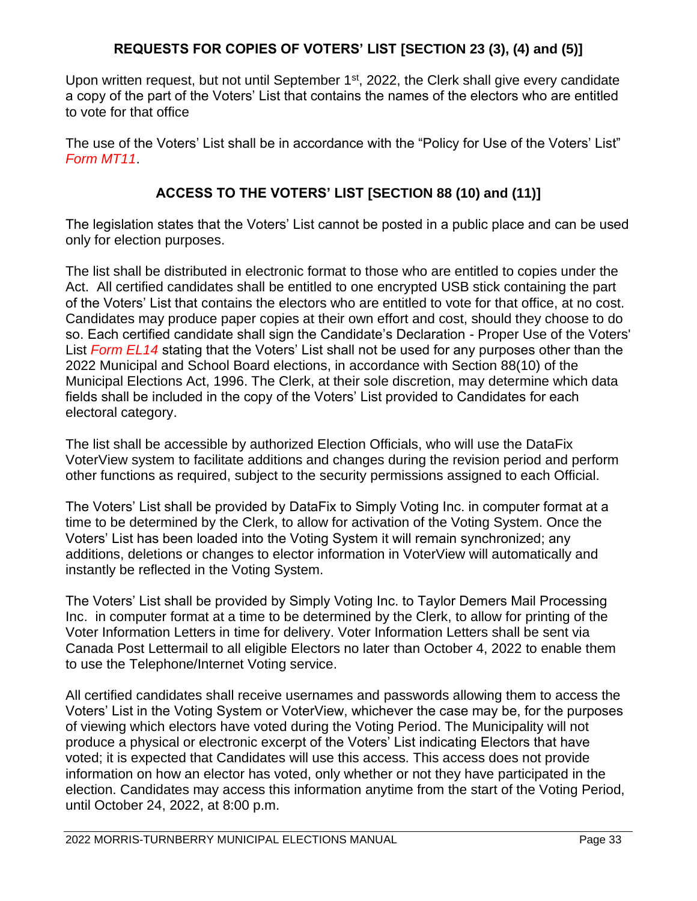## REQUESTS FOR COPIES OF VOTERS' LIST [SECTION 23 (3), (4) and (5)]

Upon written request, but not until September 1st, 2022, the Clerk shall give every candidate a copy of the part of the Voters' List that contains the names of the electors who are entitled to vote for that office

The use of the Voters' List shall be in accordance with the "Policy for Use of the Voters' List" *Form MT11*.

## ACCESS TO THE VOTERS' LIST [SECTION 88 (10) and (11)]

The legislation states that the Voters' List cannot be posted in a public place and can be used only for election purposes.

The list shall be distributed in electronic format to those who are entitled to copies under the Act. All certified candidates shall be entitled to one encrypted USB stick containing the part of the Voters' List that contains the electors who are entitled to vote for that office, at no cost. Candidates may produce paper copies at their own effort and cost, should they choose to do so. Each certified candidate shall sign the Candidate's Declaration - Proper Use of the Voters' List *Form EL14* stating that the Voters' List shall not be used for any purposes other than the 2022 Municipal and School Board elections, in accordance with Section 88(10) of the Municipal Elections Act, 1996. The Clerk, at their sole discretion, may determine which data fields shall be included in the copy of the Voters' List provided to Candidates for each electoral category.

The list shall be accessible by authorized Election Officials, who will use the DataFix VoterView system to facilitate additions and changes during the revision period and perform other functions as required, subject to the security permissions assigned to each Official.

The Voters' List shall be provided by DataFix to Simply Voting Inc. in computer format at a time to be determined by the Clerk, to allow for activation of the Voting System. Once the Voters' List has been loaded into the Voting System it will remain synchronized; any additions, deletions or changes to elector information in VoterView will automatically and instantly be reflected in the Voting System.

The Voters' List shall be provided by Simply Voting Inc. to Taylor Demers Mail Processing Inc. in computer format at a time to be determined by the Clerk, to allow for printing of the Voter Information Letters in time for delivery. Voter Information Letters shall be sent via Canada Post Lettermail to all eligible Electors no later than October 4, 2022 to enable them to use the Telephone/Internet Voting service.

All certified candidates shall receive usernames and passwords allowing them to access the Voters' List in the Voting System or VoterView, whichever the case may be, for the purposes of viewing which electors have voted during the Voting Period. The Municipality will not produce a physical or electronic excerpt of the Voters' List indicating Electors that have voted; it is expected that Candidates will use this access. This access does not provide information on how an elector has voted, only whether or not they have participated in the election. Candidates may access this information anytime from the start of the Voting Period, until October 24, 2022, at 8:00 p.m.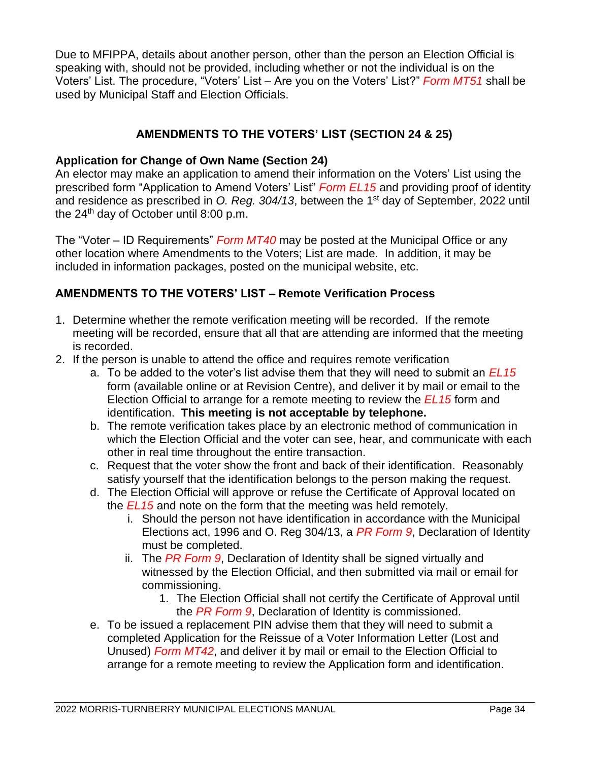Due to MFIPPA, details about another person, other than the person an Election Official is speaking with, should not be provided, including whether or not the individual is on the Voters' List. The procedure, "Voters' List – Are you on the Voters' List?" *Form MT51* shall be used by Municipal Staff and Election Officials.

## AMENDMENTS TO THE VOTERS' LIST (SECTION 24 & 25)

**Application for Change of Own Name (Section 24)**
An elector may make an application to amend their information on the Voters' List using the prescribed form "Application to Amend Voters' List" *Form EL15* and providing proof of identity and residence as prescribed in *O. Reg. 304/13*, between the 1st day of September, 2022 until the 24th day of October until 8:00 p.m.

The "Voter – ID Requirements" *Form MT40* may be posted at the Municipal Office or any other location where Amendments to the Voters; List are made. In addition, it may be included in information packages, posted on the municipal website, etc.

## AMENDMENTS TO THE VOTERS' LIST – Remote Verification Process

1. Determine whether the remote verification meeting will be recorded. If the remote meeting will be recorded, ensure that all that are attending are informed that the meeting is recorded.
2. If the person is unable to attend the office and requires remote verification
   a. To be added to the voter's list advise them that they will need to submit an *EL15* form (available online or at Revision Centre), and deliver it by mail or email to the Election Official to arrange for a remote meeting to review the *EL15* form and identification. **This meeting is not acceptable by telephone.**
   b. The remote verification takes place by an electronic method of communication in which the Election Official and the voter can see, hear, and communicate with each other in real time throughout the entire transaction.
   c. Request that the voter show the front and back of their identification. Reasonably satisfy yourself that the identification belongs to the person making the request.
   d. The Election Official will approve or refuse the Certificate of Approval located on the *EL15* and note on the form that the meeting was held remotely.
      i. Should the person not have identification in accordance with the Municipal Elections act, 1996 and O. Reg 304/13, a *PR Form 9*, Declaration of Identity must be completed.
      ii. The *PR Form 9*, Declaration of Identity shall be signed virtually and witnessed by the Election Official, and then submitted via mail or email for commissioning.
         1. The Election Official shall not certify the Certificate of Approval until the *PR Form 9*, Declaration of Identity is commissioned.
   e. To be issued a replacement PIN advise them that they will need to submit a completed Application for the Reissue of a Voter Information Letter (Lost and Unused) *Form MT42*, and deliver it by mail or email to the Election Official to arrange for a remote meeting to review the Application form and identification.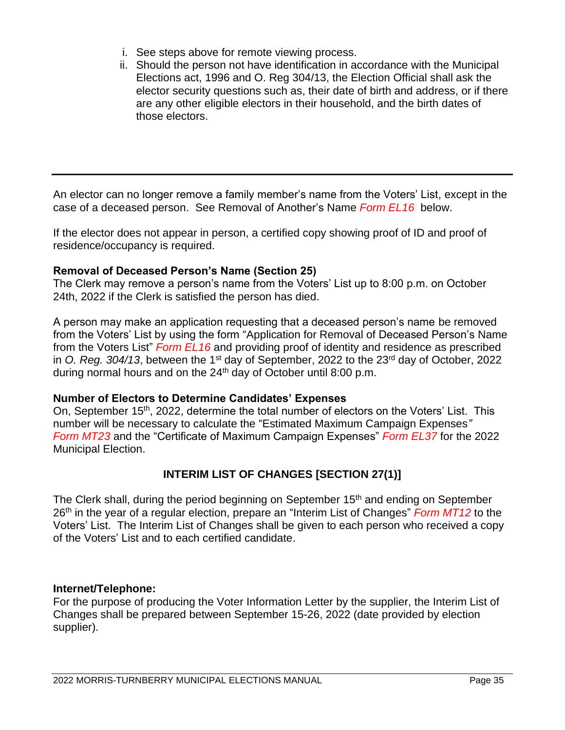i. See steps above for remote viewing process.
ii. Should the person not have identification in accordance with the Municipal Elections act, 1996 and O. Reg 304/13, the Election Official shall ask the elector security questions such as, their date of birth and address, or if there are any other eligible electors in their household, and the birth dates of those electors.

---

An elector can no longer remove a family member's name from the Voters' List, except in the case of a deceased person. See Removal of Another's Name *Form EL16* below.

If the elector does not appear in person, a certified copy showing proof of ID and proof of residence/occupancy is required.

**Removal of Deceased Person's Name (Section 25)**
The Clerk may remove a person's name from the Voters' List up to 8:00 p.m. on October 24th, 2022 if the Clerk is satisfied the person has died.

A person may make an application requesting that a deceased person's name be removed from the Voters' List by using the form "Application for Removal of Deceased Person's Name from the Voters List" *Form EL16* and providing proof of identity and residence as prescribed in *O. Reg. 304/13*, between the 1st day of September, 2022 to the 23rd day of October, 2022 during normal hours and on the 24th day of October until 8:00 p.m.

**Number of Electors to Determine Candidates' Expenses**
On, September 15th, 2022, determine the total number of electors on the Voters' List. This number will be necessary to calculate the "Estimated Maximum Campaign Expenses" *Form MT23* and the "Certificate of Maximum Campaign Expenses" *Form EL37* for the 2022 Municipal Election.

## INTERIM LIST OF CHANGES [SECTION 27(1)]

The Clerk shall, during the period beginning on September 15th and ending on September 26th in the year of a regular election, prepare an "Interim List of Changes" *Form MT12* to the Voters' List. The Interim List of Changes shall be given to each person who received a copy of the Voters' List and to each certified candidate.

**Internet/Telephone:**
For the purpose of producing the Voter Information Letter by the supplier, the Interim List of Changes shall be prepared between September 15-26, 2022 (date provided by election supplier).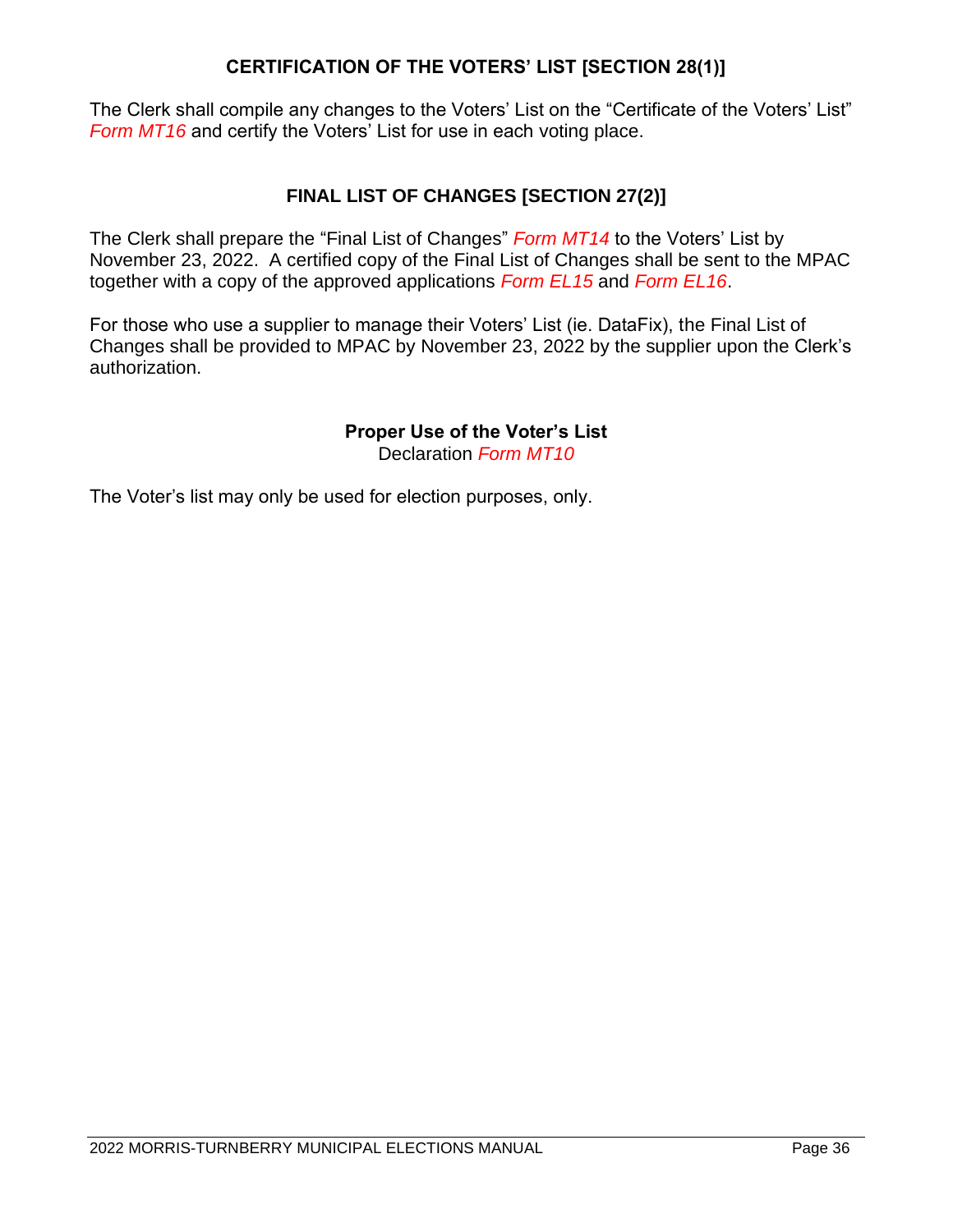## CERTIFICATION OF THE VOTERS' LIST [SECTION 28(1)]

The Clerk shall compile any changes to the Voters' List on the "Certificate of the Voters' List" *Form MT16* and certify the Voters' List for use in each voting place.

## FINAL LIST OF CHANGES [SECTION 27(2)]

The Clerk shall prepare the "Final List of Changes" *Form MT14* to the Voters' List by November 23, 2022. A certified copy of the Final List of Changes shall be sent to the MPAC together with a copy of the approved applications *Form EL15* and *Form EL16*.

For those who use a supplier to manage their Voters' List (ie. DataFix), the Final List of Changes shall be provided to MPAC by November 23, 2022 by the supplier upon the Clerk's authorization.

### Proper Use of the Voter's List

Declaration *Form MT10*

The Voter's list may only be used for election purposes, only.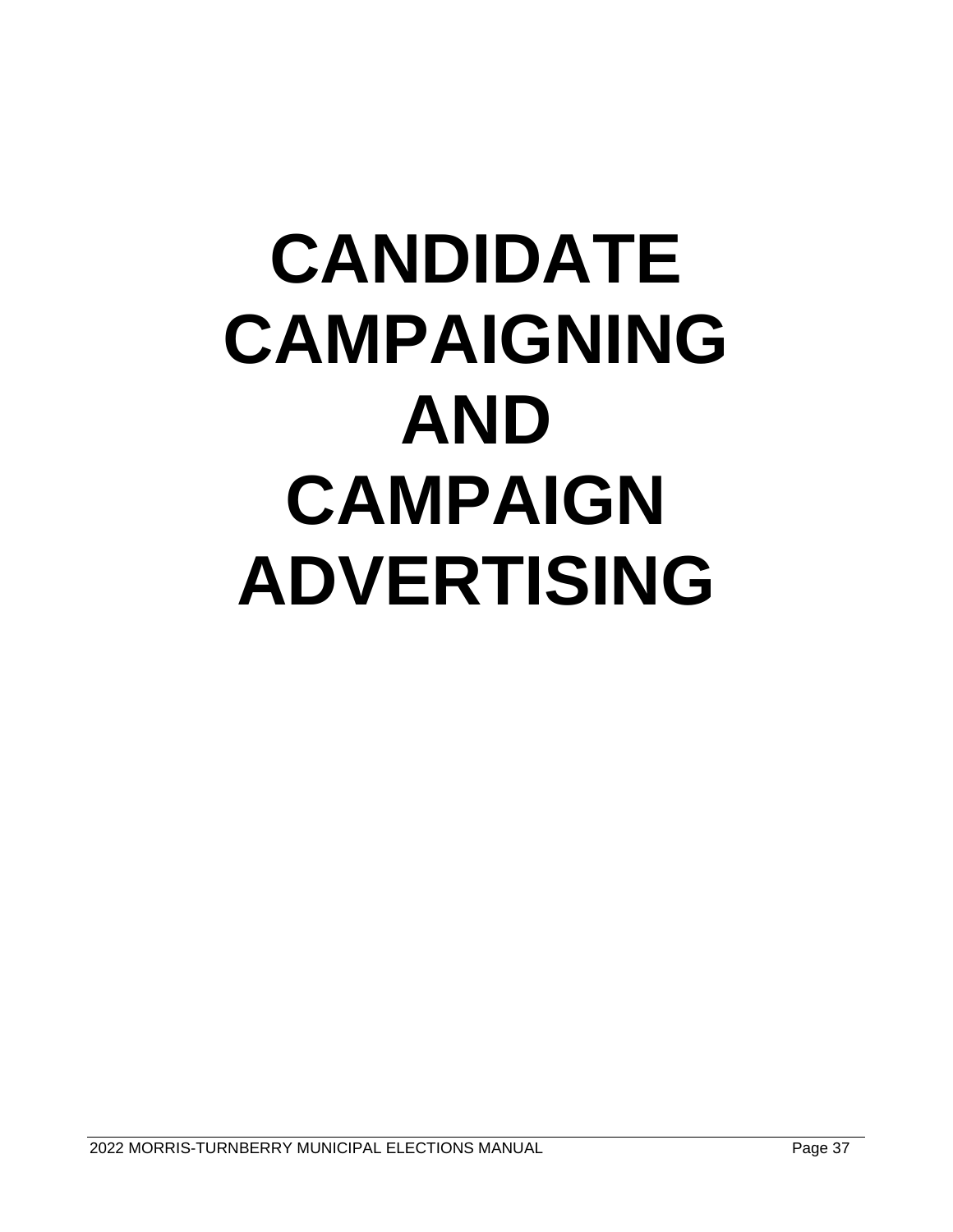# CANDIDATE CAMPAIGNING AND CAMPAIGN ADVERTISING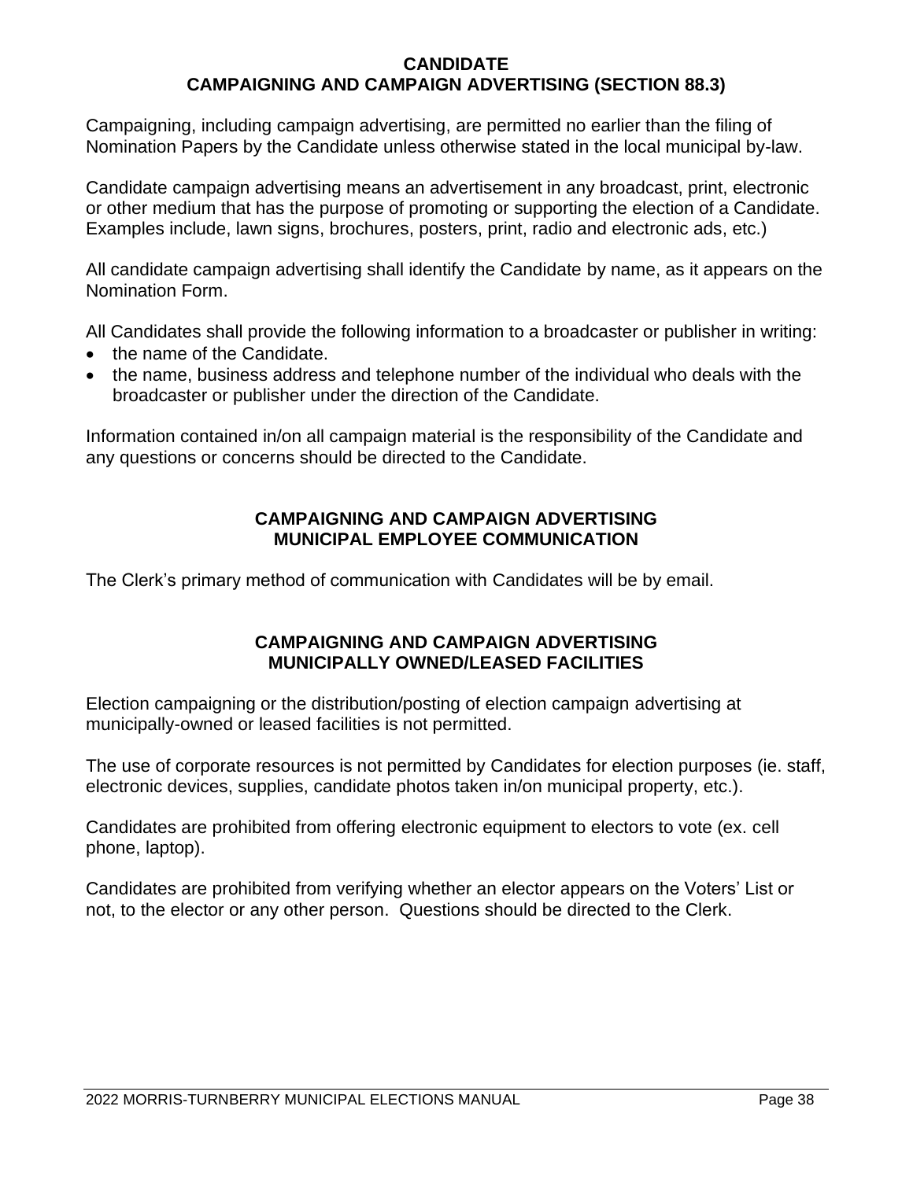## CANDIDATE
## CAMPAIGNING AND CAMPAIGN ADVERTISING (SECTION 88.3)

Campaigning, including campaign advertising, are permitted no earlier than the filing of Nomination Papers by the Candidate unless otherwise stated in the local municipal by-law.

Candidate campaign advertising means an advertisement in any broadcast, print, electronic or other medium that has the purpose of promoting or supporting the election of a Candidate. Examples include, lawn signs, brochures, posters, print, radio and electronic ads, etc.)

All candidate campaign advertising shall identify the Candidate by name, as it appears on the Nomination Form.

All Candidates shall provide the following information to a broadcaster or publisher in writing:

- the name of the Candidate.
- the name, business address and telephone number of the individual who deals with the broadcaster or publisher under the direction of the Candidate.

Information contained in/on all campaign material is the responsibility of the Candidate and any questions or concerns should be directed to the Candidate.

## CAMPAIGNING AND CAMPAIGN ADVERTISING MUNICIPAL EMPLOYEE COMMUNICATION

The Clerk's primary method of communication with Candidates will be by email.

## CAMPAIGNING AND CAMPAIGN ADVERTISING MUNICIPALLY OWNED/LEASED FACILITIES

Election campaigning or the distribution/posting of election campaign advertising at municipally-owned or leased facilities is not permitted.

The use of corporate resources is not permitted by Candidates for election purposes (ie. staff, electronic devices, supplies, candidate photos taken in/on municipal property, etc.).

Candidates are prohibited from offering electronic equipment to electors to vote (ex. cell phone, laptop).

Candidates are prohibited from verifying whether an elector appears on the Voters' List or not, to the elector or any other person. Questions should be directed to the Clerk.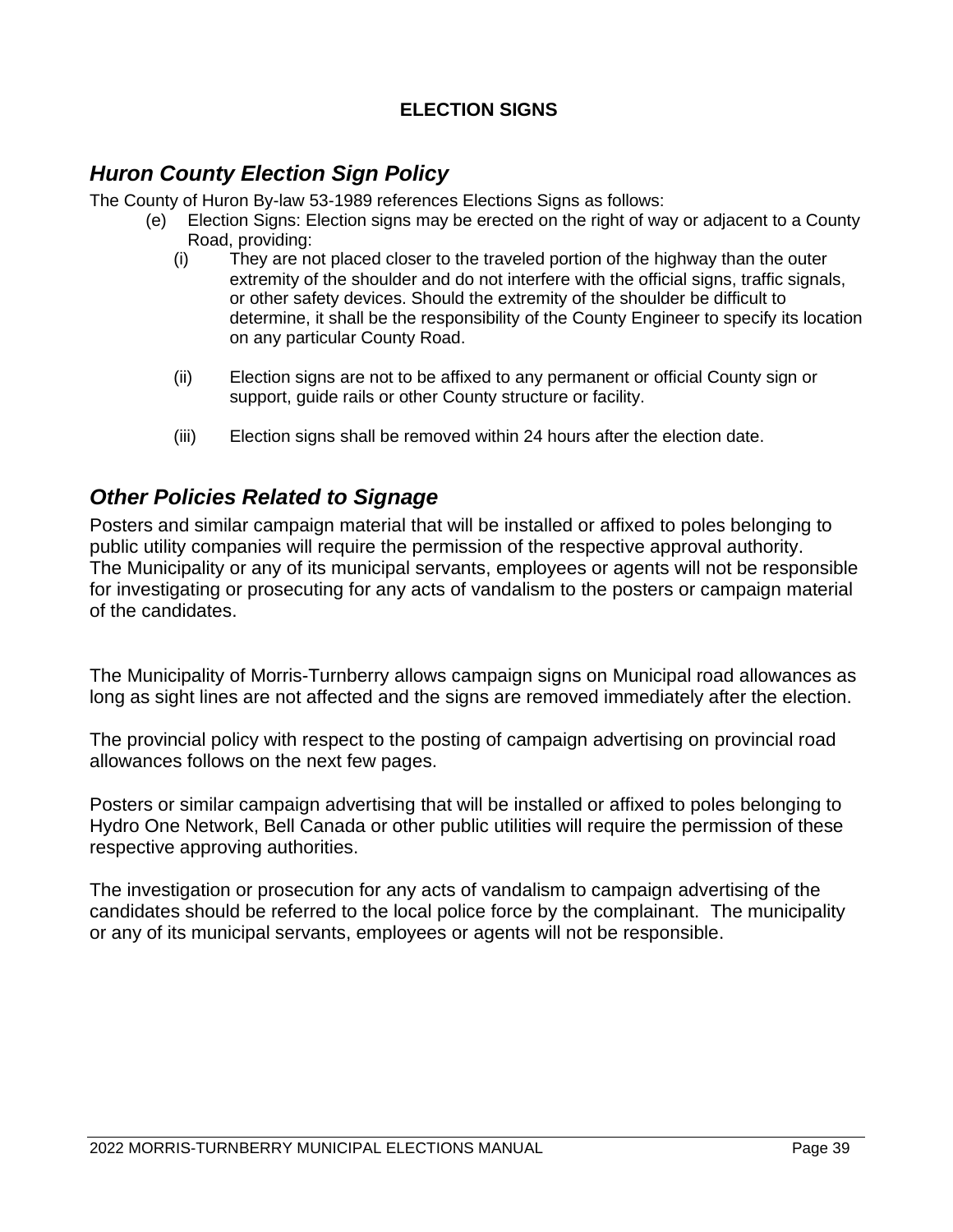# ELECTION SIGNS

## *Huron County Election Sign Policy*

The County of Huron By-law 53-1989 references Elections Signs as follows:

(e) Election Signs: Election signs may be erected on the right of way or adjacent to a County Road, providing:

(i) They are not placed closer to the traveled portion of the highway than the outer extremity of the shoulder and do not interfere with the official signs, traffic signals, or other safety devices. Should the extremity of the shoulder be difficult to determine, it shall be the responsibility of the County Engineer to specify its location on any particular County Road.

(ii) Election signs are not to be affixed to any permanent or official County sign or support, guide rails or other County structure or facility.

(iii) Election signs shall be removed within 24 hours after the election date.

## *Other Policies Related to Signage*

Posters and similar campaign material that will be installed or affixed to poles belonging to public utility companies will require the permission of the respective approval authority. The Municipality or any of its municipal servants, employees or agents will not be responsible for investigating or prosecuting for any acts of vandalism to the posters or campaign material of the candidates.

The Municipality of Morris-Turnberry allows campaign signs on Municipal road allowances as long as sight lines are not affected and the signs are removed immediately after the election.

The provincial policy with respect to the posting of campaign advertising on provincial road allowances follows on the next few pages.

Posters or similar campaign advertising that will be installed or affixed to poles belonging to Hydro One Network, Bell Canada or other public utilities will require the permission of these respective approving authorities.

The investigation or prosecution for any acts of vandalism to campaign advertising of the candidates should be referred to the local police force by the complainant. The municipality or any of its municipal servants, employees or agents will not be responsible.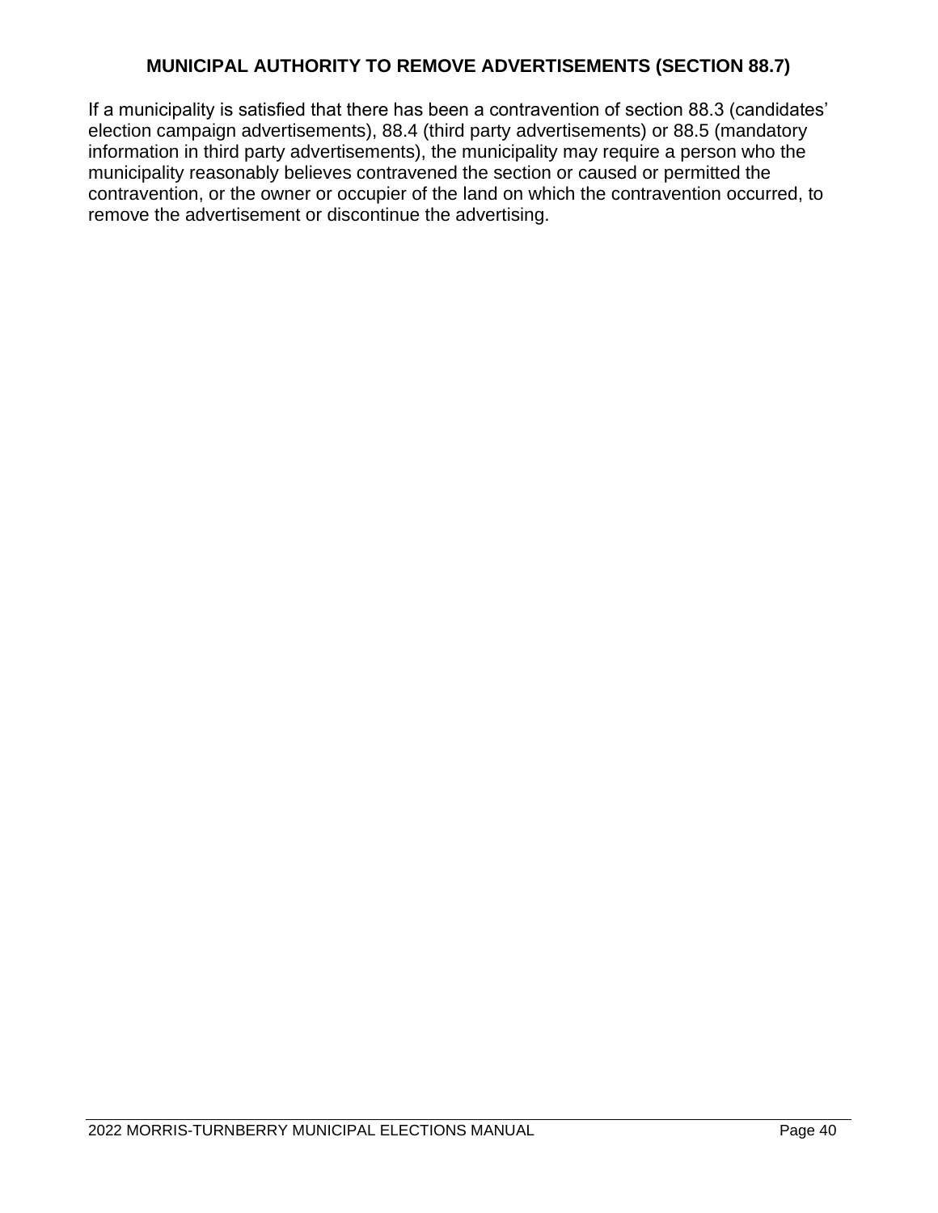## MUNICIPAL AUTHORITY TO REMOVE ADVERTISEMENTS (SECTION 88.7)

If a municipality is satisfied that there has been a contravention of section 88.3 (candidates' election campaign advertisements), 88.4 (third party advertisements) or 88.5 (mandatory information in third party advertisements), the municipality may require a person who the municipality reasonably believes contravened the section or caused or permitted the contravention, or the owner or occupier of the land on which the contravention occurred, to remove the advertisement or discontinue the advertising.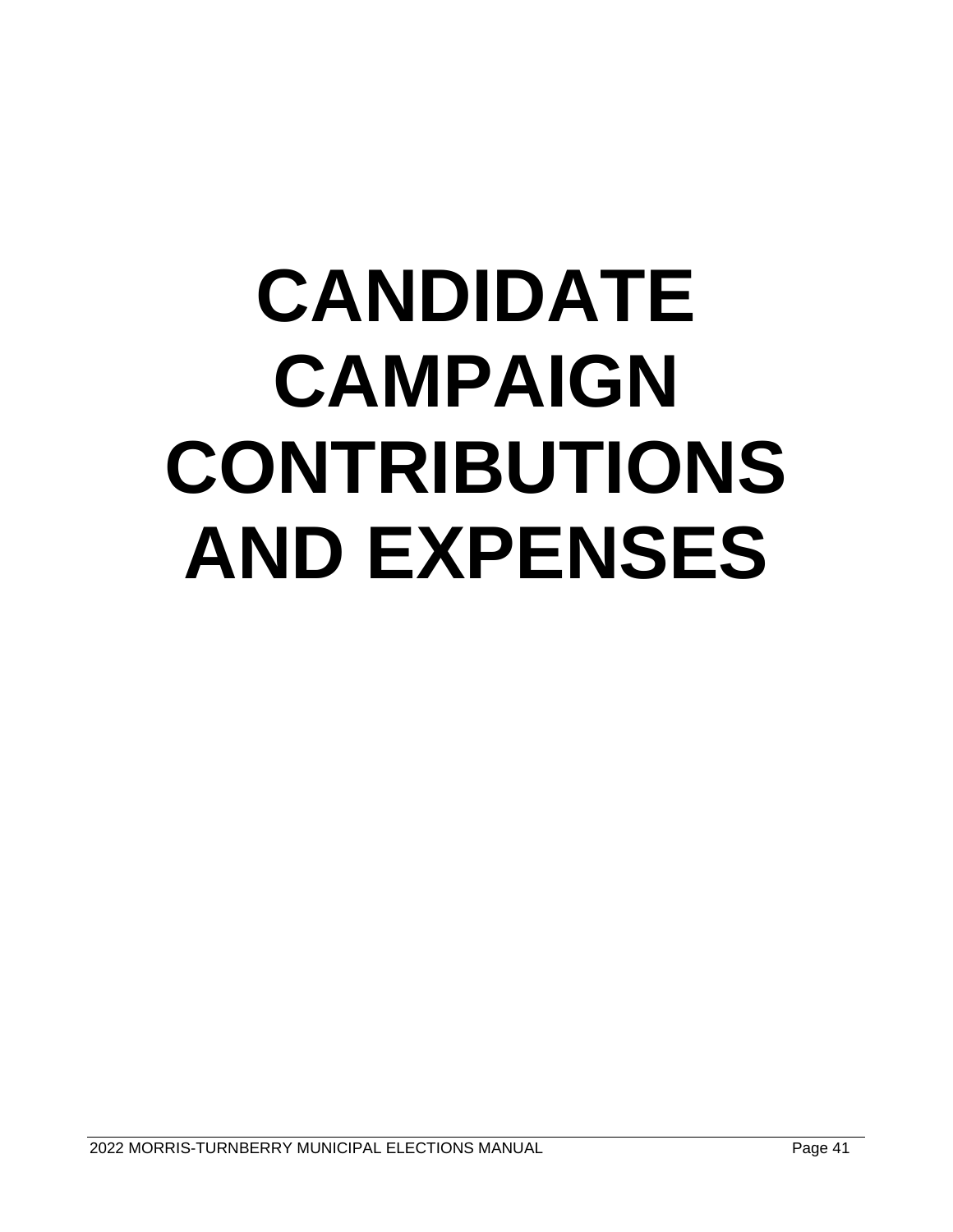# CANDIDATE CAMPAIGN CONTRIBUTIONS AND EXPENSES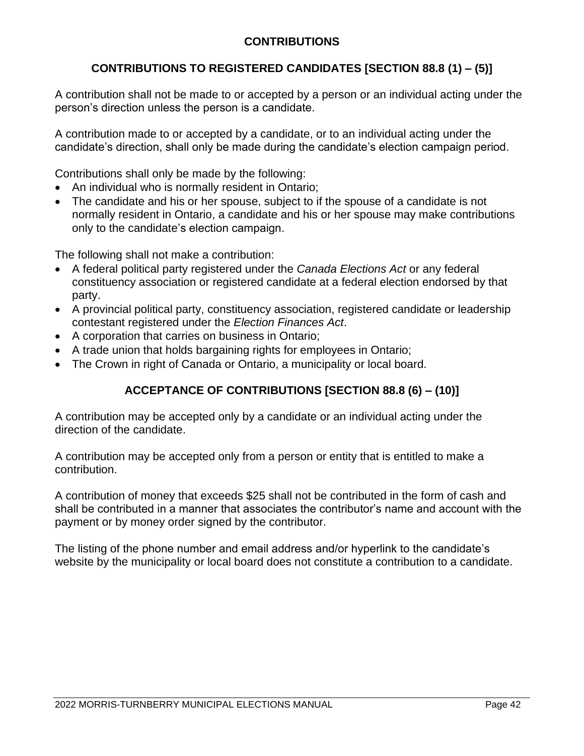## CONTRIBUTIONS

### CONTRIBUTIONS TO REGISTERED CANDIDATES [SECTION 88.8 (1) – (5)]

A contribution shall not be made to or accepted by a person or an individual acting under the person's direction unless the person is a candidate.

A contribution made to or accepted by a candidate, or to an individual acting under the candidate's direction, shall only be made during the candidate's election campaign period.

Contributions shall only be made by the following:

- An individual who is normally resident in Ontario;
- The candidate and his or her spouse, subject to if the spouse of a candidate is not normally resident in Ontario, a candidate and his or her spouse may make contributions only to the candidate's election campaign.

The following shall not make a contribution:

- A federal political party registered under the *Canada Elections Act* or any federal constituency association or registered candidate at a federal election endorsed by that party.
- A provincial political party, constituency association, registered candidate or leadership contestant registered under the *Election Finances Act*.
- A corporation that carries on business in Ontario;
- A trade union that holds bargaining rights for employees in Ontario;
- The Crown in right of Canada or Ontario, a municipality or local board.

### ACCEPTANCE OF CONTRIBUTIONS [SECTION 88.8 (6) – (10)]

A contribution may be accepted only by a candidate or an individual acting under the direction of the candidate.

A contribution may be accepted only from a person or entity that is entitled to make a contribution.

A contribution of money that exceeds $25 shall not be contributed in the form of cash and shall be contributed in a manner that associates the contributor's name and account with the payment or by money order signed by the contributor.

The listing of the phone number and email address and/or hyperlink to the candidate's website by the municipality or local board does not constitute a contribution to a candidate.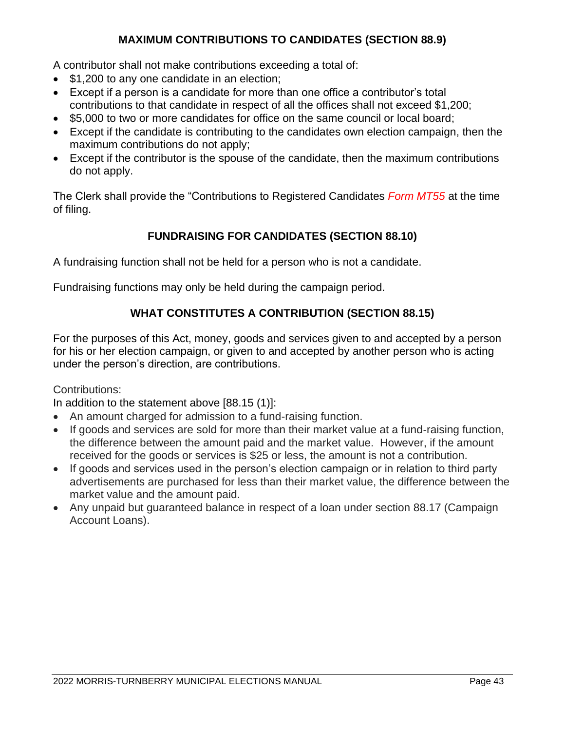## MAXIMUM CONTRIBUTIONS TO CANDIDATES (SECTION 88.9)

A contributor shall not make contributions exceeding a total of:

- $1,200 to any one candidate in an election;
- Except if a person is a candidate for more than one office a contributor's total contributions to that candidate in respect of all the offices shall not exceed $1,200;
- $5,000 to two or more candidates for office on the same council or local board;
- Except if the candidate is contributing to the candidates own election campaign, then the maximum contributions do not apply;
- Except if the contributor is the spouse of the candidate, then the maximum contributions do not apply.

The Clerk shall provide the "Contributions to Registered Candidates *Form MT55* at the time of filing.

## FUNDRAISING FOR CANDIDATES (SECTION 88.10)

A fundraising function shall not be held for a person who is not a candidate.

Fundraising functions may only be held during the campaign period.

## WHAT CONSTITUTES A CONTRIBUTION (SECTION 88.15)

For the purposes of this Act, money, goods and services given to and accepted by a person for his or her election campaign, or given to and accepted by another person who is acting under the person's direction, are contributions.

Contributions:

In addition to the statement above [88.15 (1)]:

- An amount charged for admission to a fund-raising function.
- If goods and services are sold for more than their market value at a fund-raising function, the difference between the amount paid and the market value. However, if the amount received for the goods or services is $25 or less, the amount is not a contribution.
- If goods and services used in the person's election campaign or in relation to third party advertisements are purchased for less than their market value, the difference between the market value and the amount paid.
- Any unpaid but guaranteed balance in respect of a loan under section 88.17 (Campaign Account Loans).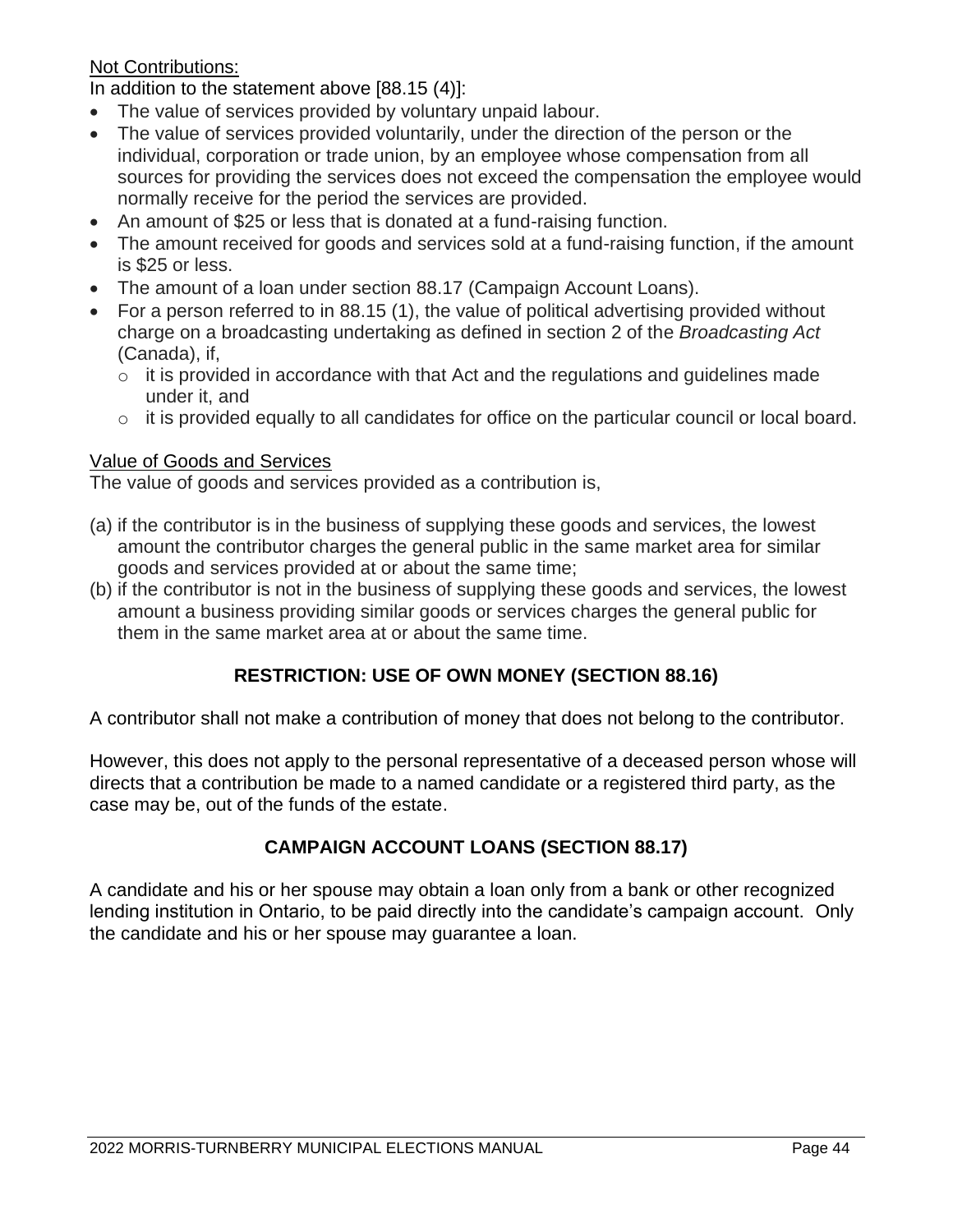Not Contributions:

In addition to the statement above [88.15 (4)]:

- The value of services provided by voluntary unpaid labour.
- The value of services provided voluntarily, under the direction of the person or the individual, corporation or trade union, by an employee whose compensation from all sources for providing the services does not exceed the compensation the employee would normally receive for the period the services are provided.
- An amount of $25 or less that is donated at a fund-raising function.
- The amount received for goods and services sold at a fund-raising function, if the amount is $25 or less.
- The amount of a loan under section 88.17 (Campaign Account Loans).
- For a person referred to in 88.15 (1), the value of political advertising provided without charge on a broadcasting undertaking as defined in section 2 of the *Broadcasting Act* (Canada), if,
  - it is provided in accordance with that Act and the regulations and guidelines made under it, and
  - it is provided equally to all candidates for office on the particular council or local board.

Value of Goods and Services

The value of goods and services provided as a contribution is,

(a) if the contributor is in the business of supplying these goods and services, the lowest amount the contributor charges the general public in the same market area for similar goods and services provided at or about the same time;

(b) if the contributor is not in the business of supplying these goods and services, the lowest amount a business providing similar goods or services charges the general public for them in the same market area at or about the same time.

## RESTRICTION: USE OF OWN MONEY (SECTION 88.16)

A contributor shall not make a contribution of money that does not belong to the contributor.

However, this does not apply to the personal representative of a deceased person whose will directs that a contribution be made to a named candidate or a registered third party, as the case may be, out of the funds of the estate.

## CAMPAIGN ACCOUNT LOANS (SECTION 88.17)

A candidate and his or her spouse may obtain a loan only from a bank or other recognized lending institution in Ontario, to be paid directly into the candidate's campaign account. Only the candidate and his or her spouse may guarantee a loan.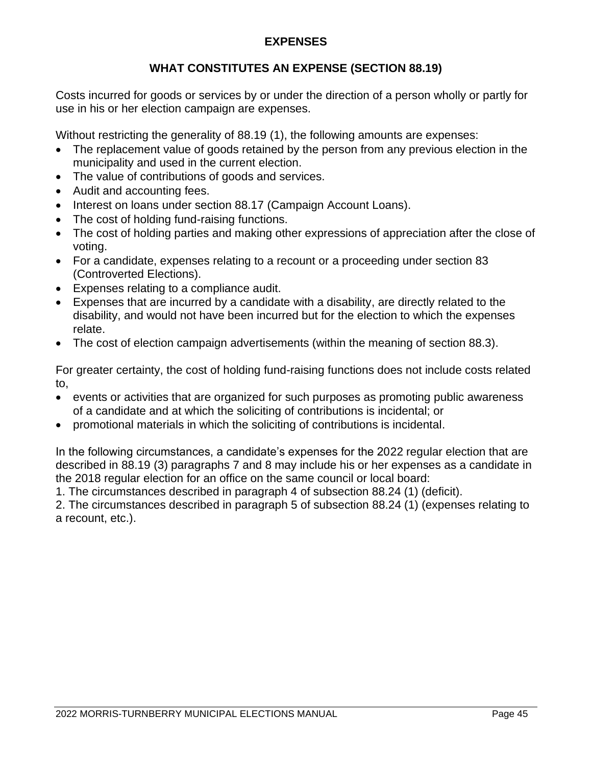## EXPENSES

### WHAT CONSTITUTES AN EXPENSE (SECTION 88.19)

Costs incurred for goods or services by or under the direction of a person wholly or partly for use in his or her election campaign are expenses.

Without restricting the generality of 88.19 (1), the following amounts are expenses:

- The replacement value of goods retained by the person from any previous election in the municipality and used in the current election.
- The value of contributions of goods and services.
- Audit and accounting fees.
- Interest on loans under section 88.17 (Campaign Account Loans).
- The cost of holding fund-raising functions.
- The cost of holding parties and making other expressions of appreciation after the close of voting.
- For a candidate, expenses relating to a recount or a proceeding under section 83 (Controverted Elections).
- Expenses relating to a compliance audit.
- Expenses that are incurred by a candidate with a disability, are directly related to the disability, and would not have been incurred but for the election to which the expenses relate.
- The cost of election campaign advertisements (within the meaning of section 88.3).

For greater certainty, the cost of holding fund-raising functions does not include costs related to,

- events or activities that are organized for such purposes as promoting public awareness of a candidate and at which the soliciting of contributions is incidental; or
- promotional materials in which the soliciting of contributions is incidental.

In the following circumstances, a candidate's expenses for the 2022 regular election that are described in 88.19 (3) paragraphs 7 and 8 may include his or her expenses as a candidate in the 2018 regular election for an office on the same council or local board:

1. The circumstances described in paragraph 4 of subsection 88.24 (1) (deficit).
2. The circumstances described in paragraph 5 of subsection 88.24 (1) (expenses relating to a recount, etc.).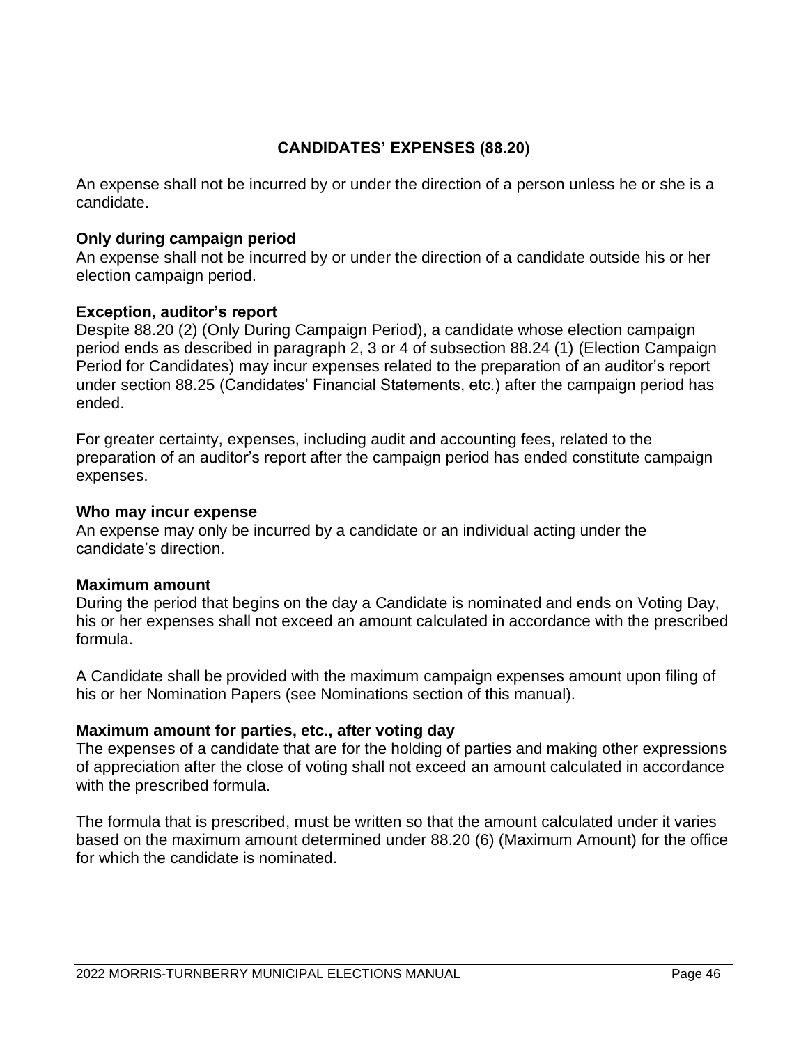## CANDIDATES' EXPENSES (88.20)

An expense shall not be incurred by or under the direction of a person unless he or she is a candidate.

**Only during campaign period**
An expense shall not be incurred by or under the direction of a candidate outside his or her election campaign period.

**Exception, auditor's report**
Despite 88.20 (2) (Only During Campaign Period), a candidate whose election campaign period ends as described in paragraph 2, 3 or 4 of subsection 88.24 (1) (Election Campaign Period for Candidates) may incur expenses related to the preparation of an auditor's report under section 88.25 (Candidates' Financial Statements, etc.) after the campaign period has ended.

For greater certainty, expenses, including audit and accounting fees, related to the preparation of an auditor's report after the campaign period has ended constitute campaign expenses.

**Who may incur expense**
An expense may only be incurred by a candidate or an individual acting under the candidate's direction.

**Maximum amount**
During the period that begins on the day a Candidate is nominated and ends on Voting Day, his or her expenses shall not exceed an amount calculated in accordance with the prescribed formula.

A Candidate shall be provided with the maximum campaign expenses amount upon filing of his or her Nomination Papers (see Nominations section of this manual).

**Maximum amount for parties, etc., after voting day**
The expenses of a candidate that are for the holding of parties and making other expressions of appreciation after the close of voting shall not exceed an amount calculated in accordance with the prescribed formula.

The formula that is prescribed, must be written so that the amount calculated under it varies based on the maximum amount determined under 88.20 (6) (Maximum Amount) for the office for which the candidate is nominated.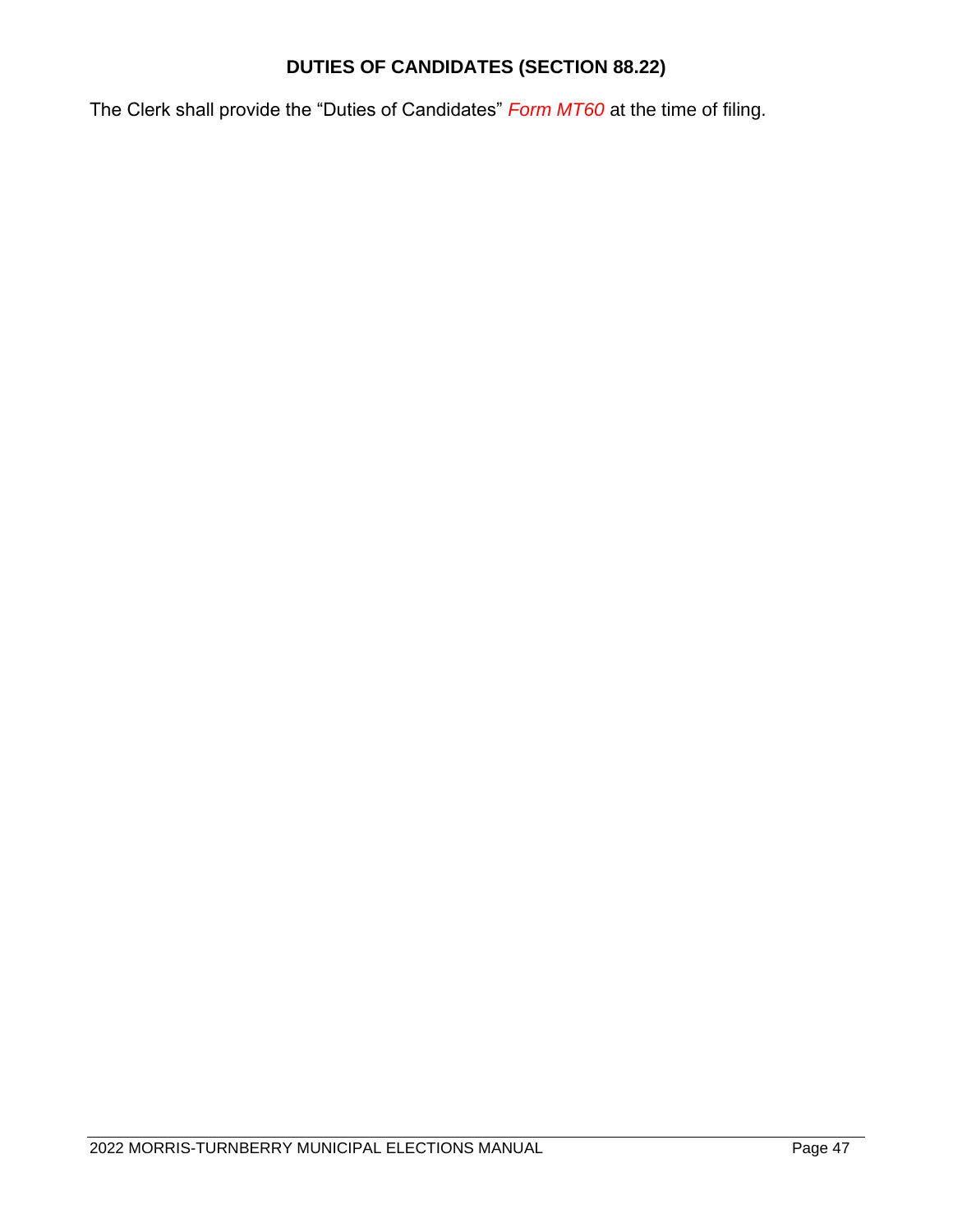## DUTIES OF CANDIDATES (SECTION 88.22)

The Clerk shall provide the "Duties of Candidates" *Form MT60* at the time of filing.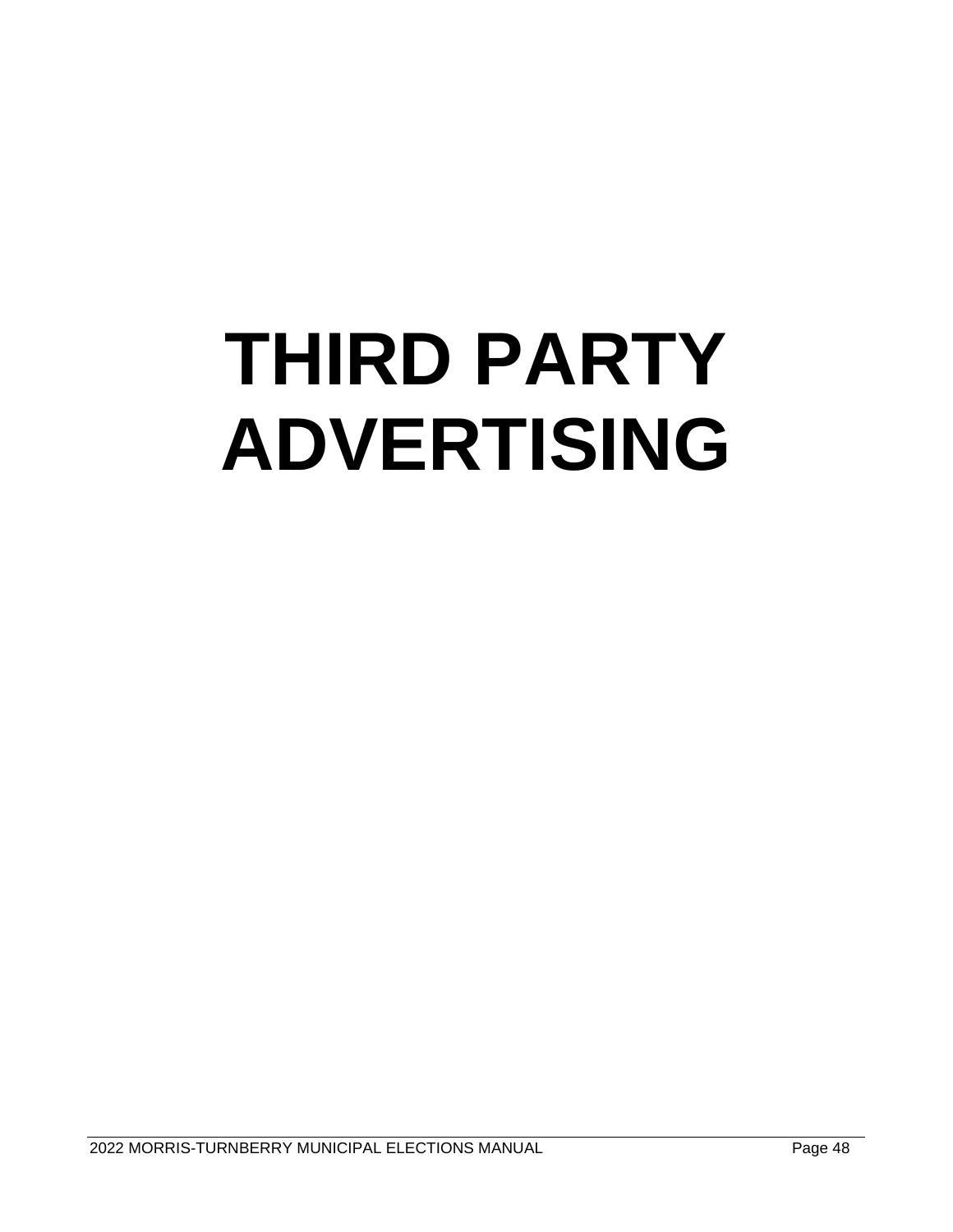# THIRD PARTY ADVERTISING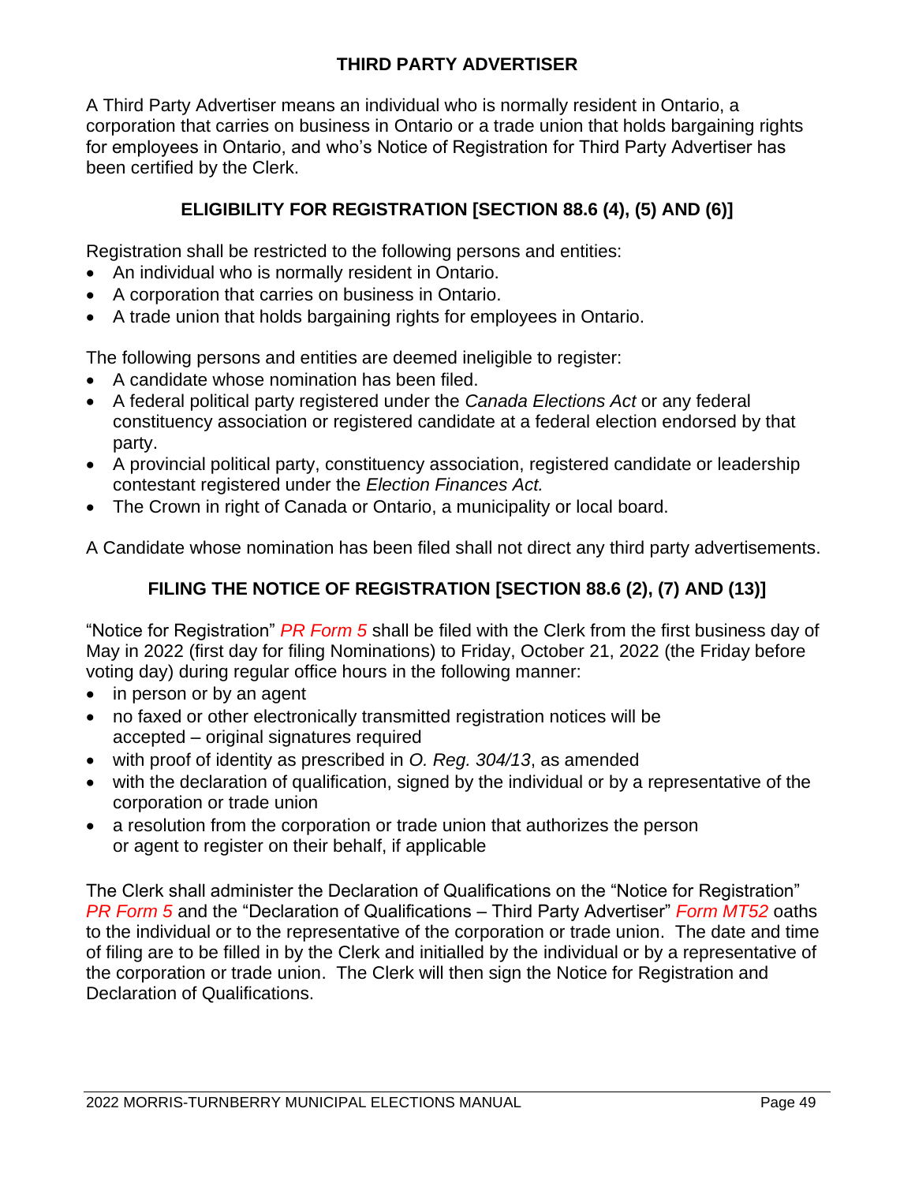## THIRD PARTY ADVERTISER

A Third Party Advertiser means an individual who is normally resident in Ontario, a corporation that carries on business in Ontario or a trade union that holds bargaining rights for employees in Ontario, and who's Notice of Registration for Third Party Advertiser has been certified by the Clerk.

### ELIGIBILITY FOR REGISTRATION [SECTION 88.6 (4), (5) AND (6)]

Registration shall be restricted to the following persons and entities:

- An individual who is normally resident in Ontario.
- A corporation that carries on business in Ontario.
- A trade union that holds bargaining rights for employees in Ontario.

The following persons and entities are deemed ineligible to register:

- A candidate whose nomination has been filed.
- A federal political party registered under the *Canada Elections Act* or any federal constituency association or registered candidate at a federal election endorsed by that party.
- A provincial political party, constituency association, registered candidate or leadership contestant registered under the *Election Finances Act.*
- The Crown in right of Canada or Ontario, a municipality or local board.

A Candidate whose nomination has been filed shall not direct any third party advertisements.

### FILING THE NOTICE OF REGISTRATION [SECTION 88.6 (2), (7) AND (13)]

"Notice for Registration" *PR Form 5* shall be filed with the Clerk from the first business day of May in 2022 (first day for filing Nominations) to Friday, October 21, 2022 (the Friday before voting day) during regular office hours in the following manner:

- in person or by an agent
- no faxed or other electronically transmitted registration notices will be accepted – original signatures required
- with proof of identity as prescribed in *O. Reg. 304/13*, as amended
- with the declaration of qualification, signed by the individual or by a representative of the corporation or trade union
- a resolution from the corporation or trade union that authorizes the person or agent to register on their behalf, if applicable

The Clerk shall administer the Declaration of Qualifications on the "Notice for Registration" *PR Form 5* and the "Declaration of Qualifications – Third Party Advertiser" *Form MT52* oaths to the individual or to the representative of the corporation or trade union. The date and time of filing are to be filled in by the Clerk and initialled by the individual or by a representative of the corporation or trade union. The Clerk will then sign the Notice for Registration and Declaration of Qualifications.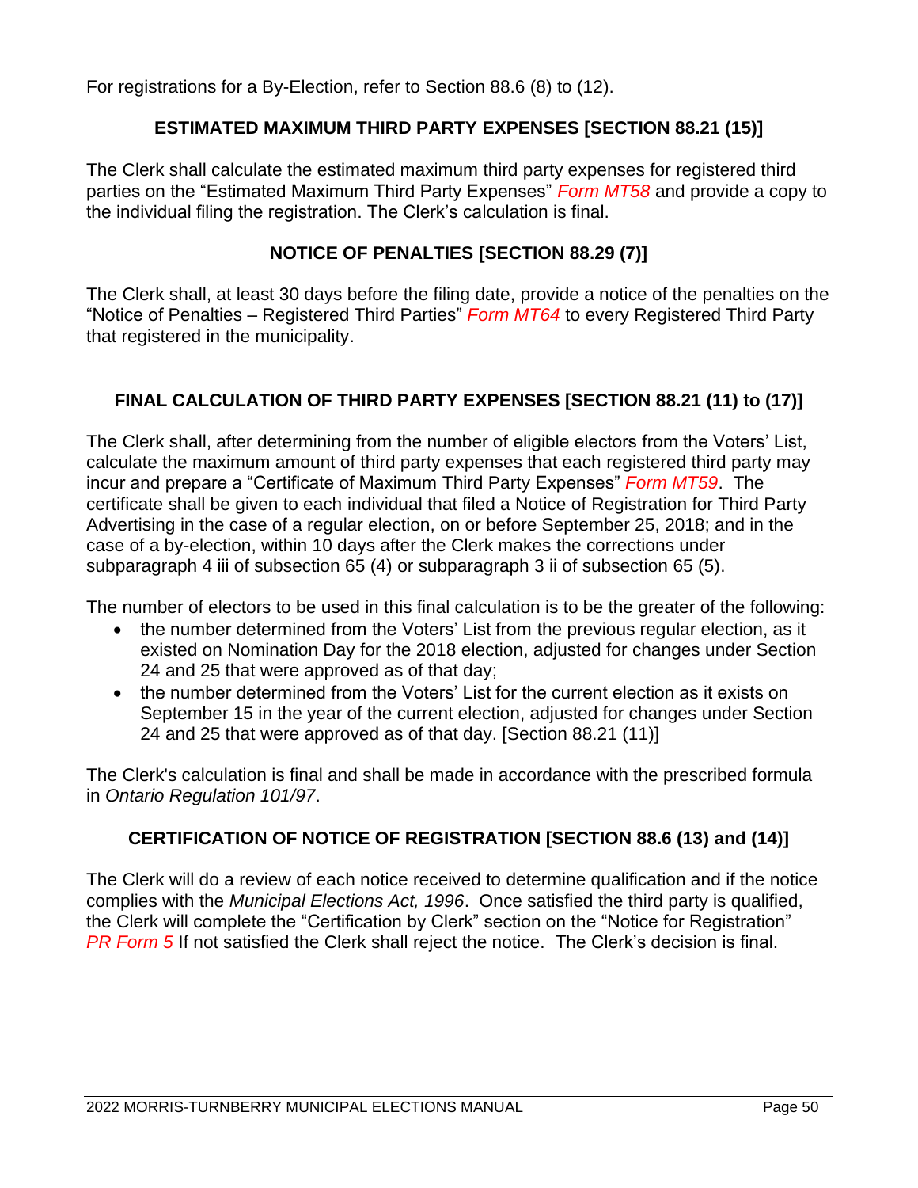For registrations for a By-Election, refer to Section 88.6 (8) to (12).

## ESTIMATED MAXIMUM THIRD PARTY EXPENSES [SECTION 88.21 (15)]

The Clerk shall calculate the estimated maximum third party expenses for registered third parties on the "Estimated Maximum Third Party Expenses" *Form MT58* and provide a copy to the individual filing the registration. The Clerk's calculation is final.

## NOTICE OF PENALTIES [SECTION 88.29 (7)]

The Clerk shall, at least 30 days before the filing date, provide a notice of the penalties on the "Notice of Penalties – Registered Third Parties" *Form MT64* to every Registered Third Party that registered in the municipality.

## FINAL CALCULATION OF THIRD PARTY EXPENSES [SECTION 88.21 (11) to (17)]

The Clerk shall, after determining from the number of eligible electors from the Voters' List, calculate the maximum amount of third party expenses that each registered third party may incur and prepare a "Certificate of Maximum Third Party Expenses" *Form MT59*. The certificate shall be given to each individual that filed a Notice of Registration for Third Party Advertising in the case of a regular election, on or before September 25, 2018; and in the case of a by-election, within 10 days after the Clerk makes the corrections under subparagraph 4 iii of subsection 65 (4) or subparagraph 3 ii of subsection 65 (5).

The number of electors to be used in this final calculation is to be the greater of the following:

- the number determined from the Voters' List from the previous regular election, as it existed on Nomination Day for the 2018 election, adjusted for changes under Section 24 and 25 that were approved as of that day;
- the number determined from the Voters' List for the current election as it exists on September 15 in the year of the current election, adjusted for changes under Section 24 and 25 that were approved as of that day. [Section 88.21 (11)]

The Clerk's calculation is final and shall be made in accordance with the prescribed formula in *Ontario Regulation 101/97*.

## CERTIFICATION OF NOTICE OF REGISTRATION [SECTION 88.6 (13) and (14)]

The Clerk will do a review of each notice received to determine qualification and if the notice complies with the *Municipal Elections Act, 1996*. Once satisfied the third party is qualified, the Clerk will complete the "Certification by Clerk" section on the "Notice for Registration" *PR Form 5* If not satisfied the Clerk shall reject the notice. The Clerk's decision is final.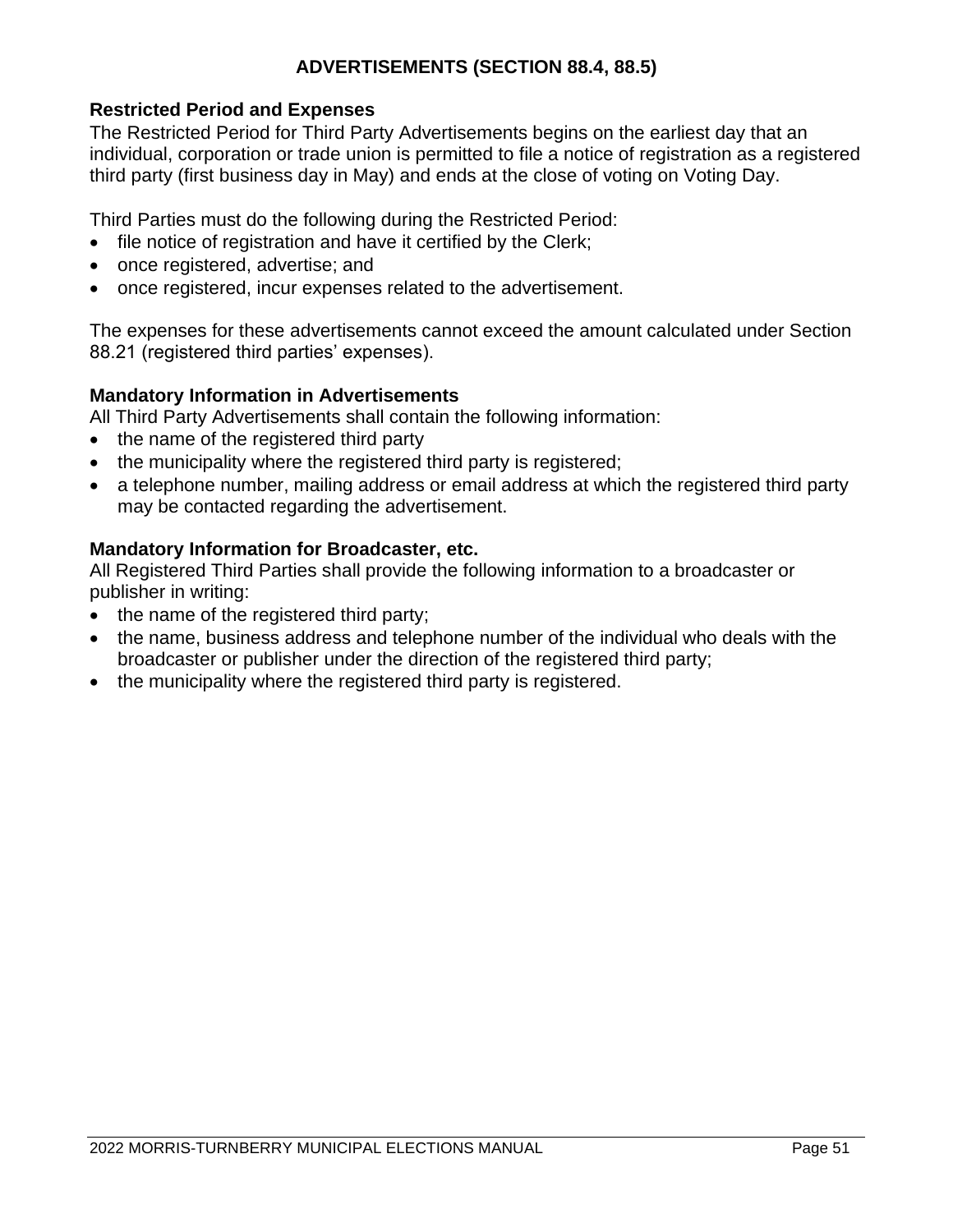## ADVERTISEMENTS (SECTION 88.4, 88.5)

### Restricted Period and Expenses

The Restricted Period for Third Party Advertisements begins on the earliest day that an individual, corporation or trade union is permitted to file a notice of registration as a registered third party (first business day in May) and ends at the close of voting on Voting Day.

Third Parties must do the following during the Restricted Period:

- file notice of registration and have it certified by the Clerk;
- once registered, advertise; and
- once registered, incur expenses related to the advertisement.

The expenses for these advertisements cannot exceed the amount calculated under Section 88.21 (registered third parties' expenses).

### Mandatory Information in Advertisements

All Third Party Advertisements shall contain the following information:

- the name of the registered third party
- the municipality where the registered third party is registered;
- a telephone number, mailing address or email address at which the registered third party may be contacted regarding the advertisement.

### Mandatory Information for Broadcaster, etc.

All Registered Third Parties shall provide the following information to a broadcaster or publisher in writing:

- the name of the registered third party;
- the name, business address and telephone number of the individual who deals with the broadcaster or publisher under the direction of the registered third party;
- the municipality where the registered third party is registered.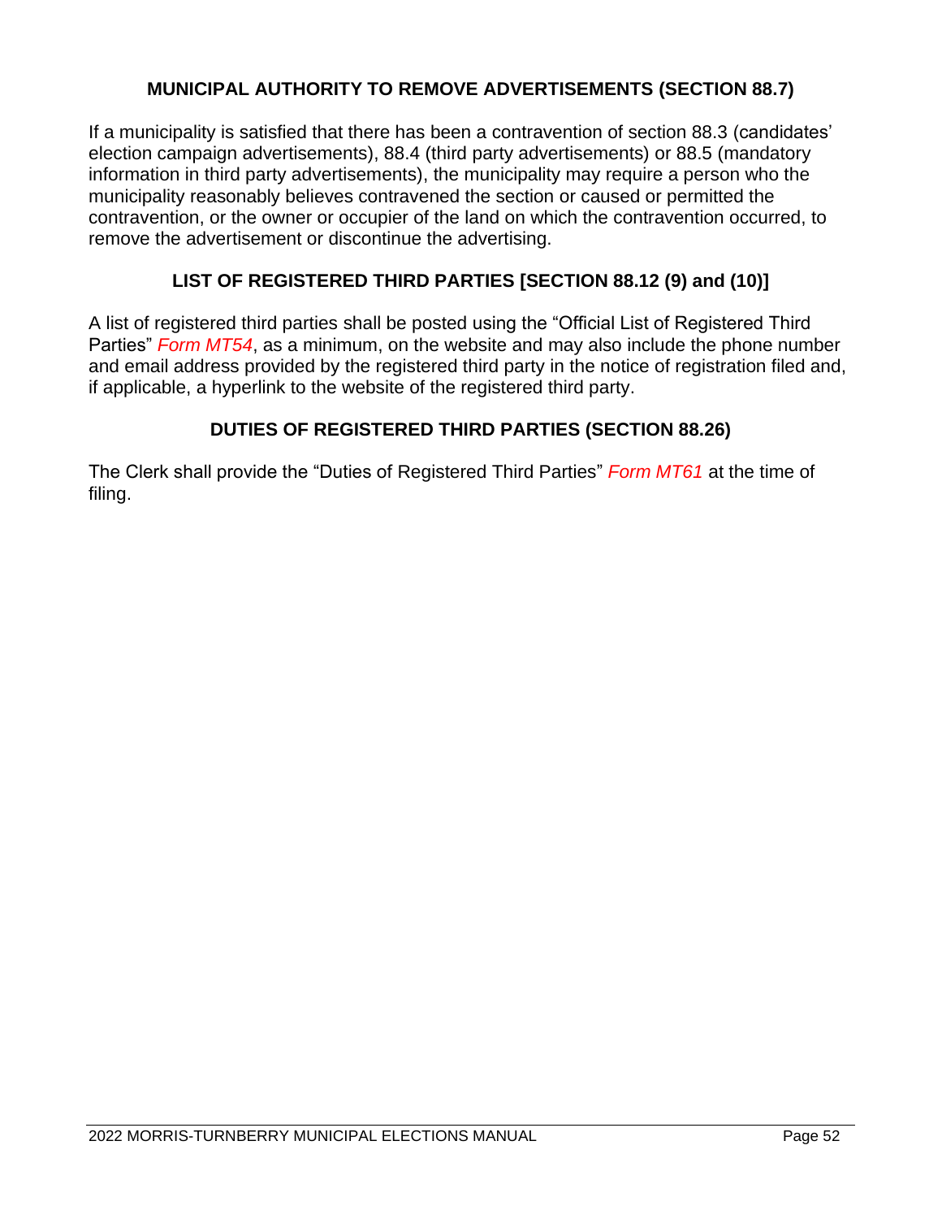## MUNICIPAL AUTHORITY TO REMOVE ADVERTISEMENTS (SECTION 88.7)

If a municipality is satisfied that there has been a contravention of section 88.3 (candidates' election campaign advertisements), 88.4 (third party advertisements) or 88.5 (mandatory information in third party advertisements), the municipality may require a person who the municipality reasonably believes contravened the section or caused or permitted the contravention, or the owner or occupier of the land on which the contravention occurred, to remove the advertisement or discontinue the advertising.

## LIST OF REGISTERED THIRD PARTIES [SECTION 88.12 (9) and (10)]

A list of registered third parties shall be posted using the "Official List of Registered Third Parties" *Form MT54*, as a minimum, on the website and may also include the phone number and email address provided by the registered third party in the notice of registration filed and, if applicable, a hyperlink to the website of the registered third party.

## DUTIES OF REGISTERED THIRD PARTIES (SECTION 88.26)

The Clerk shall provide the "Duties of Registered Third Parties" *Form MT61* at the time of filing.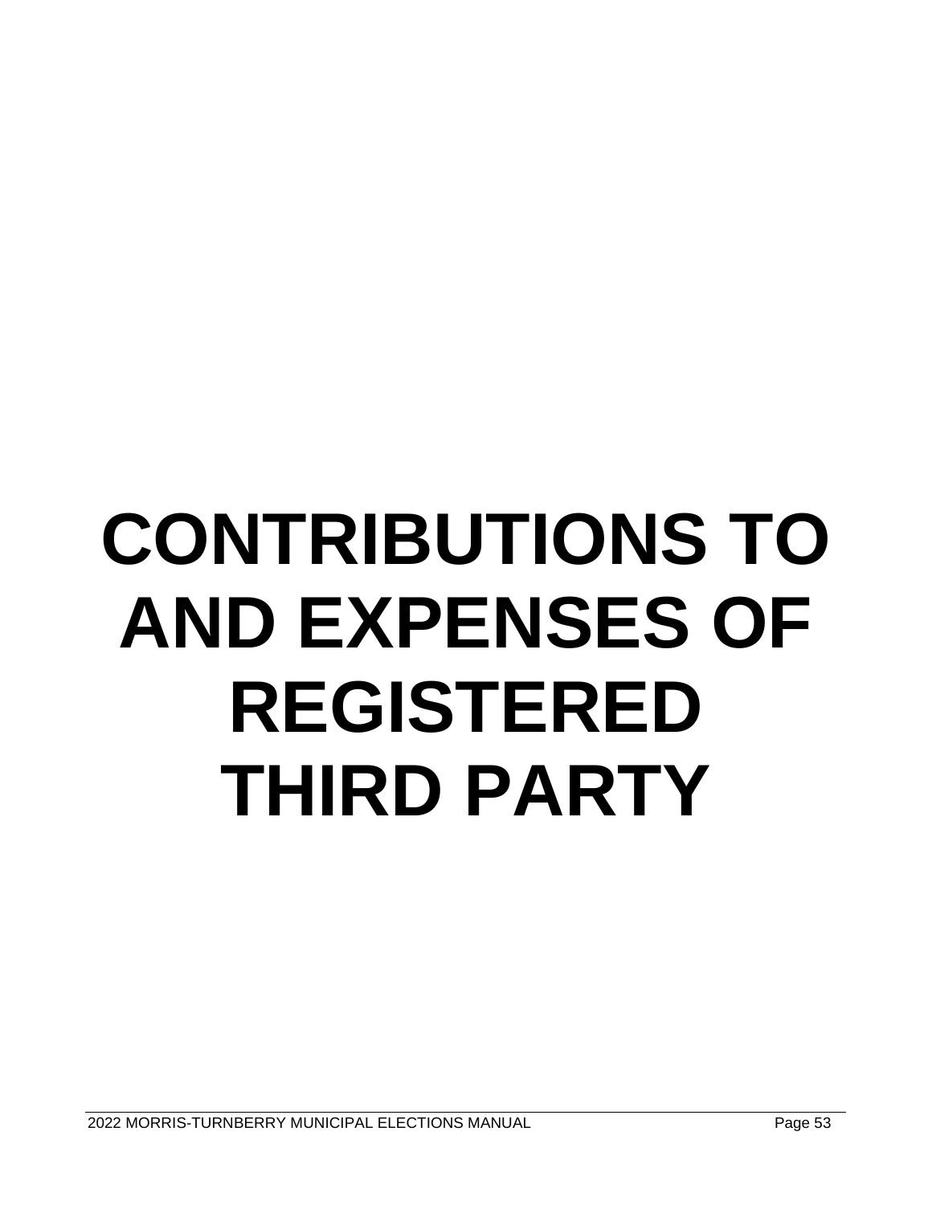# CONTRIBUTIONS TO AND EXPENSES OF REGISTERED THIRD PARTY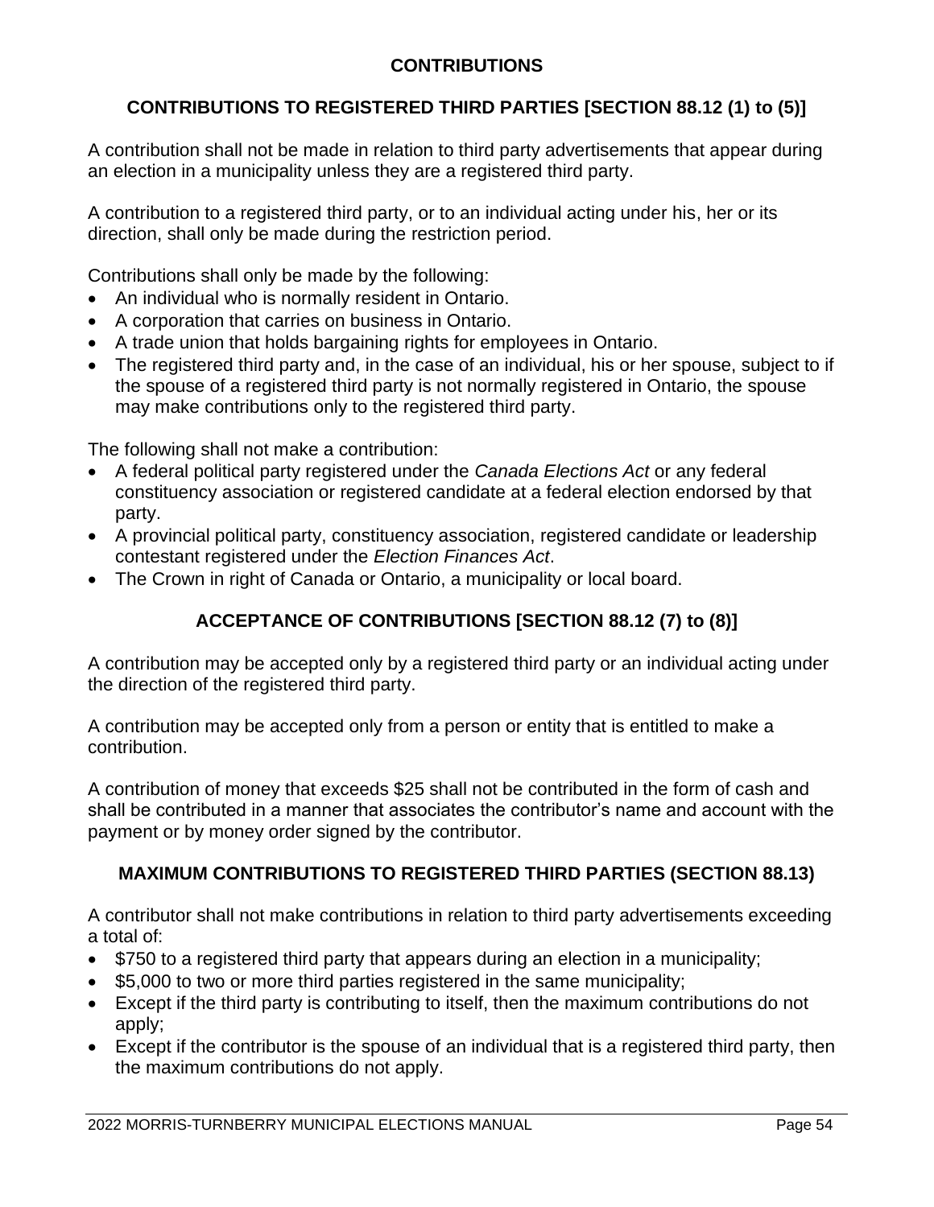# CONTRIBUTIONS

## CONTRIBUTIONS TO REGISTERED THIRD PARTIES [SECTION 88.12 (1) to (5)]

A contribution shall not be made in relation to third party advertisements that appear during an election in a municipality unless they are a registered third party.

A contribution to a registered third party, or to an individual acting under his, her or its direction, shall only be made during the restriction period.

Contributions shall only be made by the following:

- An individual who is normally resident in Ontario.
- A corporation that carries on business in Ontario.
- A trade union that holds bargaining rights for employees in Ontario.
- The registered third party and, in the case of an individual, his or her spouse, subject to if the spouse of a registered third party is not normally registered in Ontario, the spouse may make contributions only to the registered third party.

The following shall not make a contribution:

- A federal political party registered under the *Canada Elections Act* or any federal constituency association or registered candidate at a federal election endorsed by that party.
- A provincial political party, constituency association, registered candidate or leadership contestant registered under the *Election Finances Act*.
- The Crown in right of Canada or Ontario, a municipality or local board.

## ACCEPTANCE OF CONTRIBUTIONS [SECTION 88.12 (7) to (8)]

A contribution may be accepted only by a registered third party or an individual acting under the direction of the registered third party.

A contribution may be accepted only from a person or entity that is entitled to make a contribution.

A contribution of money that exceeds $25 shall not be contributed in the form of cash and shall be contributed in a manner that associates the contributor's name and account with the payment or by money order signed by the contributor.

## MAXIMUM CONTRIBUTIONS TO REGISTERED THIRD PARTIES (SECTION 88.13)

A contributor shall not make contributions in relation to third party advertisements exceeding a total of:

- $750 to a registered third party that appears during an election in a municipality;
- $5,000 to two or more third parties registered in the same municipality;
- Except if the third party is contributing to itself, then the maximum contributions do not apply;
- Except if the contributor is the spouse of an individual that is a registered third party, then the maximum contributions do not apply.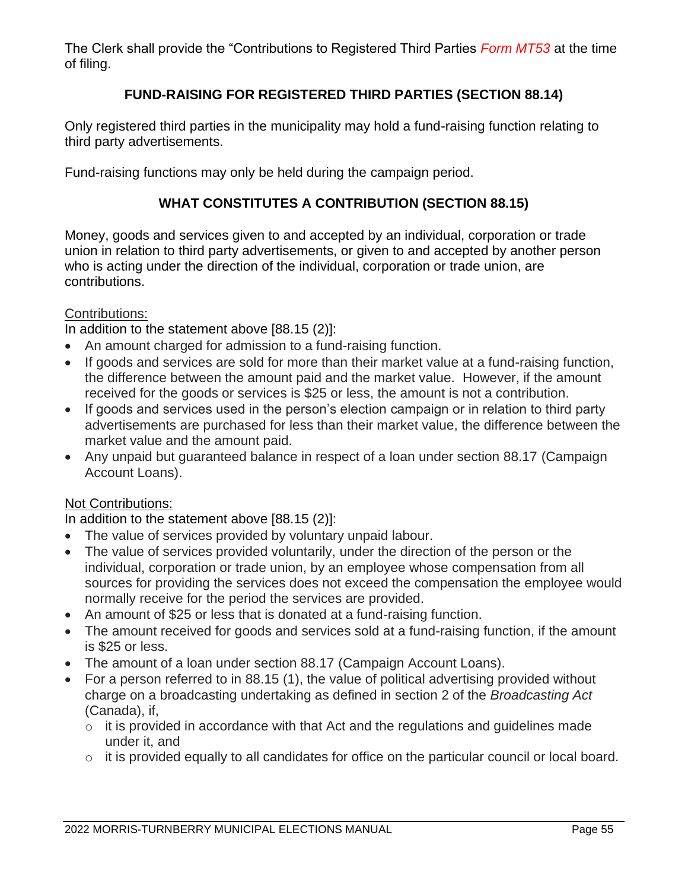The Clerk shall provide the "Contributions to Registered Third Parties *Form MT53* at the time of filing.

## FUND-RAISING FOR REGISTERED THIRD PARTIES (SECTION 88.14)

Only registered third parties in the municipality may hold a fund-raising function relating to third party advertisements.

Fund-raising functions may only be held during the campaign period.

## WHAT CONSTITUTES A CONTRIBUTION (SECTION 88.15)

Money, goods and services given to and accepted by an individual, corporation or trade union in relation to third party advertisements, or given to and accepted by another person who is acting under the direction of the individual, corporation or trade union, are contributions.

Contributions:

In addition to the statement above [88.15 (2)]:

- An amount charged for admission to a fund-raising function.
- If goods and services are sold for more than their market value at a fund-raising function, the difference between the amount paid and the market value. However, if the amount received for the goods or services is $25 or less, the amount is not a contribution.
- If goods and services used in the person's election campaign or in relation to third party advertisements are purchased for less than their market value, the difference between the market value and the amount paid.
- Any unpaid but guaranteed balance in respect of a loan under section 88.17 (Campaign Account Loans).

Not Contributions:

In addition to the statement above [88.15 (2)]:

- The value of services provided by voluntary unpaid labour.
- The value of services provided voluntarily, under the direction of the person or the individual, corporation or trade union, by an employee whose compensation from all sources for providing the services does not exceed the compensation the employee would normally receive for the period the services are provided.
- An amount of $25 or less that is donated at a fund-raising function.
- The amount received for goods and services sold at a fund-raising function, if the amount is $25 or less.
- The amount of a loan under section 88.17 (Campaign Account Loans).
- For a person referred to in 88.15 (1), the value of political advertising provided without charge on a broadcasting undertaking as defined in section 2 of the *Broadcasting Act* (Canada), if,
  - it is provided in accordance with that Act and the regulations and guidelines made under it, and
  - it is provided equally to all candidates for office on the particular council or local board.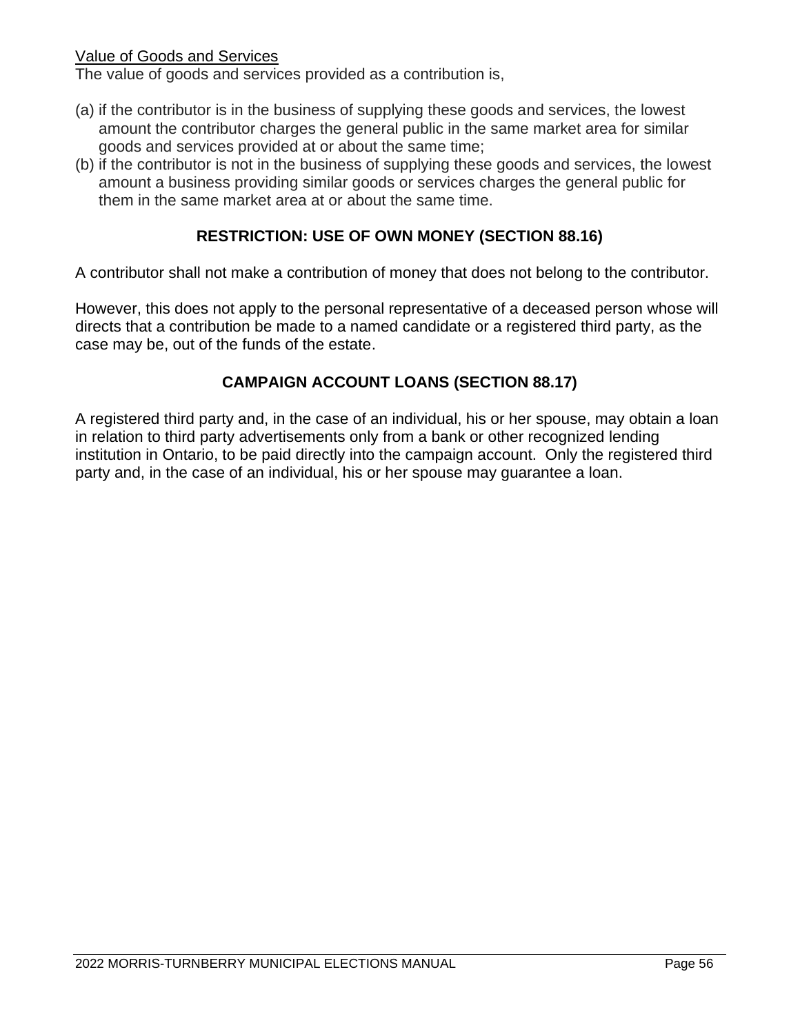Value of Goods and Services

The value of goods and services provided as a contribution is,

(a) if the contributor is in the business of supplying these goods and services, the lowest amount the contributor charges the general public in the same market area for similar goods and services provided at or about the same time;

(b) if the contributor is not in the business of supplying these goods and services, the lowest amount a business providing similar goods or services charges the general public for them in the same market area at or about the same time.

## RESTRICTION: USE OF OWN MONEY (SECTION 88.16)

A contributor shall not make a contribution of money that does not belong to the contributor.

However, this does not apply to the personal representative of a deceased person whose will directs that a contribution be made to a named candidate or a registered third party, as the case may be, out of the funds of the estate.

## CAMPAIGN ACCOUNT LOANS (SECTION 88.17)

A registered third party and, in the case of an individual, his or her spouse, may obtain a loan in relation to third party advertisements only from a bank or other recognized lending institution in Ontario, to be paid directly into the campaign account. Only the registered third party and, in the case of an individual, his or her spouse may guarantee a loan.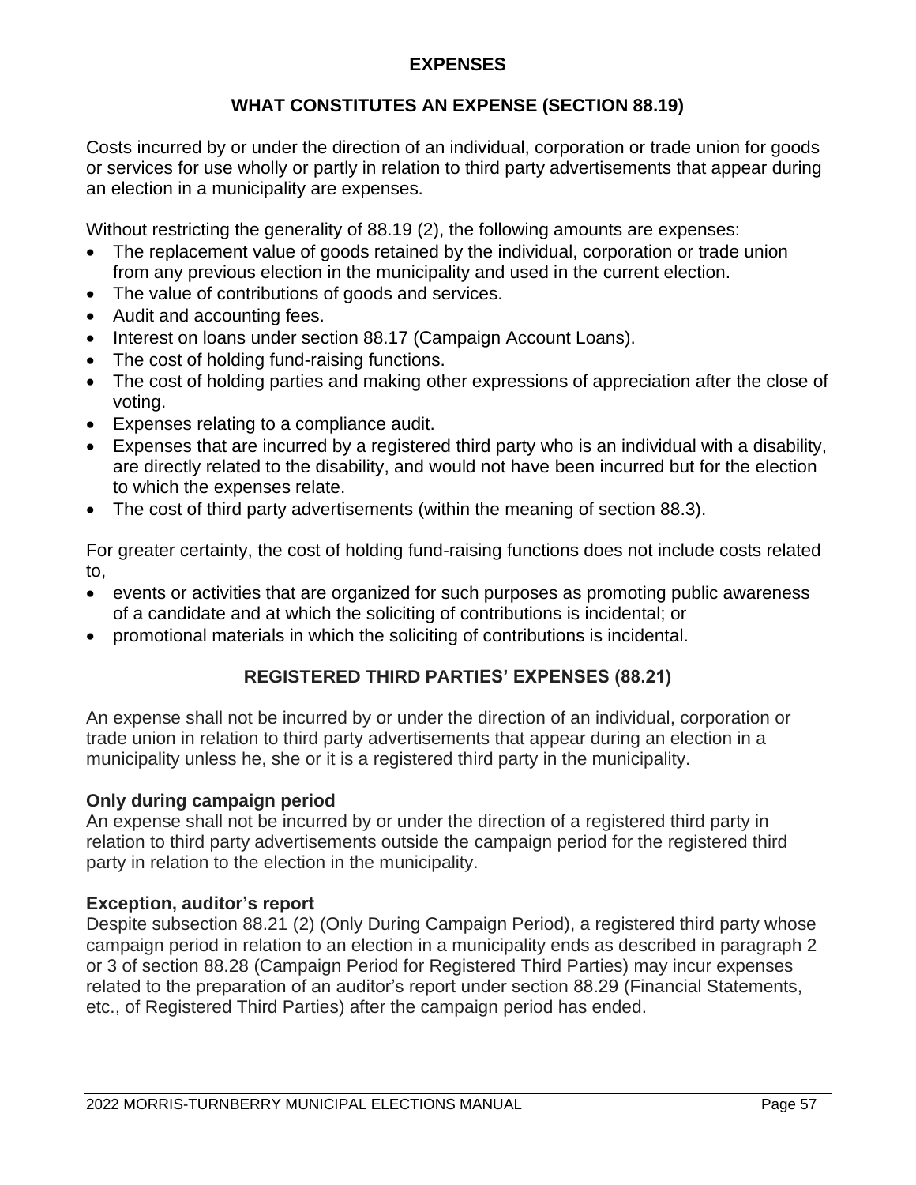## EXPENSES

### WHAT CONSTITUTES AN EXPENSE (SECTION 88.19)

Costs incurred by or under the direction of an individual, corporation or trade union for goods or services for use wholly or partly in relation to third party advertisements that appear during an election in a municipality are expenses.

Without restricting the generality of 88.19 (2), the following amounts are expenses:

- The replacement value of goods retained by the individual, corporation or trade union from any previous election in the municipality and used in the current election.
- The value of contributions of goods and services.
- Audit and accounting fees.
- Interest on loans under section 88.17 (Campaign Account Loans).
- The cost of holding fund-raising functions.
- The cost of holding parties and making other expressions of appreciation after the close of voting.
- Expenses relating to a compliance audit.
- Expenses that are incurred by a registered third party who is an individual with a disability, are directly related to the disability, and would not have been incurred but for the election to which the expenses relate.
- The cost of third party advertisements (within the meaning of section 88.3).

For greater certainty, the cost of holding fund-raising functions does not include costs related to,

- events or activities that are organized for such purposes as promoting public awareness of a candidate and at which the soliciting of contributions is incidental; or
- promotional materials in which the soliciting of contributions is incidental.

### REGISTERED THIRD PARTIES' EXPENSES (88.21)

An expense shall not be incurred by or under the direction of an individual, corporation or trade union in relation to third party advertisements that appear during an election in a municipality unless he, she or it is a registered third party in the municipality.

**Only during campaign period**
An expense shall not be incurred by or under the direction of a registered third party in relation to third party advertisements outside the campaign period for the registered third party in relation to the election in the municipality.

**Exception, auditor's report**
Despite subsection 88.21 (2) (Only During Campaign Period), a registered third party whose campaign period in relation to an election in a municipality ends as described in paragraph 2 or 3 of section 88.28 (Campaign Period for Registered Third Parties) may incur expenses related to the preparation of an auditor's report under section 88.29 (Financial Statements, etc., of Registered Third Parties) after the campaign period has ended.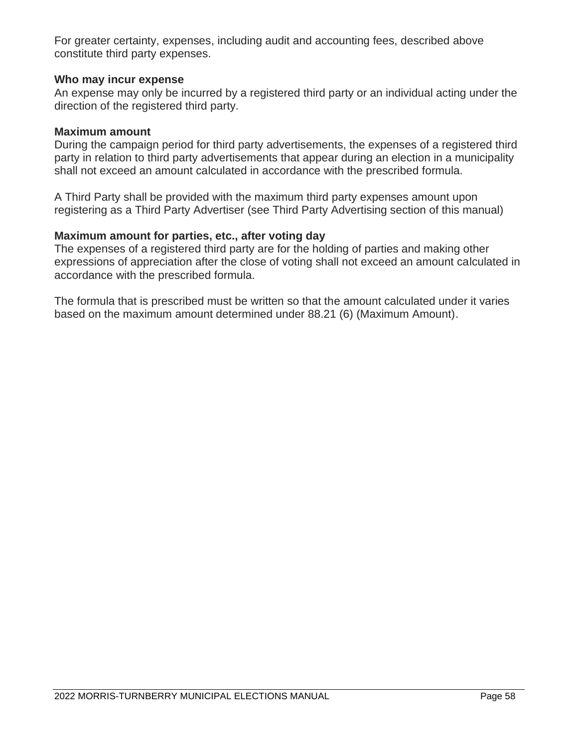For greater certainty, expenses, including audit and accounting fees, described above constitute third party expenses.

**Who may incur expense**
An expense may only be incurred by a registered third party or an individual acting under the direction of the registered third party.

**Maximum amount**
During the campaign period for third party advertisements, the expenses of a registered third party in relation to third party advertisements that appear during an election in a municipality shall not exceed an amount calculated in accordance with the prescribed formula.

A Third Party shall be provided with the maximum third party expenses amount upon registering as a Third Party Advertiser (see Third Party Advertising section of this manual)

**Maximum amount for parties, etc., after voting day**
The expenses of a registered third party are for the holding of parties and making other expressions of appreciation after the close of voting shall not exceed an amount calculated in accordance with the prescribed formula.

The formula that is prescribed must be written so that the amount calculated under it varies based on the maximum amount determined under 88.21 (6) (Maximum Amount).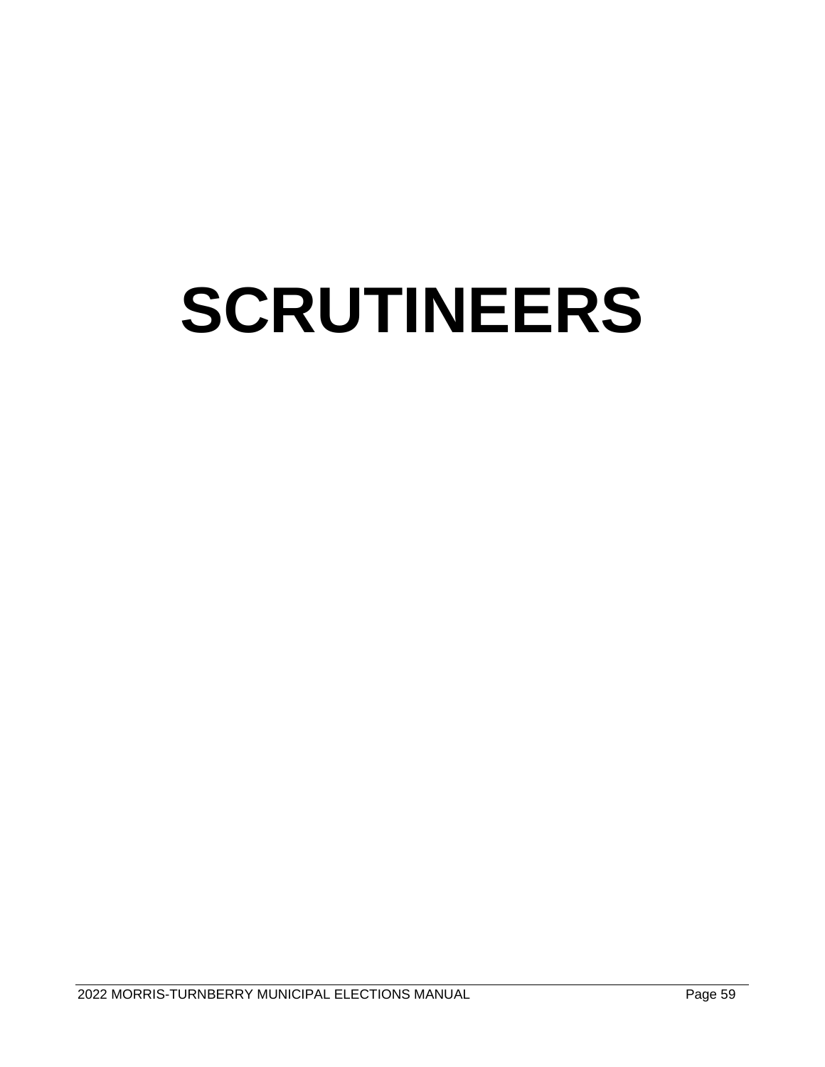# SCRUTINEERS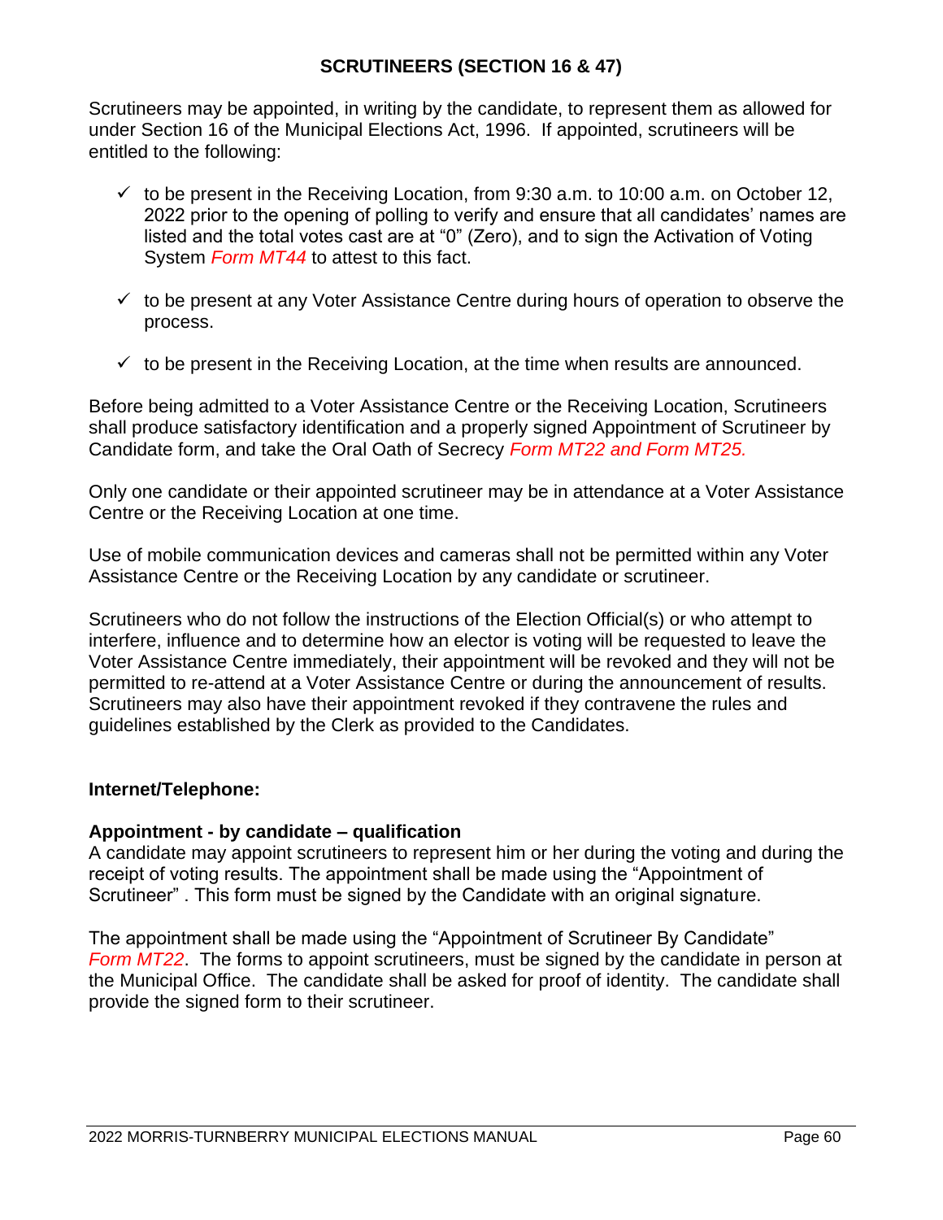## SCRUTINEERS (SECTION 16 & 47)

Scrutineers may be appointed, in writing by the candidate, to represent them as allowed for under Section 16 of the Municipal Elections Act, 1996. If appointed, scrutineers will be entitled to the following:

- ✓ to be present in the Receiving Location, from 9:30 a.m. to 10:00 a.m. on October 12, 2022 prior to the opening of polling to verify and ensure that all candidates' names are listed and the total votes cast are at "0" (Zero), and to sign the Activation of Voting System *Form MT44* to attest to this fact.
- ✓ to be present at any Voter Assistance Centre during hours of operation to observe the process.
- ✓ to be present in the Receiving Location, at the time when results are announced.

Before being admitted to a Voter Assistance Centre or the Receiving Location, Scrutineers shall produce satisfactory identification and a properly signed Appointment of Scrutineer by Candidate form, and take the Oral Oath of Secrecy *Form MT22 and Form MT25.*

Only one candidate or their appointed scrutineer may be in attendance at a Voter Assistance Centre or the Receiving Location at one time.

Use of mobile communication devices and cameras shall not be permitted within any Voter Assistance Centre or the Receiving Location by any candidate or scrutineer.

Scrutineers who do not follow the instructions of the Election Official(s) or who attempt to interfere, influence and to determine how an elector is voting will be requested to leave the Voter Assistance Centre immediately, their appointment will be revoked and they will not be permitted to re-attend at a Voter Assistance Centre or during the announcement of results. Scrutineers may also have their appointment revoked if they contravene the rules and guidelines established by the Clerk as provided to the Candidates.

**Internet/Telephone:**

**Appointment - by candidate – qualification**
A candidate may appoint scrutineers to represent him or her during the voting and during the receipt of voting results. The appointment shall be made using the "Appointment of Scrutineer" . This form must be signed by the Candidate with an original signature.

The appointment shall be made using the "Appointment of Scrutineer By Candidate" *Form MT22*. The forms to appoint scrutineers, must be signed by the candidate in person at the Municipal Office. The candidate shall be asked for proof of identity. The candidate shall provide the signed form to their scrutineer.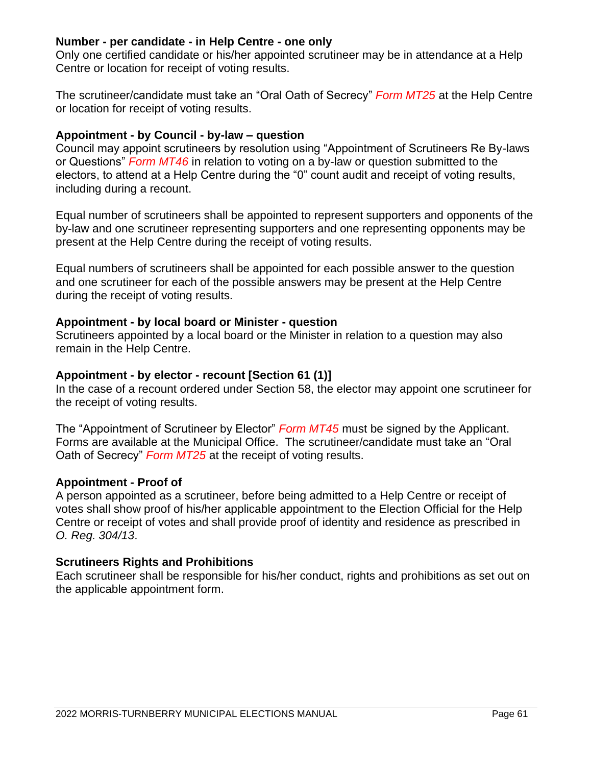**Number - per candidate - in Help Centre - one only**
Only one certified candidate or his/her appointed scrutineer may be in attendance at a Help Centre or location for receipt of voting results.

The scrutineer/candidate must take an "Oral Oath of Secrecy" *Form MT25* at the Help Centre or location for receipt of voting results.

**Appointment - by Council - by-law – question**
Council may appoint scrutineers by resolution using "Appointment of Scrutineers Re By-laws or Questions" *Form MT46* in relation to voting on a by-law or question submitted to the electors, to attend at a Help Centre during the "0" count audit and receipt of voting results, including during a recount.

Equal number of scrutineers shall be appointed to represent supporters and opponents of the by-law and one scrutineer representing supporters and one representing opponents may be present at the Help Centre during the receipt of voting results.

Equal numbers of scrutineers shall be appointed for each possible answer to the question and one scrutineer for each of the possible answers may be present at the Help Centre during the receipt of voting results.

**Appointment - by local board or Minister - question**
Scrutineers appointed by a local board or the Minister in relation to a question may also remain in the Help Centre.

**Appointment - by elector - recount [Section 61 (1)]**
In the case of a recount ordered under Section 58, the elector may appoint one scrutineer for the receipt of voting results.

The "Appointment of Scrutineer by Elector" *Form MT45* must be signed by the Applicant. Forms are available at the Municipal Office. The scrutineer/candidate must take an "Oral Oath of Secrecy" *Form MT25* at the receipt of voting results.

**Appointment - Proof of**
A person appointed as a scrutineer, before being admitted to a Help Centre or receipt of votes shall show proof of his/her applicable appointment to the Election Official for the Help Centre or receipt of votes and shall provide proof of identity and residence as prescribed in *O. Reg. 304/13*.

**Scrutineers Rights and Prohibitions**
Each scrutineer shall be responsible for his/her conduct, rights and prohibitions as set out on the applicable appointment form.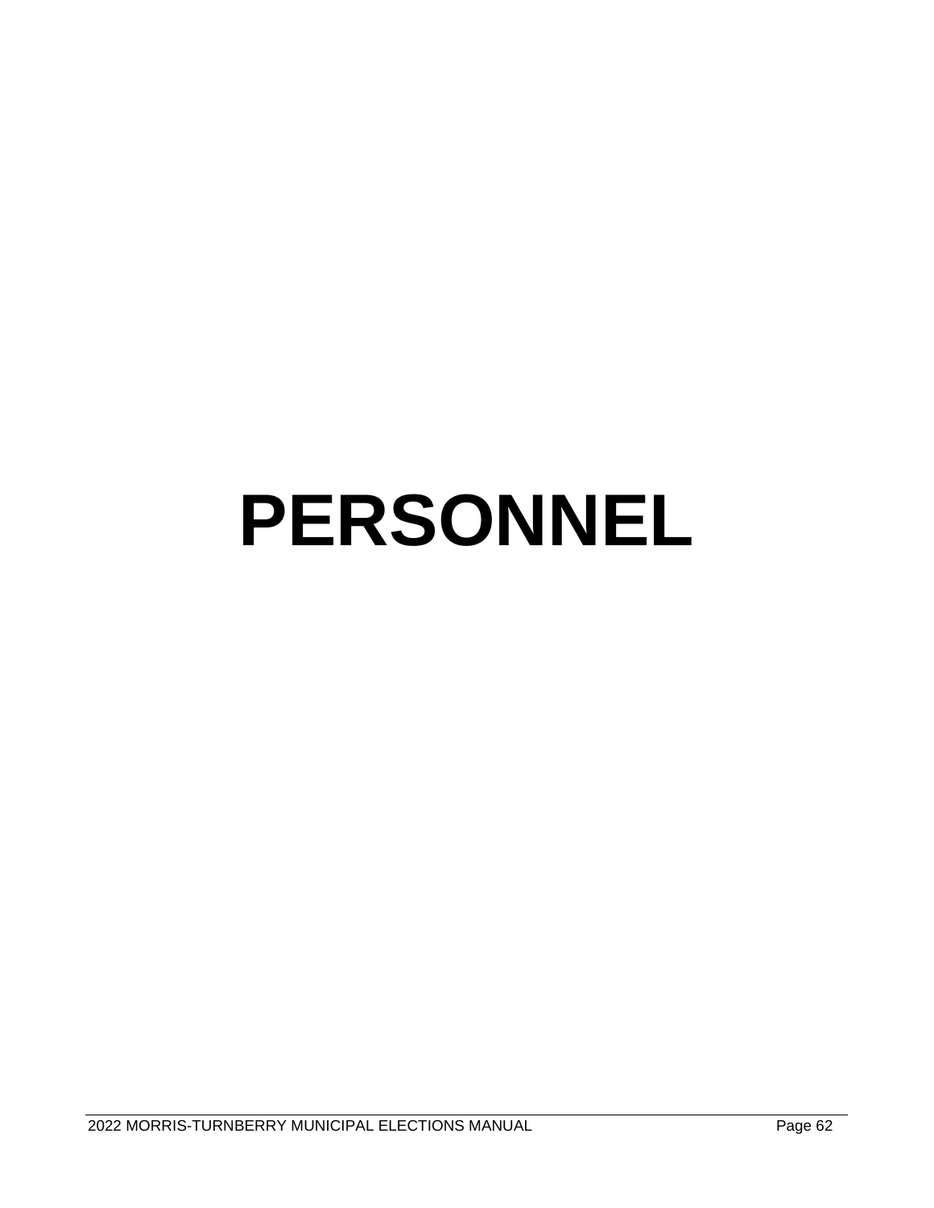# PERSONNEL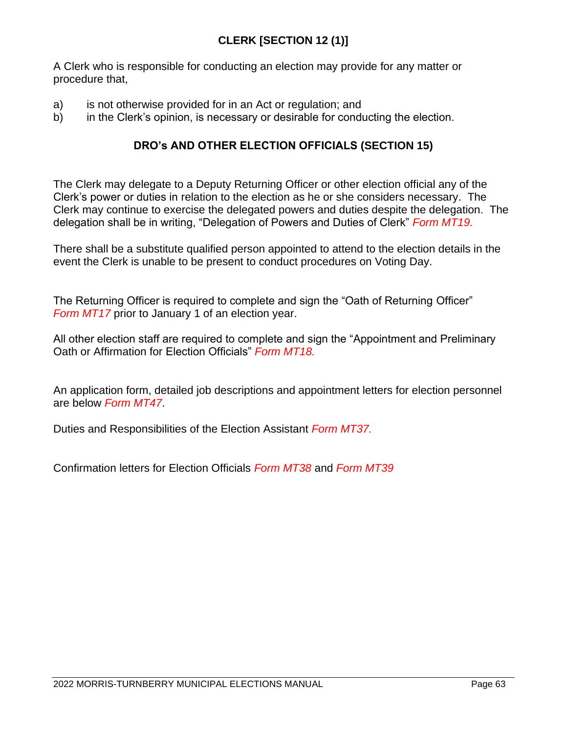## CLERK [SECTION 12 (1)]

A Clerk who is responsible for conducting an election may provide for any matter or procedure that,

a) is not otherwise provided for in an Act or regulation; and
b) in the Clerk's opinion, is necessary or desirable for conducting the election.

## DRO's AND OTHER ELECTION OFFICIALS (SECTION 15)

The Clerk may delegate to a Deputy Returning Officer or other election official any of the Clerk's power or duties in relation to the election as he or she considers necessary. The Clerk may continue to exercise the delegated powers and duties despite the delegation. The delegation shall be in writing, "Delegation of Powers and Duties of Clerk" *Form MT19.*

There shall be a substitute qualified person appointed to attend to the election details in the event the Clerk is unable to be present to conduct procedures on Voting Day.

The Returning Officer is required to complete and sign the "Oath of Returning Officer" *Form MT17* prior to January 1 of an election year.

All other election staff are required to complete and sign the "Appointment and Preliminary Oath or Affirmation for Election Officials" *Form MT18.*

An application form, detailed job descriptions and appointment letters for election personnel are below *Form MT47*.

Duties and Responsibilities of the Election Assistant *Form MT37.*

Confirmation letters for Election Officials *Form MT38* and *Form MT39*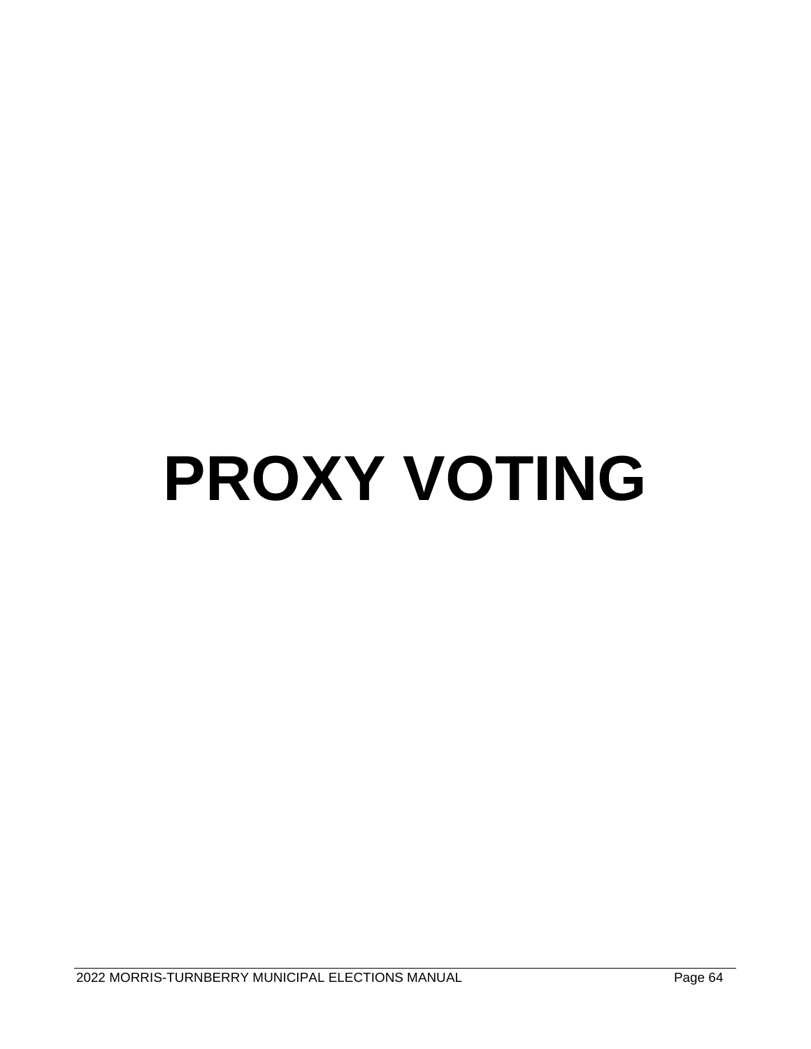# PROXY VOTING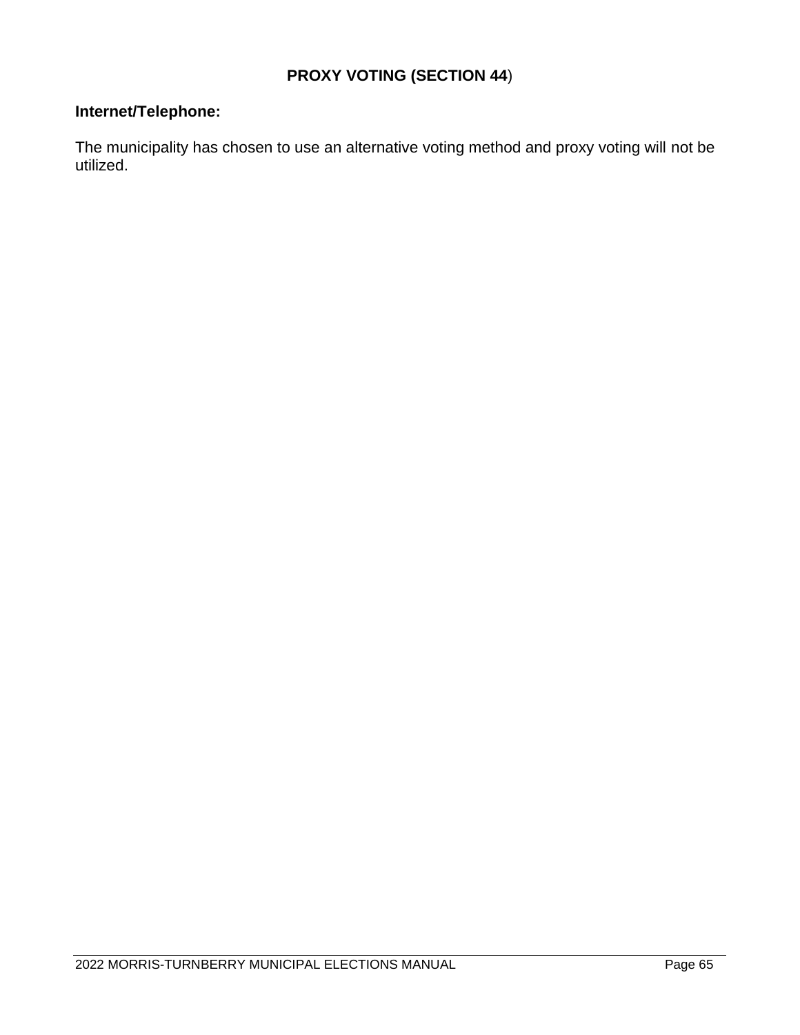# PROXY VOTING (SECTION 44)

**Internet/Telephone:**

The municipality has chosen to use an alternative voting method and proxy voting will not be utilized.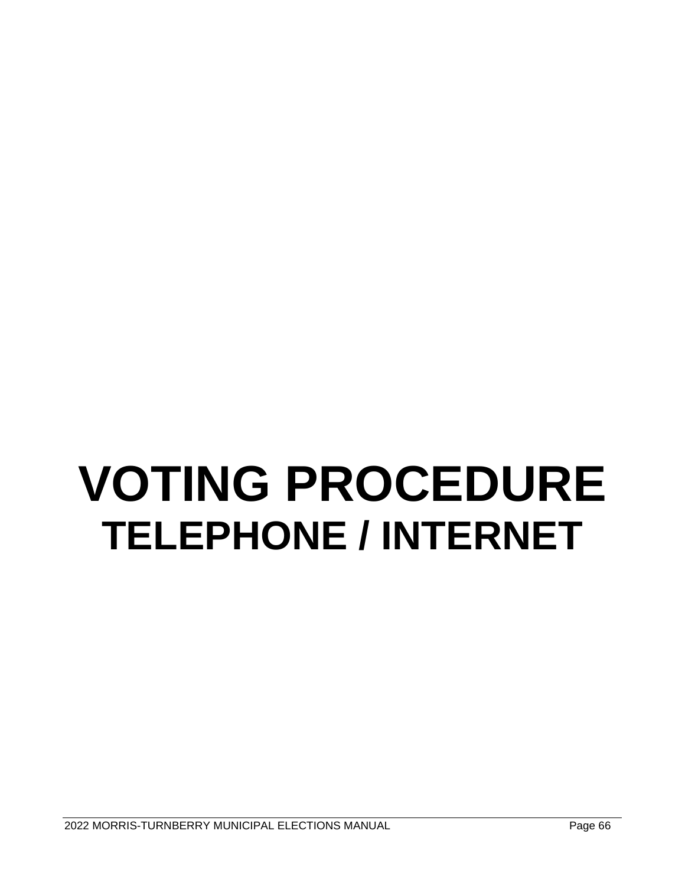# VOTING PROCEDURE

## TELEPHONE / INTERNET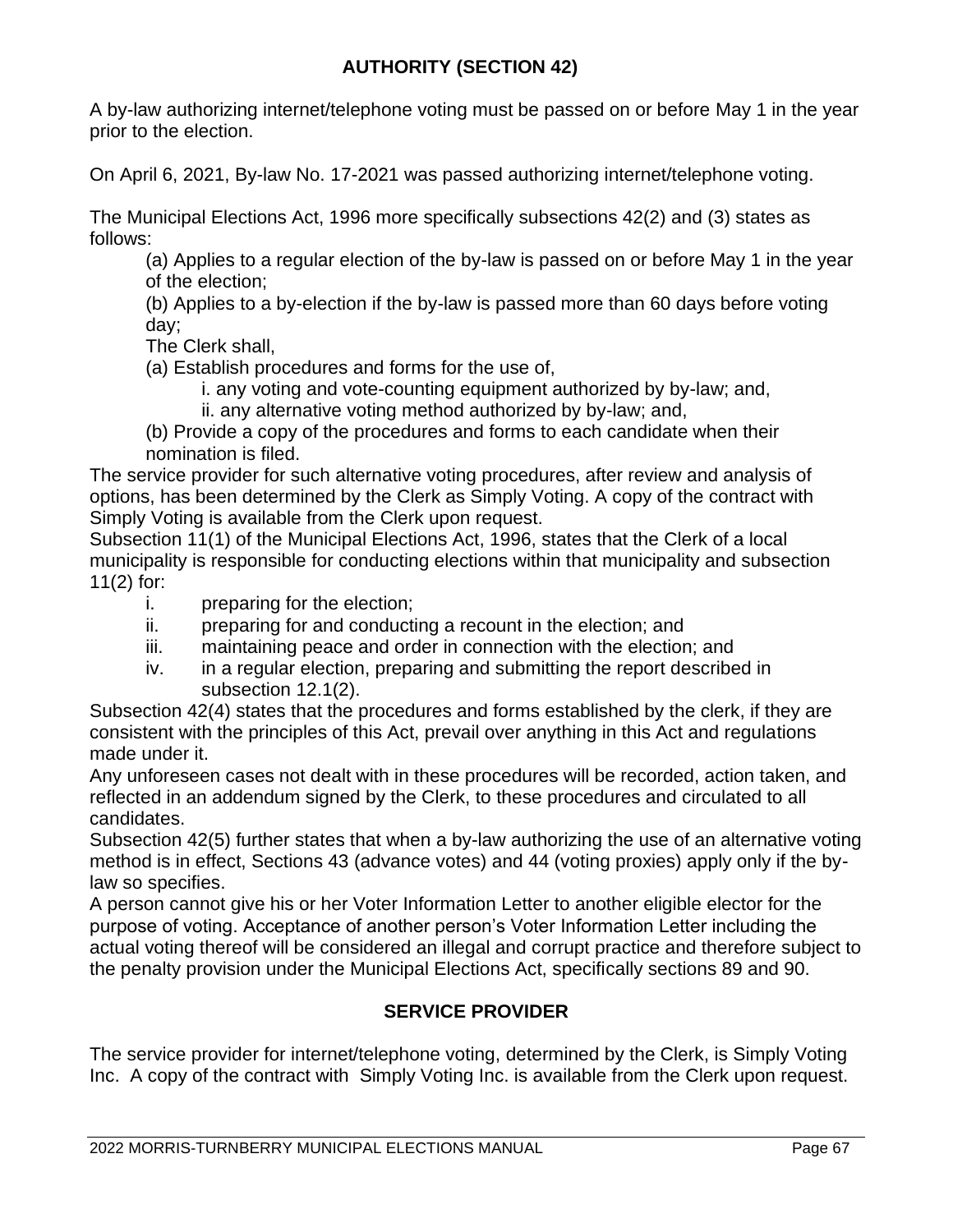## AUTHORITY (SECTION 42)

A by-law authorizing internet/telephone voting must be passed on or before May 1 in the year prior to the election.

On April 6, 2021, By-law No. 17-2021 was passed authorizing internet/telephone voting.

The Municipal Elections Act, 1996 more specifically subsections 42(2) and (3) states as follows:

(a) Applies to a regular election of the by-law is passed on or before May 1 in the year of the election;

(b) Applies to a by-election if the by-law is passed more than 60 days before voting day;

The Clerk shall,

(a) Establish procedures and forms for the use of,

i. any voting and vote-counting equipment authorized by by-law; and,

ii. any alternative voting method authorized by by-law; and,

(b) Provide a copy of the procedures and forms to each candidate when their nomination is filed.

The service provider for such alternative voting procedures, after review and analysis of options, has been determined by the Clerk as Simply Voting. A copy of the contract with Simply Voting is available from the Clerk upon request.

Subsection 11(1) of the Municipal Elections Act, 1996, states that the Clerk of a local municipality is responsible for conducting elections within that municipality and subsection 11(2) for:

i. preparing for the election;
ii. preparing for and conducting a recount in the election; and
iii. maintaining peace and order in connection with the election; and
iv. in a regular election, preparing and submitting the report described in subsection 12.1(2).

Subsection 42(4) states that the procedures and forms established by the clerk, if they are consistent with the principles of this Act, prevail over anything in this Act and regulations made under it.

Any unforeseen cases not dealt with in these procedures will be recorded, action taken, and reflected in an addendum signed by the Clerk, to these procedures and circulated to all candidates.

Subsection 42(5) further states that when a by-law authorizing the use of an alternative voting method is in effect, Sections 43 (advance votes) and 44 (voting proxies) apply only if the by-law so specifies.

A person cannot give his or her Voter Information Letter to another eligible elector for the purpose of voting. Acceptance of another person's Voter Information Letter including the actual voting thereof will be considered an illegal and corrupt practice and therefore subject to the penalty provision under the Municipal Elections Act, specifically sections 89 and 90.

## SERVICE PROVIDER

The service provider for internet/telephone voting, determined by the Clerk, is Simply Voting Inc. A copy of the contract with Simply Voting Inc. is available from the Clerk upon request.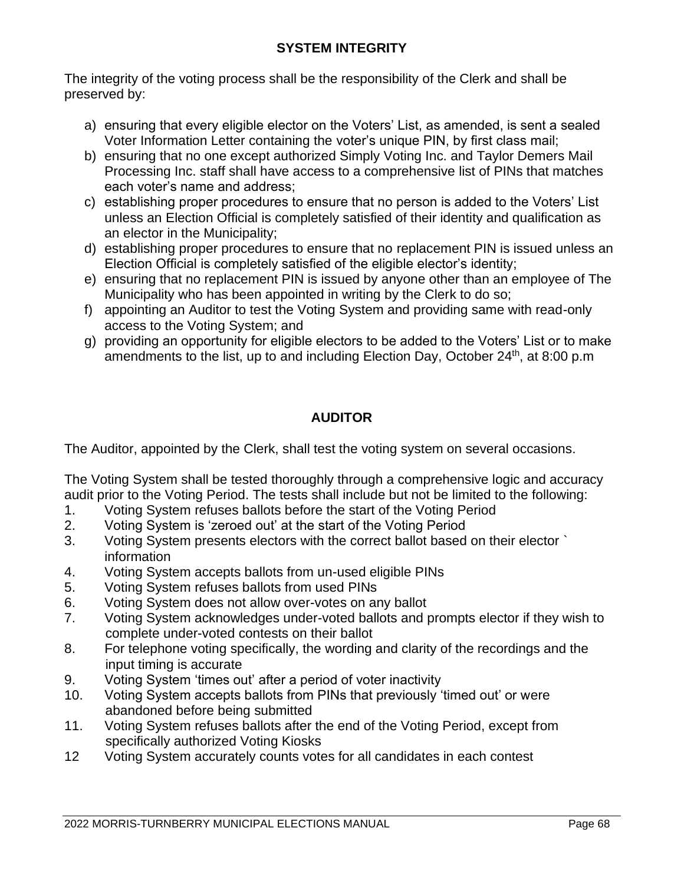## SYSTEM INTEGRITY

The integrity of the voting process shall be the responsibility of the Clerk and shall be preserved by:

a) ensuring that every eligible elector on the Voters' List, as amended, is sent a sealed Voter Information Letter containing the voter's unique PIN, by first class mail;
b) ensuring that no one except authorized Simply Voting Inc. and Taylor Demers Mail Processing Inc. staff shall have access to a comprehensive list of PINs that matches each voter's name and address;
c) establishing proper procedures to ensure that no person is added to the Voters' List unless an Election Official is completely satisfied of their identity and qualification as an elector in the Municipality;
d) establishing proper procedures to ensure that no replacement PIN is issued unless an Election Official is completely satisfied of the eligible elector's identity;
e) ensuring that no replacement PIN is issued by anyone other than an employee of The Municipality who has been appointed in writing by the Clerk to do so;
f) appointing an Auditor to test the Voting System and providing same with read-only access to the Voting System; and
g) providing an opportunity for eligible electors to be added to the Voters' List or to make amendments to the list, up to and including Election Day, October 24th, at 8:00 p.m

## AUDITOR

The Auditor, appointed by the Clerk, shall test the voting system on several occasions.

The Voting System shall be tested thoroughly through a comprehensive logic and accuracy audit prior to the Voting Period. The tests shall include but not be limited to the following:

1. Voting System refuses ballots before the start of the Voting Period
2. Voting System is 'zeroed out' at the start of the Voting Period
3. Voting System presents electors with the correct ballot based on their elector ` information
4. Voting System accepts ballots from un-used eligible PINs
5. Voting System refuses ballots from used PINs
6. Voting System does not allow over-votes on any ballot
7. Voting System acknowledges under-voted ballots and prompts elector if they wish to complete under-voted contests on their ballot
8. For telephone voting specifically, the wording and clarity of the recordings and the input timing is accurate
9. Voting System 'times out' after a period of voter inactivity
10. Voting System accepts ballots from PINs that previously 'timed out' or were abandoned before being submitted
11. Voting System refuses ballots after the end of the Voting Period, except from specifically authorized Voting Kiosks
12. Voting System accurately counts votes for all candidates in each contest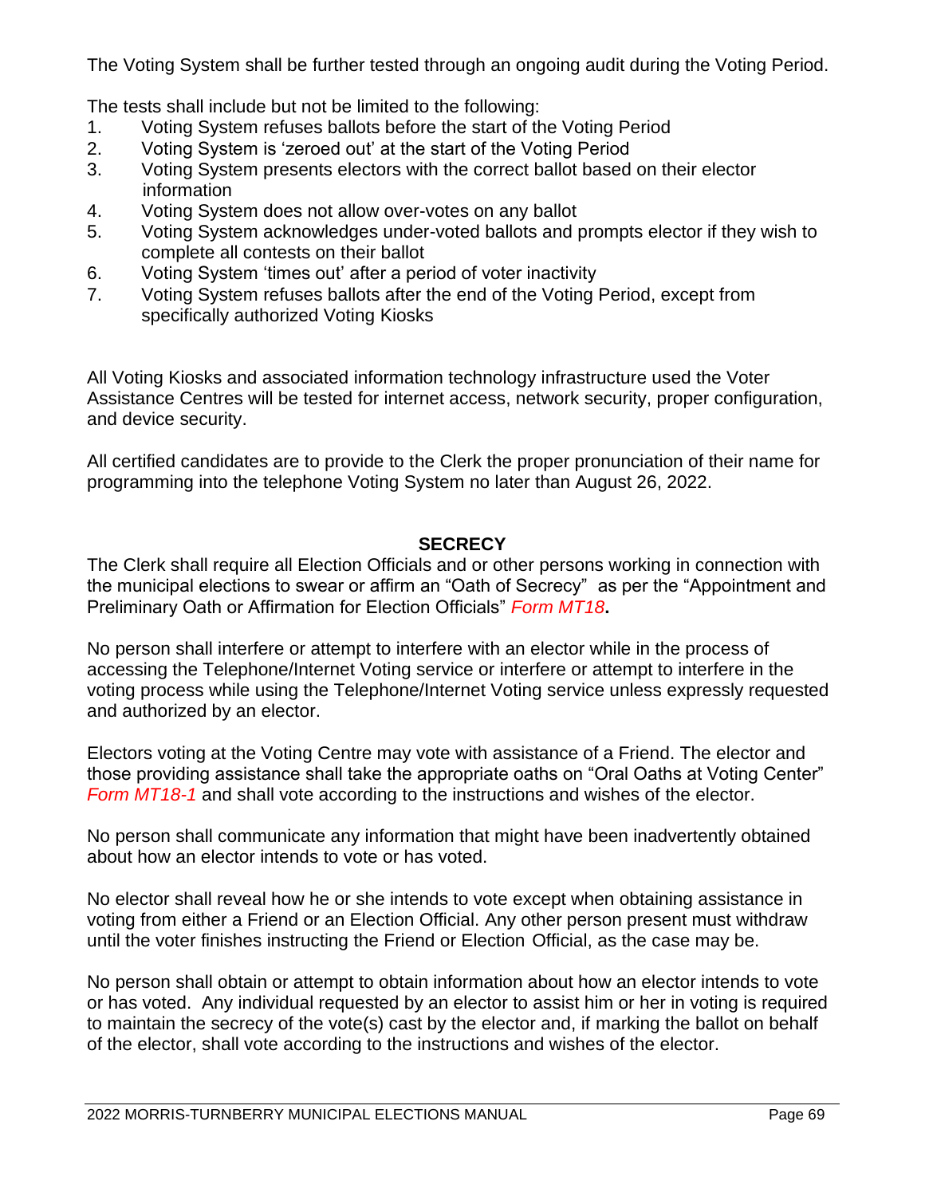The Voting System shall be further tested through an ongoing audit during the Voting Period.

The tests shall include but not be limited to the following:

1. Voting System refuses ballots before the start of the Voting Period
2. Voting System is 'zeroed out' at the start of the Voting Period
3. Voting System presents electors with the correct ballot based on their elector information
4. Voting System does not allow over-votes on any ballot
5. Voting System acknowledges under-voted ballots and prompts elector if they wish to complete all contests on their ballot
6. Voting System 'times out' after a period of voter inactivity
7. Voting System refuses ballots after the end of the Voting Period, except from specifically authorized Voting Kiosks

All Voting Kiosks and associated information technology infrastructure used the Voter Assistance Centres will be tested for internet access, network security, proper configuration, and device security.

All certified candidates are to provide to the Clerk the proper pronunciation of their name for programming into the telephone Voting System no later than August 26, 2022.

## SECRECY

The Clerk shall require all Election Officials and or other persons working in connection with the municipal elections to swear or affirm an "Oath of Secrecy" as per the "Appointment and Preliminary Oath or Affirmation for Election Officials" *Form MT18*.

No person shall interfere or attempt to interfere with an elector while in the process of accessing the Telephone/Internet Voting service or interfere or attempt to interfere in the voting process while using the Telephone/Internet Voting service unless expressly requested and authorized by an elector.

Electors voting at the Voting Centre may vote with assistance of a Friend. The elector and those providing assistance shall take the appropriate oaths on "Oral Oaths at Voting Center" *Form MT18-1* and shall vote according to the instructions and wishes of the elector.

No person shall communicate any information that might have been inadvertently obtained about how an elector intends to vote or has voted.

No elector shall reveal how he or she intends to vote except when obtaining assistance in voting from either a Friend or an Election Official. Any other person present must withdraw until the voter finishes instructing the Friend or Election Official, as the case may be.

No person shall obtain or attempt to obtain information about how an elector intends to vote or has voted. Any individual requested by an elector to assist him or her in voting is required to maintain the secrecy of the vote(s) cast by the elector and, if marking the ballot on behalf of the elector, shall vote according to the instructions and wishes of the elector.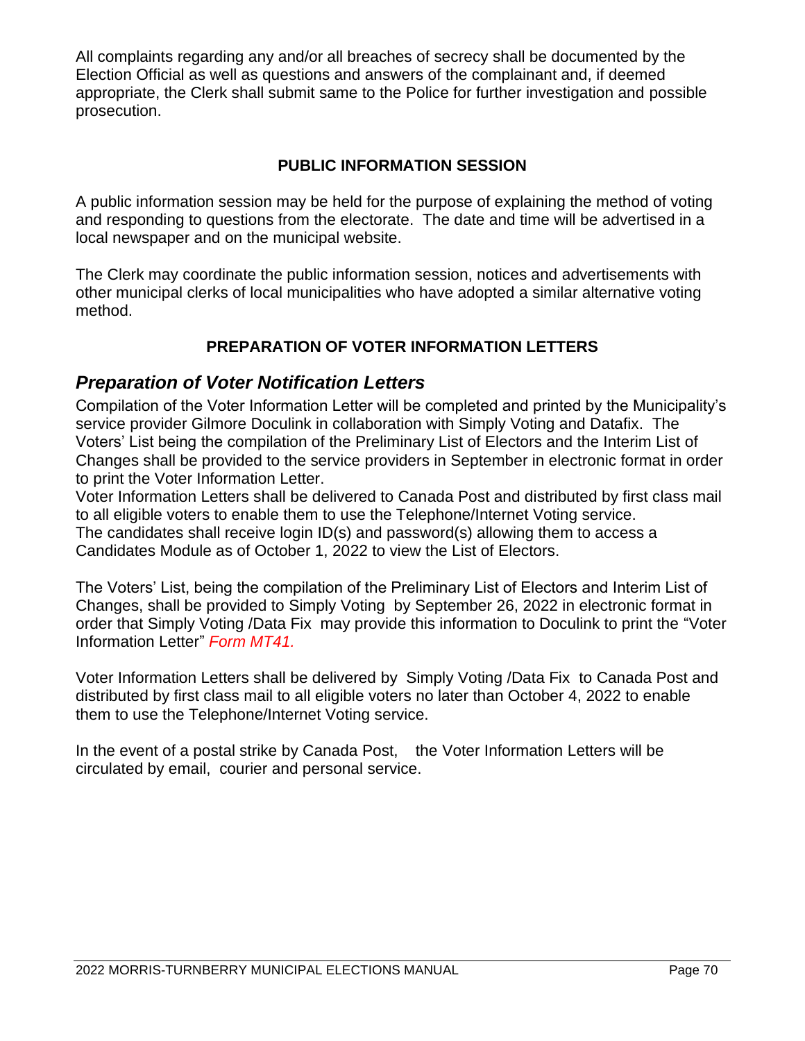All complaints regarding any and/or all breaches of secrecy shall be documented by the Election Official as well as questions and answers of the complainant and, if deemed appropriate, the Clerk shall submit same to the Police for further investigation and possible prosecution.

### PUBLIC INFORMATION SESSION

A public information session may be held for the purpose of explaining the method of voting and responding to questions from the electorate. The date and time will be advertised in a local newspaper and on the municipal website.

The Clerk may coordinate the public information session, notices and advertisements with other municipal clerks of local municipalities who have adopted a similar alternative voting method.

### PREPARATION OF VOTER INFORMATION LETTERS

## *Preparation of Voter Notification Letters*

Compilation of the Voter Information Letter will be completed and printed by the Municipality's service provider Gilmore Doculink in collaboration with Simply Voting and Datafix. The Voters' List being the compilation of the Preliminary List of Electors and the Interim List of Changes shall be provided to the service providers in September in electronic format in order to print the Voter Information Letter.
Voter Information Letters shall be delivered to Canada Post and distributed by first class mail to all eligible voters to enable them to use the Telephone/Internet Voting service.
The candidates shall receive login ID(s) and password(s) allowing them to access a Candidates Module as of October 1, 2022 to view the List of Electors.

The Voters' List, being the compilation of the Preliminary List of Electors and Interim List of Changes, shall be provided to Simply Voting by September 26, 2022 in electronic format in order that Simply Voting /Data Fix may provide this information to Doculink to print the "Voter Information Letter" *Form MT41.*

Voter Information Letters shall be delivered by Simply Voting /Data Fix to Canada Post and distributed by first class mail to all eligible voters no later than October 4, 2022 to enable them to use the Telephone/Internet Voting service.

In the event of a postal strike by Canada Post, the Voter Information Letters will be circulated by email, courier and personal service.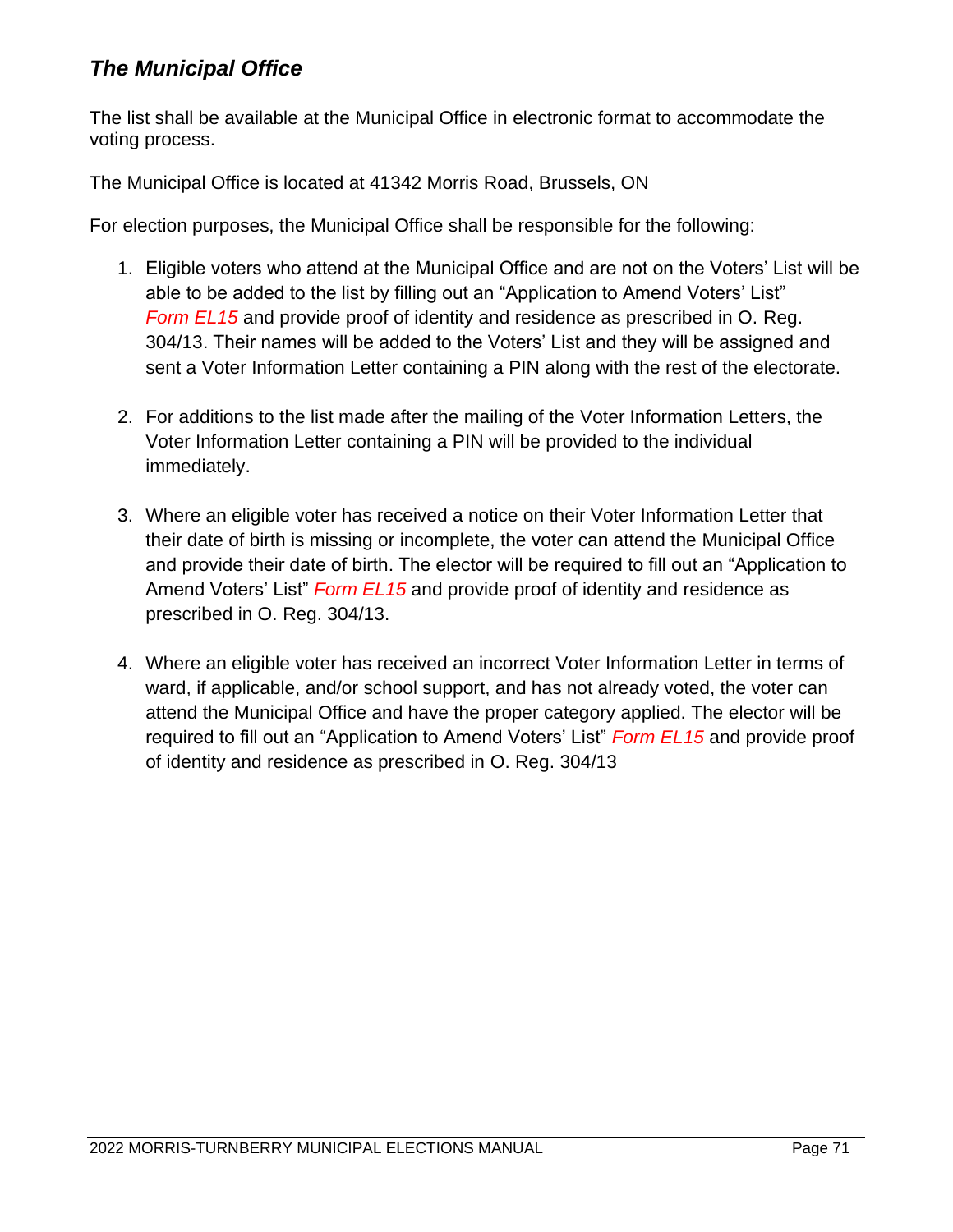## *The Municipal Office*

The list shall be available at the Municipal Office in electronic format to accommodate the voting process.

The Municipal Office is located at 41342 Morris Road, Brussels, ON

For election purposes, the Municipal Office shall be responsible for the following:

1. Eligible voters who attend at the Municipal Office and are not on the Voters' List will be able to be added to the list by filling out an "Application to Amend Voters' List" *Form EL15* and provide proof of identity and residence as prescribed in O. Reg. 304/13. Their names will be added to the Voters' List and they will be assigned and sent a Voter Information Letter containing a PIN along with the rest of the electorate.

2. For additions to the list made after the mailing of the Voter Information Letters, the Voter Information Letter containing a PIN will be provided to the individual immediately.

3. Where an eligible voter has received a notice on their Voter Information Letter that their date of birth is missing or incomplete, the voter can attend the Municipal Office and provide their date of birth. The elector will be required to fill out an "Application to Amend Voters' List" *Form EL15* and provide proof of identity and residence as prescribed in O. Reg. 304/13.

4. Where an eligible voter has received an incorrect Voter Information Letter in terms of ward, if applicable, and/or school support, and has not already voted, the voter can attend the Municipal Office and have the proper category applied. The elector will be required to fill out an "Application to Amend Voters' List" *Form EL15* and provide proof of identity and residence as prescribed in O. Reg. 304/13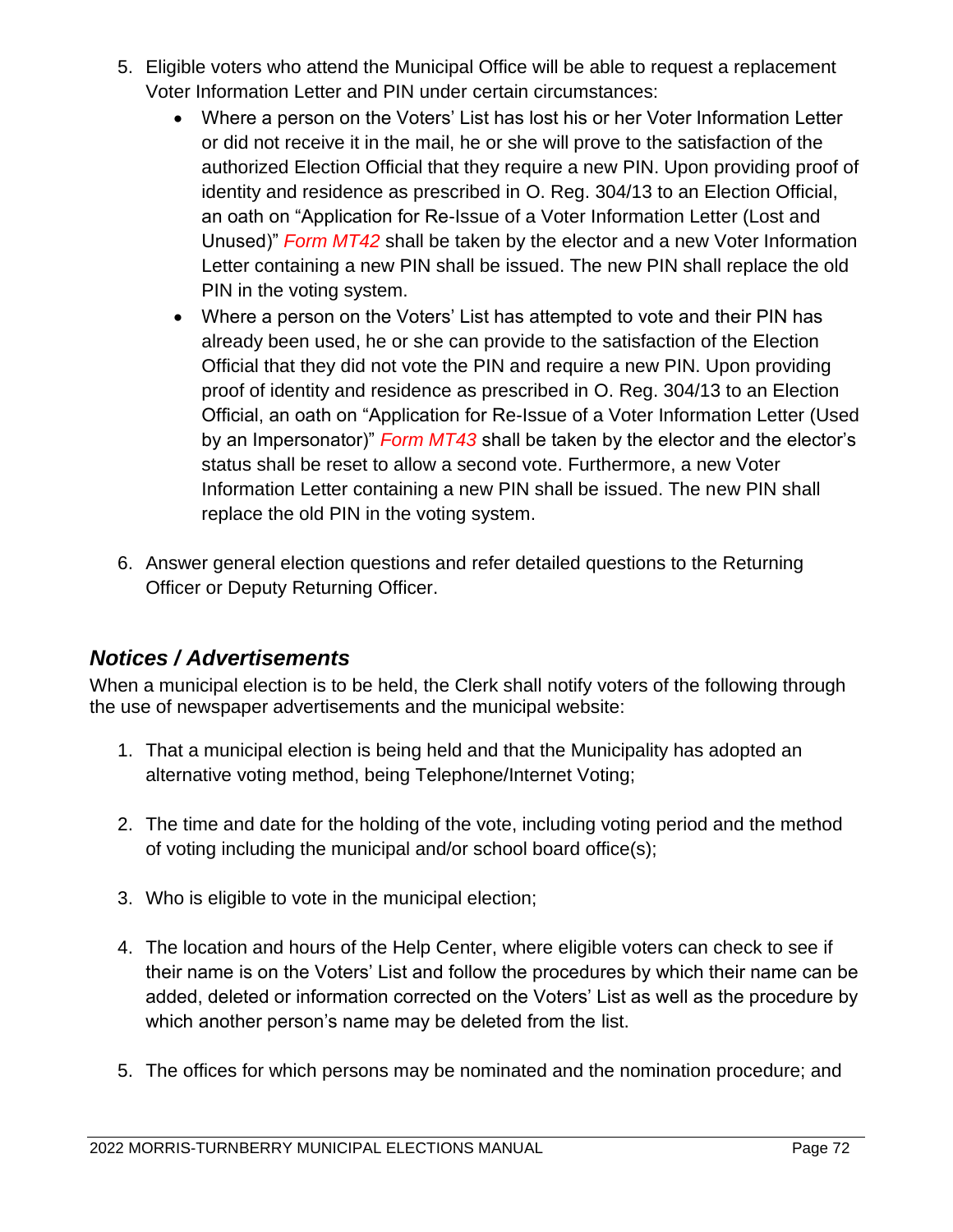5. Eligible voters who attend the Municipal Office will be able to request a replacement Voter Information Letter and PIN under certain circumstances:
   - Where a person on the Voters' List has lost his or her Voter Information Letter or did not receive it in the mail, he or she will prove to the satisfaction of the authorized Election Official that they require a new PIN. Upon providing proof of identity and residence as prescribed in O. Reg. 304/13 to an Election Official, an oath on "Application for Re-Issue of a Voter Information Letter (Lost and Unused)" *Form MT42* shall be taken by the elector and a new Voter Information Letter containing a new PIN shall be issued. The new PIN shall replace the old PIN in the voting system.
   - Where a person on the Voters' List has attempted to vote and their PIN has already been used, he or she can provide to the satisfaction of the Election Official that they did not vote the PIN and require a new PIN. Upon providing proof of identity and residence as prescribed in O. Reg. 304/13 to an Election Official, an oath on "Application for Re-Issue of a Voter Information Letter (Used by an Impersonator)" *Form MT43* shall be taken by the elector and the elector's status shall be reset to allow a second vote. Furthermore, a new Voter Information Letter containing a new PIN shall be issued. The new PIN shall replace the old PIN in the voting system.

6. Answer general election questions and refer detailed questions to the Returning Officer or Deputy Returning Officer.

## *Notices / Advertisements*

When a municipal election is to be held, the Clerk shall notify voters of the following through the use of newspaper advertisements and the municipal website:

1. That a municipal election is being held and that the Municipality has adopted an alternative voting method, being Telephone/Internet Voting;

2. The time and date for the holding of the vote, including voting period and the method of voting including the municipal and/or school board office(s);

3. Who is eligible to vote in the municipal election;

4. The location and hours of the Help Center, where eligible voters can check to see if their name is on the Voters' List and follow the procedures by which their name can be added, deleted or information corrected on the Voters' List as well as the procedure by which another person's name may be deleted from the list.

5. The offices for which persons may be nominated and the nomination procedure; and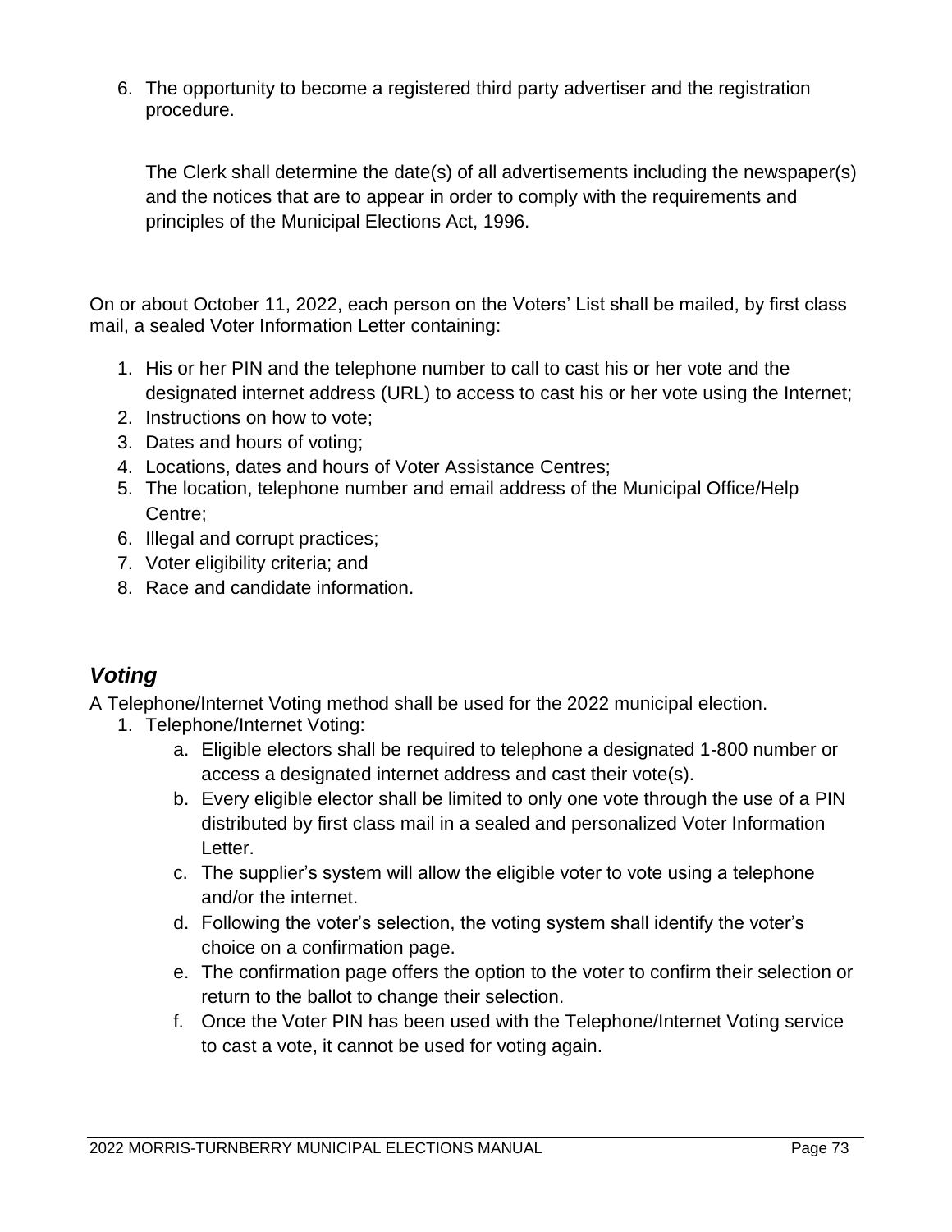6. The opportunity to become a registered third party advertiser and the registration procedure.

   The Clerk shall determine the date(s) of all advertisements including the newspaper(s) and the notices that are to appear in order to comply with the requirements and principles of the Municipal Elections Act, 1996.

On or about October 11, 2022, each person on the Voters' List shall be mailed, by first class mail, a sealed Voter Information Letter containing:

1. His or her PIN and the telephone number to call to cast his or her vote and the designated internet address (URL) to access to cast his or her vote using the Internet;
2. Instructions on how to vote;
3. Dates and hours of voting;
4. Locations, dates and hours of Voter Assistance Centres;
5. The location, telephone number and email address of the Municipal Office/Help Centre;
6. Illegal and corrupt practices;
7. Voter eligibility criteria; and
8. Race and candidate information.

## *Voting*

A Telephone/Internet Voting method shall be used for the 2022 municipal election.

1. Telephone/Internet Voting:
   a. Eligible electors shall be required to telephone a designated 1-800 number or access a designated internet address and cast their vote(s).
   b. Every eligible elector shall be limited to only one vote through the use of a PIN distributed by first class mail in a sealed and personalized Voter Information Letter.
   c. The supplier's system will allow the eligible voter to vote using a telephone and/or the internet.
   d. Following the voter's selection, the voting system shall identify the voter's choice on a confirmation page.
   e. The confirmation page offers the option to the voter to confirm their selection or return to the ballot to change their selection.
   f. Once the Voter PIN has been used with the Telephone/Internet Voting service to cast a vote, it cannot be used for voting again.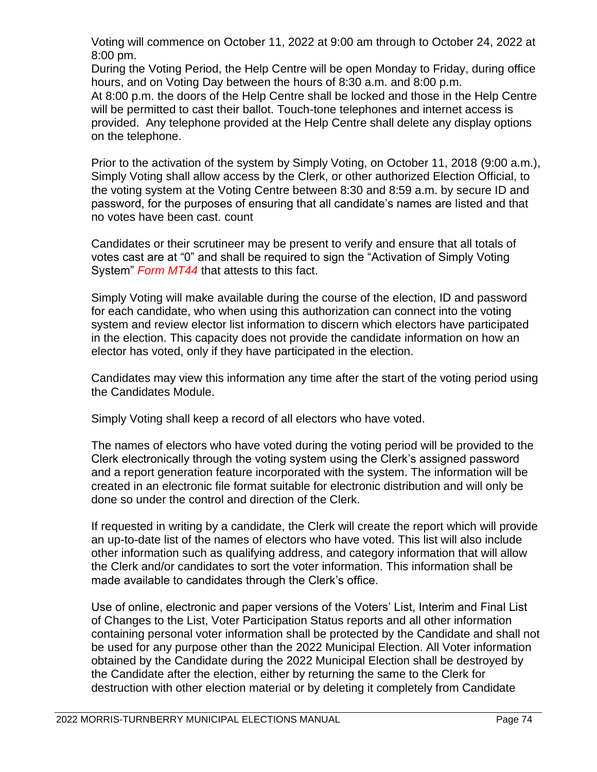Voting will commence on October 11, 2022 at 9:00 am through to October 24, 2022 at 8:00 pm.
During the Voting Period, the Help Centre will be open Monday to Friday, during office hours, and on Voting Day between the hours of 8:30 a.m. and 8:00 p.m.
At 8:00 p.m. the doors of the Help Centre shall be locked and those in the Help Centre will be permitted to cast their ballot. Touch-tone telephones and internet access is provided. Any telephone provided at the Help Centre shall delete any display options on the telephone.

Prior to the activation of the system by Simply Voting, on October 11, 2018 (9:00 a.m.), Simply Voting shall allow access by the Clerk, or other authorized Election Official, to the voting system at the Voting Centre between 8:30 and 8:59 a.m. by secure ID and password, for the purposes of ensuring that all candidate's names are listed and that no votes have been cast. count

Candidates or their scrutineer may be present to verify and ensure that all totals of votes cast are at "0" and shall be required to sign the "Activation of Simply Voting System" *Form MT44* that attests to this fact.

Simply Voting will make available during the course of the election, ID and password for each candidate, who when using this authorization can connect into the voting system and review elector list information to discern which electors have participated in the election. This capacity does not provide the candidate information on how an elector has voted, only if they have participated in the election.

Candidates may view this information any time after the start of the voting period using the Candidates Module.

Simply Voting shall keep a record of all electors who have voted.

The names of electors who have voted during the voting period will be provided to the Clerk electronically through the voting system using the Clerk's assigned password and a report generation feature incorporated with the system. The information will be created in an electronic file format suitable for electronic distribution and will only be done so under the control and direction of the Clerk.

If requested in writing by a candidate, the Clerk will create the report which will provide an up-to-date list of the names of electors who have voted. This list will also include other information such as qualifying address, and category information that will allow the Clerk and/or candidates to sort the voter information. This information shall be made available to candidates through the Clerk's office.

Use of online, electronic and paper versions of the Voters' List, Interim and Final List of Changes to the List, Voter Participation Status reports and all other information containing personal voter information shall be protected by the Candidate and shall not be used for any purpose other than the 2022 Municipal Election. All Voter information obtained by the Candidate during the 2022 Municipal Election shall be destroyed by the Candidate after the election, either by returning the same to the Clerk for destruction with other election material or by deleting it completely from Candidate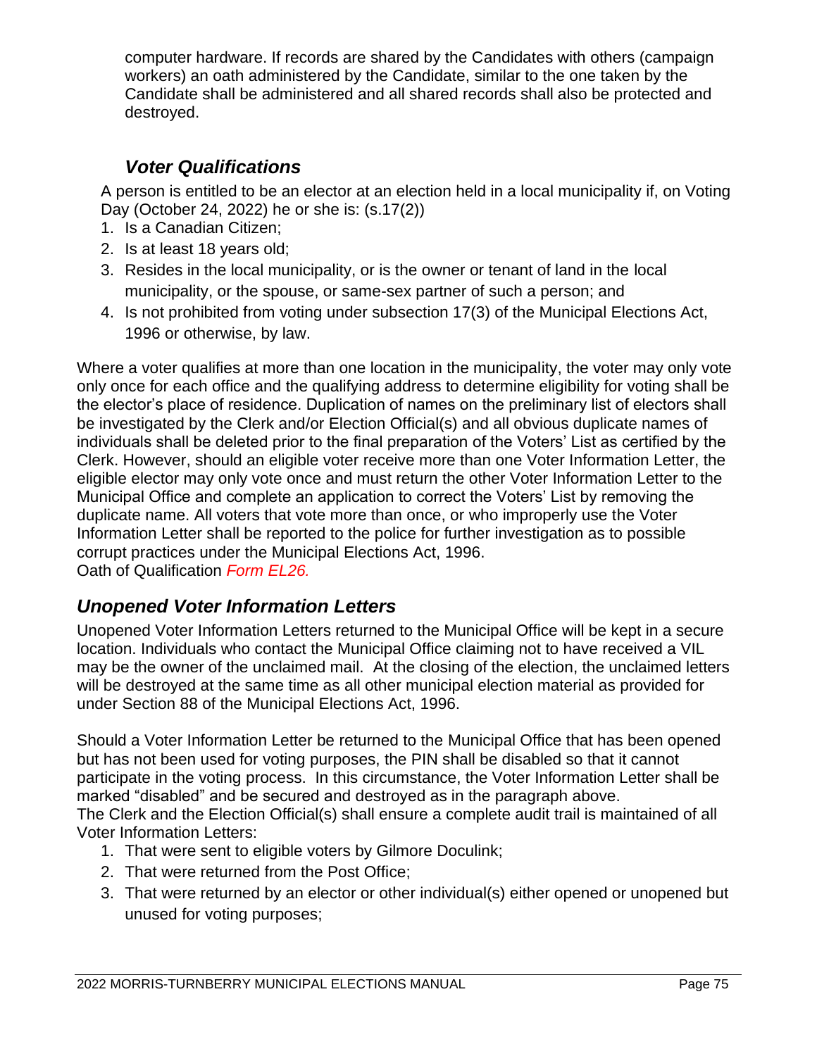computer hardware. If records are shared by the Candidates with others (campaign workers) an oath administered by the Candidate, similar to the one taken by the Candidate shall be administered and all shared records shall also be protected and destroyed.

### *Voter Qualifications*

A person is entitled to be an elector at an election held in a local municipality if, on Voting Day (October 24, 2022) he or she is: (s.17(2))

1. Is a Canadian Citizen;
2. Is at least 18 years old;
3. Resides in the local municipality, or is the owner or tenant of land in the local municipality, or the spouse, or same-sex partner of such a person; and
4. Is not prohibited from voting under subsection 17(3) of the Municipal Elections Act, 1996 or otherwise, by law.

Where a voter qualifies at more than one location in the municipality, the voter may only vote only once for each office and the qualifying address to determine eligibility for voting shall be the elector's place of residence. Duplication of names on the preliminary list of electors shall be investigated by the Clerk and/or Election Official(s) and all obvious duplicate names of individuals shall be deleted prior to the final preparation of the Voters' List as certified by the Clerk. However, should an eligible voter receive more than one Voter Information Letter, the eligible elector may only vote once and must return the other Voter Information Letter to the Municipal Office and complete an application to correct the Voters' List by removing the duplicate name. All voters that vote more than once, or who improperly use the Voter Information Letter shall be reported to the police for further investigation as to possible corrupt practices under the Municipal Elections Act, 1996.
Oath of Qualification *Form EL26.*

## *Unopened Voter Information Letters*

Unopened Voter Information Letters returned to the Municipal Office will be kept in a secure location. Individuals who contact the Municipal Office claiming not to have received a VIL may be the owner of the unclaimed mail. At the closing of the election, the unclaimed letters will be destroyed at the same time as all other municipal election material as provided for under Section 88 of the Municipal Elections Act, 1996.

Should a Voter Information Letter be returned to the Municipal Office that has been opened but has not been used for voting purposes, the PIN shall be disabled so that it cannot participate in the voting process. In this circumstance, the Voter Information Letter shall be marked "disabled" and be secured and destroyed as in the paragraph above.
The Clerk and the Election Official(s) shall ensure a complete audit trail is maintained of all Voter Information Letters:

1. That were sent to eligible voters by Gilmore Doculink;
2. That were returned from the Post Office;
3. That were returned by an elector or other individual(s) either opened or unopened but unused for voting purposes;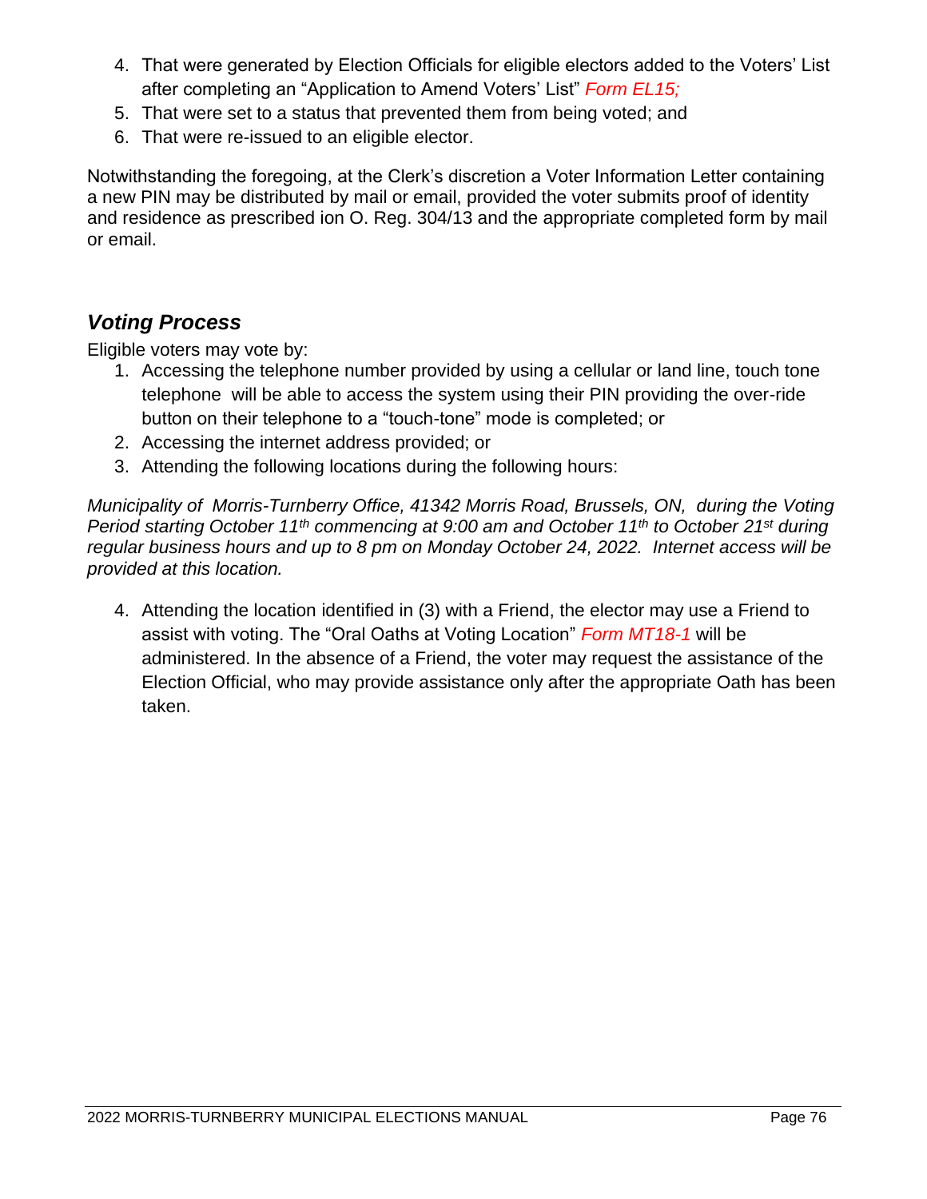4. That were generated by Election Officials for eligible electors added to the Voters' List after completing an "Application to Amend Voters' List" *Form EL15;*
5. That were set to a status that prevented them from being voted; and
6. That were re-issued to an eligible elector.

Notwithstanding the foregoing, at the Clerk's discretion a Voter Information Letter containing a new PIN may be distributed by mail or email, provided the voter submits proof of identity and residence as prescribed ion O. Reg. 304/13 and the appropriate completed form by mail or email.

## *Voting Process*

Eligible voters may vote by:

1. Accessing the telephone number provided by using a cellular or land line, touch tone telephone will be able to access the system using their PIN providing the over-ride button on their telephone to a "touch-tone" mode is completed; or
2. Accessing the internet address provided; or
3. Attending the following locations during the following hours:

*Municipality of Morris-Turnberry Office, 41342 Morris Road, Brussels, ON, during the Voting Period starting October 11th commencing at 9:00 am and October 11th to October 21st during regular business hours and up to 8 pm on Monday October 24, 2022. Internet access will be provided at this location.*

4. Attending the location identified in (3) with a Friend, the elector may use a Friend to assist with voting. The "Oral Oaths at Voting Location" *Form MT18-1* will be administered. In the absence of a Friend, the voter may request the assistance of the Election Official, who may provide assistance only after the appropriate Oath has been taken.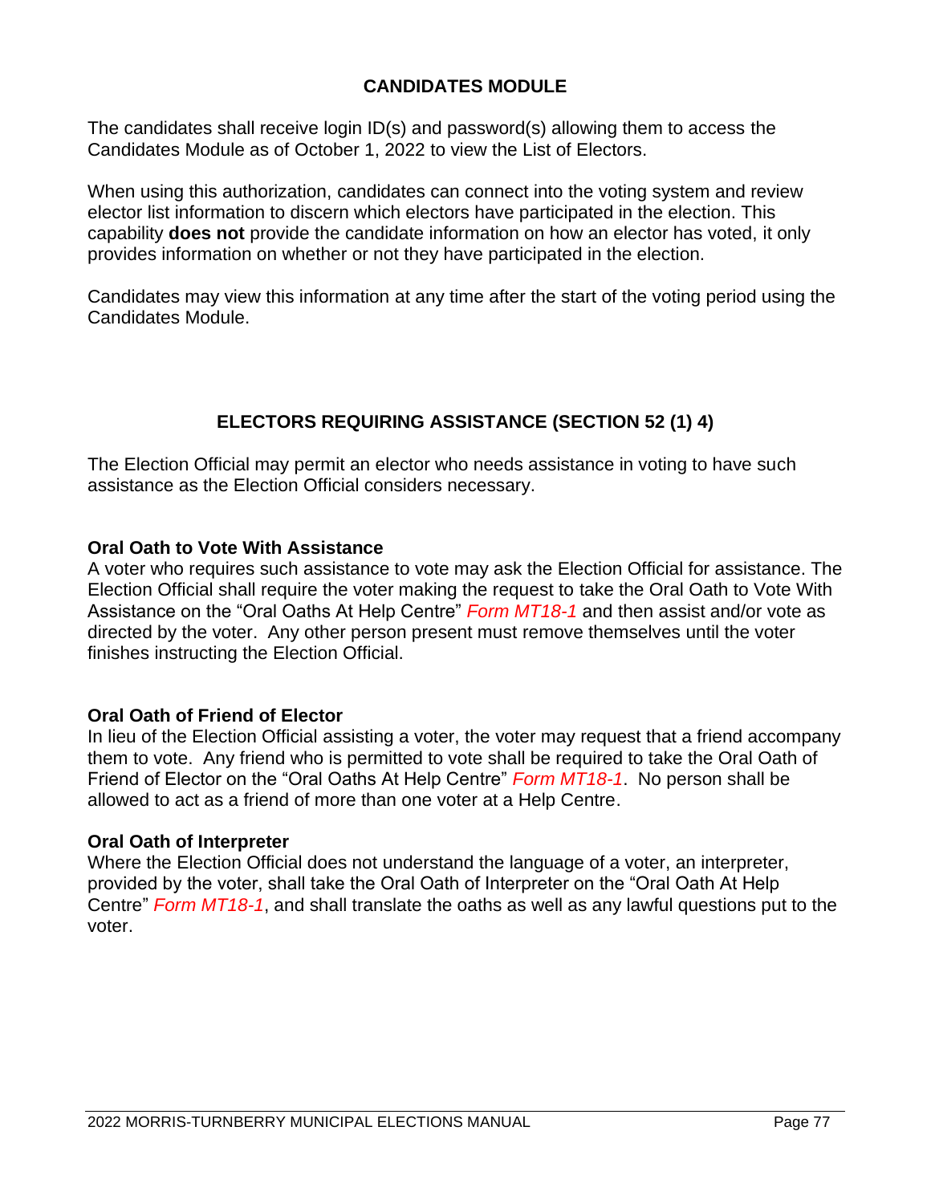## CANDIDATES MODULE

The candidates shall receive login ID(s) and password(s) allowing them to access the Candidates Module as of October 1, 2022 to view the List of Electors.

When using this authorization, candidates can connect into the voting system and review elector list information to discern which electors have participated in the election. This capability **does not** provide the candidate information on how an elector has voted, it only provides information on whether or not they have participated in the election.

Candidates may view this information at any time after the start of the voting period using the Candidates Module.

## ELECTORS REQUIRING ASSISTANCE (SECTION 52 (1) 4)

The Election Official may permit an elector who needs assistance in voting to have such assistance as the Election Official considers necessary.

### Oral Oath to Vote With Assistance

A voter who requires such assistance to vote may ask the Election Official for assistance. The Election Official shall require the voter making the request to take the Oral Oath to Vote With Assistance on the "Oral Oaths At Help Centre" *Form MT18-1* and then assist and/or vote as directed by the voter. Any other person present must remove themselves until the voter finishes instructing the Election Official.

### Oral Oath of Friend of Elector

In lieu of the Election Official assisting a voter, the voter may request that a friend accompany them to vote. Any friend who is permitted to vote shall be required to take the Oral Oath of Friend of Elector on the "Oral Oaths At Help Centre" *Form MT18-1*. No person shall be allowed to act as a friend of more than one voter at a Help Centre.

### Oral Oath of Interpreter

Where the Election Official does not understand the language of a voter, an interpreter, provided by the voter, shall take the Oral Oath of Interpreter on the "Oral Oath At Help Centre" *Form MT18-1*, and shall translate the oaths as well as any lawful questions put to the voter.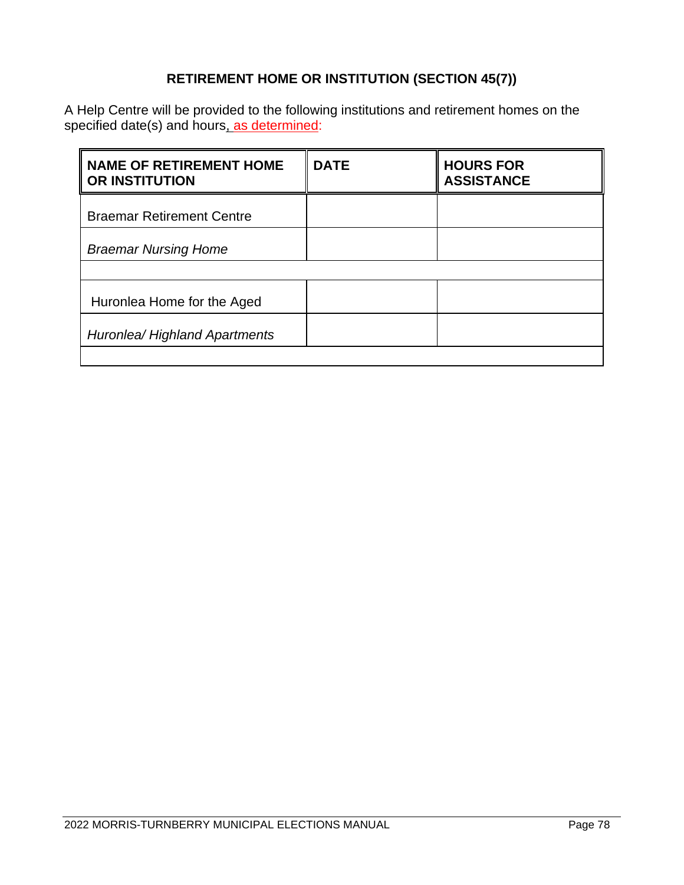## RETIREMENT HOME OR INSTITUTION (SECTION 45(7))

A Help Centre will be provided to the following institutions and retirement homes on the specified date(s) and hours, as determined:

| NAME OF RETIREMENT HOME OR INSTITUTION | DATE | HOURS FOR ASSISTANCE |
|---|---|---|
| Braemar Retirement Centre | | |
| *Braemar Nursing Home* | | |
| | | |
| Huronlea Home for the Aged | | |
| *Huronlea/ Highland Apartments* | | |
| | | |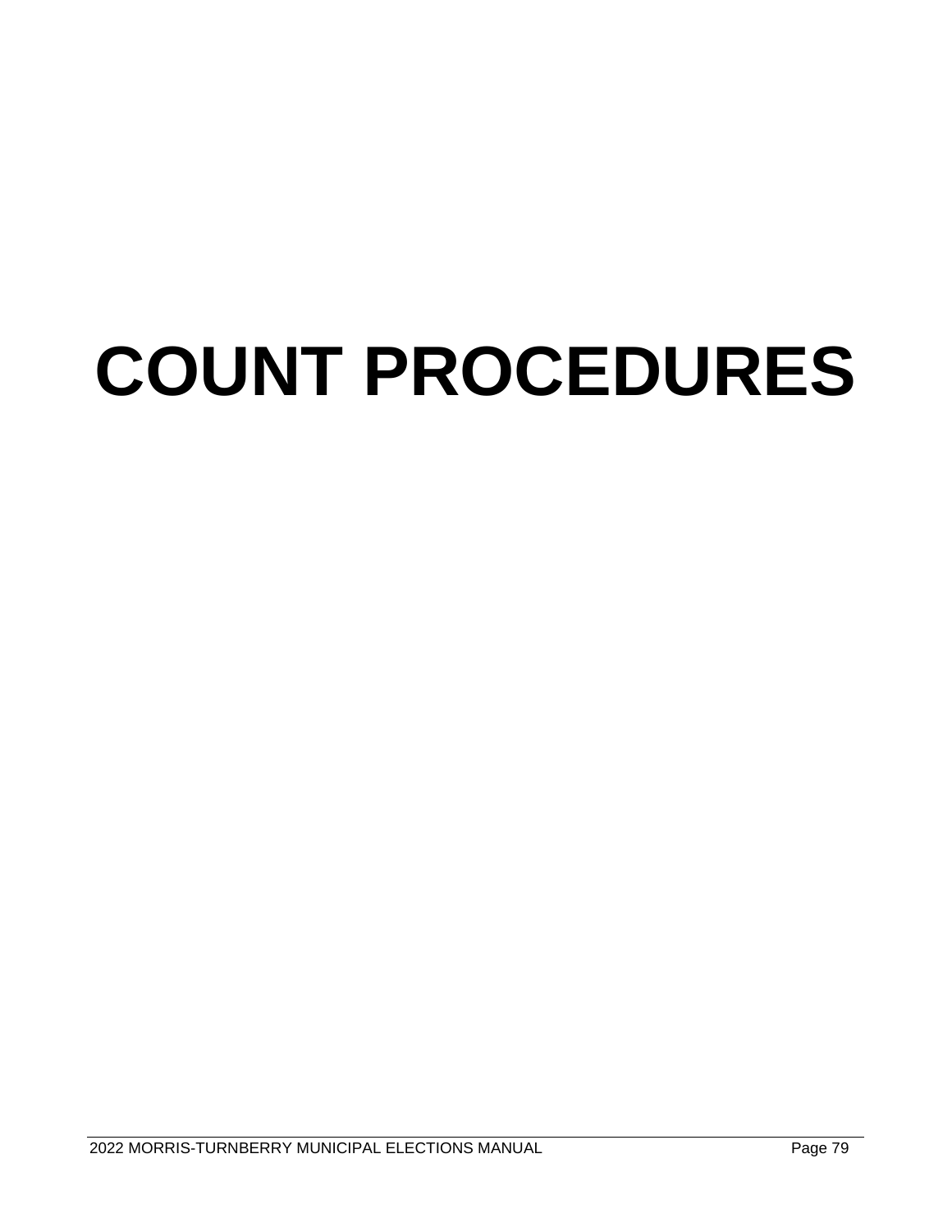# COUNT PROCEDURES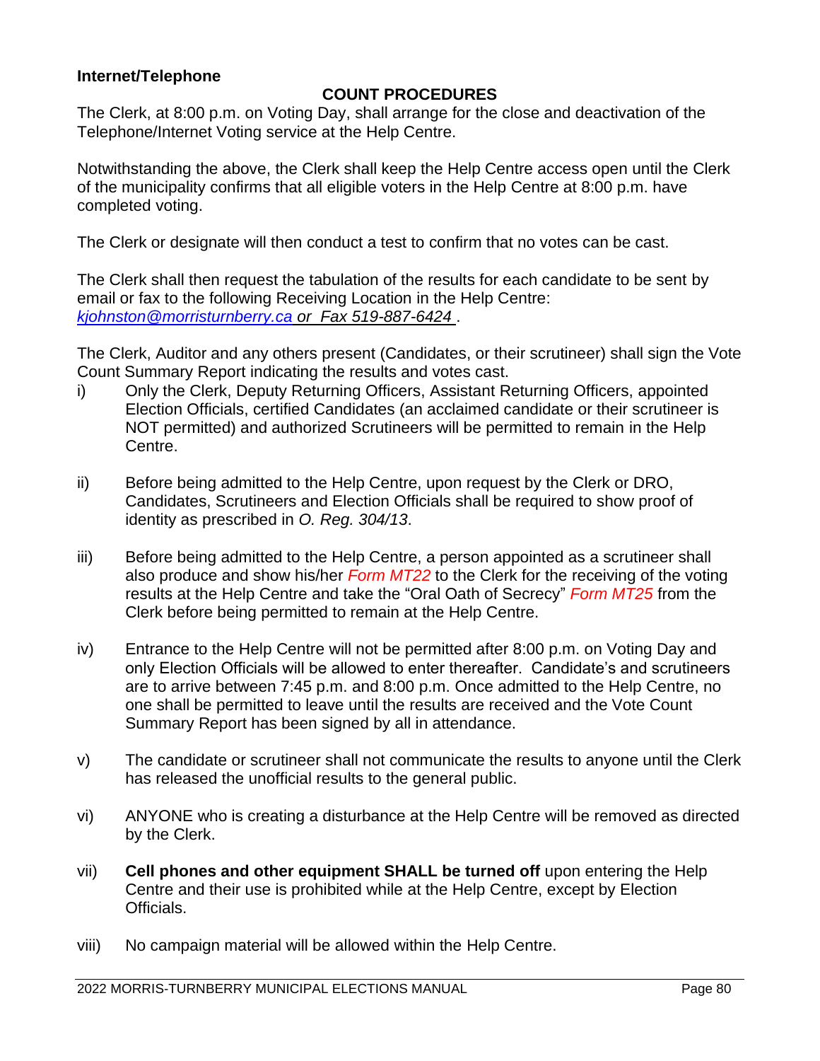**Internet/Telephone**

**COUNT PROCEDURES**

The Clerk, at 8:00 p.m. on Voting Day, shall arrange for the close and deactivation of the Telephone/Internet Voting service at the Help Centre.

Notwithstanding the above, the Clerk shall keep the Help Centre access open until the Clerk of the municipality confirms that all eligible voters in the Help Centre at 8:00 p.m. have completed voting.

The Clerk or designate will then conduct a test to confirm that no votes can be cast.

The Clerk shall then request the tabulation of the results for each candidate to be sent by email or fax to the following Receiving Location in the Help Centre: *kjohnston@morristurnberry.ca or Fax 519-887-6424* .

The Clerk, Auditor and any others present (Candidates, or their scrutineer) shall sign the Vote Count Summary Report indicating the results and votes cast.

i) Only the Clerk, Deputy Returning Officers, Assistant Returning Officers, appointed Election Officials, certified Candidates (an acclaimed candidate or their scrutineer is NOT permitted) and authorized Scrutineers will be permitted to remain in the Help Centre.

ii) Before being admitted to the Help Centre, upon request by the Clerk or DRO, Candidates, Scrutineers and Election Officials shall be required to show proof of identity as prescribed in *O. Reg. 304/13*.

iii) Before being admitted to the Help Centre, a person appointed as a scrutineer shall also produce and show his/her *Form MT22* to the Clerk for the receiving of the voting results at the Help Centre and take the "Oral Oath of Secrecy" *Form MT25* from the Clerk before being permitted to remain at the Help Centre.

iv) Entrance to the Help Centre will not be permitted after 8:00 p.m. on Voting Day and only Election Officials will be allowed to enter thereafter. Candidate's and scrutineers are to arrive between 7:45 p.m. and 8:00 p.m. Once admitted to the Help Centre, no one shall be permitted to leave until the results are received and the Vote Count Summary Report has been signed by all in attendance.

v) The candidate or scrutineer shall not communicate the results to anyone until the Clerk has released the unofficial results to the general public.

vi) ANYONE who is creating a disturbance at the Help Centre will be removed as directed by the Clerk.

vii) **Cell phones and other equipment SHALL be turned off** upon entering the Help Centre and their use is prohibited while at the Help Centre, except by Election Officials.

viii) No campaign material will be allowed within the Help Centre.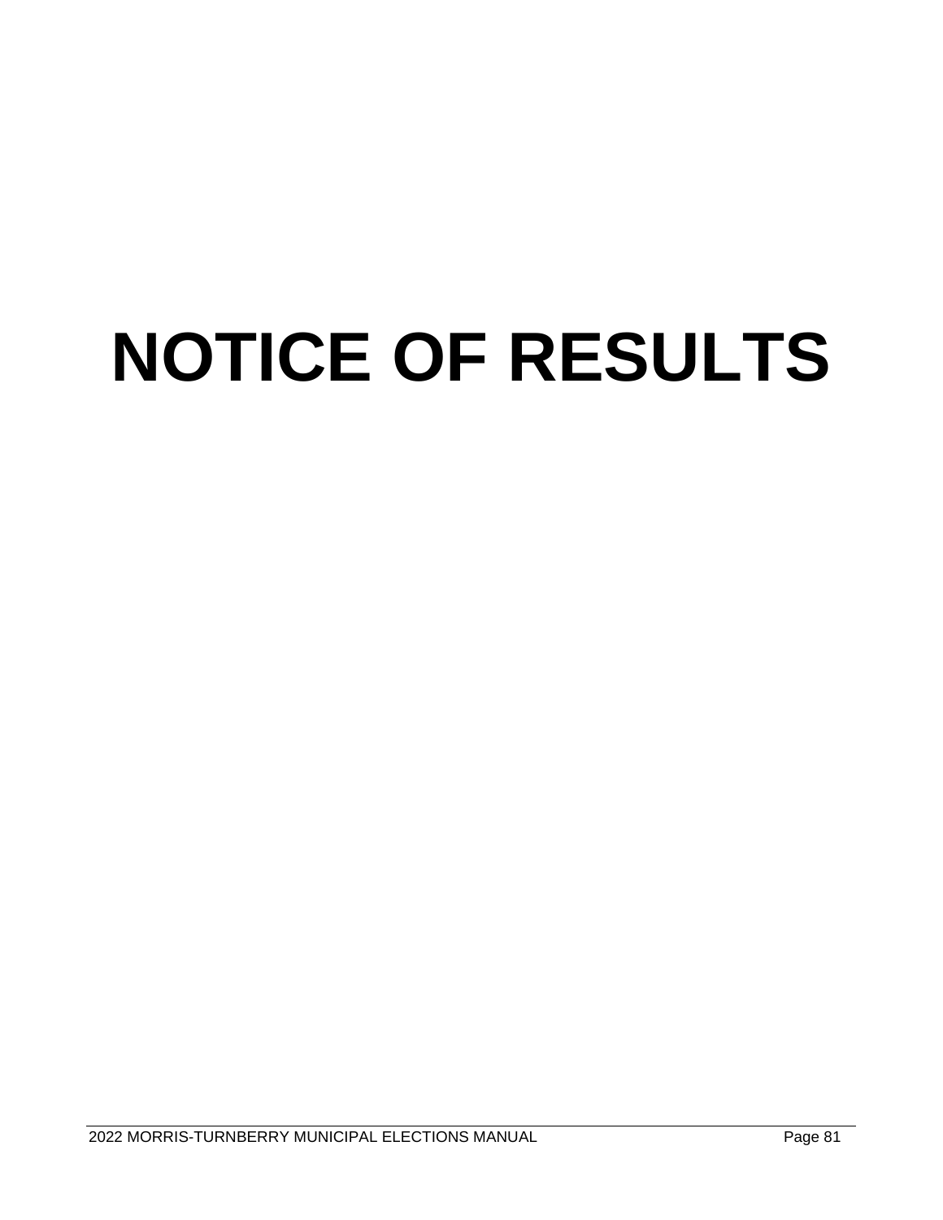# NOTICE OF RESULTS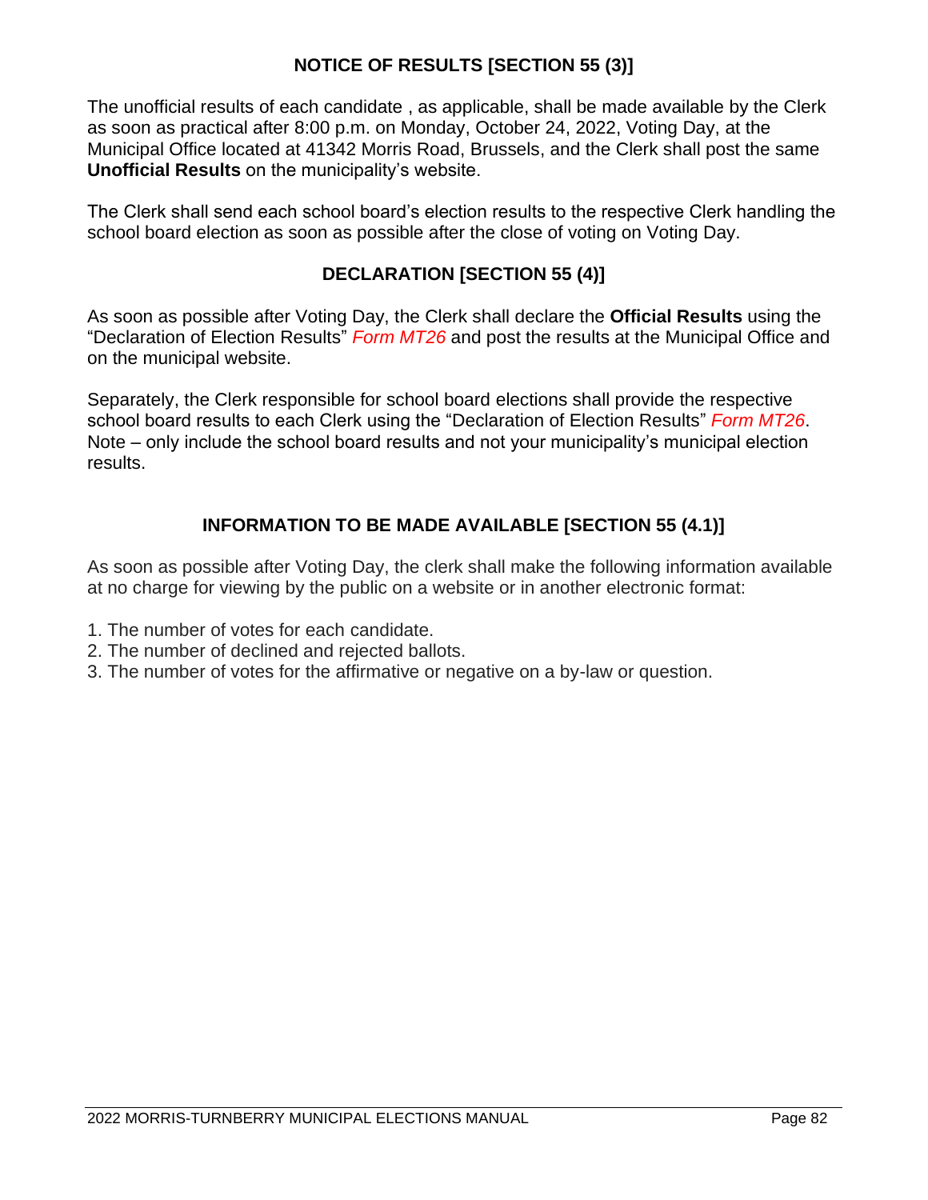## NOTICE OF RESULTS [SECTION 55 (3)]

The unofficial results of each candidate , as applicable, shall be made available by the Clerk as soon as practical after 8:00 p.m. on Monday, October 24, 2022, Voting Day, at the Municipal Office located at 41342 Morris Road, Brussels, and the Clerk shall post the same **Unofficial Results** on the municipality's website.

The Clerk shall send each school board's election results to the respective Clerk handling the school board election as soon as possible after the close of voting on Voting Day.

## DECLARATION [SECTION 55 (4)]

As soon as possible after Voting Day, the Clerk shall declare the **Official Results** using the "Declaration of Election Results" *Form MT26* and post the results at the Municipal Office and on the municipal website.

Separately, the Clerk responsible for school board elections shall provide the respective school board results to each Clerk using the "Declaration of Election Results" *Form MT26*. Note – only include the school board results and not your municipality's municipal election results.

## INFORMATION TO BE MADE AVAILABLE [SECTION 55 (4.1)]

As soon as possible after Voting Day, the clerk shall make the following information available at no charge for viewing by the public on a website or in another electronic format:

1. The number of votes for each candidate.
2. The number of declined and rejected ballots.
3. The number of votes for the affirmative or negative on a by-law or question.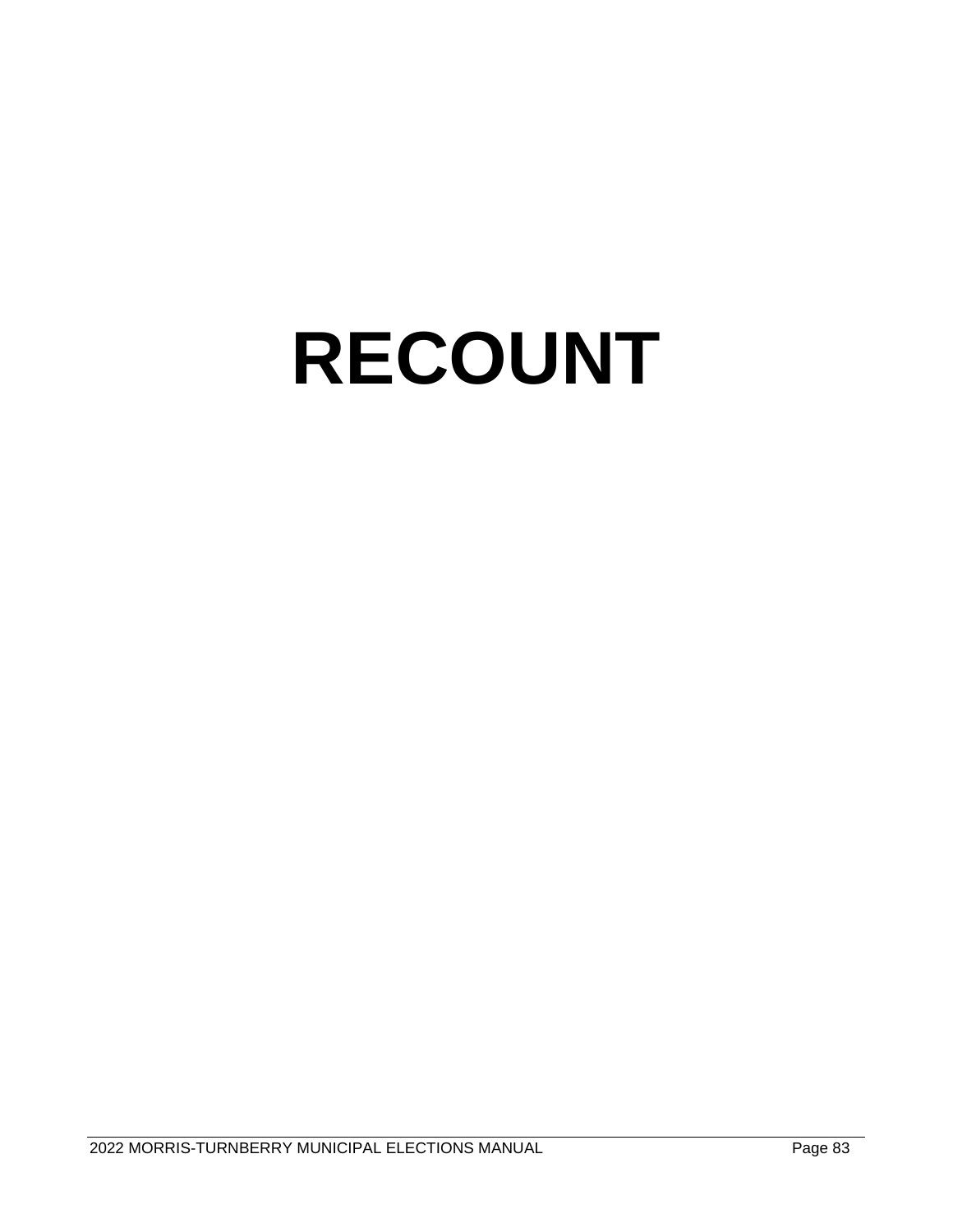# RECOUNT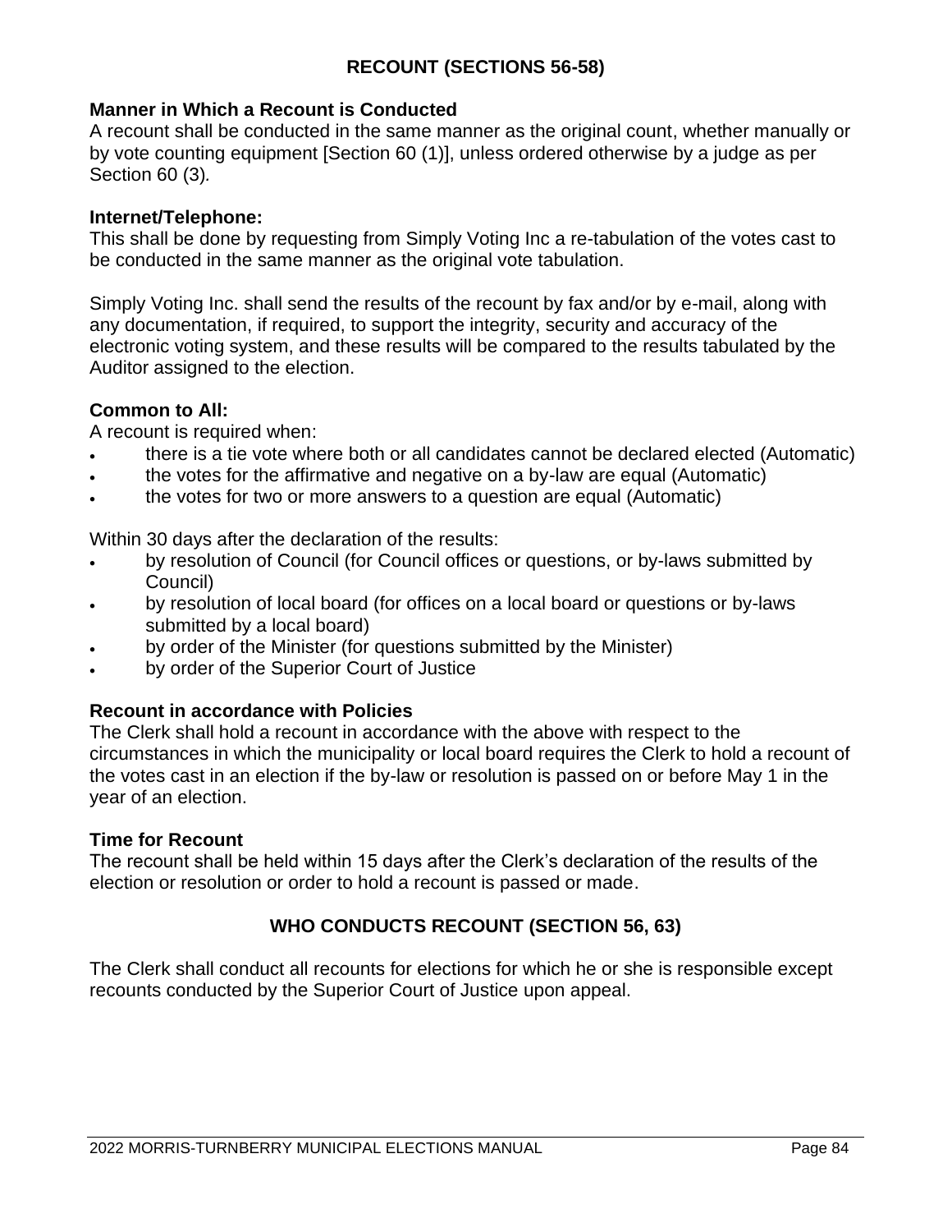## RECOUNT (SECTIONS 56-58)

### Manner in Which a Recount is Conducted

A recount shall be conducted in the same manner as the original count, whether manually or by vote counting equipment [Section 60 (1)], unless ordered otherwise by a judge as per Section 60 (3).

### Internet/Telephone:

This shall be done by requesting from Simply Voting Inc a re-tabulation of the votes cast to be conducted in the same manner as the original vote tabulation.

Simply Voting Inc. shall send the results of the recount by fax and/or by e-mail, along with any documentation, if required, to support the integrity, security and accuracy of the electronic voting system, and these results will be compared to the results tabulated by the Auditor assigned to the election.

### Common to All:

A recount is required when:

- there is a tie vote where both or all candidates cannot be declared elected (Automatic)
- the votes for the affirmative and negative on a by-law are equal (Automatic)
- the votes for two or more answers to a question are equal (Automatic)

Within 30 days after the declaration of the results:

- by resolution of Council (for Council offices or questions, or by-laws submitted by Council)
- by resolution of local board (for offices on a local board or questions or by-laws submitted by a local board)
- by order of the Minister (for questions submitted by the Minister)
- by order of the Superior Court of Justice

### Recount in accordance with Policies

The Clerk shall hold a recount in accordance with the above with respect to the circumstances in which the municipality or local board requires the Clerk to hold a recount of the votes cast in an election if the by-law or resolution is passed on or before May 1 in the year of an election.

### Time for Recount

The recount shall be held within 15 days after the Clerk's declaration of the results of the election or resolution or order to hold a recount is passed or made.

## WHO CONDUCTS RECOUNT (SECTION 56, 63)

The Clerk shall conduct all recounts for elections for which he or she is responsible except recounts conducted by the Superior Court of Justice upon appeal.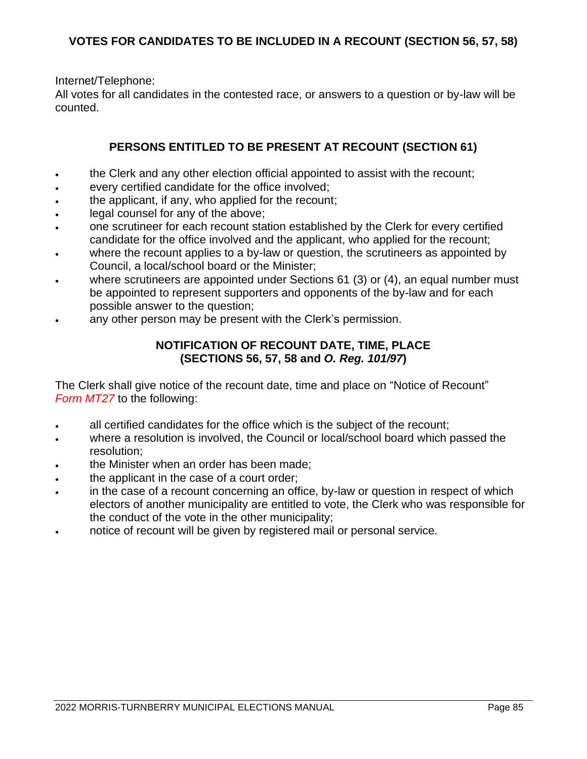## VOTES FOR CANDIDATES TO BE INCLUDED IN A RECOUNT (SECTION 56, 57, 58)

Internet/Telephone:
All votes for all candidates in the contested race, or answers to a question or by-law will be counted.

## PERSONS ENTITLED TO BE PRESENT AT RECOUNT (SECTION 61)

- the Clerk and any other election official appointed to assist with the recount;
- every certified candidate for the office involved;
- the applicant, if any, who applied for the recount;
- legal counsel for any of the above;
- one scrutineer for each recount station established by the Clerk for every certified candidate for the office involved and the applicant, who applied for the recount;
- where the recount applies to a by-law or question, the scrutineers as appointed by Council, a local/school board or the Minister;
- where scrutineers are appointed under Sections 61 (3) or (4), an equal number must be appointed to represent supporters and opponents of the by-law and for each possible answer to the question;
- any other person may be present with the Clerk's permission.

## NOTIFICATION OF RECOUNT DATE, TIME, PLACE (SECTIONS 56, 57, 58 and *O. Reg. 101/97*)

The Clerk shall give notice of the recount date, time and place on "Notice of Recount" *Form MT27* to the following:

- all certified candidates for the office which is the subject of the recount;
- where a resolution is involved, the Council or local/school board which passed the resolution;
- the Minister when an order has been made;
- the applicant in the case of a court order;
- in the case of a recount concerning an office, by-law or question in respect of which electors of another municipality are entitled to vote, the Clerk who was responsible for the conduct of the vote in the other municipality;
- notice of recount will be given by registered mail or personal service.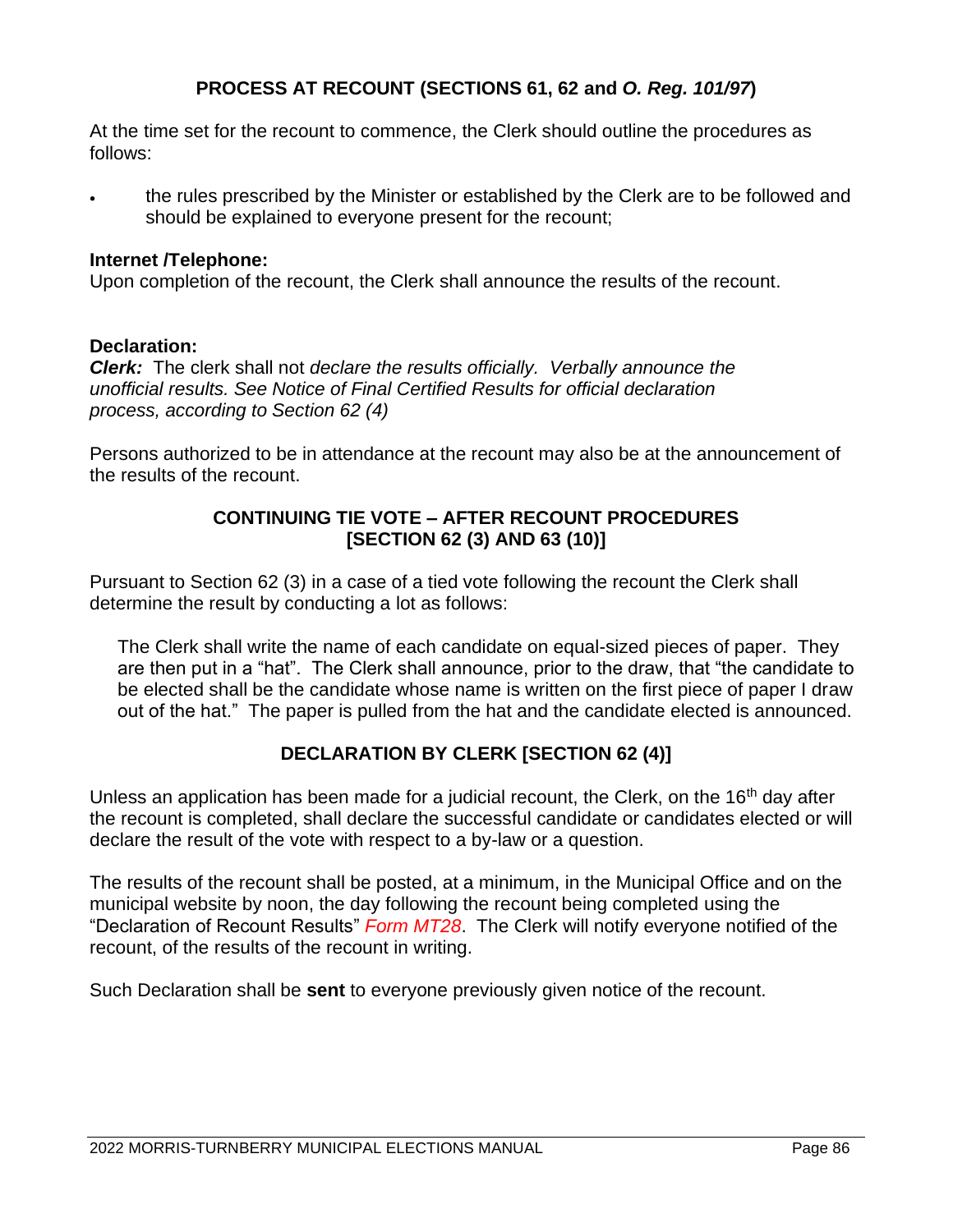## PROCESS AT RECOUNT (SECTIONS 61, 62 and *O. Reg. 101/97*)

At the time set for the recount to commence, the Clerk should outline the procedures as follows:

- the rules prescribed by the Minister or established by the Clerk are to be followed and should be explained to everyone present for the recount;

**Internet /Telephone:**
Upon completion of the recount, the Clerk shall announce the results of the recount.

**Declaration:**
***Clerk:*** The clerk shall not *declare the results officially. Verbally announce the unofficial results. See Notice of Final Certified Results for official declaration process, according to Section 62 (4)*

Persons authorized to be in attendance at the recount may also be at the announcement of the results of the recount.

## CONTINUING TIE VOTE – AFTER RECOUNT PROCEDURES [SECTION 62 (3) AND 63 (10)]

Pursuant to Section 62 (3) in a case of a tied vote following the recount the Clerk shall determine the result by conducting a lot as follows:

> The Clerk shall write the name of each candidate on equal-sized pieces of paper. They are then put in a "hat". The Clerk shall announce, prior to the draw, that "the candidate to be elected shall be the candidate whose name is written on the first piece of paper I draw out of the hat." The paper is pulled from the hat and the candidate elected is announced.

## DECLARATION BY CLERK [SECTION 62 (4)]

Unless an application has been made for a judicial recount, the Clerk, on the 16th day after the recount is completed, shall declare the successful candidate or candidates elected or will declare the result of the vote with respect to a by-law or a question.

The results of the recount shall be posted, at a minimum, in the Municipal Office and on the municipal website by noon, the day following the recount being completed using the "Declaration of Recount Results" *Form MT28*. The Clerk will notify everyone notified of the recount, of the results of the recount in writing.

Such Declaration shall be **sent** to everyone previously given notice of the recount.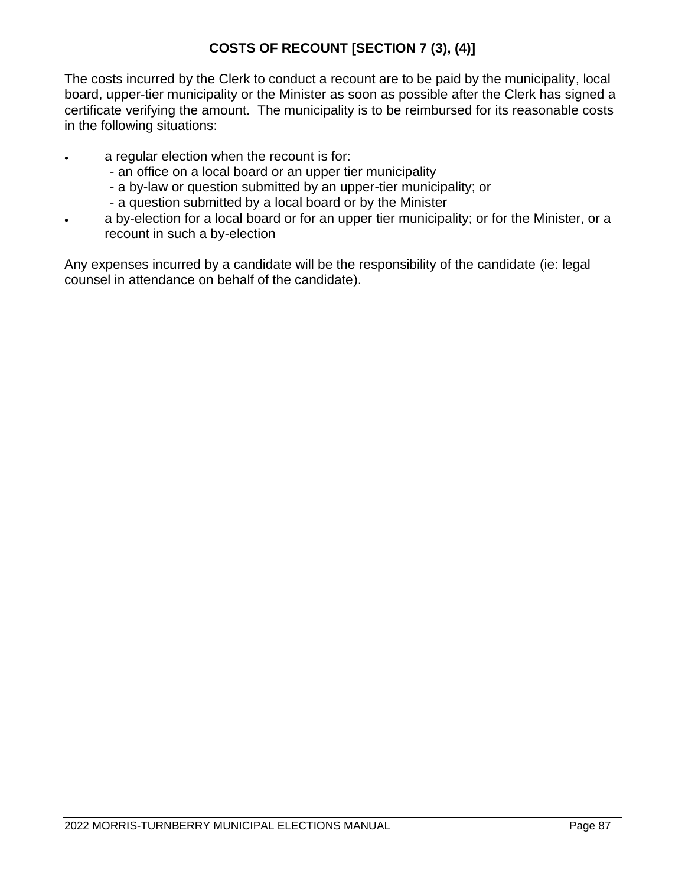## COSTS OF RECOUNT [SECTION 7 (3), (4)]

The costs incurred by the Clerk to conduct a recount are to be paid by the municipality, local board, upper-tier municipality or the Minister as soon as possible after the Clerk has signed a certificate verifying the amount. The municipality is to be reimbursed for its reasonable costs in the following situations:

- a regular election when the recount is for:
  - an office on a local board or an upper tier municipality
  - a by-law or question submitted by an upper-tier municipality; or
  - a question submitted by a local board or by the Minister
- a by-election for a local board or for an upper tier municipality; or for the Minister, or a recount in such a by-election

Any expenses incurred by a candidate will be the responsibility of the candidate (ie: legal counsel in attendance on behalf of the candidate).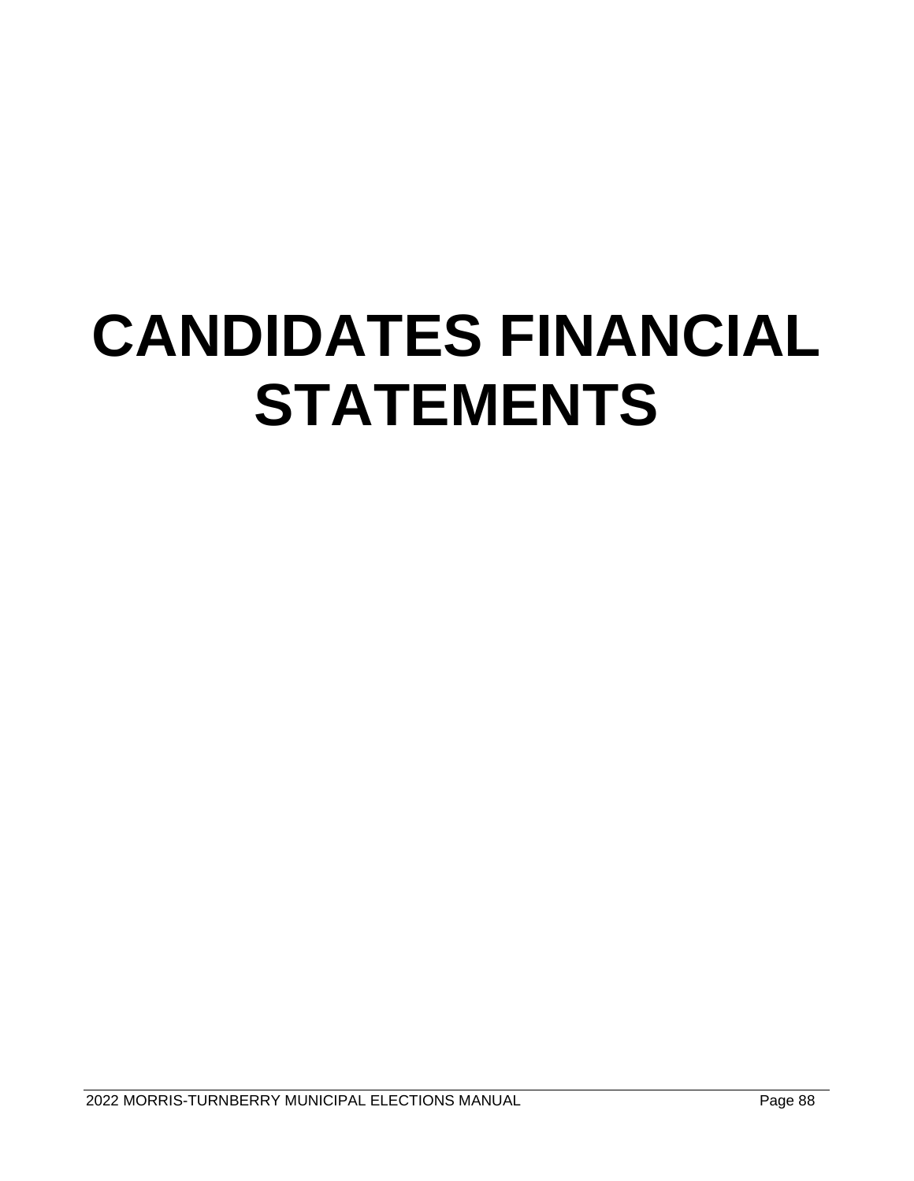# CANDIDATES FINANCIAL STATEMENTS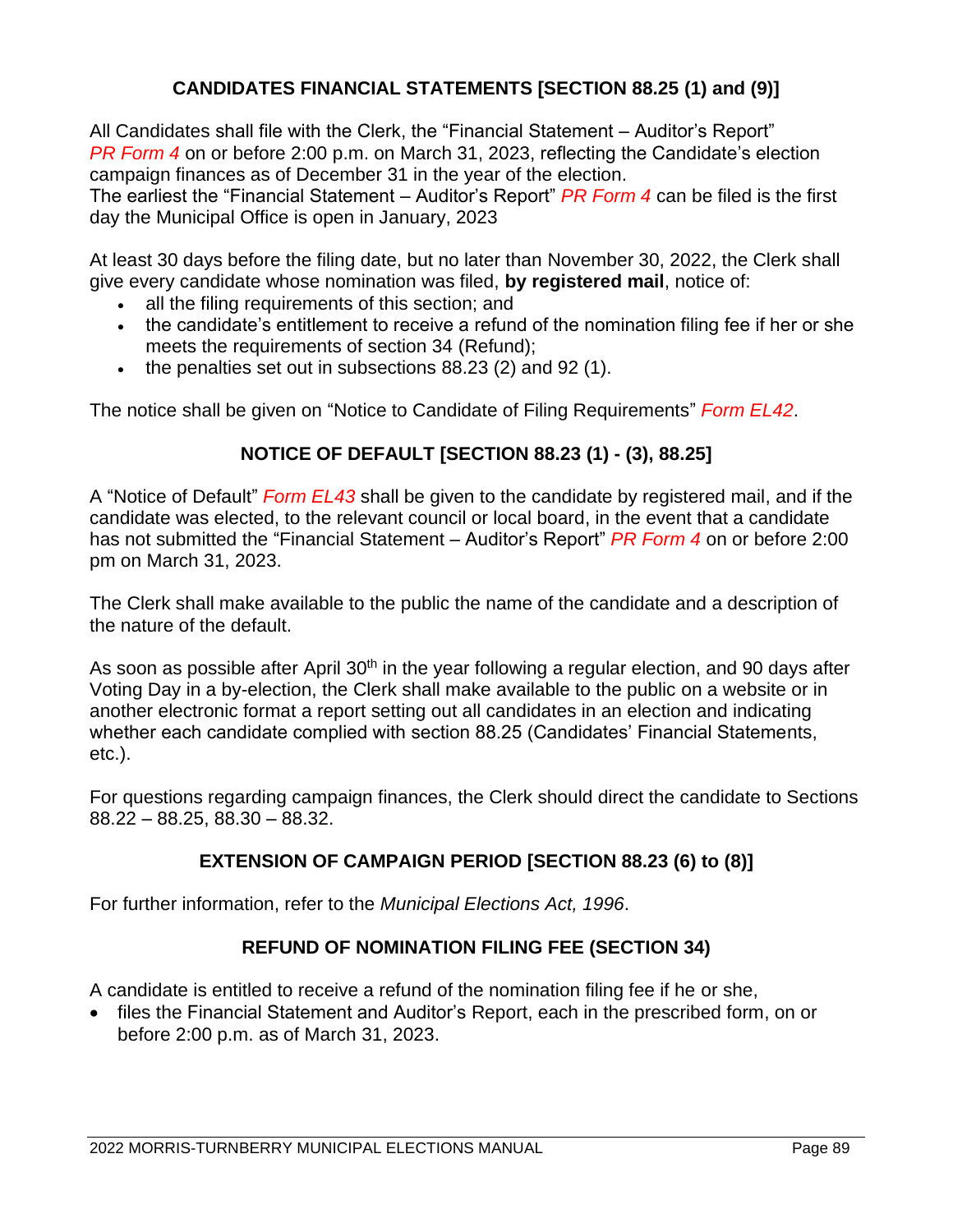## CANDIDATES FINANCIAL STATEMENTS [SECTION 88.25 (1) and (9)]

All Candidates shall file with the Clerk, the "Financial Statement – Auditor's Report" *PR Form 4* on or before 2:00 p.m. on March 31, 2023, reflecting the Candidate's election campaign finances as of December 31 in the year of the election.
The earliest the "Financial Statement – Auditor's Report" *PR Form 4* can be filed is the first day the Municipal Office is open in January, 2023

At least 30 days before the filing date, but no later than November 30, 2022, the Clerk shall give every candidate whose nomination was filed, **by registered mail**, notice of:

- all the filing requirements of this section; and
- the candidate's entitlement to receive a refund of the nomination filing fee if her or she meets the requirements of section 34 (Refund);
- the penalties set out in subsections 88.23 (2) and 92 (1).

The notice shall be given on "Notice to Candidate of Filing Requirements" *Form EL42*.

## NOTICE OF DEFAULT [SECTION 88.23 (1) - (3), 88.25]

A "Notice of Default" *Form EL43* shall be given to the candidate by registered mail, and if the candidate was elected, to the relevant council or local board, in the event that a candidate has not submitted the "Financial Statement – Auditor's Report" *PR Form 4* on or before 2:00 pm on March 31, 2023.

The Clerk shall make available to the public the name of the candidate and a description of the nature of the default.

As soon as possible after April 30th in the year following a regular election, and 90 days after Voting Day in a by-election, the Clerk shall make available to the public on a website or in another electronic format a report setting out all candidates in an election and indicating whether each candidate complied with section 88.25 (Candidates' Financial Statements, etc.).

For questions regarding campaign finances, the Clerk should direct the candidate to Sections 88.22 – 88.25, 88.30 – 88.32.

## EXTENSION OF CAMPAIGN PERIOD [SECTION 88.23 (6) to (8)]

For further information, refer to the *Municipal Elections Act, 1996*.

## REFUND OF NOMINATION FILING FEE (SECTION 34)

A candidate is entitled to receive a refund of the nomination filing fee if he or she,

- files the Financial Statement and Auditor's Report, each in the prescribed form, on or before 2:00 p.m. as of March 31, 2023.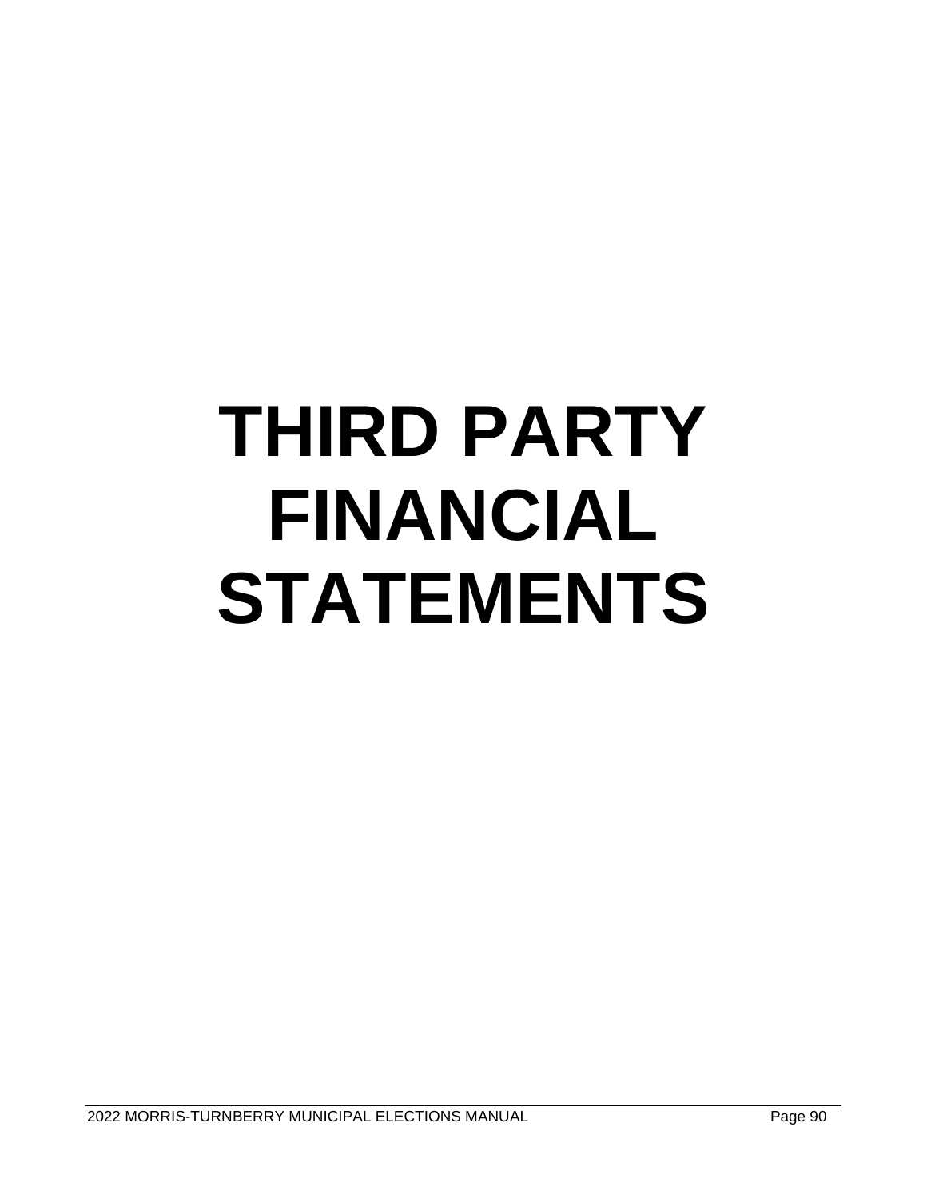# THIRD PARTY FINANCIAL STATEMENTS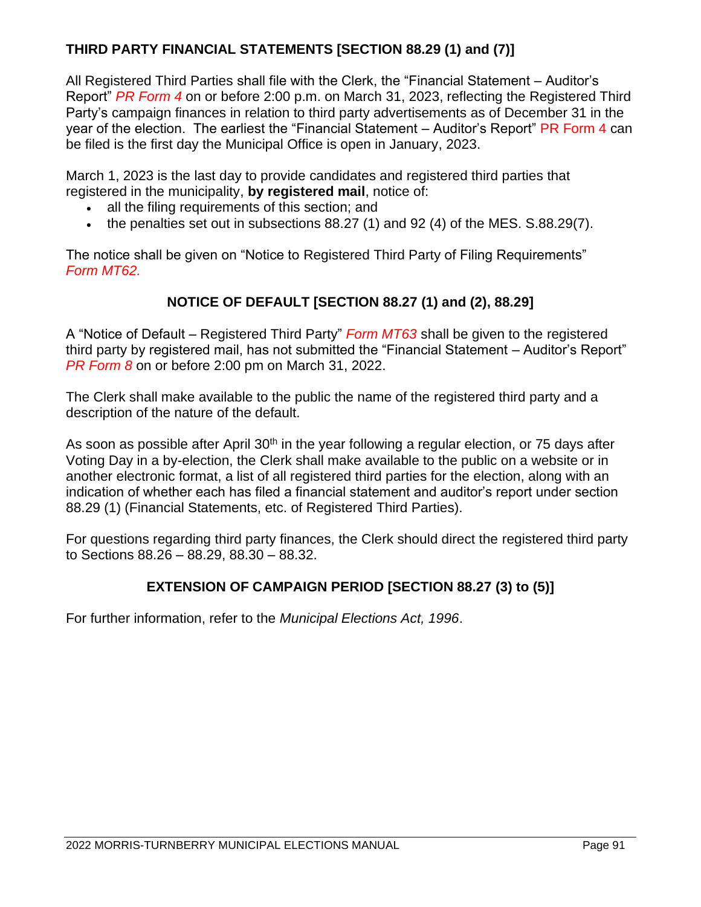## THIRD PARTY FINANCIAL STATEMENTS [SECTION 88.29 (1) and (7)]

All Registered Third Parties shall file with the Clerk, the "Financial Statement – Auditor's Report" *PR Form 4* on or before 2:00 p.m. on March 31, 2023, reflecting the Registered Third Party's campaign finances in relation to third party advertisements as of December 31 in the year of the election. The earliest the "Financial Statement – Auditor's Report" PR Form 4 can be filed is the first day the Municipal Office is open in January, 2023.

March 1, 2023 is the last day to provide candidates and registered third parties that registered in the municipality, **by registered mail**, notice of:

- all the filing requirements of this section; and
- the penalties set out in subsections 88.27 (1) and 92 (4) of the MES. S.88.29(7).

The notice shall be given on "Notice to Registered Third Party of Filing Requirements" *Form MT62.*

## NOTICE OF DEFAULT [SECTION 88.27 (1) and (2), 88.29]

A "Notice of Default – Registered Third Party" *Form MT63* shall be given to the registered third party by registered mail, has not submitted the "Financial Statement – Auditor's Report" *PR Form 8* on or before 2:00 pm on March 31, 2022.

The Clerk shall make available to the public the name of the registered third party and a description of the nature of the default.

As soon as possible after April 30th in the year following a regular election, or 75 days after Voting Day in a by-election, the Clerk shall make available to the public on a website or in another electronic format, a list of all registered third parties for the election, along with an indication of whether each has filed a financial statement and auditor's report under section 88.29 (1) (Financial Statements, etc. of Registered Third Parties).

For questions regarding third party finances, the Clerk should direct the registered third party to Sections 88.26 – 88.29, 88.30 – 88.32.

## EXTENSION OF CAMPAIGN PERIOD [SECTION 88.27 (3) to (5)]

For further information, refer to the *Municipal Elections Act, 1996*.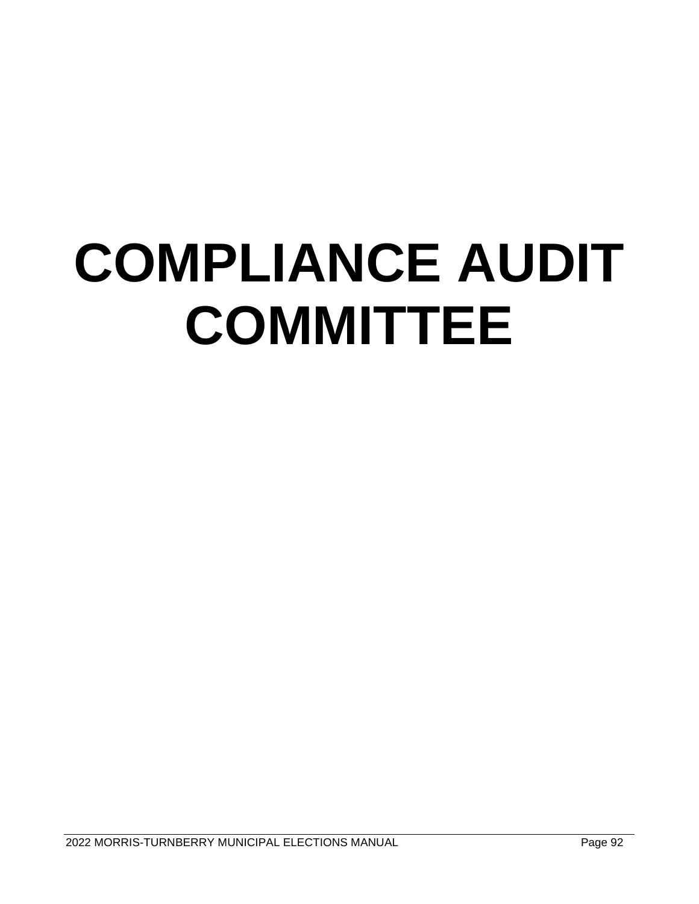# COMPLIANCE AUDIT COMMITTEE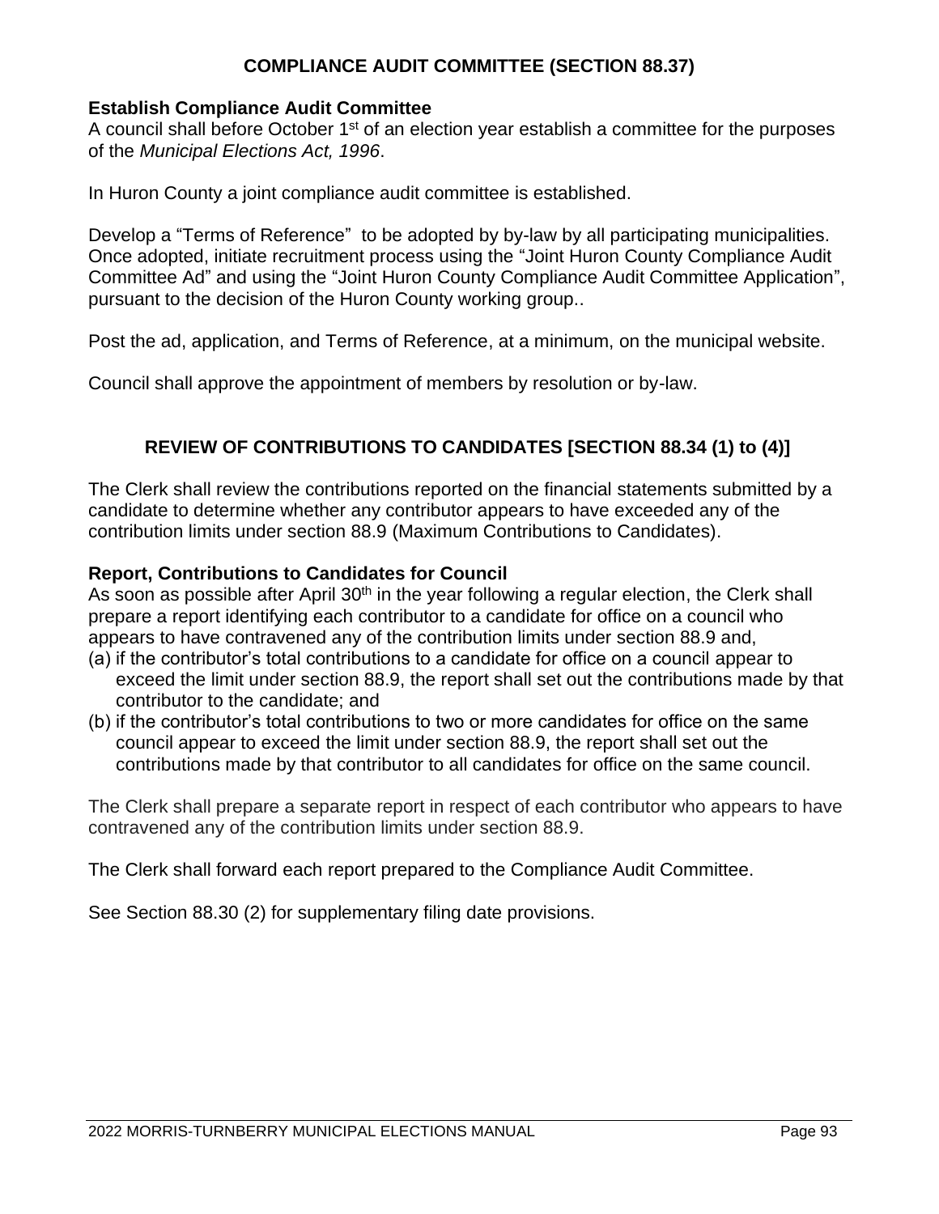## COMPLIANCE AUDIT COMMITTEE (SECTION 88.37)

### Establish Compliance Audit Committee

A council shall before October 1st of an election year establish a committee for the purposes of the *Municipal Elections Act, 1996*.

In Huron County a joint compliance audit committee is established.

Develop a "Terms of Reference" to be adopted by by-law by all participating municipalities. Once adopted, initiate recruitment process using the "Joint Huron County Compliance Audit Committee Ad" and using the "Joint Huron County Compliance Audit Committee Application", pursuant to the decision of the Huron County working group..

Post the ad, application, and Terms of Reference, at a minimum, on the municipal website.

Council shall approve the appointment of members by resolution or by-law.

## REVIEW OF CONTRIBUTIONS TO CANDIDATES [SECTION 88.34 (1) to (4)]

The Clerk shall review the contributions reported on the financial statements submitted by a candidate to determine whether any contributor appears to have exceeded any of the contribution limits under section 88.9 (Maximum Contributions to Candidates).

### Report, Contributions to Candidates for Council

As soon as possible after April 30th in the year following a regular election, the Clerk shall prepare a report identifying each contributor to a candidate for office on a council who appears to have contravened any of the contribution limits under section 88.9 and,

(a) if the contributor's total contributions to a candidate for office on a council appear to exceed the limit under section 88.9, the report shall set out the contributions made by that contributor to the candidate; and

(b) if the contributor's total contributions to two or more candidates for office on the same council appear to exceed the limit under section 88.9, the report shall set out the contributions made by that contributor to all candidates for office on the same council.

The Clerk shall prepare a separate report in respect of each contributor who appears to have contravened any of the contribution limits under section 88.9.

The Clerk shall forward each report prepared to the Compliance Audit Committee.

See Section 88.30 (2) for supplementary filing date provisions.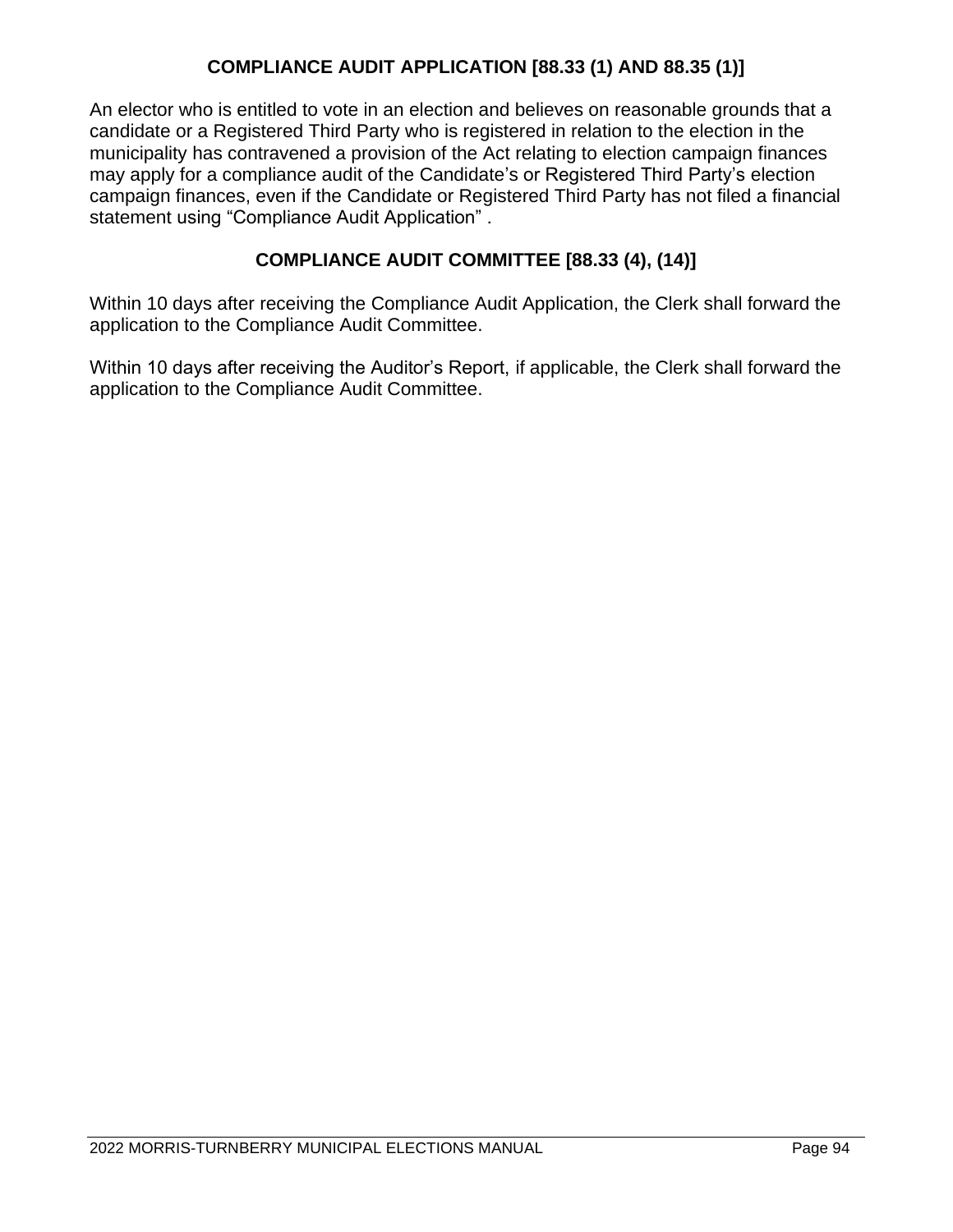## COMPLIANCE AUDIT APPLICATION [88.33 (1) AND 88.35 (1)]

An elector who is entitled to vote in an election and believes on reasonable grounds that a candidate or a Registered Third Party who is registered in relation to the election in the municipality has contravened a provision of the Act relating to election campaign finances may apply for a compliance audit of the Candidate's or Registered Third Party's election campaign finances, even if the Candidate or Registered Third Party has not filed a financial statement using "Compliance Audit Application" .

## COMPLIANCE AUDIT COMMITTEE [88.33 (4), (14)]

Within 10 days after receiving the Compliance Audit Application, the Clerk shall forward the application to the Compliance Audit Committee.

Within 10 days after receiving the Auditor's Report, if applicable, the Clerk shall forward the application to the Compliance Audit Committee.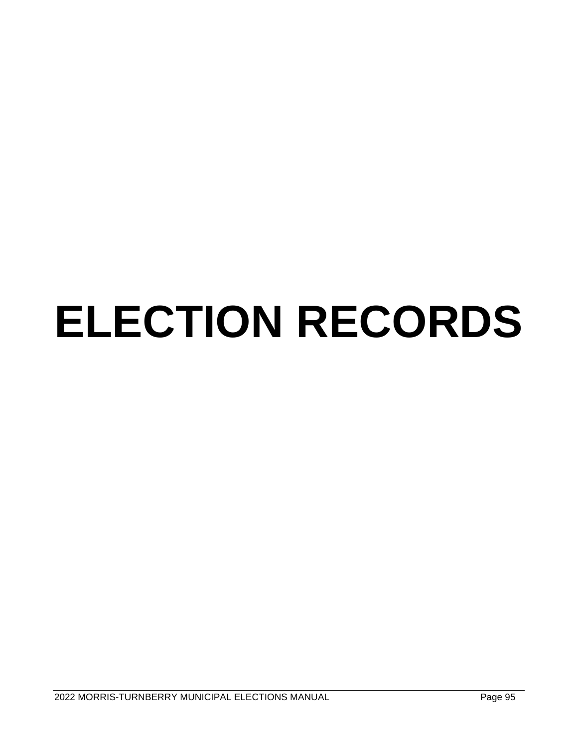# ELECTION RECORDS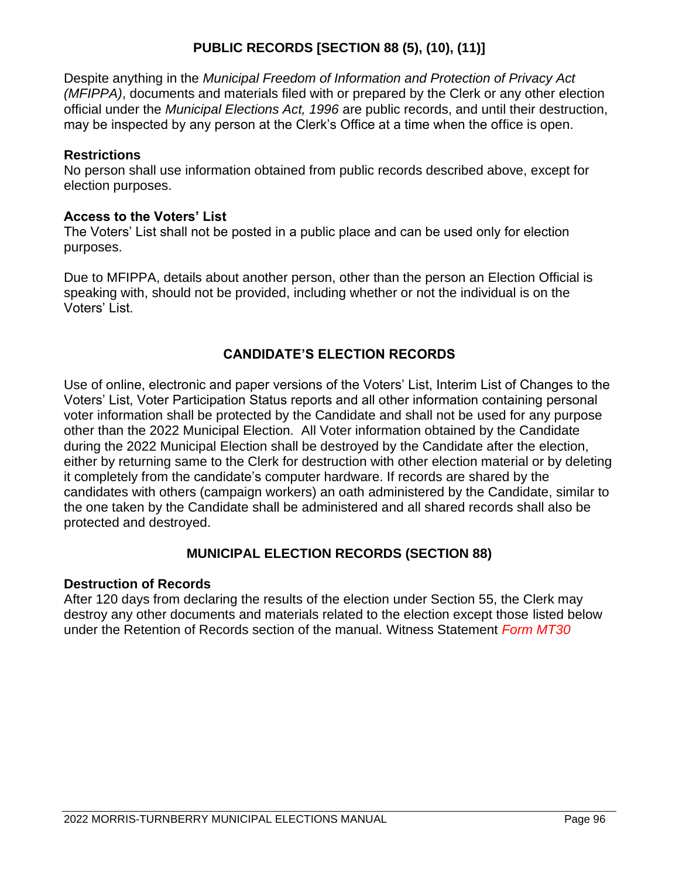## PUBLIC RECORDS [SECTION 88 (5), (10), (11)]

Despite anything in the *Municipal Freedom of Information and Protection of Privacy Act (MFIPPA)*, documents and materials filed with or prepared by the Clerk or any other election official under the *Municipal Elections Act, 1996* are public records, and until their destruction, may be inspected by any person at the Clerk's Office at a time when the office is open.

### Restrictions

No person shall use information obtained from public records described above, except for election purposes.

### Access to the Voters' List

The Voters' List shall not be posted in a public place and can be used only for election purposes.

Due to MFIPPA, details about another person, other than the person an Election Official is speaking with, should not be provided, including whether or not the individual is on the Voters' List.

## CANDIDATE'S ELECTION RECORDS

Use of online, electronic and paper versions of the Voters' List, Interim List of Changes to the Voters' List, Voter Participation Status reports and all other information containing personal voter information shall be protected by the Candidate and shall not be used for any purpose other than the 2022 Municipal Election. All Voter information obtained by the Candidate during the 2022 Municipal Election shall be destroyed by the Candidate after the election, either by returning same to the Clerk for destruction with other election material or by deleting it completely from the candidate's computer hardware. If records are shared by the candidates with others (campaign workers) an oath administered by the Candidate, similar to the one taken by the Candidate shall be administered and all shared records shall also be protected and destroyed.

## MUNICIPAL ELECTION RECORDS (SECTION 88)

### Destruction of Records

After 120 days from declaring the results of the election under Section 55, the Clerk may destroy any other documents and materials related to the election except those listed below under the Retention of Records section of the manual. Witness Statement *Form MT30*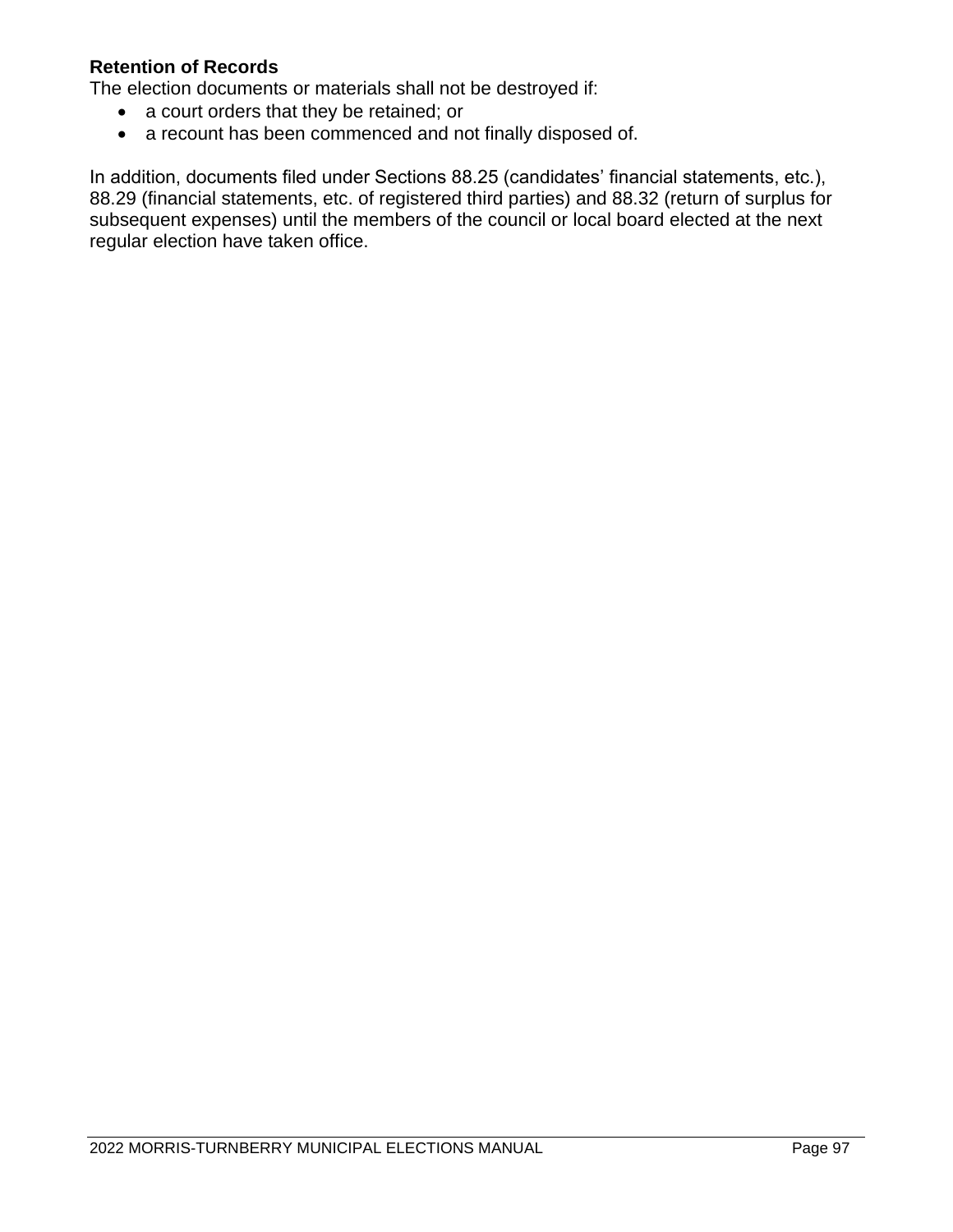**Retention of Records**

The election documents or materials shall not be destroyed if:

- a court orders that they be retained; or
- a recount has been commenced and not finally disposed of.

In addition, documents filed under Sections 88.25 (candidates' financial statements, etc.), 88.29 (financial statements, etc. of registered third parties) and 88.32 (return of surplus for subsequent expenses) until the members of the council or local board elected at the next regular election have taken office.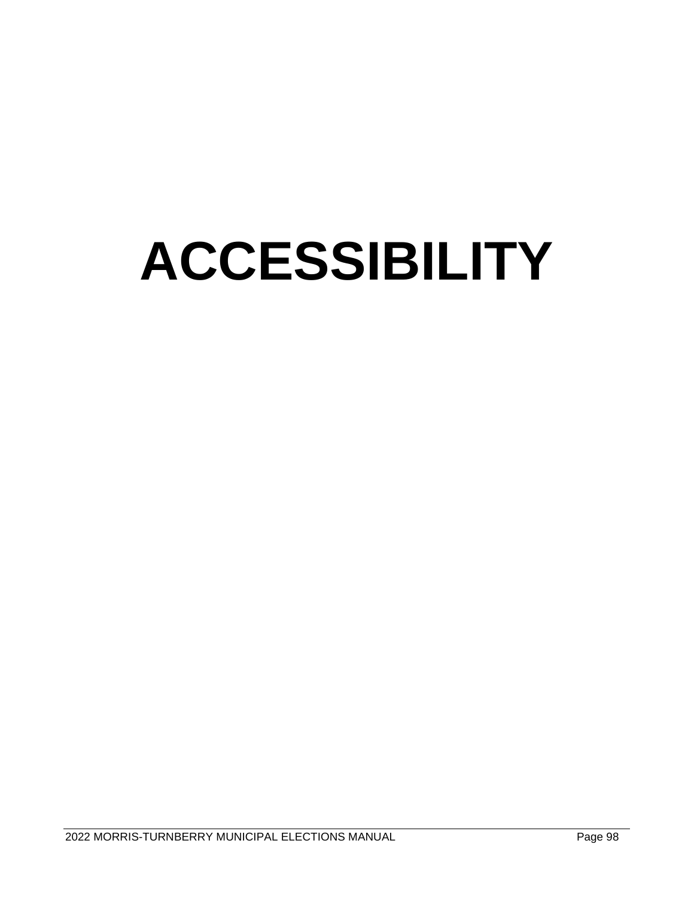# ACCESSIBILITY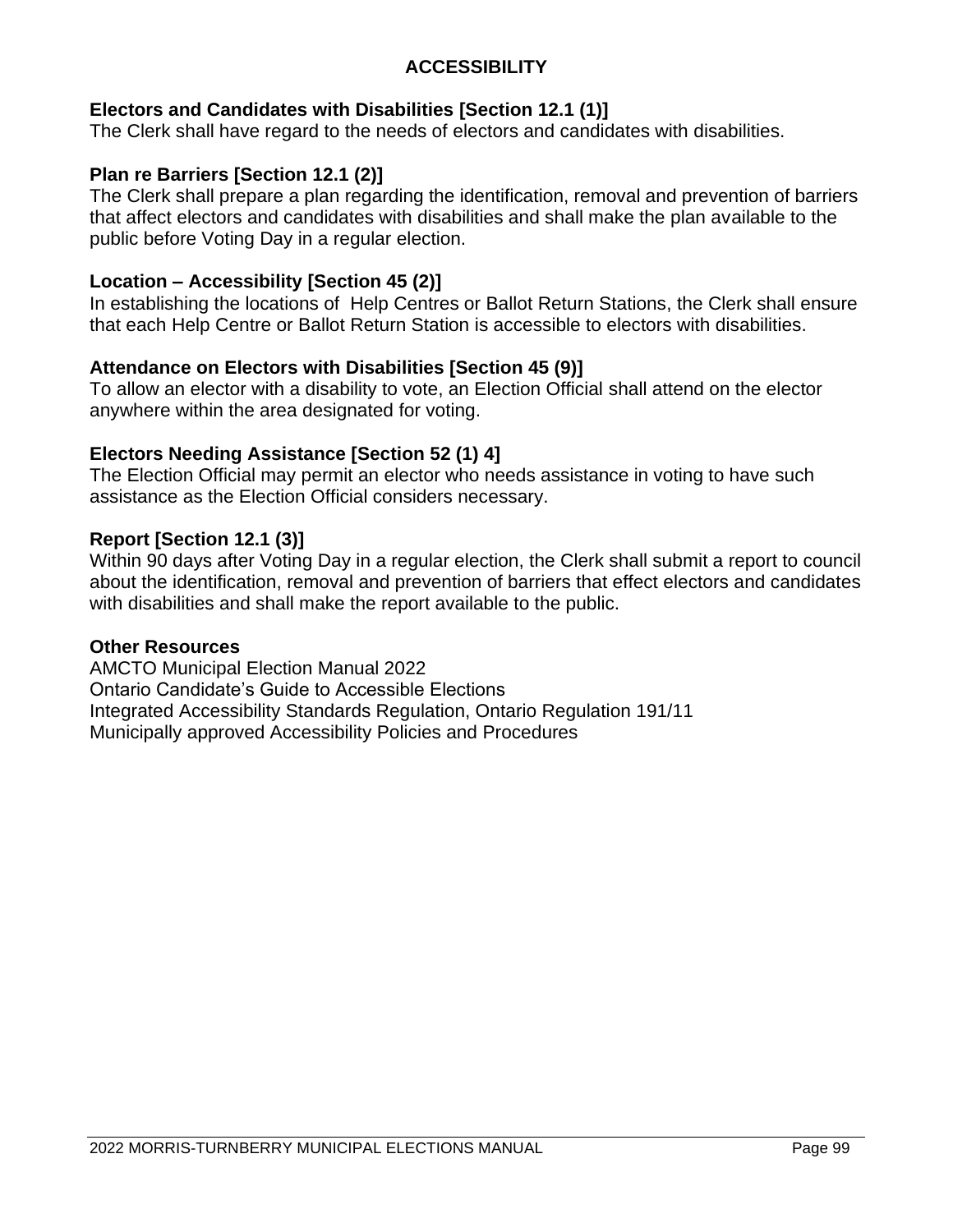# ACCESSIBILITY

**Electors and Candidates with Disabilities [Section 12.1 (1)]**
The Clerk shall have regard to the needs of electors and candidates with disabilities.

**Plan re Barriers [Section 12.1 (2)]**
The Clerk shall prepare a plan regarding the identification, removal and prevention of barriers that affect electors and candidates with disabilities and shall make the plan available to the public before Voting Day in a regular election.

**Location – Accessibility [Section 45 (2)]**
In establishing the locations of Help Centres or Ballot Return Stations, the Clerk shall ensure that each Help Centre or Ballot Return Station is accessible to electors with disabilities.

**Attendance on Electors with Disabilities [Section 45 (9)]**
To allow an elector with a disability to vote, an Election Official shall attend on the elector anywhere within the area designated for voting.

**Electors Needing Assistance [Section 52 (1) 4]**
The Election Official may permit an elector who needs assistance in voting to have such assistance as the Election Official considers necessary.

**Report [Section 12.1 (3)]**
Within 90 days after Voting Day in a regular election, the Clerk shall submit a report to council about the identification, removal and prevention of barriers that effect electors and candidates with disabilities and shall make the report available to the public.

**Other Resources**
AMCTO Municipal Election Manual 2022
Ontario Candidate's Guide to Accessible Elections
Integrated Accessibility Standards Regulation, Ontario Regulation 191/11
Municipally approved Accessibility Policies and Procedures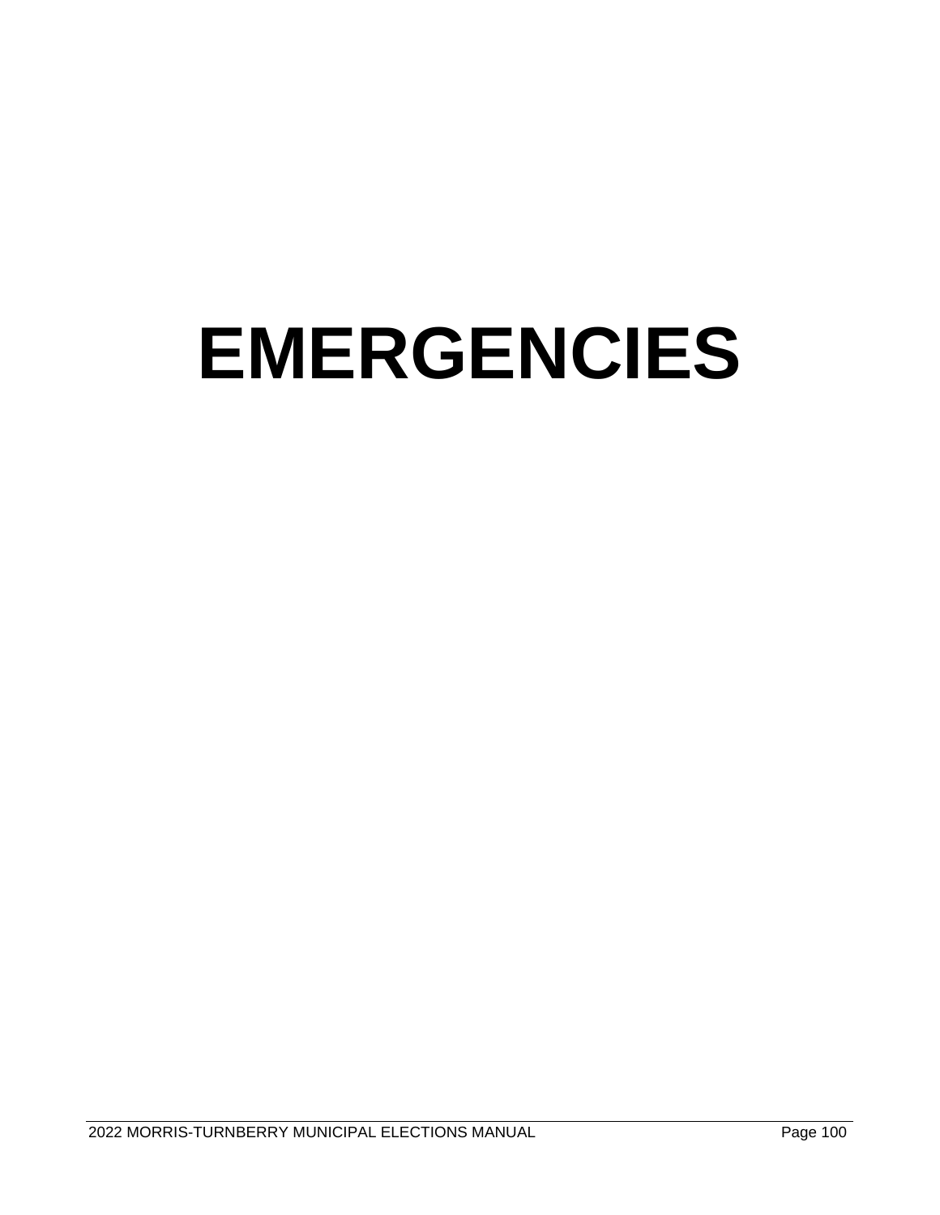# EMERGENCIES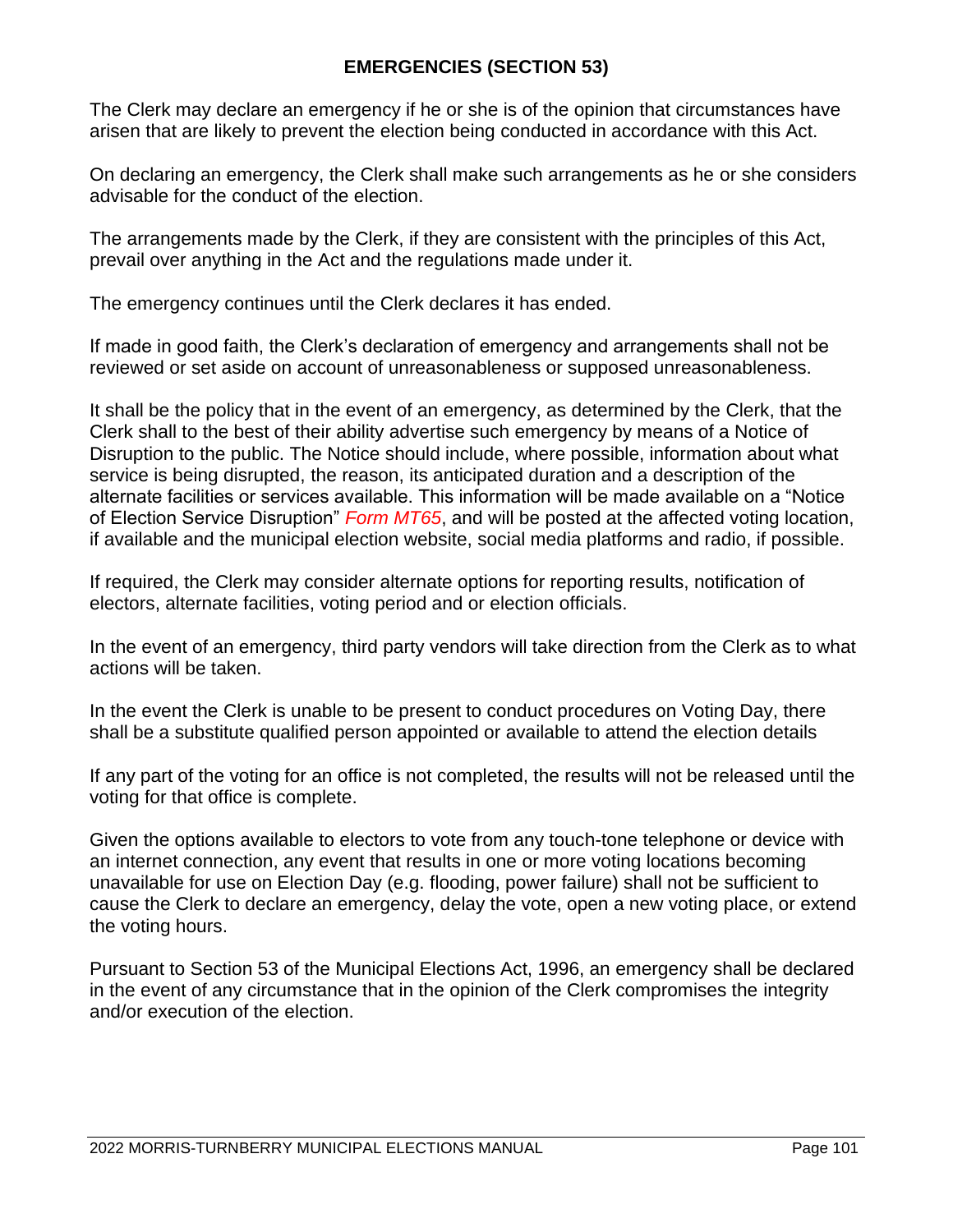## EMERGENCIES (SECTION 53)

The Clerk may declare an emergency if he or she is of the opinion that circumstances have arisen that are likely to prevent the election being conducted in accordance with this Act.

On declaring an emergency, the Clerk shall make such arrangements as he or she considers advisable for the conduct of the election.

The arrangements made by the Clerk, if they are consistent with the principles of this Act, prevail over anything in the Act and the regulations made under it.

The emergency continues until the Clerk declares it has ended.

If made in good faith, the Clerk's declaration of emergency and arrangements shall not be reviewed or set aside on account of unreasonableness or supposed unreasonableness.

It shall be the policy that in the event of an emergency, as determined by the Clerk, that the Clerk shall to the best of their ability advertise such emergency by means of a Notice of Disruption to the public. The Notice should include, where possible, information about what service is being disrupted, the reason, its anticipated duration and a description of the alternate facilities or services available. This information will be made available on a "Notice of Election Service Disruption" *Form MT65*, and will be posted at the affected voting location, if available and the municipal election website, social media platforms and radio, if possible.

If required, the Clerk may consider alternate options for reporting results, notification of electors, alternate facilities, voting period and or election officials.

In the event of an emergency, third party vendors will take direction from the Clerk as to what actions will be taken.

In the event the Clerk is unable to be present to conduct procedures on Voting Day, there shall be a substitute qualified person appointed or available to attend the election details

If any part of the voting for an office is not completed, the results will not be released until the voting for that office is complete.

Given the options available to electors to vote from any touch-tone telephone or device with an internet connection, any event that results in one or more voting locations becoming unavailable for use on Election Day (e.g. flooding, power failure) shall not be sufficient to cause the Clerk to declare an emergency, delay the vote, open a new voting place, or extend the voting hours.

Pursuant to Section 53 of the Municipal Elections Act, 1996, an emergency shall be declared in the event of any circumstance that in the opinion of the Clerk compromises the integrity and/or execution of the election.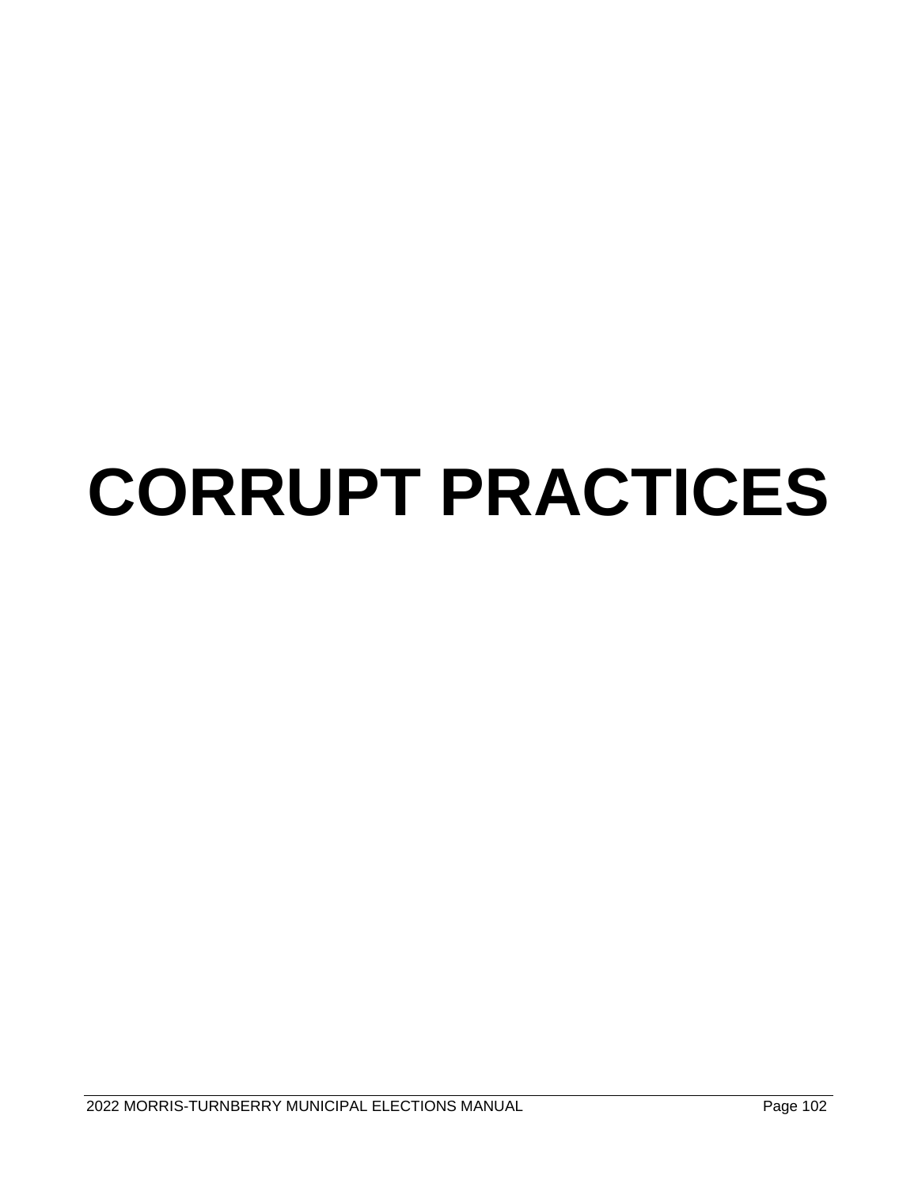# CORRUPT PRACTICES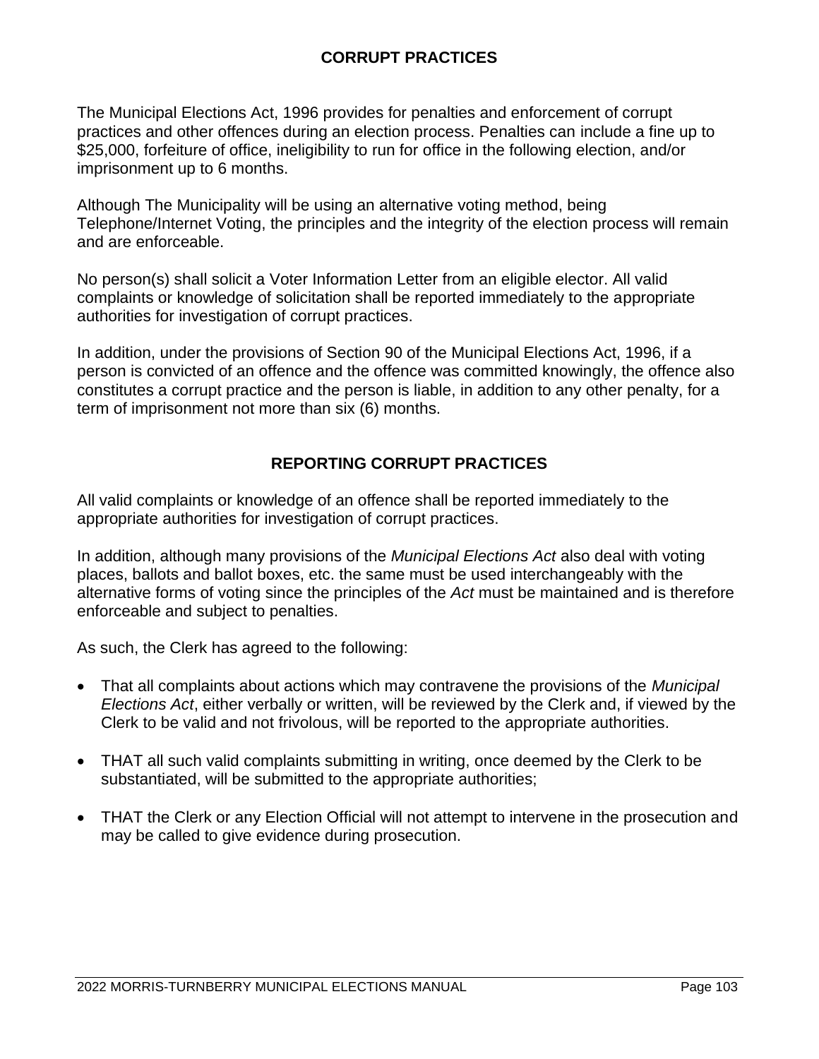## CORRUPT PRACTICES

The Municipal Elections Act, 1996 provides for penalties and enforcement of corrupt practices and other offences during an election process. Penalties can include a fine up to $25,000, forfeiture of office, ineligibility to run for office in the following election, and/or imprisonment up to 6 months.

Although The Municipality will be using an alternative voting method, being Telephone/Internet Voting, the principles and the integrity of the election process will remain and are enforceable.

No person(s) shall solicit a Voter Information Letter from an eligible elector. All valid complaints or knowledge of solicitation shall be reported immediately to the appropriate authorities for investigation of corrupt practices.

In addition, under the provisions of Section 90 of the Municipal Elections Act, 1996, if a person is convicted of an offence and the offence was committed knowingly, the offence also constitutes a corrupt practice and the person is liable, in addition to any other penalty, for a term of imprisonment not more than six (6) months.

## REPORTING CORRUPT PRACTICES

All valid complaints or knowledge of an offence shall be reported immediately to the appropriate authorities for investigation of corrupt practices.

In addition, although many provisions of the *Municipal Elections Act* also deal with voting places, ballots and ballot boxes, etc. the same must be used interchangeably with the alternative forms of voting since the principles of the *Act* must be maintained and is therefore enforceable and subject to penalties.

As such, the Clerk has agreed to the following:

- That all complaints about actions which may contravene the provisions of the *Municipal Elections Act*, either verbally or written, will be reviewed by the Clerk and, if viewed by the Clerk to be valid and not frivolous, will be reported to the appropriate authorities.
- THAT all such valid complaints submitting in writing, once deemed by the Clerk to be substantiated, will be submitted to the appropriate authorities;
- THAT the Clerk or any Election Official will not attempt to intervene in the prosecution and may be called to give evidence during prosecution.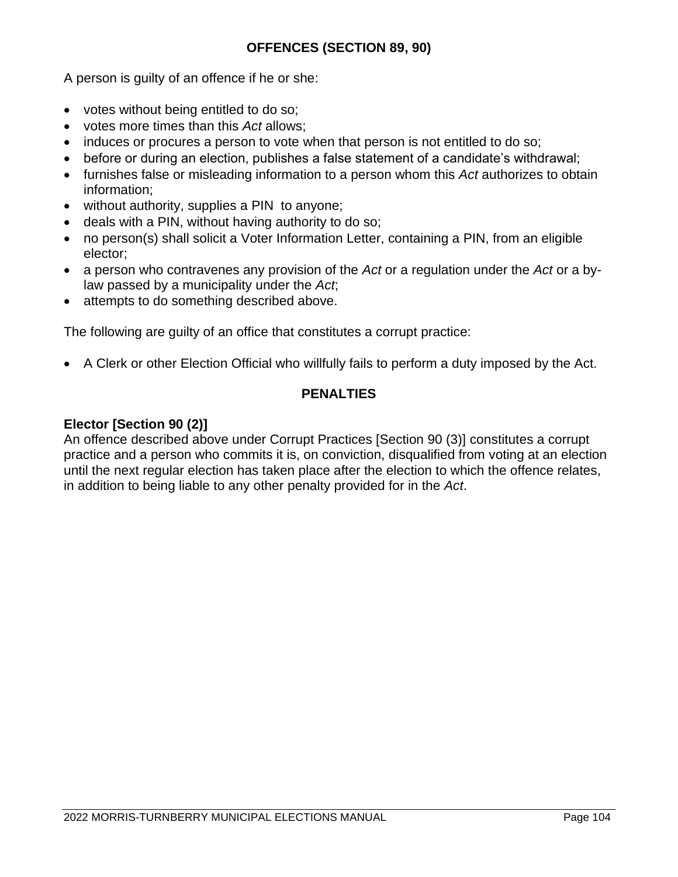## OFFENCES (SECTION 89, 90)

A person is guilty of an offence if he or she:

- votes without being entitled to do so;
- votes more times than this *Act* allows;
- induces or procures a person to vote when that person is not entitled to do so;
- before or during an election, publishes a false statement of a candidate's withdrawal;
- furnishes false or misleading information to a person whom this *Act* authorizes to obtain information;
- without authority, supplies a PIN to anyone;
- deals with a PIN, without having authority to do so;
- no person(s) shall solicit a Voter Information Letter, containing a PIN, from an eligible elector;
- a person who contravenes any provision of the *Act* or a regulation under the *Act* or a by-law passed by a municipality under the *Act*;
- attempts to do something described above.

The following are guilty of an office that constitutes a corrupt practice:

- A Clerk or other Election Official who willfully fails to perform a duty imposed by the Act.

## PENALTIES

**Elector [Section 90 (2)]**
An offence described above under Corrupt Practices [Section 90 (3)] constitutes a corrupt practice and a person who commits it is, on conviction, disqualified from voting at an election until the next regular election has taken place after the election to which the offence relates, in addition to being liable to any other penalty provided for in the *Act*.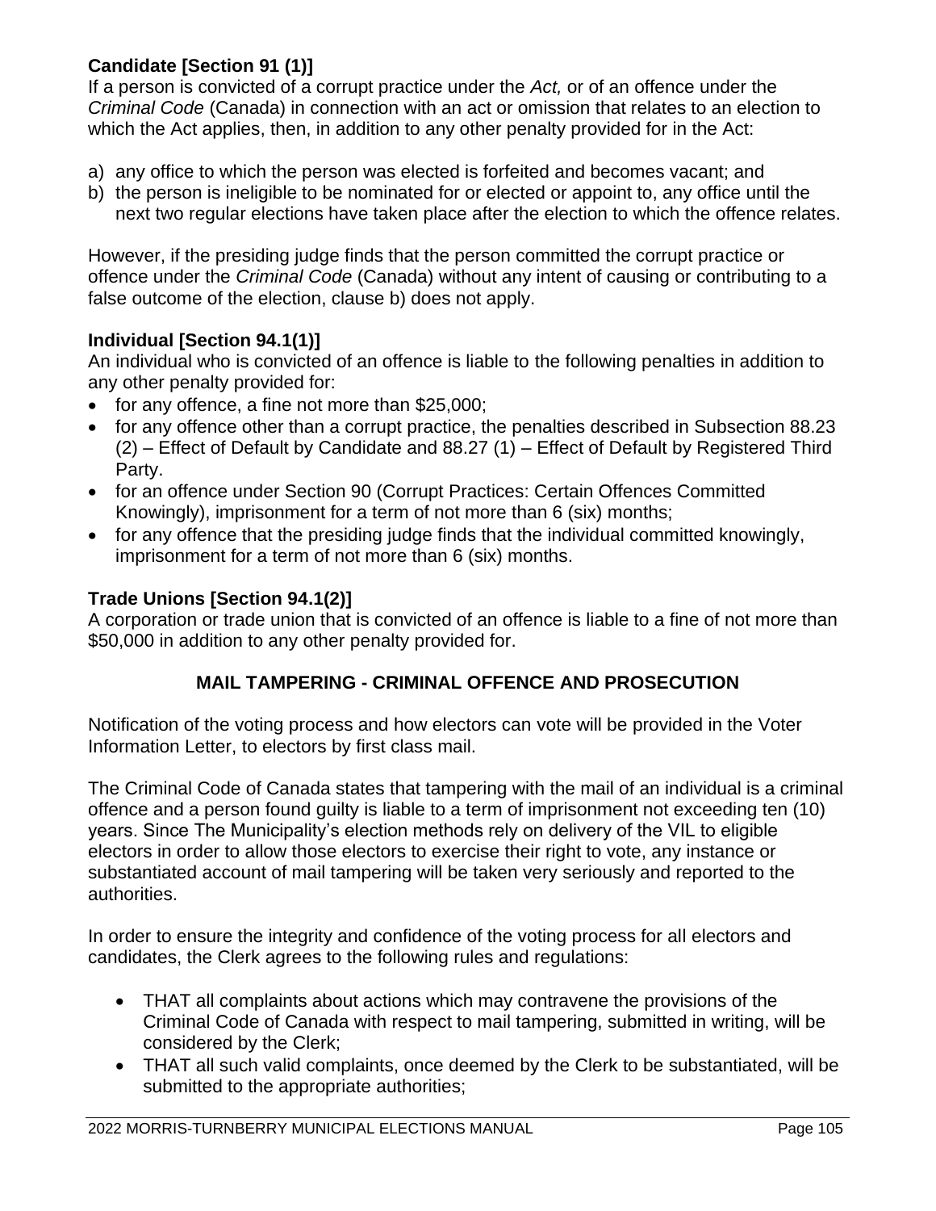**Candidate [Section 91 (1)]**
If a person is convicted of a corrupt practice under the *Act,* or of an offence under the *Criminal Code* (Canada) in connection with an act or omission that relates to an election to which the Act applies, then, in addition to any other penalty provided for in the Act:

a) any office to which the person was elected is forfeited and becomes vacant; and
b) the person is ineligible to be nominated for or elected or appoint to, any office until the next two regular elections have taken place after the election to which the offence relates.

However, if the presiding judge finds that the person committed the corrupt practice or offence under the *Criminal Code* (Canada) without any intent of causing or contributing to a false outcome of the election, clause b) does not apply.

**Individual [Section 94.1(1)]**
An individual who is convicted of an offence is liable to the following penalties in addition to any other penalty provided for:

- for any offence, a fine not more than $25,000;
- for any offence other than a corrupt practice, the penalties described in Subsection 88.23 (2) – Effect of Default by Candidate and 88.27 (1) – Effect of Default by Registered Third Party.
- for an offence under Section 90 (Corrupt Practices: Certain Offences Committed Knowingly), imprisonment for a term of not more than 6 (six) months;
- for any offence that the presiding judge finds that the individual committed knowingly, imprisonment for a term of not more than 6 (six) months.

**Trade Unions [Section 94.1(2)]**
A corporation or trade union that is convicted of an offence is liable to a fine of not more than $50,000 in addition to any other penalty provided for.

## MAIL TAMPERING - CRIMINAL OFFENCE AND PROSECUTION

Notification of the voting process and how electors can vote will be provided in the Voter Information Letter, to electors by first class mail.

The Criminal Code of Canada states that tampering with the mail of an individual is a criminal offence and a person found guilty is liable to a term of imprisonment not exceeding ten (10) years. Since The Municipality's election methods rely on delivery of the VIL to eligible electors in order to allow those electors to exercise their right to vote, any instance or substantiated account of mail tampering will be taken very seriously and reported to the authorities.

In order to ensure the integrity and confidence of the voting process for all electors and candidates, the Clerk agrees to the following rules and regulations:

- THAT all complaints about actions which may contravene the provisions of the Criminal Code of Canada with respect to mail tampering, submitted in writing, will be considered by the Clerk;
- THAT all such valid complaints, once deemed by the Clerk to be substantiated, will be submitted to the appropriate authorities;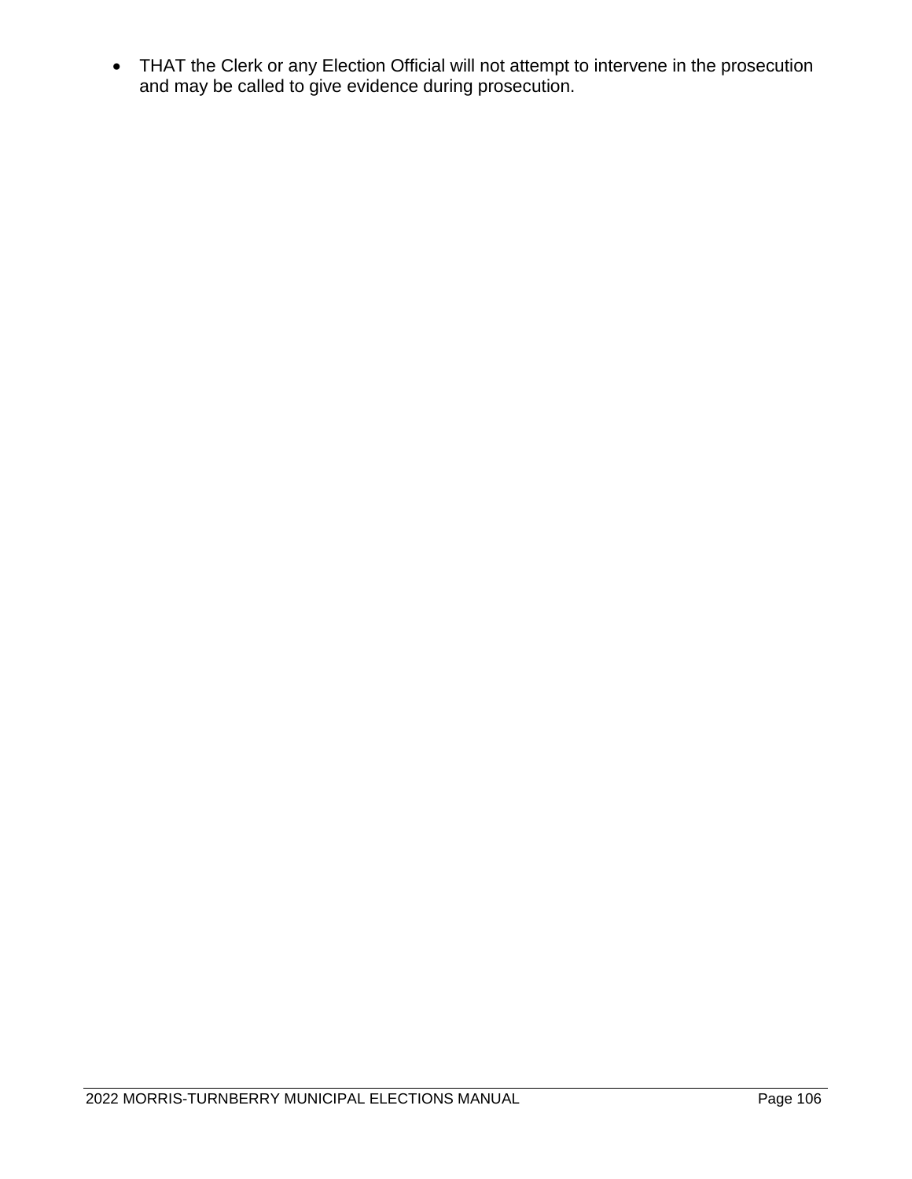- THAT the Clerk or any Election Official will not attempt to intervene in the prosecution and may be called to give evidence during prosecution.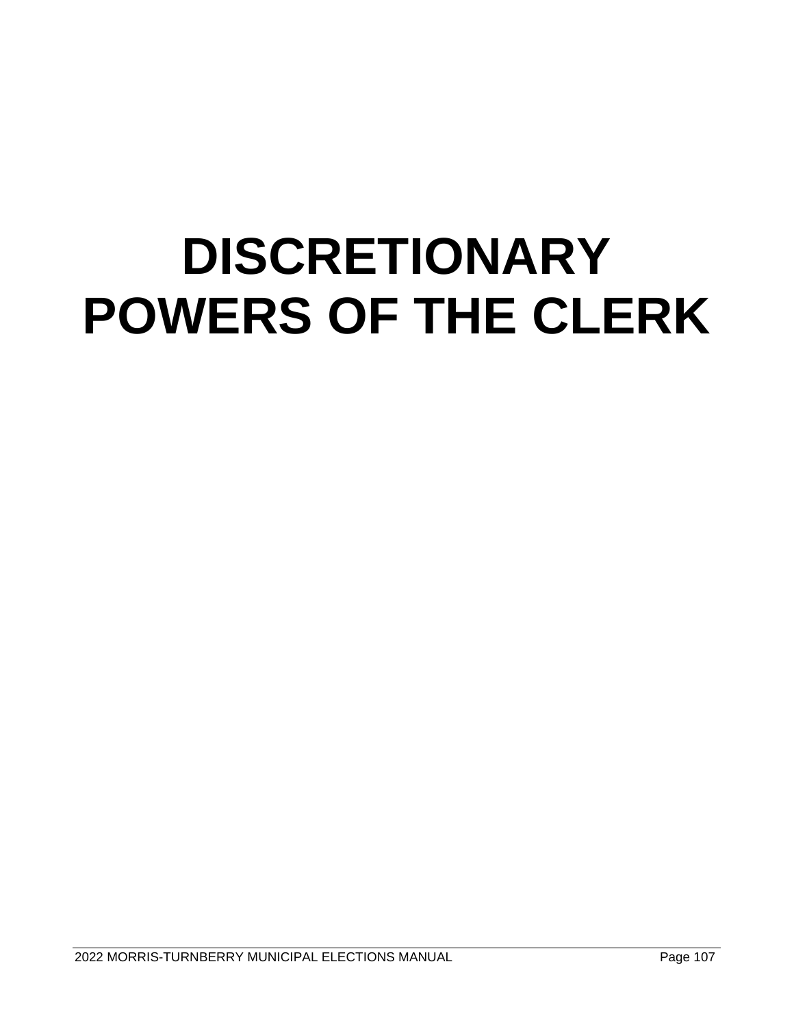# DISCRETIONARY POWERS OF THE CLERK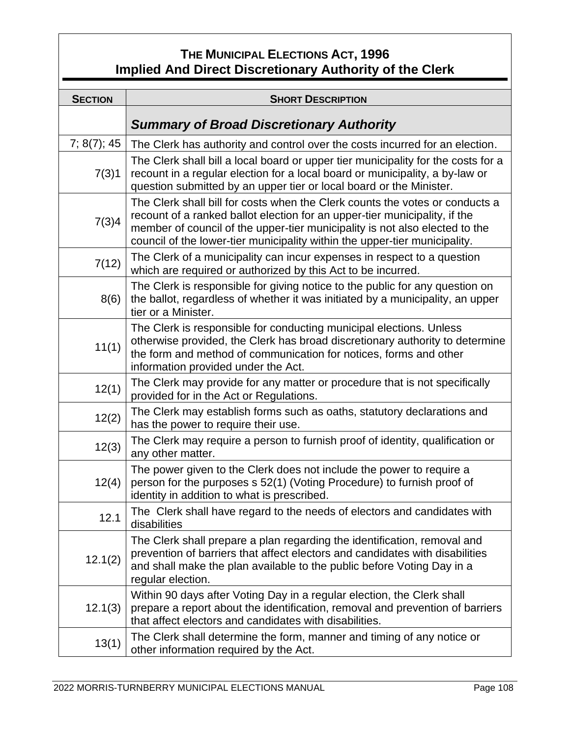## THE MUNICIPAL ELECTIONS ACT, 1996
## Implied And Direct Discretionary Authority of the Clerk

| SECTION | SHORT DESCRIPTION |
|---|---|
| | ***Summary of Broad Discretionary Authority*** |
| 7; 8(7); 45 | The Clerk has authority and control over the costs incurred for an election. |
| 7(3)1 | The Clerk shall bill a local board or upper tier municipality for the costs for a recount in a regular election for a local board or municipality, a by-law or question submitted by an upper tier or local board or the Minister. |
| 7(3)4 | The Clerk shall bill for costs when the Clerk counts the votes or conducts a recount of a ranked ballot election for an upper-tier municipality, if the member of council of the upper-tier municipality is not also elected to the council of the lower-tier municipality within the upper-tier municipality. |
| 7(12) | The Clerk of a municipality can incur expenses in respect to a question which are required or authorized by this Act to be incurred. |
| 8(6) | The Clerk is responsible for giving notice to the public for any question on the ballot, regardless of whether it was initiated by a municipality, an upper tier or a Minister. |
| 11(1) | The Clerk is responsible for conducting municipal elections. Unless otherwise provided, the Clerk has broad discretionary authority to determine the form and method of communication for notices, forms and other information provided under the Act. |
| 12(1) | The Clerk may provide for any matter or procedure that is not specifically provided for in the Act or Regulations. |
| 12(2) | The Clerk may establish forms such as oaths, statutory declarations and has the power to require their use. |
| 12(3) | The Clerk may require a person to furnish proof of identity, qualification or any other matter. |
| 12(4) | The power given to the Clerk does not include the power to require a person for the purposes s 52(1) (Voting Procedure) to furnish proof of identity in addition to what is prescribed. |
| 12.1 | The Clerk shall have regard to the needs of electors and candidates with disabilities |
| 12.1(2) | The Clerk shall prepare a plan regarding the identification, removal and prevention of barriers that affect electors and candidates with disabilities and shall make the plan available to the public before Voting Day in a regular election. |
| 12.1(3) | Within 90 days after Voting Day in a regular election, the Clerk shall prepare a report about the identification, removal and prevention of barriers that affect electors and candidates with disabilities. |
| 13(1) | The Clerk shall determine the form, manner and timing of any notice or other information required by the Act. |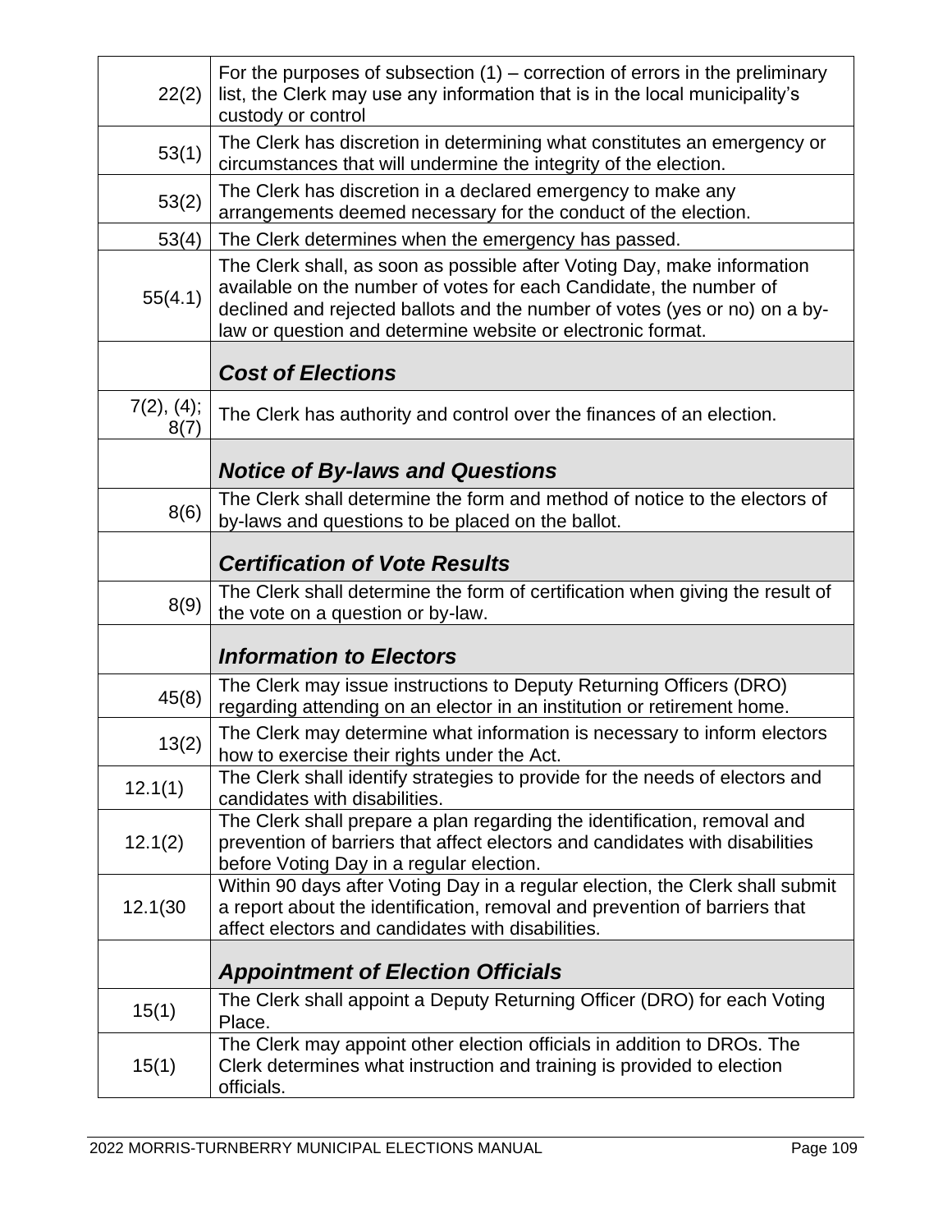| | |
|---|---|
| 22(2) | For the purposes of subsection (1) – correction of errors in the preliminary list, the Clerk may use any information that is in the local municipality's custody or control |
| 53(1) | The Clerk has discretion in determining what constitutes an emergency or circumstances that will undermine the integrity of the election. |
| 53(2) | The Clerk has discretion in a declared emergency to make any arrangements deemed necessary for the conduct of the election. |
| 53(4) | The Clerk determines when the emergency has passed. |
| 55(4.1) | The Clerk shall, as soon as possible after Voting Day, make information available on the number of votes for each Candidate, the number of declined and rejected ballots and the number of votes (yes or no) on a by-law or question and determine website or electronic format. |
| | ***Cost of Elections*** |
| 7(2), (4); 8(7) | The Clerk has authority and control over the finances of an election. |
| | ***Notice of By-laws and Questions*** |
| 8(6) | The Clerk shall determine the form and method of notice to the electors of by-laws and questions to be placed on the ballot. |
| | ***Certification of Vote Results*** |
| 8(9) | The Clerk shall determine the form of certification when giving the result of the vote on a question or by-law. |
| | ***Information to Electors*** |
| 45(8) | The Clerk may issue instructions to Deputy Returning Officers (DRO) regarding attending on an elector in an institution or retirement home. |
| 13(2) | The Clerk may determine what information is necessary to inform electors how to exercise their rights under the Act. |
| 12.1(1) | The Clerk shall identify strategies to provide for the needs of electors and candidates with disabilities. |
| 12.1(2) | The Clerk shall prepare a plan regarding the identification, removal and prevention of barriers that affect electors and candidates with disabilities before Voting Day in a regular election. |
| 12.1(30 | Within 90 days after Voting Day in a regular election, the Clerk shall submit a report about the identification, removal and prevention of barriers that affect electors and candidates with disabilities. |
| | ***Appointment of Election Officials*** |
| 15(1) | The Clerk shall appoint a Deputy Returning Officer (DRO) for each Voting Place. |
| 15(1) | The Clerk may appoint other election officials in addition to DROs. The Clerk determines what instruction and training is provided to election officials. |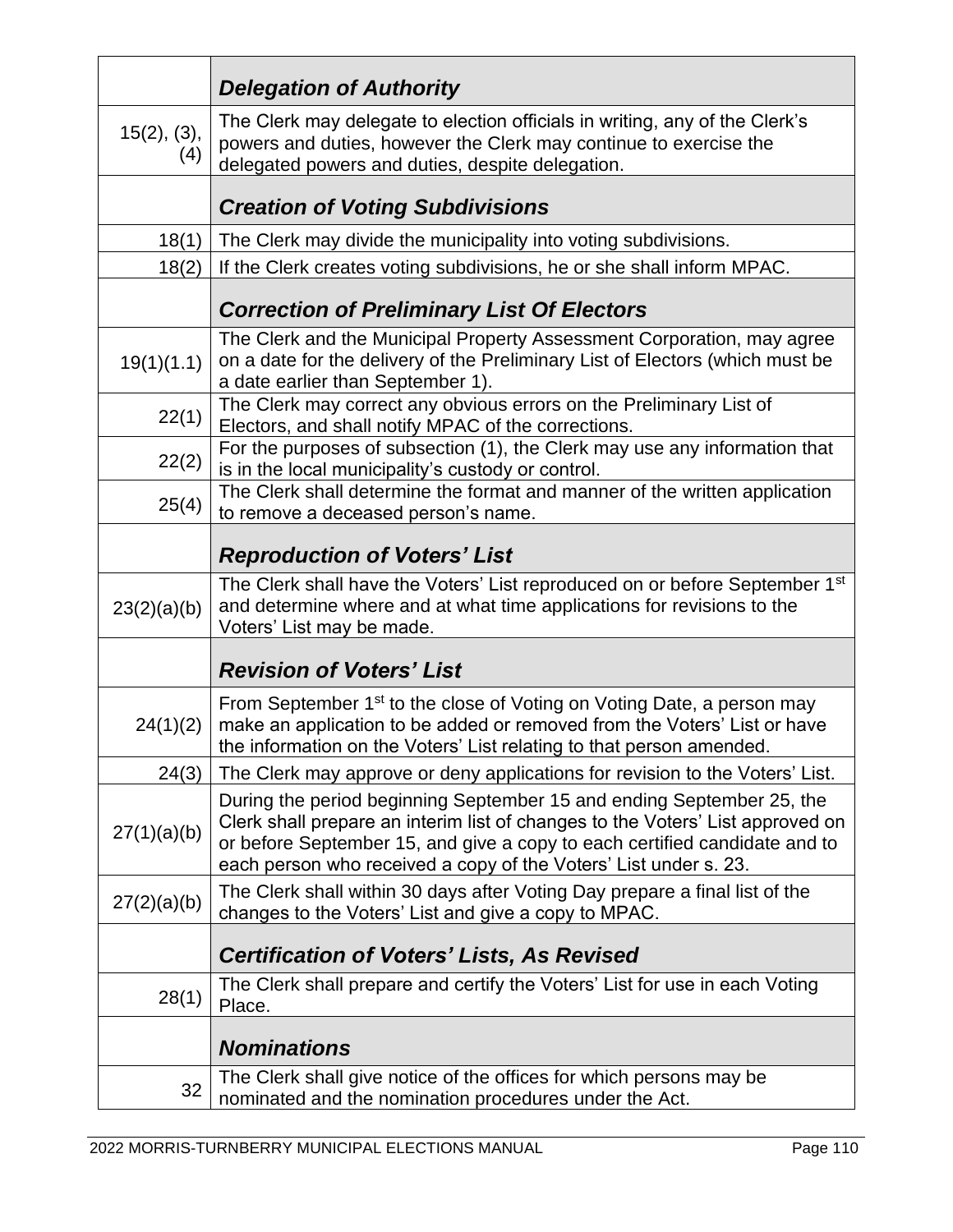| | ***Delegation of Authority*** |
|---|---|
| 15(2), (3), (4) | The Clerk may delegate to election officials in writing, any of the Clerk's powers and duties, however the Clerk may continue to exercise the delegated powers and duties, despite delegation. |
| | ***Creation of Voting Subdivisions*** |
| 18(1) | The Clerk may divide the municipality into voting subdivisions. |
| 18(2) | If the Clerk creates voting subdivisions, he or she shall inform MPAC. |
| | ***Correction of Preliminary List Of Electors*** |
| 19(1)(1.1) | The Clerk and the Municipal Property Assessment Corporation, may agree on a date for the delivery of the Preliminary List of Electors (which must be a date earlier than September 1). |
| 22(1) | The Clerk may correct any obvious errors on the Preliminary List of Electors, and shall notify MPAC of the corrections. |
| 22(2) | For the purposes of subsection (1), the Clerk may use any information that is in the local municipality's custody or control. |
| 25(4) | The Clerk shall determine the format and manner of the written application to remove a deceased person's name. |
| | ***Reproduction of Voters' List*** |
| 23(2)(a)(b) | The Clerk shall have the Voters' List reproduced on or before September 1st and determine where and at what time applications for revisions to the Voters' List may be made. |
| | ***Revision of Voters' List*** |
| 24(1)(2) | From September 1st to the close of Voting on Voting Date, a person may make an application to be added or removed from the Voters' List or have the information on the Voters' List relating to that person amended. |
| 24(3) | The Clerk may approve or deny applications for revision to the Voters' List. |
| 27(1)(a)(b) | During the period beginning September 15 and ending September 25, the Clerk shall prepare an interim list of changes to the Voters' List approved on or before September 15, and give a copy to each certified candidate and to each person who received a copy of the Voters' List under s. 23. |
| 27(2)(a)(b) | The Clerk shall within 30 days after Voting Day prepare a final list of the changes to the Voters' List and give a copy to MPAC. |
| | ***Certification of Voters' Lists, As Revised*** |
| 28(1) | The Clerk shall prepare and certify the Voters' List for use in each Voting Place. |
| | ***Nominations*** |
| 32 | The Clerk shall give notice of the offices for which persons may be nominated and the nomination procedures under the Act. |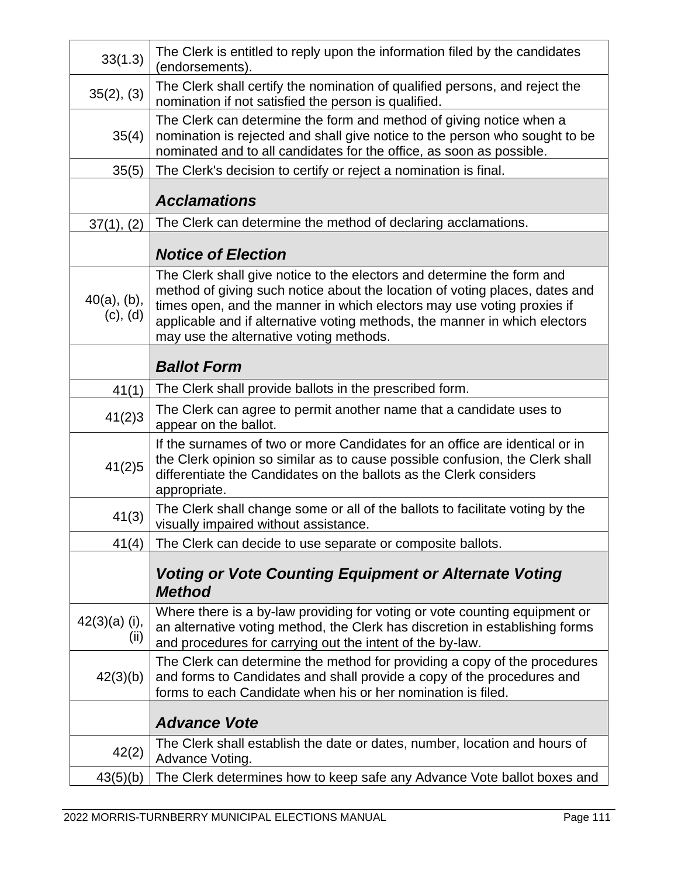| | |
|---|---|
| 33(1.3) | The Clerk is entitled to reply upon the information filed by the candidates (endorsements). |
| 35(2), (3) | The Clerk shall certify the nomination of qualified persons, and reject the nomination if not satisfied the person is qualified. |
| 35(4) | The Clerk can determine the form and method of giving notice when a nomination is rejected and shall give notice to the person who sought to be nominated and to all candidates for the office, as soon as possible. |
| 35(5) | The Clerk's decision to certify or reject a nomination is final. |
| | ***Acclamations*** |
| 37(1), (2) | The Clerk can determine the method of declaring acclamations. |
| | ***Notice of Election*** |
| 40(a), (b), (c), (d) | The Clerk shall give notice to the electors and determine the form and method of giving such notice about the location of voting places, dates and times open, and the manner in which electors may use voting proxies if applicable and if alternative voting methods, the manner in which electors may use the alternative voting methods. |
| | ***Ballot Form*** |
| 41(1) | The Clerk shall provide ballots in the prescribed form. |
| 41(2)3 | The Clerk can agree to permit another name that a candidate uses to appear on the ballot. |
| 41(2)5 | If the surnames of two or more Candidates for an office are identical or in the Clerk opinion so similar as to cause possible confusion, the Clerk shall differentiate the Candidates on the ballots as the Clerk considers appropriate. |
| 41(3) | The Clerk shall change some or all of the ballots to facilitate voting by the visually impaired without assistance. |
| 41(4) | The Clerk can decide to use separate or composite ballots. |
| | ***Voting or Vote Counting Equipment or Alternate Voting Method*** |
| 42(3)(a) (i), (ii) | Where there is a by-law providing for voting or vote counting equipment or an alternative voting method, the Clerk has discretion in establishing forms and procedures for carrying out the intent of the by-law. |
| 42(3)(b) | The Clerk can determine the method for providing a copy of the procedures and forms to Candidates and shall provide a copy of the procedures and forms to each Candidate when his or her nomination is filed. |
| | ***Advance Vote*** |
| 42(2) | The Clerk shall establish the date or dates, number, location and hours of Advance Voting. |
| 43(5)(b) | The Clerk determines how to keep safe any Advance Vote ballot boxes and |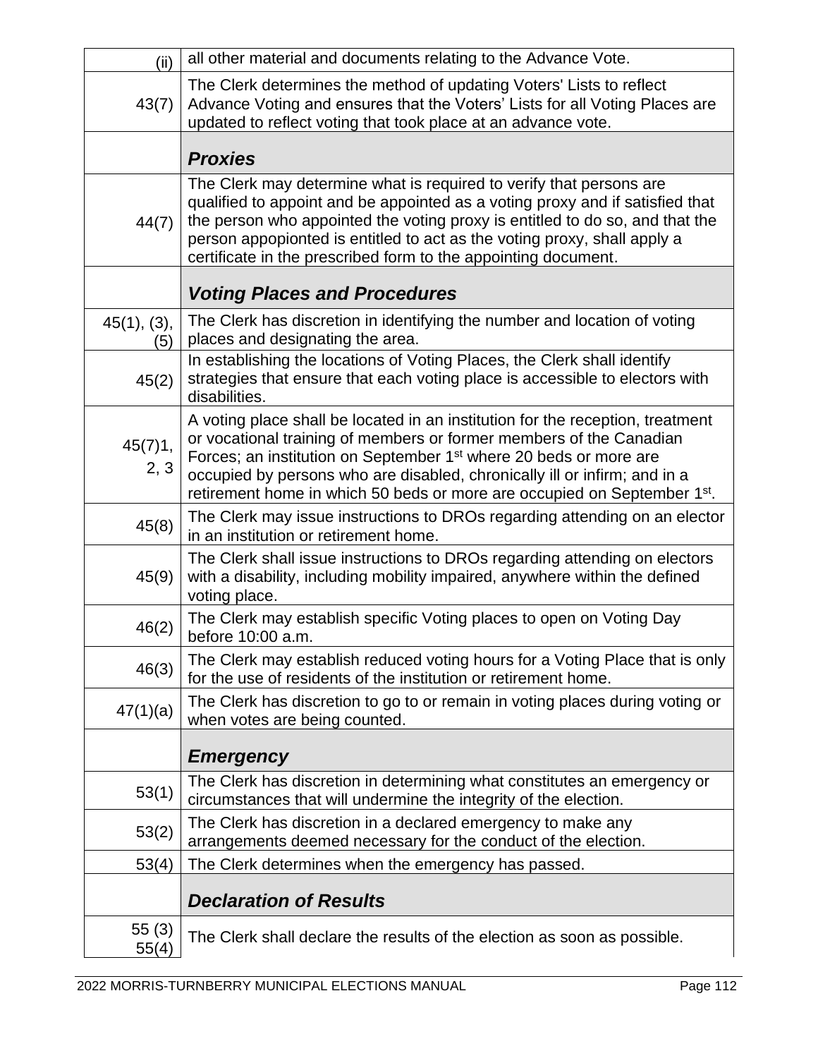| | |
|---|---|
| (ii) | all other material and documents relating to the Advance Vote. |
| 43(7) | The Clerk determines the method of updating Voters' Lists to reflect Advance Voting and ensures that the Voters' Lists for all Voting Places are updated to reflect voting that took place at an advance vote. |
| | ***Proxies*** |
| 44(7) | The Clerk may determine what is required to verify that persons are qualified to appoint and be appointed as a voting proxy and if satisfied that the person who appointed the voting proxy is entitled to do so, and that the person appopionted is entitled to act as the voting proxy, shall apply a certificate in the prescribed form to the appointing document. |
| | ***Voting Places and Procedures*** |
| 45(1), (3), (5) | The Clerk has discretion in identifying the number and location of voting places and designating the area. |
| 45(2) | In establishing the locations of Voting Places, the Clerk shall identify strategies that ensure that each voting place is accessible to electors with disabilities. |
| 45(7)1, 2, 3 | A voting place shall be located in an institution for the reception, treatment or vocational training of members or former members of the Canadian Forces; an institution on September 1st where 20 beds or more are occupied by persons who are disabled, chronically ill or infirm; and in a retirement home in which 50 beds or more are occupied on September 1st. |
| 45(8) | The Clerk may issue instructions to DROs regarding attending on an elector in an institution or retirement home. |
| 45(9) | The Clerk shall issue instructions to DROs regarding attending on electors with a disability, including mobility impaired, anywhere within the defined voting place. |
| 46(2) | The Clerk may establish specific Voting places to open on Voting Day before 10:00 a.m. |
| 46(3) | The Clerk may establish reduced voting hours for a Voting Place that is only for the use of residents of the institution or retirement home. |
| 47(1)(a) | The Clerk has discretion to go to or remain in voting places during voting or when votes are being counted. |
| | ***Emergency*** |
| 53(1) | The Clerk has discretion in determining what constitutes an emergency or circumstances that will undermine the integrity of the election. |
| 53(2) | The Clerk has discretion in a declared emergency to make any arrangements deemed necessary for the conduct of the election. |
| 53(4) | The Clerk determines when the emergency has passed. |
| | ***Declaration of Results*** |
| 55 (3) 55(4) | The Clerk shall declare the results of the election as soon as possible. |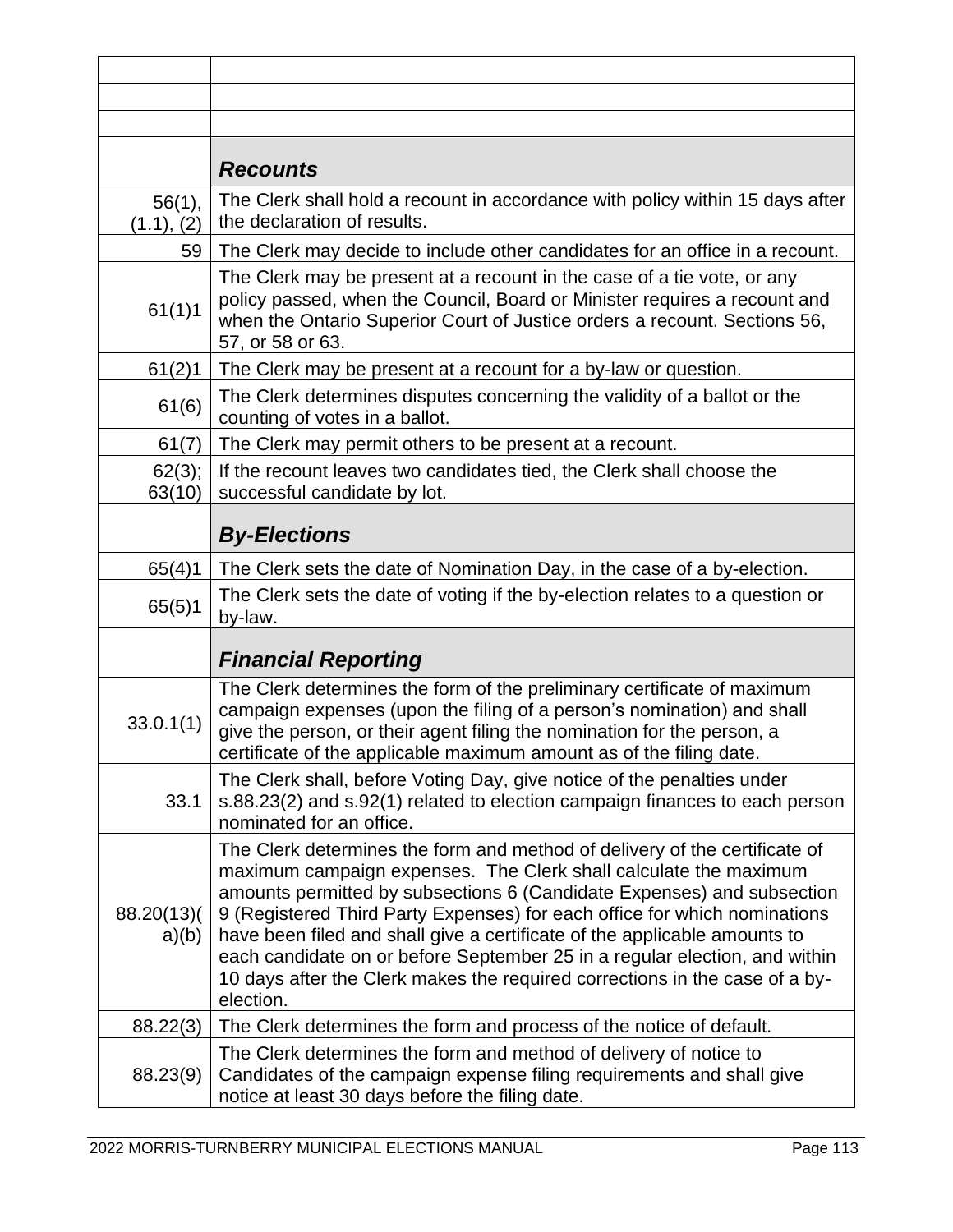| | |
|---|---|
| | |
| | |
| | |
| | ***Recounts*** |
| 56(1), (1.1), (2) | The Clerk shall hold a recount in accordance with policy within 15 days after the declaration of results. |
| 59 | The Clerk may decide to include other candidates for an office in a recount. |
| 61(1)1 | The Clerk may be present at a recount in the case of a tie vote, or any policy passed, when the Council, Board or Minister requires a recount and when the Ontario Superior Court of Justice orders a recount. Sections 56, 57, or 58 or 63. |
| 61(2)1 | The Clerk may be present at a recount for a by-law or question. |
| 61(6) | The Clerk determines disputes concerning the validity of a ballot or the counting of votes in a ballot. |
| 61(7) | The Clerk may permit others to be present at a recount. |
| 62(3); 63(10) | If the recount leaves two candidates tied, the Clerk shall choose the successful candidate by lot. |
| | ***By-Elections*** |
| 65(4)1 | The Clerk sets the date of Nomination Day, in the case of a by-election. |
| 65(5)1 | The Clerk sets the date of voting if the by-election relates to a question or by-law. |
| | ***Financial Reporting*** |
| 33.0.1(1) | The Clerk determines the form of the preliminary certificate of maximum campaign expenses (upon the filing of a person's nomination) and shall give the person, or their agent filing the nomination for the person, a certificate of the applicable maximum amount as of the filing date. |
| 33.1 | The Clerk shall, before Voting Day, give notice of the penalties under s.88.23(2) and s.92(1) related to election campaign finances to each person nominated for an office. |
| 88.20(13)(a)(b) | The Clerk determines the form and method of delivery of the certificate of maximum campaign expenses. The Clerk shall calculate the maximum amounts permitted by subsections 6 (Candidate Expenses) and subsection 9 (Registered Third Party Expenses) for each office for which nominations have been filed and shall give a certificate of the applicable amounts to each candidate on or before September 25 in a regular election, and within 10 days after the Clerk makes the required corrections in the case of a by-election. |
| 88.22(3) | The Clerk determines the form and process of the notice of default. |
| 88.23(9) | The Clerk determines the form and method of delivery of notice to Candidates of the campaign expense filing requirements and shall give notice at least 30 days before the filing date. |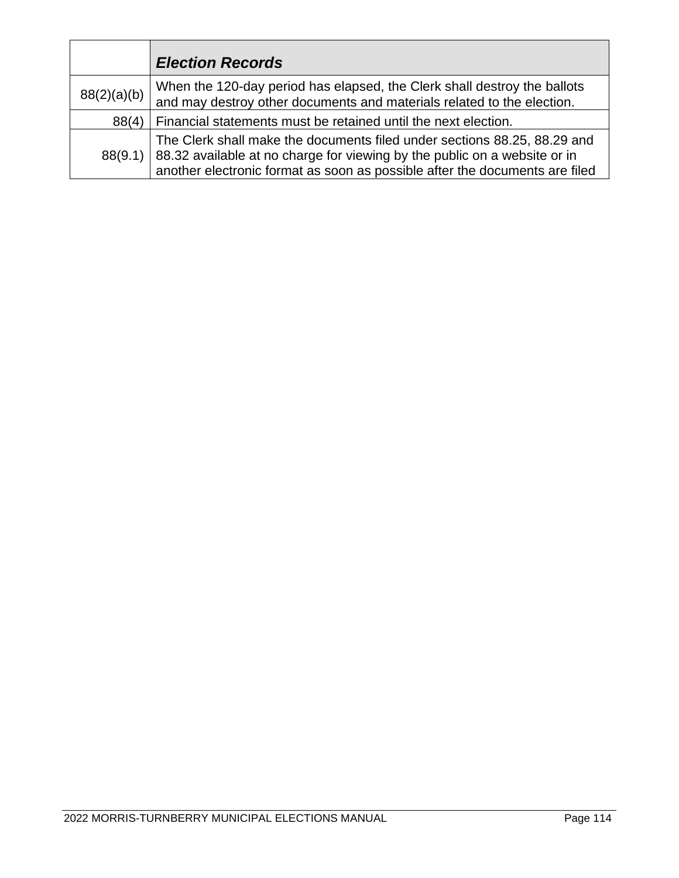| | ***Election Records*** |
|---|---|
| 88(2)(a)(b) | When the 120-day period has elapsed, the Clerk shall destroy the ballots and may destroy other documents and materials related to the election. |
| 88(4) | Financial statements must be retained until the next election. |
| 88(9.1) | The Clerk shall make the documents filed under sections 88.25, 88.29 and 88.32 available at no charge for viewing by the public on a website or in another electronic format as soon as possible after the documents are filed |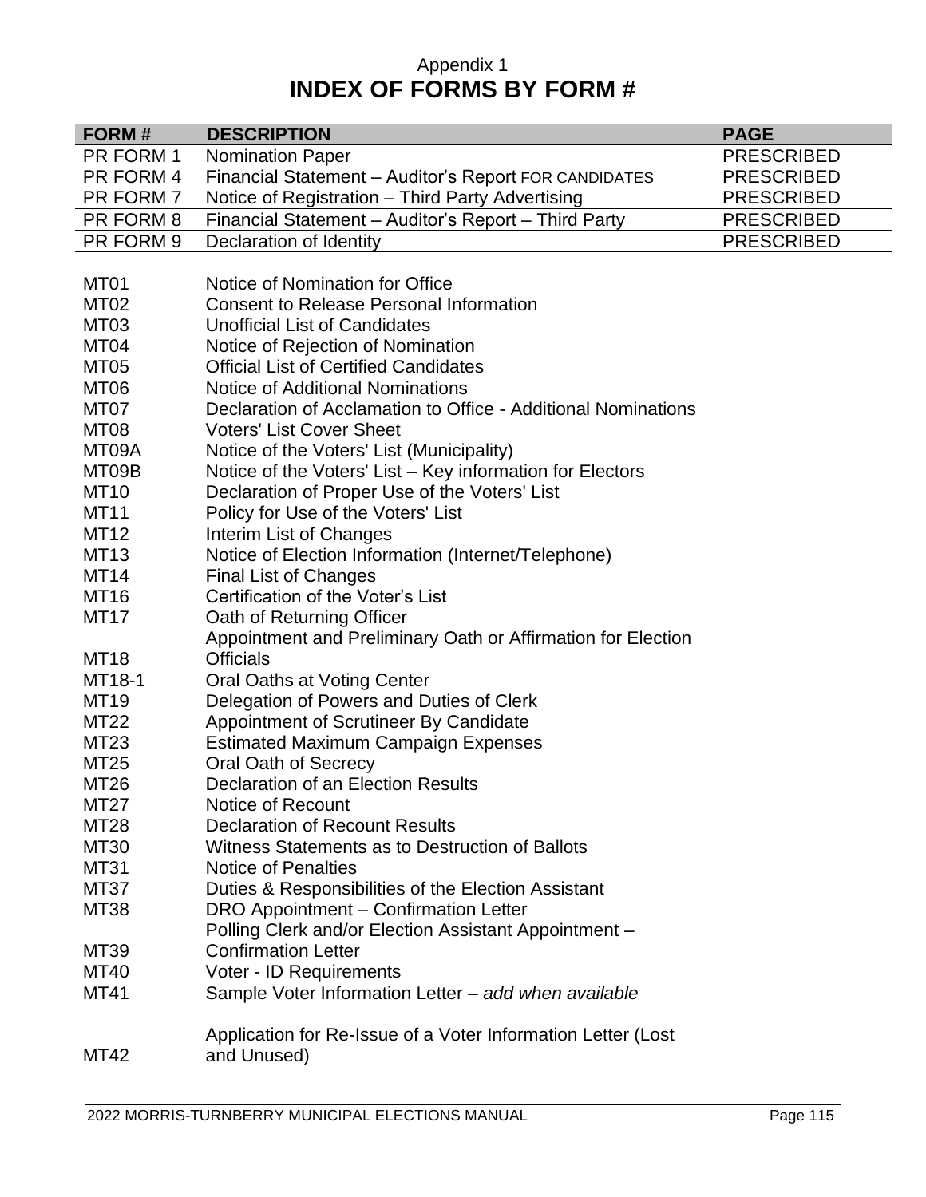Appendix 1

# INDEX OF FORMS BY FORM #

| FORM # | DESCRIPTION | PAGE |
|---|---|---|
| PR FORM 1 | Nomination Paper | PRESCRIBED |
| PR FORM 4 | Financial Statement – Auditor's Report FOR CANDIDATES | PRESCRIBED |
| PR FORM 7 | Notice of Registration – Third Party Advertising | PRESCRIBED |
| PR FORM 8 | Financial Statement – Auditor's Report – Third Party | PRESCRIBED |
| PR FORM 9 | Declaration of Identity | PRESCRIBED |
| MT01 | Notice of Nomination for Office | |
| MT02 | Consent to Release Personal Information | |
| MT03 | Unofficial List of Candidates | |
| MT04 | Notice of Rejection of Nomination | |
| MT05 | Official List of Certified Candidates | |
| MT06 | Notice of Additional Nominations | |
| MT07 | Declaration of Acclamation to Office - Additional Nominations | |
| MT08 | Voters' List Cover Sheet | |
| MT09A | Notice of the Voters' List (Municipality) | |
| MT09B | Notice of the Voters' List – Key information for Electors | |
| MT10 | Declaration of Proper Use of the Voters' List | |
| MT11 | Policy for Use of the Voters' List | |
| MT12 | Interim List of Changes | |
| MT13 | Notice of Election Information (Internet/Telephone) | |
| MT14 | Final List of Changes | |
| MT16 | Certification of the Voter's List | |
| MT17 | Oath of Returning Officer | |
| MT18 | Appointment and Preliminary Oath or Affirmation for Election Officials | |
| MT18-1 | Oral Oaths at Voting Center | |
| MT19 | Delegation of Powers and Duties of Clerk | |
| MT22 | Appointment of Scrutineer By Candidate | |
| MT23 | Estimated Maximum Campaign Expenses | |
| MT25 | Oral Oath of Secrecy | |
| MT26 | Declaration of an Election Results | |
| MT27 | Notice of Recount | |
| MT28 | Declaration of Recount Results | |
| MT30 | Witness Statements as to Destruction of Ballots | |
| MT31 | Notice of Penalties | |
| MT37 | Duties & Responsibilities of the Election Assistant | |
| MT38 | DRO Appointment – Confirmation Letter | |
| MT39 | Polling Clerk and/or Election Assistant Appointment – Confirmation Letter | |
| MT40 | Voter - ID Requirements | |
| MT41 | Sample Voter Information Letter – *add when available* | |
| MT42 | Application for Re-Issue of a Voter Information Letter (Lost and Unused) | |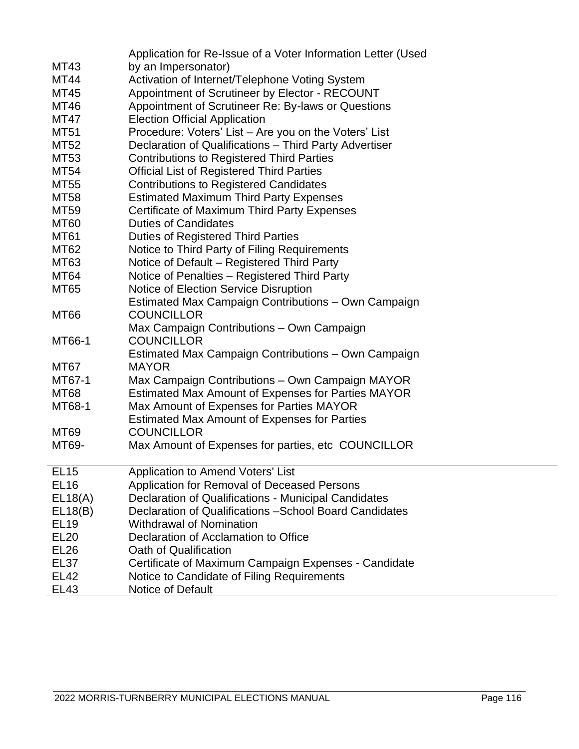| | |
|---|---|
| MT43 | Application for Re-Issue of a Voter Information Letter (Used by an Impersonator) |
| MT44 | Activation of Internet/Telephone Voting System |
| MT45 | Appointment of Scrutineer by Elector - RECOUNT |
| MT46 | Appointment of Scrutineer Re: By-laws or Questions |
| MT47 | Election Official Application |
| MT51 | Procedure: Voters' List – Are you on the Voters' List |
| MT52 | Declaration of Qualifications – Third Party Advertiser |
| MT53 | Contributions to Registered Third Parties |
| MT54 | Official List of Registered Third Parties |
| MT55 | Contributions to Registered Candidates |
| MT58 | Estimated Maximum Third Party Expenses |
| MT59 | Certificate of Maximum Third Party Expenses |
| MT60 | Duties of Candidates |
| MT61 | Duties of Registered Third Parties |
| MT62 | Notice to Third Party of Filing Requirements |
| MT63 | Notice of Default – Registered Third Party |
| MT64 | Notice of Penalties – Registered Third Party |
| MT65 | Notice of Election Service Disruption |
| MT66 | Estimated Max Campaign Contributions – Own Campaign COUNCILLOR |
| MT66-1 | Max Campaign Contributions – Own Campaign COUNCILLOR |
| MT67 | Estimated Max Campaign Contributions – Own Campaign MAYOR |
| MT67-1 | Max Campaign Contributions – Own Campaign MAYOR |
| MT68 | Estimated Max Amount of Expenses for Parties MAYOR |
| MT68-1 | Max Amount of Expenses for Parties MAYOR |
| MT69 | Estimated Max Amount of Expenses for Parties COUNCILLOR |
| MT69- | Max Amount of Expenses for parties, etc COUNCILLOR |

| | |
|---|---|
| EL15 | Application to Amend Voters' List |
| EL16 | Application for Removal of Deceased Persons |
| EL18(A) | Declaration of Qualifications - Municipal Candidates |
| EL18(B) | Declaration of Qualifications –School Board Candidates |
| EL19 | Withdrawal of Nomination |
| EL20 | Declaration of Acclamation to Office |
| EL26 | Oath of Qualification |
| EL37 | Certificate of Maximum Campaign Expenses - Candidate |
| EL42 | Notice to Candidate of Filing Requirements |
| EL43 | Notice of Default |